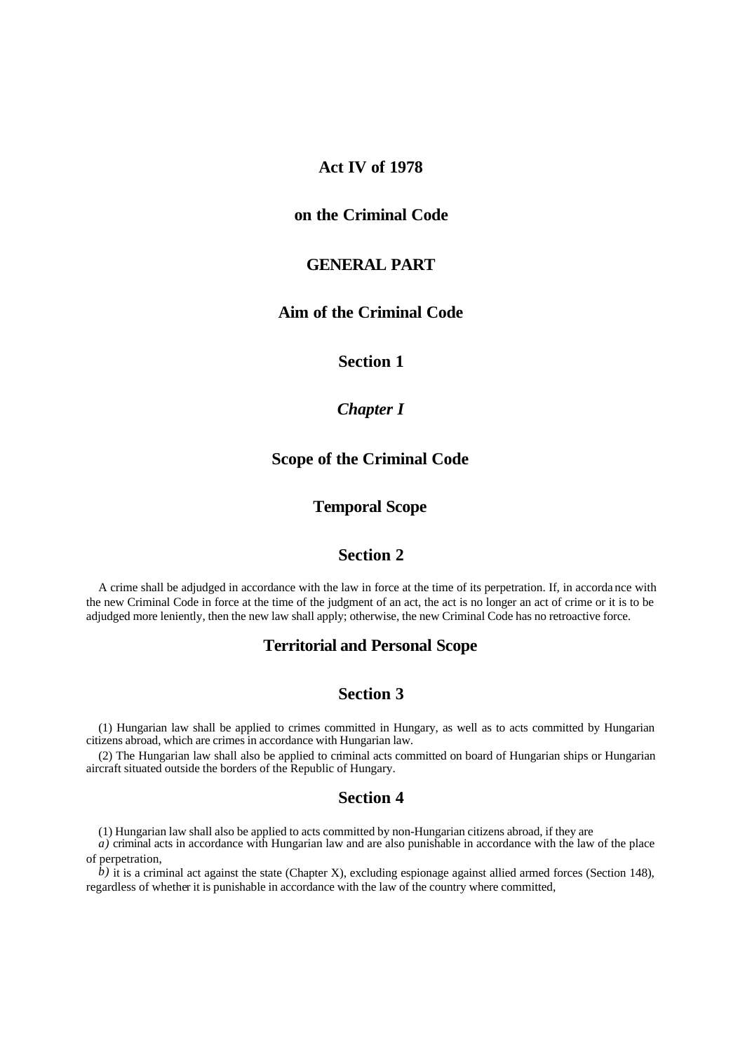# Act IV of 1978

# on the Criminal Code

## GENERAL PART

### Aim of the Criminal Code

### Section 1

## *Chapter I*

## Scope of the Criminal Code

### Temporal Scope

### Section 2

A crime shall be adjudged in accordance with the law in force at the time of its perpetration. If, in accordance with the new Criminal Code in force at the time of the judgment of an act, the act is no longer an act of crime or it is to be adjudged more leniently, then the new law shall apply; otherwise, the new Criminal Code has no retroactive force.

### Territorial and Personal Scope

### Section 3

(1) Hungarian law shall be applied to crimes committed in Hungary, as well as to acts committed by Hungarian citizens abroad, which are crimes in accordance with Hungarian law.

(2) The Hungarian law shall also be applied to criminal acts committed on board of Hungarian ships or Hungarian aircraft situated outside the borders of the Republic of Hungary.

### Section 4

(1) Hungarian law shall also be applied to acts committed by non-Hungarian citizens abroad, if they are

*a)* criminal acts in accordance with Hungarian law and are also punishable in accordance with the law of the place of perpetration,

*b)* it is a criminal act against the state (Chapter X), excluding espionage against allied armed forces (Section 148), regardless of whether it is punishable in accordance with the law of the country where committed,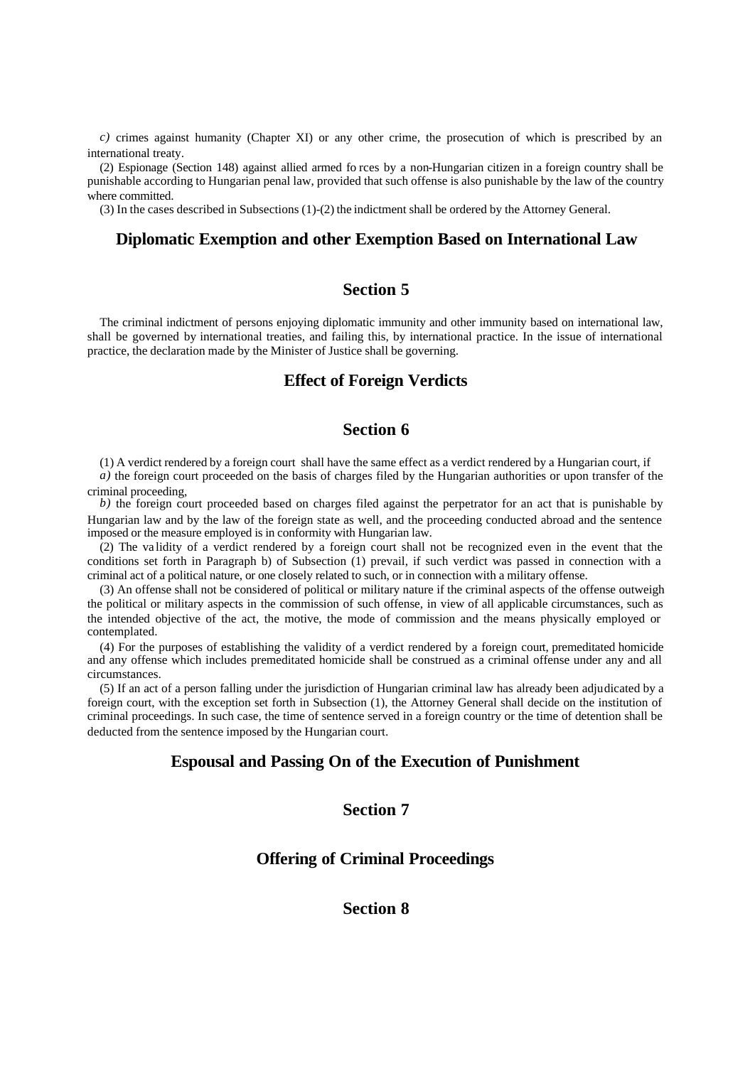*c)* crimes against humanity (Chapter XI) or any other crime, the prosecution of which is prescribed by an international treaty.

(2) Espionage (Section 148) against allied armed fo rces by a non-Hungarian citizen in a foreign country shall be punishable according to Hungarian penal law, provided that such offense is also punishable by the law of the country where committed.

(3) In the cases described in Subsections (1)-(2) the indictment shall be ordered by the Attorney General.

## Diplomatic Exemption and other Exemption Based on International Law

## Section 5

The criminal indictment of persons enjoying diplomatic immunity and other immunity based on international law, shall be governed by international treaties, and failing this, by international practice. In the issue of international practice, the declaration made by the Minister of Justice shall be governing.

## Effect of Foreign Verdicts

## Section 6

(1) A verdict rendered by a foreign court shall have the same effect as a verdict rendered by a Hungarian court, if

*a)* the foreign court proceeded on the basis of charges filed by the Hungarian authorities or upon transfer of the criminal proceeding,

*b)* the foreign court proceeded based on charges filed against the perpetrator for an act that is punishable by Hungarian law and by the law of the foreign state as well, and the proceeding conducted abroad and the sentence imposed or the measure employed is in conformity with Hungarian law.

(2) The va lidity of a verdict rendered by a foreign court shall not be recognized even in the event that the conditions set forth in Paragraph b) of Subsection (1) prevail, if such verdict was passed in connection with a criminal act of a political nature, or one closely related to such, or in connection with a military offense.

(3) An offense shall not be considered of political or military nature if the criminal aspects of the offense outweigh the political or military aspects in the commission of such offense, in view of all applicable circumstances, such as the intended objective of the act, the motive, the mode of commission and the means physically employed or contemplated.

(4) For the purposes of establishing the validity of a verdict rendered by a foreign court, premeditated homicide and any offense which includes premeditated homicide shall be construed as a criminal offense under any and all circumstances.

(5) If an act of a person falling under the jurisdiction of Hungarian criminal law has already been adju dicated by a foreign court, with the exception set forth in Subsection (1), the Attorney General shall decide on the institution of criminal proceedings. In such case, the time of sentence served in a foreign country or the time of detention shall be deducted from the sentence imposed by the Hungarian court.

## Espousal and Passing On of the Execution of Punishment

## Section 7

## Offering of Criminal Proceedings

## Section 8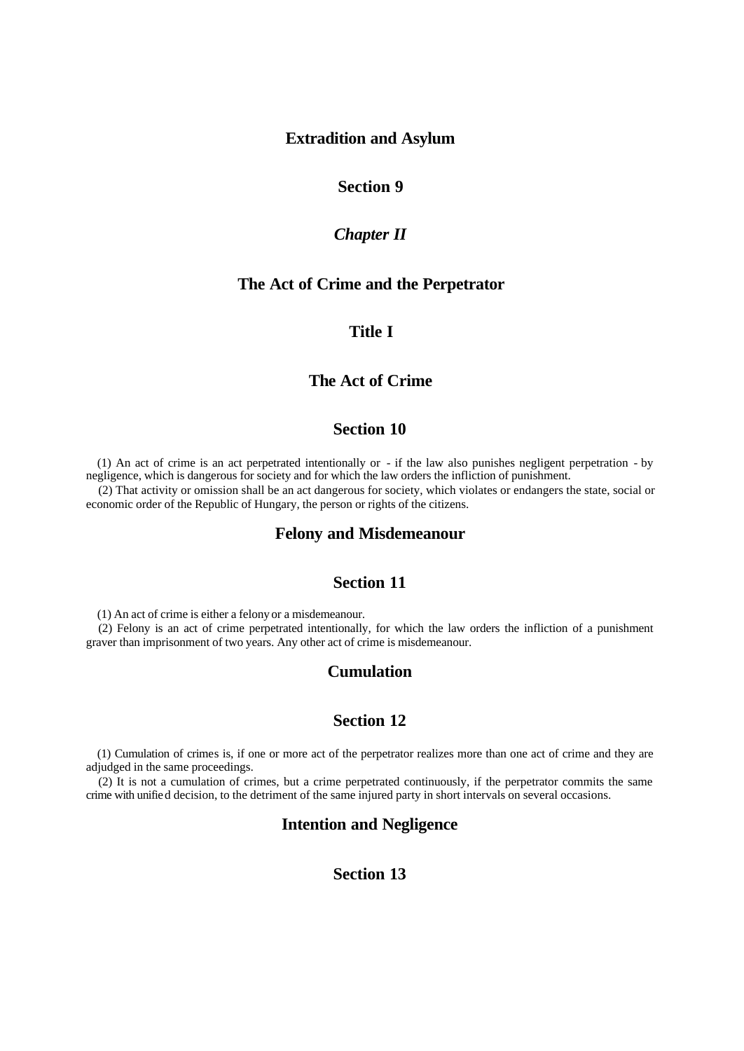## Extradition and Asylum

## Section 9

### *Chapter II*

## The Act of Crime and the Perpetrator

## Title I

## The Act of Crime

## Section 10

(1) An act of crime is an act perpetrated intentionally or - if the law also punishes negligent perpetration - by negligence, which is dangerous for society and for which the law orders the infliction of punishment.

(2) That activity or omission shall be an act dangerous for society, which violates or endangers the state, social or economic order of the Republic of Hungary, the person or rights of the citizens.

## Felony and Misdemeanour

## Section 11

(1) An act of crime is either a felony or a misdemeanour.

(2) Felony is an act of crime perpetrated intentionally, for which the law orders the infliction of a punishment graver than imprisonment of two years. Any other act of crime is misdemeanour.

## Cumulation

## Section 12

(1) Cumulation of crimes is, if one or more act of the perpetrator realizes more than one act of crime and they are adjudged in the same proceedings.

(2) It is not a cumulation of crimes, but a crime perpetrated continuously, if the perpetrator commits the same crime with unified decision, to the detriment of the same injured party in short intervals on several occasions.

## Intention and Negligence

## Section 13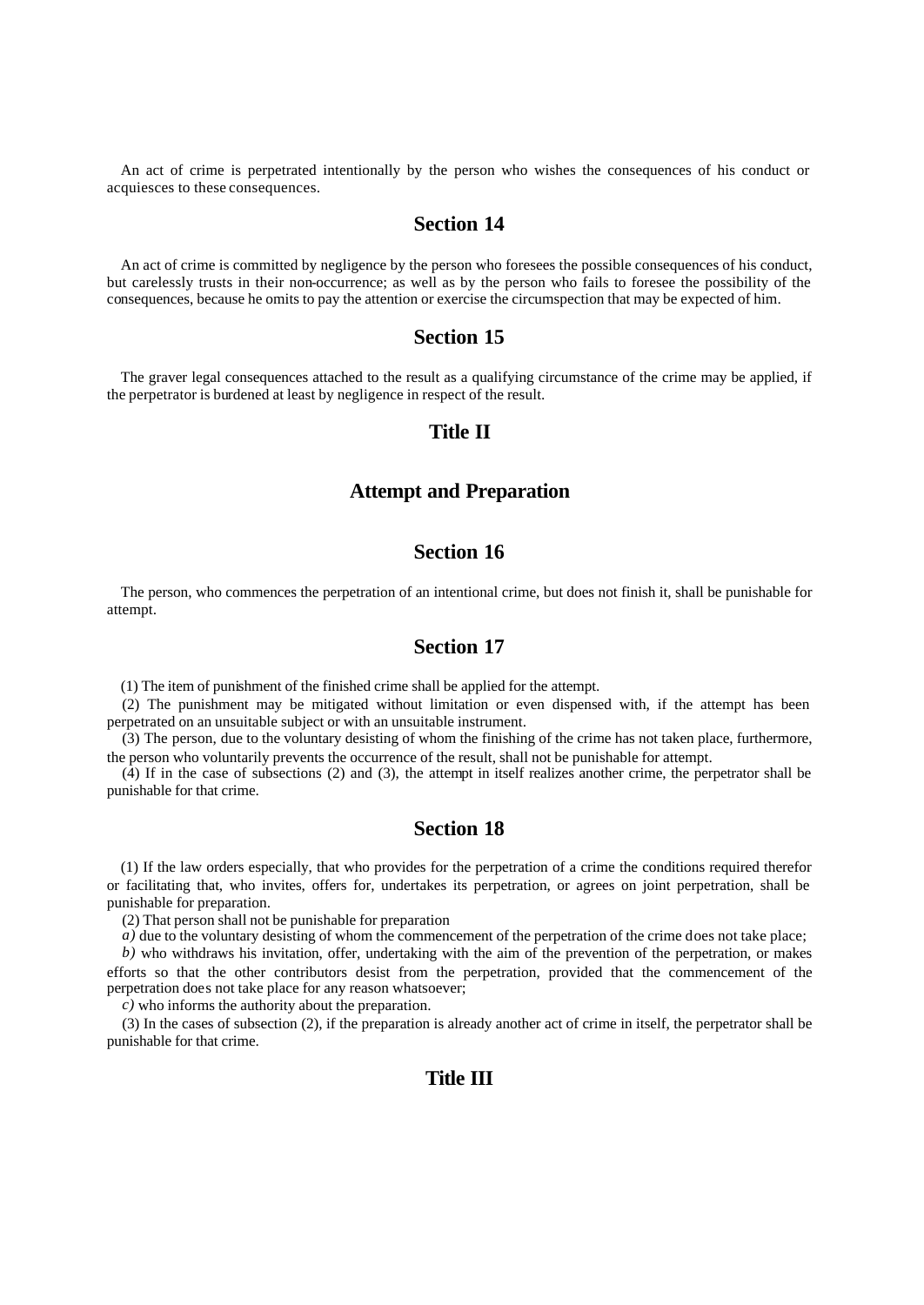An act of crime is perpetrated intentionally by the person who wishes the consequences of his conduct or acquiesces to these consequences.

## Section 14

An act of crime is committed by negligence by the person who foresees the possible consequences of his conduct, but carelessly trusts in their non-occurrence; as well as by the person who fails to foresee the possibility of the consequences, because he omits to pay the attention or exercise the circumspection that may be expected of him.

## Section 15

The graver legal consequences attached to the result as a qualifying circumstance of the crime may be applied, if the perpetrator is burdened at least by negligence in respect of the result.

# Title II

# Attempt and Preparation

## Section 16

The person, who commences the perpetration of an intentional crime, but does not finish it, shall be punishable for attempt.

## Section 17

(1) The item of punishment of the finished crime shall be applied for the attempt.

(2) The punishment may be mitigated without limitation or even dispensed with, if the attempt has been perpetrated on an unsuitable subject or with an unsuitable instrument.

(3) The person, due to the voluntary desisting of whom the finishing of the crime has not taken place, furthermore, the person who voluntarily prevents the occurrence of the result, shall not be punishable for attempt.

(4) If in the case of subsections (2) and (3), the attempt in itself realizes another crime, the perpetrator shall be punishable for that crime.

## Section 18

(1) If the law orders especially, that who provides for the perpetration of a crime the conditions required therefor or facilitating that, who invites, offers for, undertakes its perpetration, or agrees on joint perpetration, shall be punishable for preparation.

(2) That person shall not be punishable for preparation

*a)* due to the voluntary desisting of whom the commencement of the perpetration of the crime does not take place;

*b)* who withdraws his invitation, offer, undertaking with the aim of the prevention of the perpetration, or makes efforts so that the other contributors desist from the perpetration, provided that the commencement of the perpetration does not take place for any reason whatsoever;

*c)* who informs the authority about the preparation.

(3) In the cases of subsection (2), if the preparation is already another act of crime in itself, the perpetrator shall be punishable for that crime.

# Title III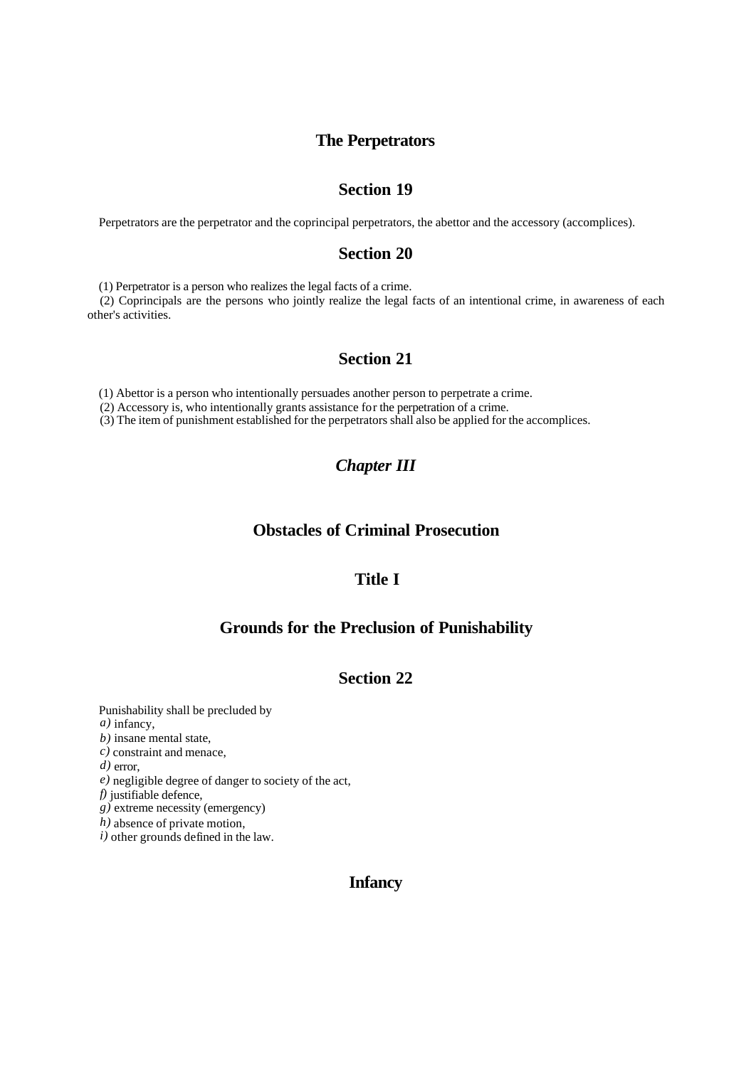## The Perpetrators

### Section 19

Perpetrators are the perpetrator and the coprincipal perpetrators, the abettor and the accessory (accomplices).

### Section 20

(1) Perpetrator is a person who realizes the legal facts of a crime.

(2) Coprincipals are the persons who jointly realize the legal facts of an intentional crime, in awareness of each other's activities.

### Section 21

(1) Abettor is a person who intentionally persuades another person to perpetrate a crime.

(2) Accessory is, who intentionally grants assistance for the perpetration of a crime.

(3) The item of punishment established for the perpetrators shall also be applied for the accomplices.

## *Chapter III*

## Obstacles of Criminal Prosecution

## Title I

## Grounds for the Preclusion of Punishability

### Section 22

Punishability shall be precluded by

*a)* infancy,
*b)* insane mental state,
*c)* constraint and menace,
*d)* error,
*e)* negligible degree of danger to society of the act,
*f)* justifiable defence,
*g)* extreme necessity (emergency)
*h)* absence of private motion,
*i)* other grounds defined in the law.

### Infancy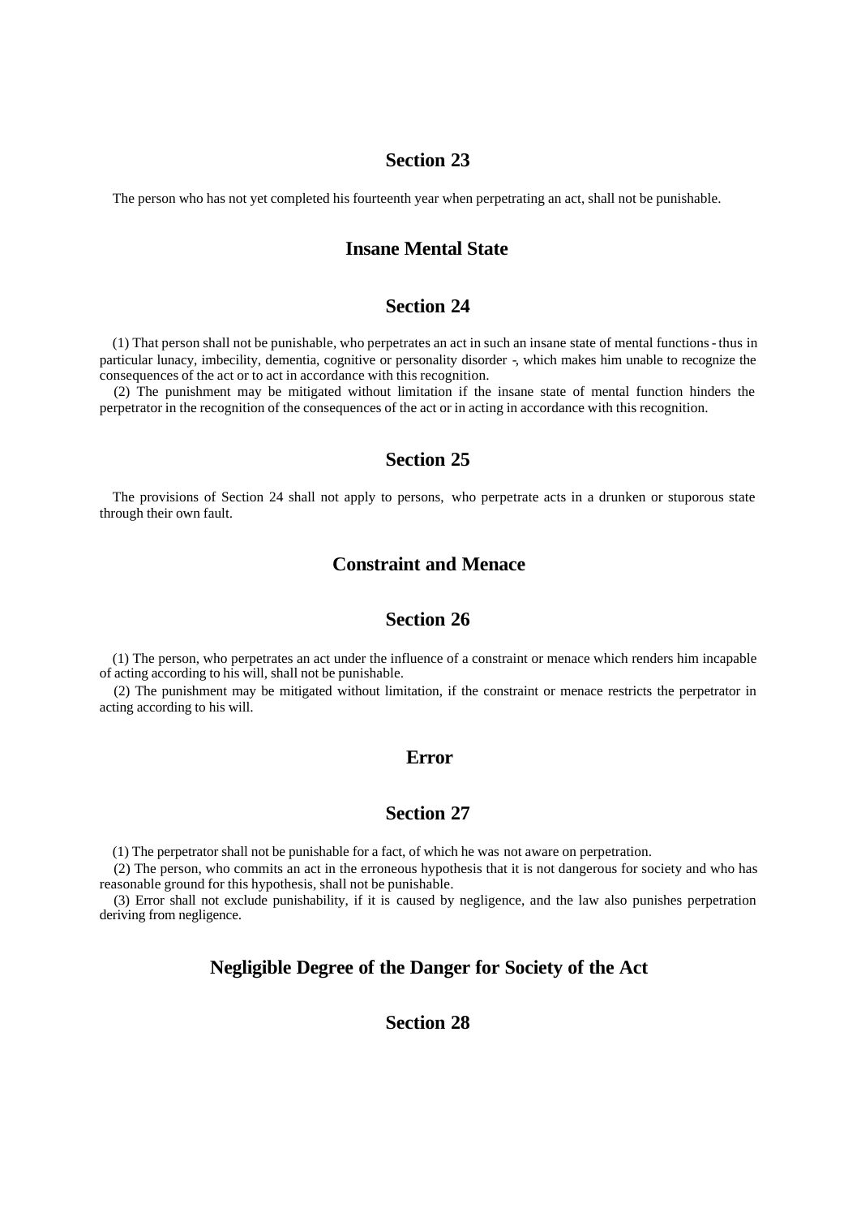## Section 23

The person who has not yet completed his fourteenth year when perpetrating an act, shall not be punishable.

## Insane Mental State

## Section 24

(1) That person shall not be punishable, who perpetrates an act in such an insane state of mental functions - thus in particular lunacy, imbecility, dementia, cognitive or personality disorder -, which makes him unable to recognize the consequences of the act or to act in accordance with this recognition.

(2) The punishment may be mitigated without limitation if the insane state of mental function hinders the perpetrator in the recognition of the consequences of the act or in acting in accordance with this recognition.

## Section 25

The provisions of Section 24 shall not apply to persons, who perpetrate acts in a drunken or stuporous state through their own fault.

## Constraint and Menace

## Section 26

(1) The person, who perpetrates an act under the influence of a constraint or menace which renders him incapable of acting according to his will, shall not be punishable.

(2) The punishment may be mitigated without limitation, if the constraint or menace restricts the perpetrator in acting according to his will.

## Error

## Section 27

(1) The perpetrator shall not be punishable for a fact, of which he was not aware on perpetration.

(2) The person, who commits an act in the erroneous hypothesis that it is not dangerous for society and who has reasonable ground for this hypothesis, shall not be punishable.

(3) Error shall not exclude punishability, if it is caused by negligence, and the law also punishes perpetration deriving from negligence.

## Negligible Degree of the Danger for Society of the Act

## Section 28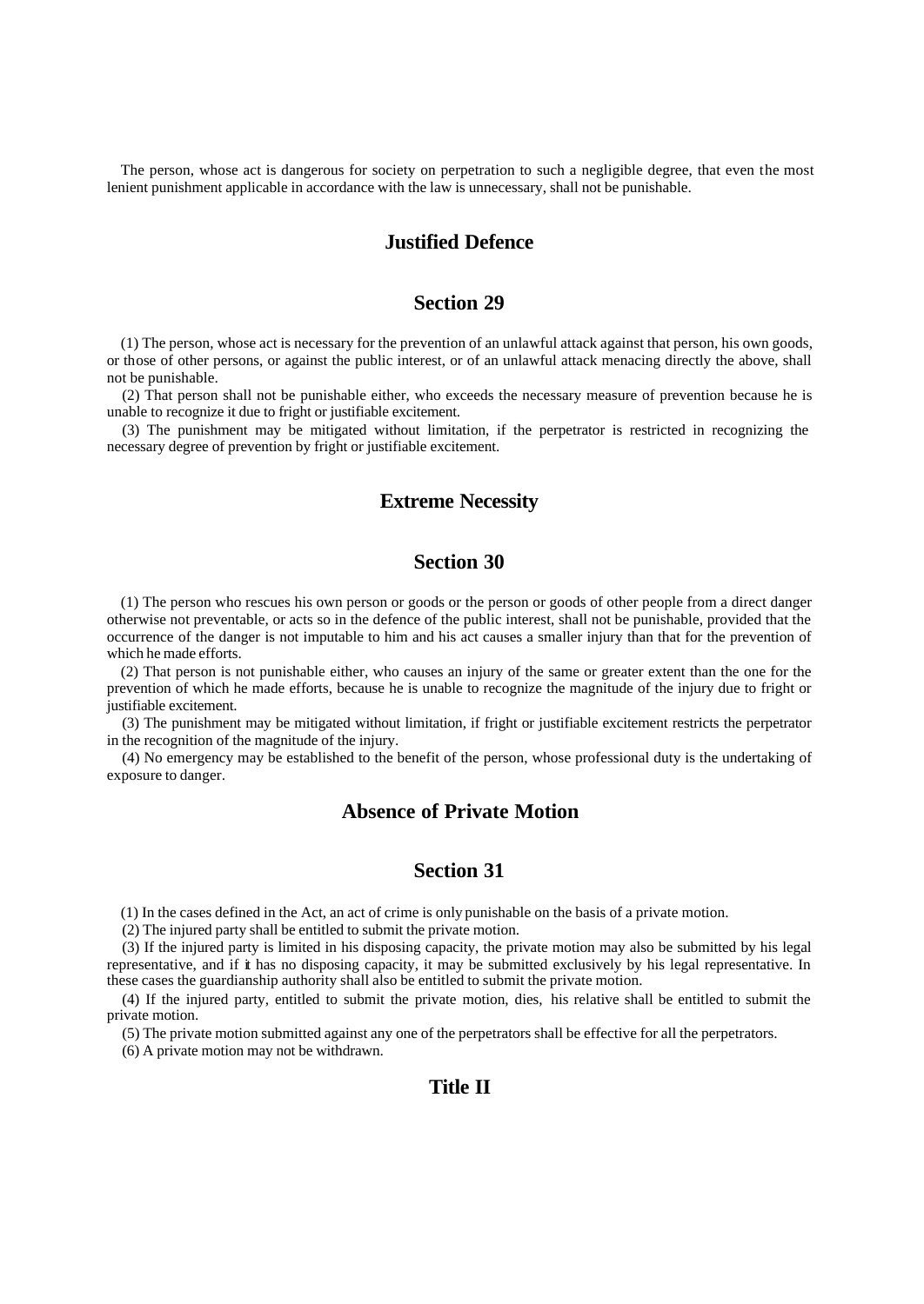The person, whose act is dangerous for society on perpetration to such a negligible degree, that even the most lenient punishment applicable in accordance with the law is unnecessary, shall not be punishable.

## Justified Defence

## Section 29

(1) The person, whose act is necessary for the prevention of an unlawful attack against that person, his own goods, or those of other persons, or against the public interest, or of an unlawful attack menacing directly the above, shall not be punishable.

(2) That person shall not be punishable either, who exceeds the necessary measure of prevention because he is unable to recognize it due to fright or justifiable excitement.

(3) The punishment may be mitigated without limitation, if the perpetrator is restricted in recognizing the necessary degree of prevention by fright or justifiable excitement.

## Extreme Necessity

## Section 30

(1) The person who rescues his own person or goods or the person or goods of other people from a direct danger otherwise not preventable, or acts so in the defence of the public interest, shall not be punishable, provided that the occurrence of the danger is not imputable to him and his act causes a smaller injury than that for the prevention of which he made efforts.

(2) That person is not punishable either, who causes an injury of the same or greater extent than the one for the prevention of which he made efforts, because he is unable to recognize the magnitude of the injury due to fright or justifiable excitement.

(3) The punishment may be mitigated without limitation, if fright or justifiable excitement restricts the perpetrator in the recognition of the magnitude of the injury.

(4) No emergency may be established to the benefit of the person, whose professional duty is the undertaking of exposure to danger.

## Absence of Private Motion

## Section 31

(1) In the cases defined in the Act, an act of crime is only punishable on the basis of a private motion.

(2) The injured party shall be entitled to submit the private motion.

(3) If the injured party is limited in his disposing capacity, the private motion may also be submitted by his legal representative, and if it has no disposing capacity, it may be submitted exclusively by his legal representative. In these cases the guardianship authority shall also be entitled to submit the private motion.

(4) If the injured party, entitled to submit the private motion, dies, his relative shall be entitled to submit the private motion.

(5) The private motion submitted against any one of the perpetrators shall be effective for all the perpetrators.

(6) A private motion may not be withdrawn.

## Title II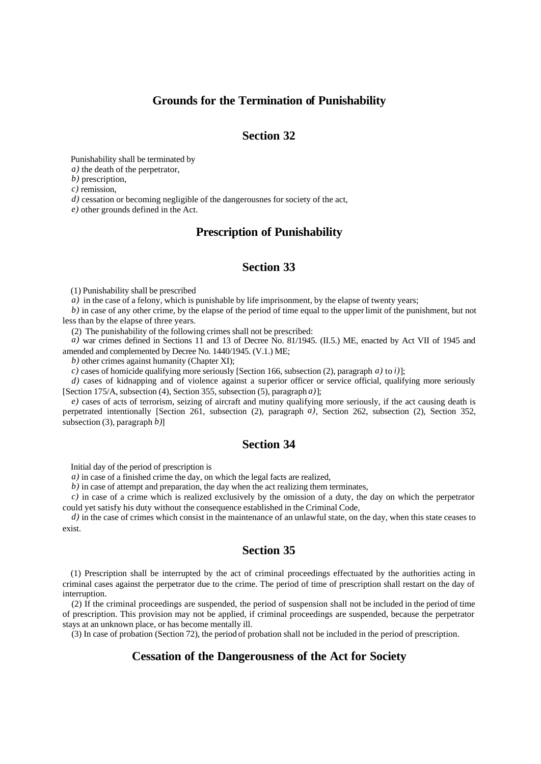## Grounds for the Termination of Punishability

### Section 32

Punishability shall be terminated by

*a)* the death of the perpetrator,

*b)* prescription,

*c)* remission,

*d)* cessation or becoming negligible of the dangerousnes for society of the act,

*e)* other grounds defined in the Act.

## Prescription of Punishability

### Section 33

(1) Punishability shall be prescribed

*a)* in the case of a felony, which is punishable by life imprisonment, by the elapse of twenty years;

*b)* in case of any other crime, by the elapse of the period of time equal to the upper limit of the punishment, but not less than by the elapse of three years.

(2) The punishability of the following crimes shall not be prescribed:

*a)* war crimes defined in Sections 11 and 13 of Decree No. 81/1945. (II.5.) ME, enacted by Act VII of 1945 and amended and complemented by Decree No. 1440/1945. (V.1.) ME;

*b)* other crimes against humanity (Chapter XI);

*c)* cases of homicide qualifying more seriously [Section 166, subsection (2), paragraph *a)* to *i)*];

*d)* cases of kidnapping and of violence against a superior officer or service official, qualifying more seriously [Section 175/A, subsection (4), Section 355, subsection (5), paragraph *a)*];

*e)* cases of acts of terrorism, seizing of aircraft and mutiny qualifying more seriously, if the act causing death is perpetrated intentionally [Section 261, subsection (2), paragraph *a)*, Section 262, subsection (2), Section 352, subsection (3), paragraph *b)*]

### Section 34

Initial day of the period of prescription is

*a)* in case of a finished crime the day, on which the legal facts are realized,

*b)* in case of attempt and preparation, the day when the act realizing them terminates,

*c)* in case of a crime which is realized exclusively by the omission of a duty, the day on which the perpetrator could yet satisfy his duty without the consequence established in the Criminal Code,

*d)* in the case of crimes which consist in the maintenance of an unlawful state, on the day, when this state ceases to exist.

### Section 35

(1) Prescription shall be interrupted by the act of criminal proceedings effectuated by the authorities acting in criminal cases against the perpetrator due to the crime. The period of time of prescription shall restart on the day of interruption.

(2) If the criminal proceedings are suspended, the period of suspension shall not be included in the period of time of prescription. This provision may not be applied, if criminal proceedings are suspended, because the perpetrator stays at an unknown place, or has become mentally ill.

(3) In case of probation (Section 72), the period of probation shall not be included in the period of prescription.

## Cessation of the Dangerousness of the Act for Society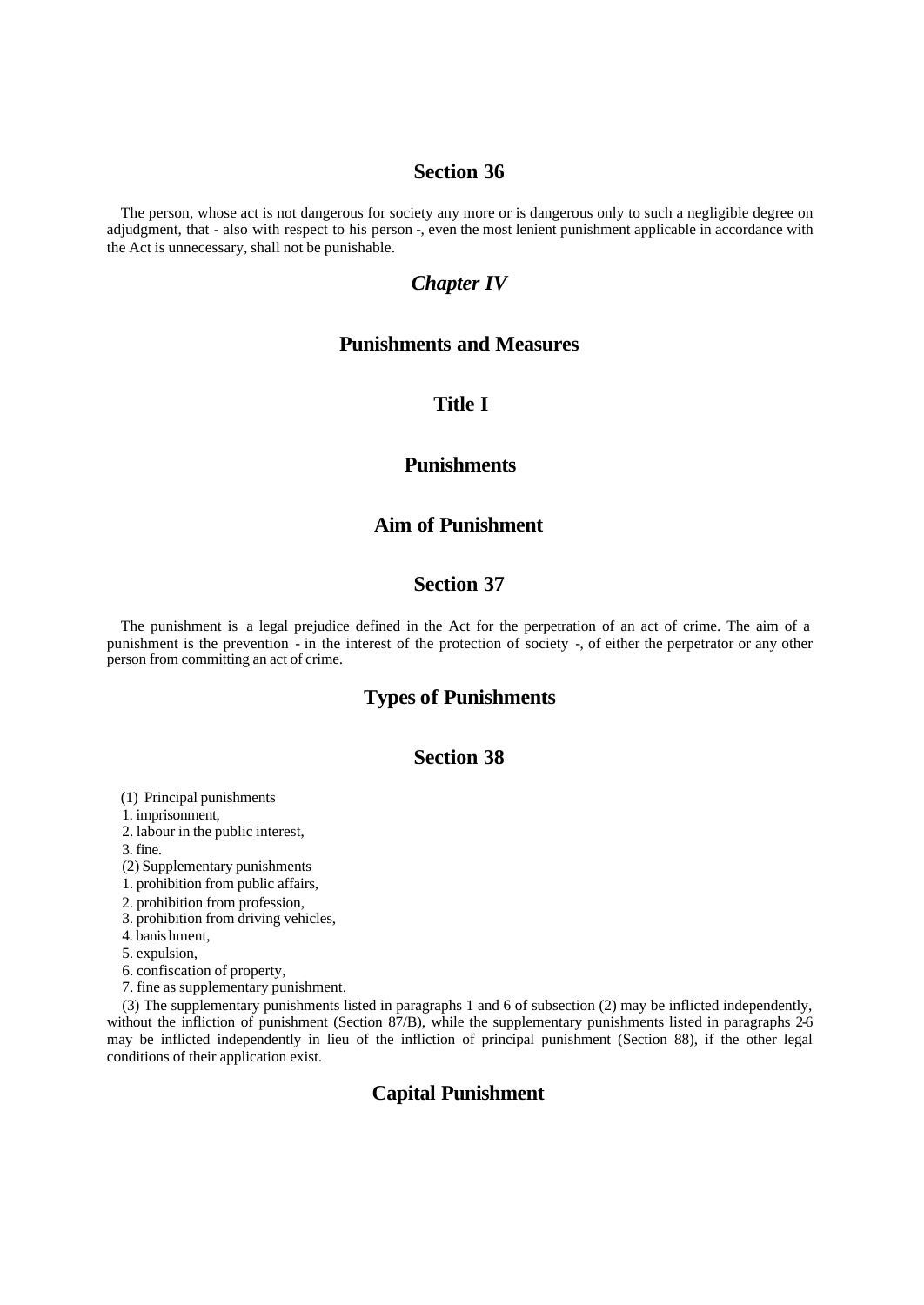## Section 36

The person, whose act is not dangerous for society any more or is dangerous only to such a negligible degree on adjudgment, that - also with respect to his person -, even the most lenient punishment applicable in accordance with the Act is unnecessary, shall not be punishable.

## *Chapter IV*

## Punishments and Measures

## Title I

## Punishments

## Aim of Punishment

## Section 37

The punishment is a legal prejudice defined in the Act for the perpetration of an act of crime. The aim of a punishment is the prevention - in the interest of the protection of society -, of either the perpetrator or any other person from committing an act of crime.

## Types of Punishments

## Section 38

(1) Principal punishments

1. imprisonment,
2. labour in the public interest,
3. fine.

(2) Supplementary punishments

1. prohibition from public affairs,
2. prohibition from profession,
3. prohibition from driving vehicles,
4. banishment,
5. expulsion,
6. confiscation of property,
7. fine as supplementary punishment.

(3) The supplementary punishments listed in paragraphs 1 and 6 of subsection (2) may be inflicted independently, without the infliction of punishment (Section 87/B), while the supplementary punishments listed in paragraphs 2-6 may be inflicted independently in lieu of the infliction of principal punishment (Section 88), if the other legal conditions of their application exist.

## Capital Punishment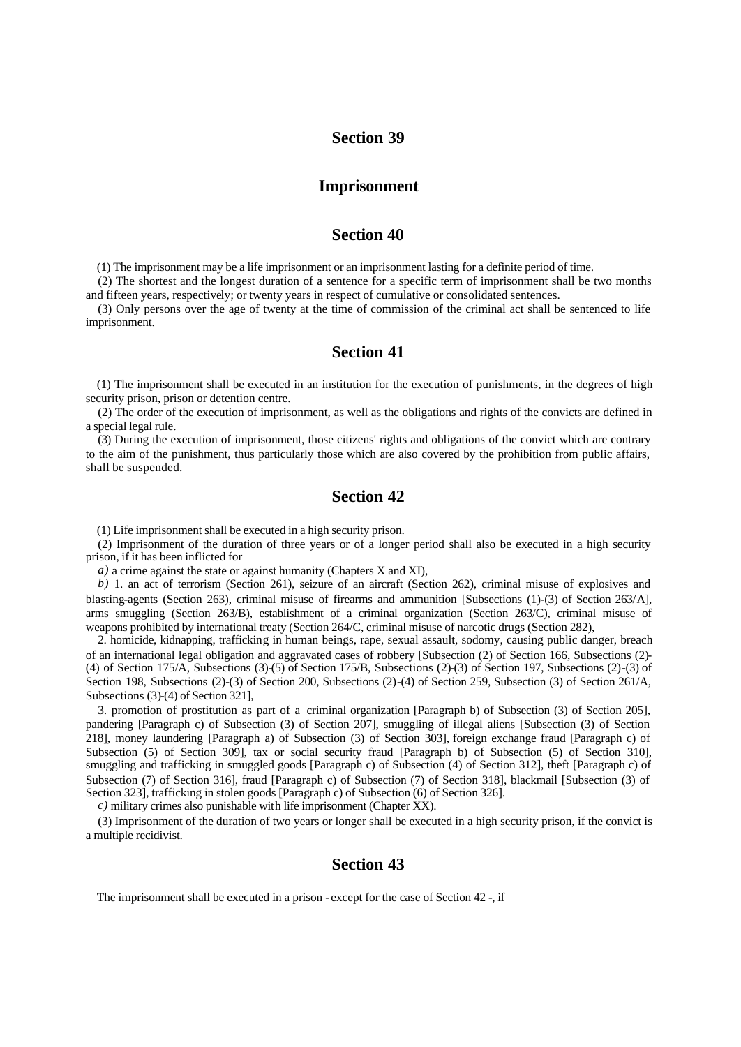## Section 39

## Imprisonment

## Section 40

(1) The imprisonment may be a life imprisonment or an imprisonment lasting for a definite period of time.

(2) The shortest and the longest duration of a sentence for a specific term of imprisonment shall be two months and fifteen years, respectively; or twenty years in respect of cumulative or consolidated sentences.

(3) Only persons over the age of twenty at the time of commission of the criminal act shall be sentenced to life imprisonment.

## Section 41

(1) The imprisonment shall be executed in an institution for the execution of punishments, in the degrees of high security prison, prison or detention centre.

(2) The order of the execution of imprisonment, as well as the obligations and rights of the convicts are defined in a special legal rule.

(3) During the execution of imprisonment, those citizens' rights and obligations of the convict which are contrary to the aim of the punishment, thus particularly those which are also covered by the prohibition from public affairs, shall be suspended.

## Section 42

(1) Life imprisonment shall be executed in a high security prison.

(2) Imprisonment of the duration of three years or of a longer period shall also be executed in a high security prison, if it has been inflicted for

*a)* a crime against the state or against humanity (Chapters X and XI),

*b)* 1. an act of terrorism (Section 261), seizure of an aircraft (Section 262), criminal misuse of explosives and blasting-agents (Section 263), criminal misuse of firearms and ammunition [Subsections (1)-(3) of Section 263/A], arms smuggling (Section 263/B), establishment of a criminal organization (Section 263/C), criminal misuse of weapons prohibited by international treaty (Section 264/C, criminal misuse of narcotic drugs (Section 282),

2. homicide, kidnapping, trafficking in human beings, rape, sexual assault, sodomy, causing public danger, breach of an international legal obligation and aggravated cases of robbery [Subsection (2) of Section 166, Subsections (2)-(4) of Section 175/A, Subsections (3)-(5) of Section 175/B, Subsections (2)-(3) of Section 197, Subsections (2)-(3) of Section 198, Subsections (2)-(3) of Section 200, Subsections (2)-(4) of Section 259, Subsection (3) of Section 261/A, Subsections (3)-(4) of Section 321],

3. promotion of prostitution as part of a criminal organization [Paragraph b) of Subsection (3) of Section 205], pandering [Paragraph c) of Subsection (3) of Section 207], smuggling of illegal aliens [Subsection (3) of Section 218], money laundering [Paragraph a) of Subsection (3) of Section 303], foreign exchange fraud [Paragraph c) of Subsection (5) of Section 309], tax or social security fraud [Paragraph b) of Subsection (5) of Section 310], smuggling and trafficking in smuggled goods [Paragraph c) of Subsection (4) of Section 312], theft [Paragraph c) of Subsection (7) of Section 316], fraud [Paragraph c) of Subsection (7) of Section 318], blackmail [Subsection (3) of Section 323], trafficking in stolen goods [Paragraph c) of Subsection (6) of Section 326].

*c)* military crimes also punishable with life imprisonment (Chapter XX).

(3) Imprisonment of the duration of two years or longer shall be executed in a high security prison, if the convict is a multiple recidivist.

## Section 43

The imprisonment shall be executed in a prison - except for the case of Section 42 -, if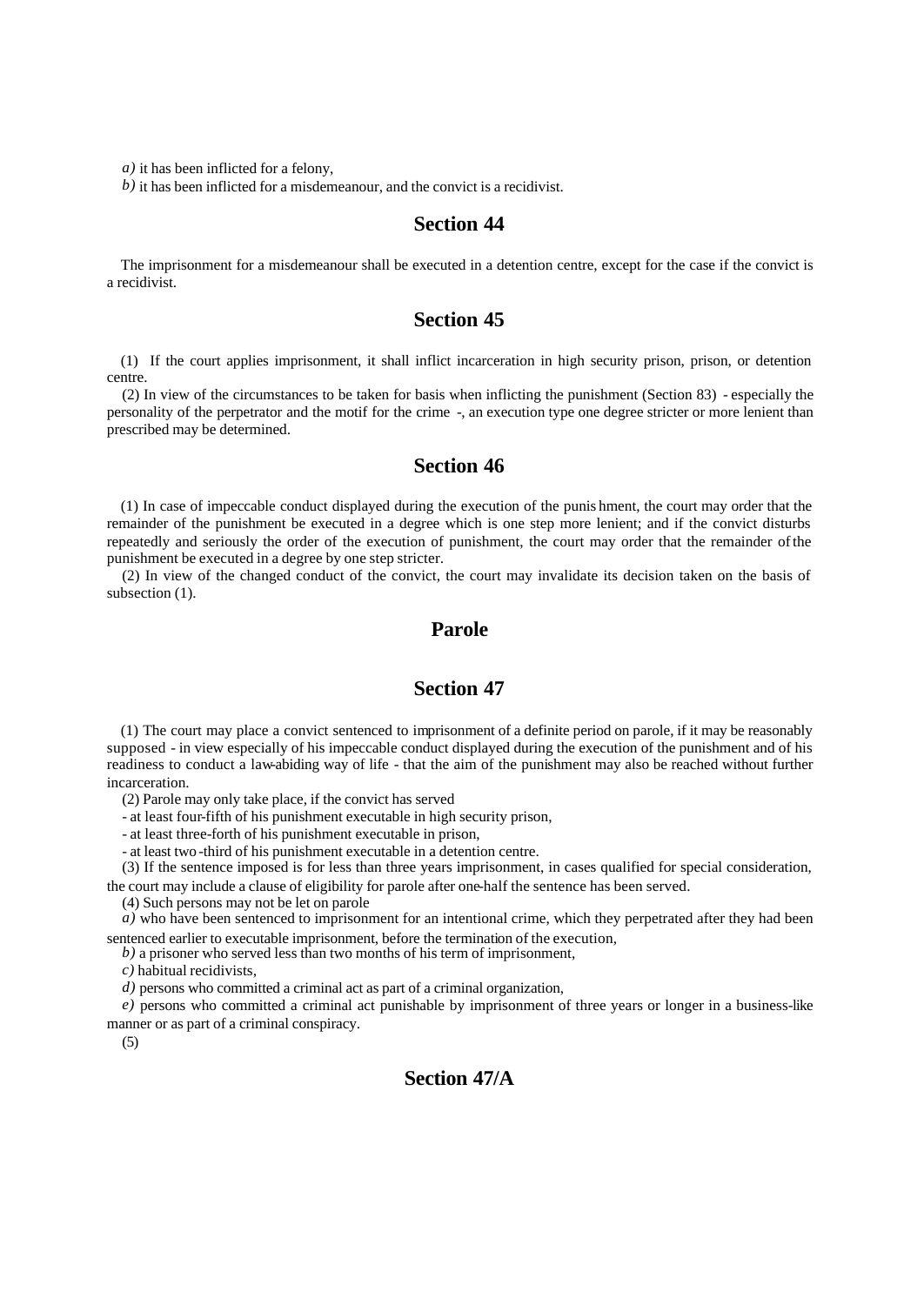*a)* it has been inflicted for a felony,

*b)* it has been inflicted for a misdemeanour, and the convict is a recidivist.

## Section 44

The imprisonment for a misdemeanour shall be executed in a detention centre, except for the case if the convict is a recidivist.

## Section 45

(1) If the court applies imprisonment, it shall inflict incarceration in high security prison, prison, or detention centre.

(2) In view of the circumstances to be taken for basis when inflicting the punishment (Section 83) - especially the personality of the perpetrator and the motif for the crime -, an execution type one degree stricter or more lenient than prescribed may be determined.

## Section 46

(1) In case of impeccable conduct displayed during the execution of the punishment, the court may order that the remainder of the punishment be executed in a degree which is one step more lenient; and if the convict disturbs repeatedly and seriously the order of the execution of punishment, the court may order that the remainder of the punishment be executed in a degree by one step stricter.

(2) In view of the changed conduct of the convict, the court may invalidate its decision taken on the basis of subsection (1).

## Parole

## Section 47

(1) The court may place a convict sentenced to imprisonment of a definite period on parole, if it may be reasonably supposed - in view especially of his impeccable conduct displayed during the execution of the punishment and of his readiness to conduct a law-abiding way of life - that the aim of the punishment may also be reached without further incarceration.

(2) Parole may only take place, if the convict has served

- at least four-fifth of his punishment executable in high security prison,
- at least three-forth of his punishment executable in prison,
- at least two-third of his punishment executable in a detention centre.

(3) If the sentence imposed is for less than three years imprisonment, in cases qualified for special consideration, the court may include a clause of eligibility for parole after one-half the sentence has been served.

(4) Such persons may not be let on parole

*a)* who have been sentenced to imprisonment for an intentional crime, which they perpetrated after they had been sentenced earlier to executable imprisonment, before the termination of the execution,

*b)* a prisoner who served less than two months of his term of imprisonment,

*c)* habitual recidivists,

*d)* persons who committed a criminal act as part of a criminal organization,

*e)* persons who committed a criminal act punishable by imprisonment of three years or longer in a business-like manner or as part of a criminal conspiracy.

(5)

## Section 47/A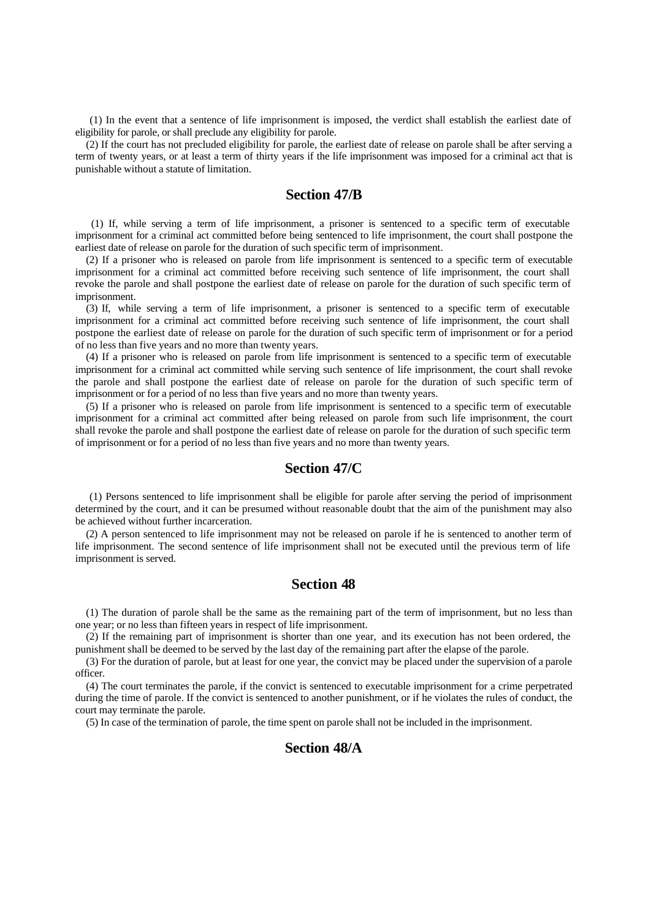(1) In the event that a sentence of life imprisonment is imposed, the verdict shall establish the earliest date of eligibility for parole, or shall preclude any eligibility for parole.

(2) If the court has not precluded eligibility for parole, the earliest date of release on parole shall be after serving a term of twenty years, or at least a term of thirty years if the life imprisonment was imposed for a criminal act that is punishable without a statute of limitation.

## Section 47/B

(1) If, while serving a term of life imprisonment, a prisoner is sentenced to a specific term of executable imprisonment for a criminal act committed before being sentenced to life imprisonment, the court shall postpone the earliest date of release on parole for the duration of such specific term of imprisonment.

(2) If a prisoner who is released on parole from life imprisonment is sentenced to a specific term of executable imprisonment for a criminal act committed before receiving such sentence of life imprisonment, the court shall revoke the parole and shall postpone the earliest date of release on parole for the duration of such specific term of imprisonment.

(3) If, while serving a term of life imprisonment, a prisoner is sentenced to a specific term of executable imprisonment for a criminal act committed before receiving such sentence of life imprisonment, the court shall postpone the earliest date of release on parole for the duration of such specific term of imprisonment or for a period of no less than five years and no more than twenty years.

(4) If a prisoner who is released on parole from life imprisonment is sentenced to a specific term of executable imprisonment for a criminal act committed while serving such sentence of life imprisonment, the court shall revoke the parole and shall postpone the earliest date of release on parole for the duration of such specific term of imprisonment or for a period of no less than five years and no more than twenty years.

(5) If a prisoner who is released on parole from life imprisonment is sentenced to a specific term of executable imprisonment for a criminal act committed after being released on parole from such life imprisonment, the court shall revoke the parole and shall postpone the earliest date of release on parole for the duration of such specific term of imprisonment or for a period of no less than five years and no more than twenty years.

## Section 47/C

(1) Persons sentenced to life imprisonment shall be eligible for parole after serving the period of imprisonment determined by the court, and it can be presumed without reasonable doubt that the aim of the punishment may also be achieved without further incarceration.

(2) A person sentenced to life imprisonment may not be released on parole if he is sentenced to another term of life imprisonment. The second sentence of life imprisonment shall not be executed until the previous term of life imprisonment is served.

## Section 48

(1) The duration of parole shall be the same as the remaining part of the term of imprisonment, but no less than one year; or no less than fifteen years in respect of life imprisonment.

(2) If the remaining part of imprisonment is shorter than one year, and its execution has not been ordered, the punishment shall be deemed to be served by the last day of the remaining part after the elapse of the parole.

(3) For the duration of parole, but at least for one year, the convict may be placed under the supervision of a parole officer.

(4) The court terminates the parole, if the convict is sentenced to executable imprisonment for a crime perpetrated during the time of parole. If the convict is sentenced to another punishment, or if he violates the rules of conduct, the court may terminate the parole.

(5) In case of the termination of parole, the time spent on parole shall not be included in the imprisonment.

## Section 48/A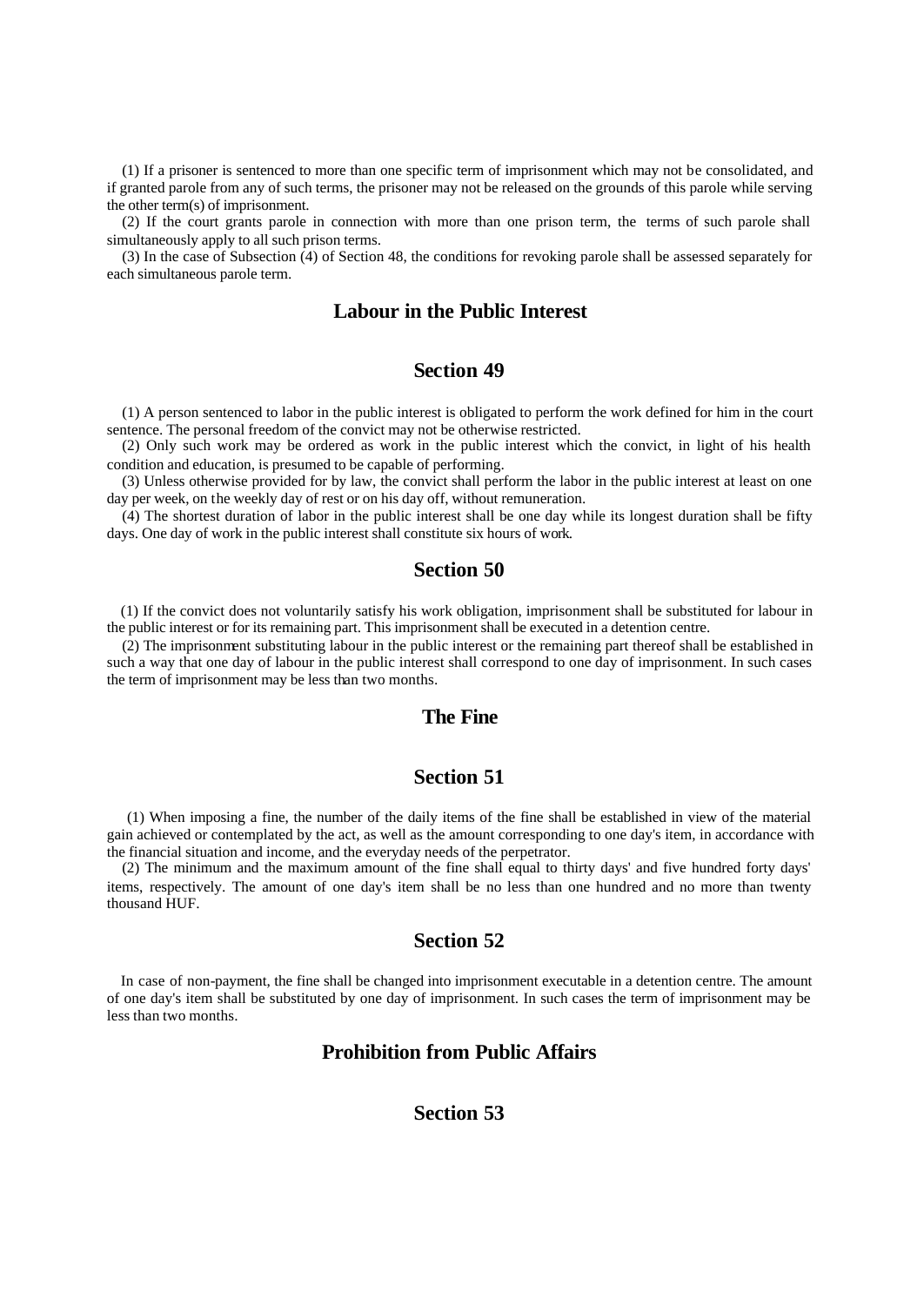(1) If a prisoner is sentenced to more than one specific term of imprisonment which may not be consolidated, and if granted parole from any of such terms, the prisoner may not be released on the grounds of this parole while serving the other term(s) of imprisonment.

(2) If the court grants parole in connection with more than one prison term, the terms of such parole shall simultaneously apply to all such prison terms.

(3) In the case of Subsection (4) of Section 48, the conditions for revoking parole shall be assessed separately for each simultaneous parole term.

## Labour in the Public Interest

## Section 49

(1) A person sentenced to labor in the public interest is obligated to perform the work defined for him in the court sentence. The personal freedom of the convict may not be otherwise restricted.

(2) Only such work may be ordered as work in the public interest which the convict, in light of his health condition and education, is presumed to be capable of performing.

(3) Unless otherwise provided for by law, the convict shall perform the labor in the public interest at least on one day per week, on the weekly day of rest or on his day off, without remuneration.

(4) The shortest duration of labor in the public interest shall be one day while its longest duration shall be fifty days. One day of work in the public interest shall constitute six hours of work.

## Section 50

(1) If the convict does not voluntarily satisfy his work obligation, imprisonment shall be substituted for labour in the public interest or for its remaining part. This imprisonment shall be executed in a detention centre.

(2) The imprisonment substituting labour in the public interest or the remaining part thereof shall be established in such a way that one day of labour in the public interest shall correspond to one day of imprisonment. In such cases the term of imprisonment may be less than two months.

## The Fine

## Section 51

(1) When imposing a fine, the number of the daily items of the fine shall be established in view of the material gain achieved or contemplated by the act, as well as the amount corresponding to one day's item, in accordance with the financial situation and income, and the everyday needs of the perpetrator.

(2) The minimum and the maximum amount of the fine shall equal to thirty days' and five hundred forty days' items, respectively. The amount of one day's item shall be no less than one hundred and no more than twenty thousand HUF.

## Section 52

In case of non-payment, the fine shall be changed into imprisonment executable in a detention centre. The amount of one day's item shall be substituted by one day of imprisonment. In such cases the term of imprisonment may be less than two months.

## Prohibition from Public Affairs

## Section 53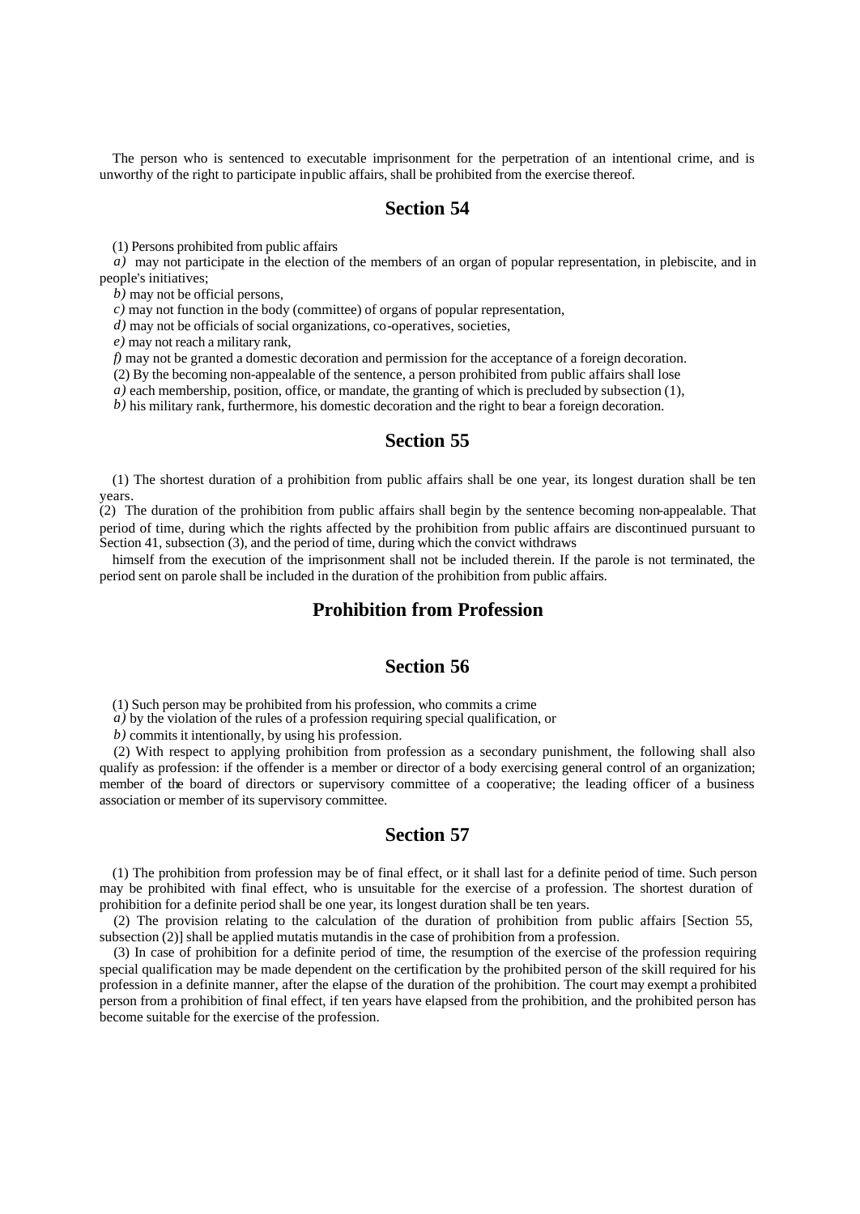The person who is sentenced to executable imprisonment for the perpetration of an intentional crime, and is unworthy of the right to participate in public affairs, shall be prohibited from the exercise thereof.

## Section 54

(1) Persons prohibited from public affairs

*a)* may not participate in the election of the members of an organ of popular representation, in plebiscite, and in people's initiatives;

*b)* may not be official persons,

*c)* may not function in the body (committee) of organs of popular representation,

*d)* may not be officials of social organizations, co-operatives, societies,

*e)* may not reach a military rank,

*f)* may not be granted a domestic decoration and permission for the acceptance of a foreign decoration.

(2) By the becoming non-appealable of the sentence, a person prohibited from public affairs shall lose

*a)* each membership, position, office, or mandate, the granting of which is precluded by subsection (1),

*b)* his military rank, furthermore, his domestic decoration and the right to bear a foreign decoration.

## Section 55

(1) The shortest duration of a prohibition from public affairs shall be one year, its longest duration shall be ten years.

(2) The duration of the prohibition from public affairs shall begin by the sentence becoming non-appealable. That period of time, during which the rights affected by the prohibition from public affairs are discontinued pursuant to Section 41, subsection (3), and the period of time, during which the convict withdraws himself from the execution of the imprisonment shall not be included therein. If the parole is not terminated, the period sent on parole shall be included in the duration of the prohibition from public affairs.

## Prohibition from Profession

## Section 56

(1) Such person may be prohibited from his profession, who commits a crime

*a)* by the violation of the rules of a profession requiring special qualification, or

*b)* commits it intentionally, by using his profession.

(2) With respect to applying prohibition from profession as a secondary punishment, the following shall also qualify as profession: if the offender is a member or director of a body exercising general control of an organization; member of the board of directors or supervisory committee of a cooperative; the leading officer of a business association or member of its supervisory committee.

## Section 57

(1) The prohibition from profession may be of final effect, or it shall last for a definite period of time. Such person may be prohibited with final effect, who is unsuitable for the exercise of a profession. The shortest duration of prohibition for a definite period shall be one year, its longest duration shall be ten years.

(2) The provision relating to the calculation of the duration of prohibition from public affairs [Section 55, subsection (2)] shall be applied mutatis mutandis in the case of prohibition from a profession.

(3) In case of prohibition for a definite period of time, the resumption of the exercise of the profession requiring special qualification may be made dependent on the certification by the prohibited person of the skill required for his profession in a definite manner, after the elapse of the duration of the prohibition. The court may exempt a prohibited person from a prohibition of final effect, if ten years have elapsed from the prohibition, and the prohibited person has become suitable for the exercise of the profession.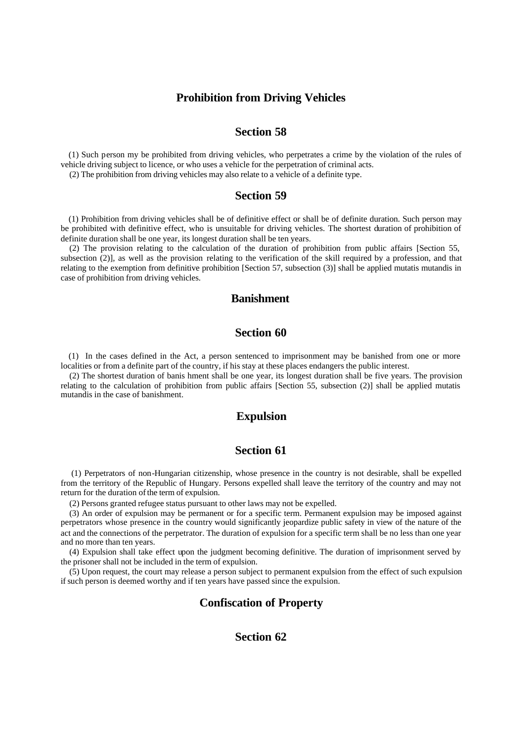## Prohibition from Driving Vehicles

### Section 58

(1) Such person my be prohibited from driving vehicles, who perpetrates a crime by the violation of the rules of vehicle driving subject to licence, or who uses a vehicle for the perpetration of criminal acts.

(2) The prohibition from driving vehicles may also relate to a vehicle of a definite type.

### Section 59

(1) Prohibition from driving vehicles shall be of definitive effect or shall be of definite duration. Such person may be prohibited with definitive effect, who is unsuitable for driving vehicles. The shortest duration of prohibition of definite duration shall be one year, its longest duration shall be ten years.

(2) The provision relating to the calculation of the duration of prohibition from public affairs [Section 55, subsection (2)], as well as the provision relating to the verification of the skill required by a profession, and that relating to the exemption from definitive prohibition [Section 57, subsection (3)] shall be applied mutatis mutandis in case of prohibition from driving vehicles.

## Banishment

### Section 60

(1) In the cases defined in the Act, a person sentenced to imprisonment may be banished from one or more localities or from a definite part of the country, if his stay at these places endangers the public interest.

(2) The shortest duration of banis hment shall be one year, its longest duration shall be five years. The provision relating to the calculation of prohibition from public affairs [Section 55, subsection (2)] shall be applied mutatis mutandis in the case of banishment.

## Expulsion

### Section 61

(1) Perpetrators of non-Hungarian citizenship, whose presence in the country is not desirable, shall be expelled from the territory of the Republic of Hungary. Persons expelled shall leave the territory of the country and may not return for the duration of the term of expulsion.

(2) Persons granted refugee status pursuant to other laws may not be expelled.

(3) An order of expulsion may be permanent or for a specific term. Permanent expulsion may be imposed against perpetrators whose presence in the country would significantly jeopardize public safety in view of the nature of the act and the connections of the perpetrator. The duration of expulsion for a specific term shall be no less than one year and no more than ten years.

(4) Expulsion shall take effect upon the judgment becoming definitive. The duration of imprisonment served by the prisoner shall not be included in the term of expulsion.

(5) Upon request, the court may release a person subject to permanent expulsion from the effect of such expulsion if such person is deemed worthy and if ten years have passed since the expulsion.

## Confiscation of Property

### Section 62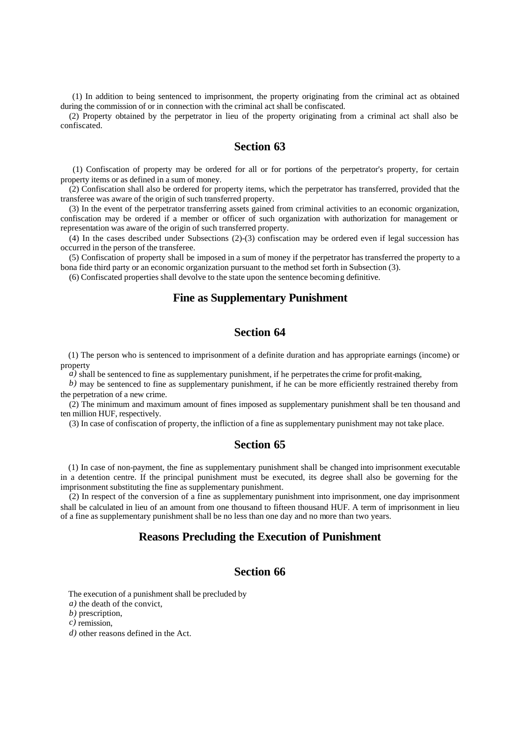(1) In addition to being sentenced to imprisonment, the property originating from the criminal act as obtained during the commission of or in connection with the criminal act shall be confiscated.

(2) Property obtained by the perpetrator in lieu of the property originating from a criminal act shall also be confiscated.

## Section 63

(1) Confiscation of property may be ordered for all or for portions of the perpetrator's property, for certain property items or as defined in a sum of money.

(2) Confiscation shall also be ordered for property items, which the perpetrator has transferred, provided that the transferee was aware of the origin of such transferred property.

(3) In the event of the perpetrator transferring assets gained from criminal activities to an economic organization, confiscation may be ordered if a member or officer of such organization with authorization for management or representation was aware of the origin of such transferred property.

(4) In the cases described under Subsections (2)-(3) confiscation may be ordered even if legal succession has occurred in the person of the transferee.

(5) Confiscation of property shall be imposed in a sum of money if the perpetrator has transferred the property to a bona fide third party or an economic organization pursuant to the method set forth in Subsection (3).

(6) Confiscated properties shall devolve to the state upon the sentence becoming definitive.

## Fine as Supplementary Punishment

## Section 64

(1) The person who is sentenced to imprisonment of a definite duration and has appropriate earnings (income) or property

*a)* shall be sentenced to fine as supplementary punishment, if he perpetrates the crime for profit-making,

*b)* may be sentenced to fine as supplementary punishment, if he can be more efficiently restrained thereby from the perpetration of a new crime.

(2) The minimum and maximum amount of fines imposed as supplementary punishment shall be ten thousand and ten million HUF, respectively.

(3) In case of confiscation of property, the infliction of a fine as supplementary punishment may not take place.

## Section 65

(1) In case of non-payment, the fine as supplementary punishment shall be changed into imprisonment executable in a detention centre. If the principal punishment must be executed, its degree shall also be governing for the imprisonment substituting the fine as supplementary punishment.

(2) In respect of the conversion of a fine as supplementary punishment into imprisonment, one day imprisonment shall be calculated in lieu of an amount from one thousand to fifteen thousand HUF. A term of imprisonment in lieu of a fine as supplementary punishment shall be no less than one day and no more than two years.

## Reasons Precluding the Execution of Punishment

## Section 66

The execution of a punishment shall be precluded by

*a)* the death of the convict,

*b)* prescription,

*c)* remission,

*d)* other reasons defined in the Act.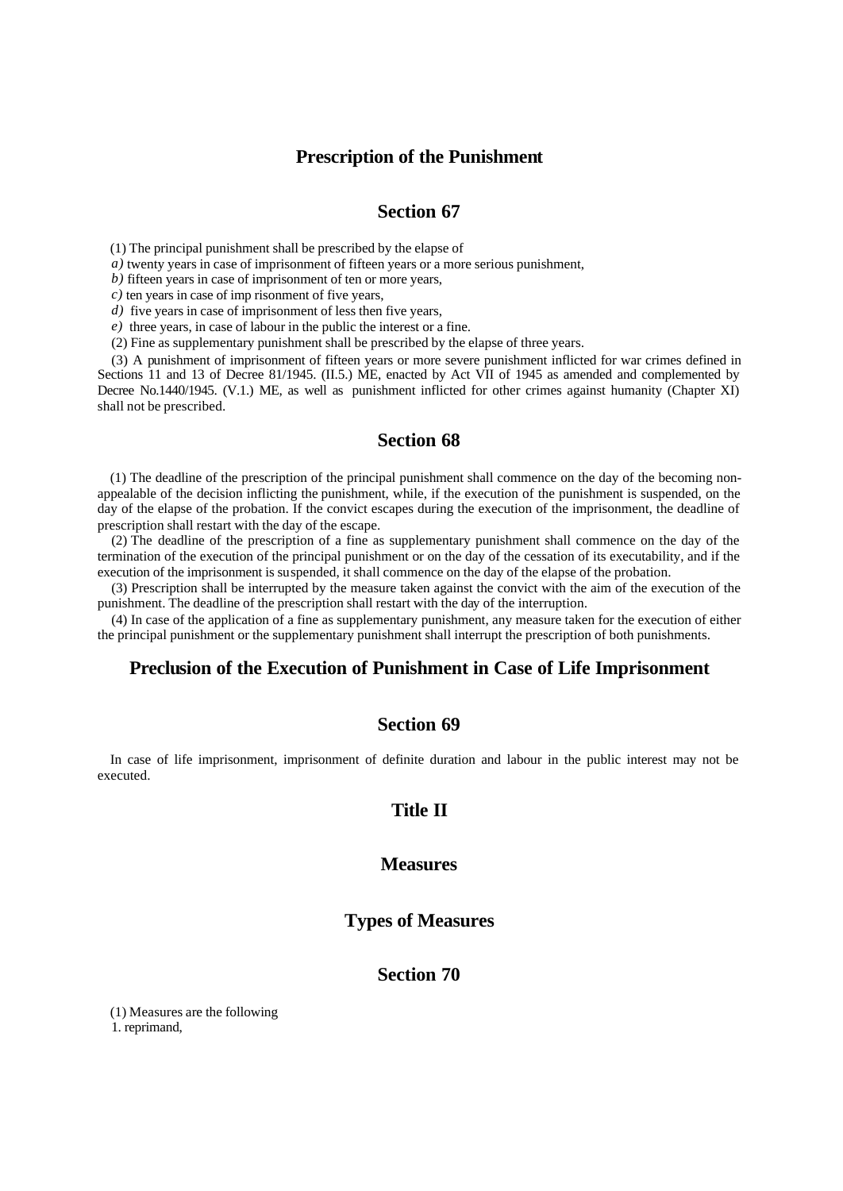## Prescription of the Punishment

### Section 67

(1) The principal punishment shall be prescribed by the elapse of

*a)* twenty years in case of imprisonment of fifteen years or a more serious punishment,

*b)* fifteen years in case of imprisonment of ten or more years,

*c)* ten years in case of imp risonment of five years,

*d)* five years in case of imprisonment of less then five years,

*e)* three years, in case of labour in the public the interest or a fine.

(2) Fine as supplementary punishment shall be prescribed by the elapse of three years.

(3) A punishment of imprisonment of fifteen years or more severe punishment inflicted for war crimes defined in Sections 11 and 13 of Decree 81/1945. (II.5.) ME, enacted by Act VII of 1945 as amended and complemented by Decree No.1440/1945. (V.1.) ME, as well as punishment inflicted for other crimes against humanity (Chapter XI) shall not be prescribed.

### Section 68

(1) The deadline of the prescription of the principal punishment shall commence on the day of the becoming non-appealable of the decision inflicting the punishment, while, if the execution of the punishment is suspended, on the day of the elapse of the probation. If the convict escapes during the execution of the imprisonment, the deadline of prescription shall restart with the day of the escape.

(2) The deadline of the prescription of a fine as supplementary punishment shall commence on the day of the termination of the execution of the principal punishment or on the day of the cessation of its executability, and if the execution of the imprisonment is suspended, it shall commence on the day of the elapse of the probation.

(3) Prescription shall be interrupted by the measure taken against the convict with the aim of the execution of the punishment. The deadline of the prescription shall restart with the day of the interruption.

(4) In case of the application of a fine as supplementary punishment, any measure taken for the execution of either the principal punishment or the supplementary punishment shall interrupt the prescription of both punishments.

## Preclusion of the Execution of Punishment in Case of Life Imprisonment

### Section 69

In case of life imprisonment, imprisonment of definite duration and labour in the public interest may not be executed.

## Title II

## Measures

## Types of Measures

### Section 70

(1) Measures are the following

1. reprimand,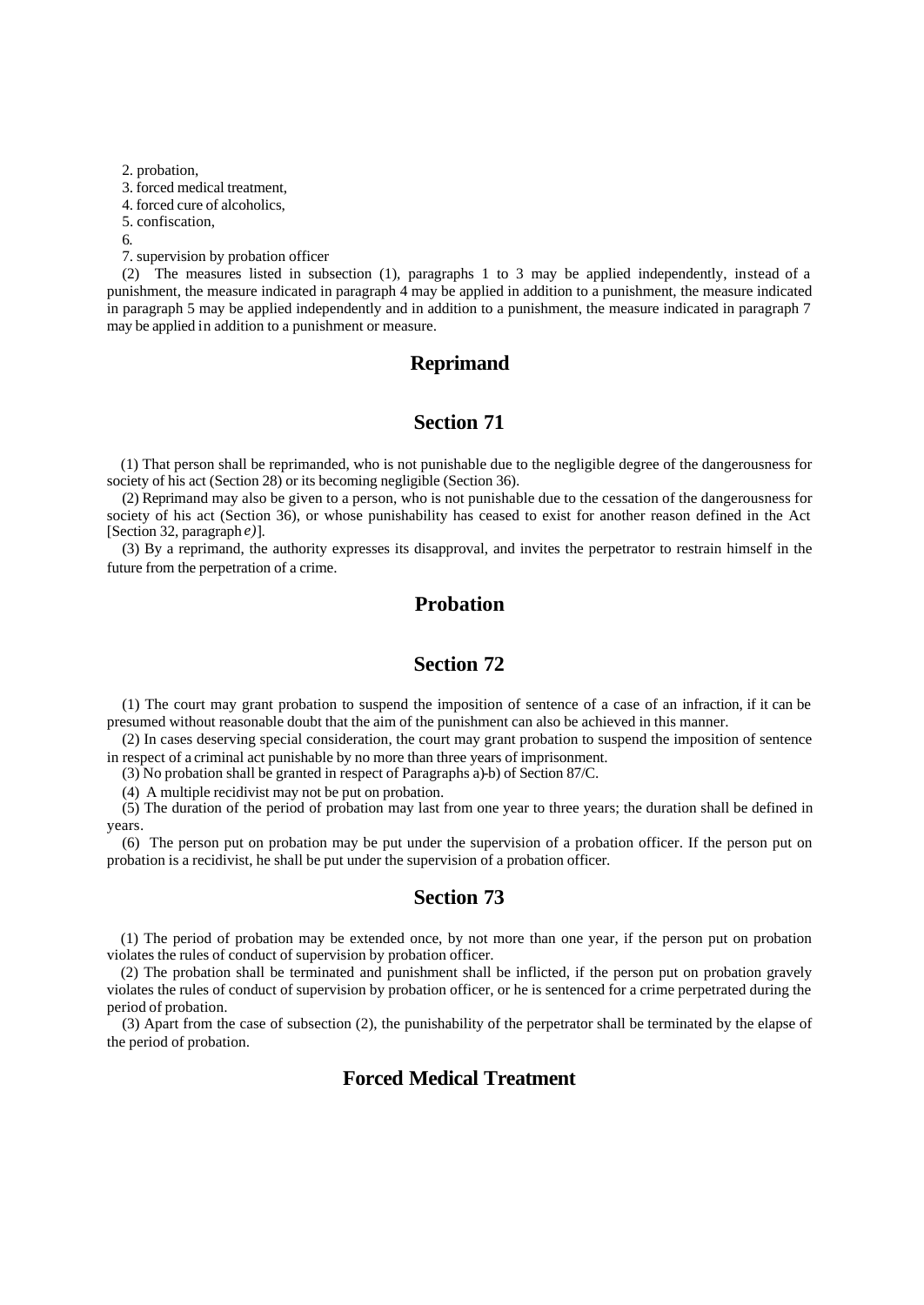2. probation,

3. forced medical treatment,

4. forced cure of alcoholics,

5. confiscation,

6.

7. supervision by probation officer

(2) The measures listed in subsection (1), paragraphs 1 to 3 may be applied independently, instead of a punishment, the measure indicated in paragraph 4 may be applied in addition to a punishment, the measure indicated in paragraph 5 may be applied independently and in addition to a punishment, the measure indicated in paragraph 7 may be applied in addition to a punishment or measure.

## Reprimand

## Section 71

(1) That person shall be reprimanded, who is not punishable due to the negligible degree of the dangerousness for society of his act (Section 28) or its becoming negligible (Section 36).

(2) Reprimand may also be given to a person, who is not punishable due to the cessation of the dangerousness for society of his act (Section 36), or whose punishability has ceased to exist for another reason defined in the Act [Section 32, paragraph *e)*].

(3) By a reprimand, the authority expresses its disapproval, and invites the perpetrator to restrain himself in the future from the perpetration of a crime.

## Probation

## Section 72

(1) The court may grant probation to suspend the imposition of sentence of a case of an infraction, if it can be presumed without reasonable doubt that the aim of the punishment can also be achieved in this manner.

(2) In cases deserving special consideration, the court may grant probation to suspend the imposition of sentence in respect of a criminal act punishable by no more than three years of imprisonment.

(3) No probation shall be granted in respect of Paragraphs a)-b) of Section 87/C.

(4) A multiple recidivist may not be put on probation.

(5) The duration of the period of probation may last from one year to three years; the duration shall be defined in years.

(6) The person put on probation may be put under the supervision of a probation officer. If the person put on probation is a recidivist, he shall be put under the supervision of a probation officer.

## Section 73

(1) The period of probation may be extended once, by not more than one year, if the person put on probation violates the rules of conduct of supervision by probation officer.

(2) The probation shall be terminated and punishment shall be inflicted, if the person put on probation gravely violates the rules of conduct of supervision by probation officer, or he is sentenced for a crime perpetrated during the period of probation.

(3) Apart from the case of subsection (2), the punishability of the perpetrator shall be terminated by the elapse of the period of probation.

## Forced Medical Treatment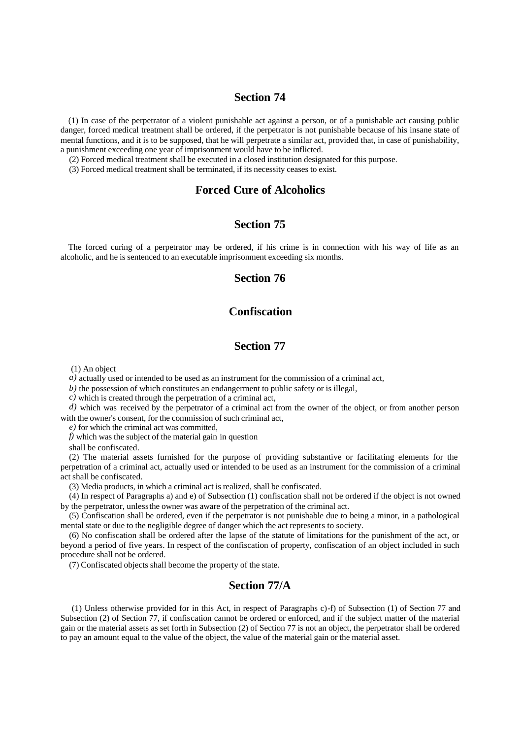## Section 74

(1) In case of the perpetrator of a violent punishable act against a person, or of a punishable act causing public danger, forced medical treatment shall be ordered, if the perpetrator is not punishable because of his insane state of mental functions, and it is to be supposed, that he will perpetrate a similar act, provided that, in case of punishability, a punishment exceeding one year of imprisonment would have to be inflicted.

(2) Forced medical treatment shall be executed in a closed institution designated for this purpose.

(3) Forced medical treatment shall be terminated, if its necessity ceases to exist.

## Forced Cure of Alcoholics

## Section 75

The forced curing of a perpetrator may be ordered, if his crime is in connection with his way of life as an alcoholic, and he is sentenced to an executable imprisonment exceeding six months.

## Section 76

## Confiscation

## Section 77

(1) An object

*a)* actually used or intended to be used as an instrument for the commission of a criminal act,

*b)* the possession of which constitutes an endangerment to public safety or is illegal,

*c)* which is created through the perpetration of a criminal act,

*d)* which was received by the perpetrator of a criminal act from the owner of the object, or from another person with the owner's consent, for the commission of such criminal act,

*e)* for which the criminal act was committed,

*f)* which was the subject of the material gain in question

shall be confiscated.

(2) The material assets furnished for the purpose of providing substantive or facilitating elements for the perpetration of a criminal act, actually used or intended to be used as an instrument for the commission of a criminal act shall be confiscated.

(3) Media products, in which a criminal act is realized, shall be confiscated.

(4) In respect of Paragraphs a) and e) of Subsection (1) confiscation shall not be ordered if the object is not owned by the perpetrator, unless the owner was aware of the perpetration of the criminal act.

(5) Confiscation shall be ordered, even if the perpetrator is not punishable due to being a minor, in a pathological mental state or due to the negligible degree of danger which the act represents to society.

(6) No confiscation shall be ordered after the lapse of the statute of limitations for the punishment of the act, or beyond a period of five years. In respect of the confiscation of property, confiscation of an object included in such procedure shall not be ordered.

(7) Confiscated objects shall become the property of the state.

## Section 77/A

(1) Unless otherwise provided for in this Act, in respect of Paragraphs c)-f) of Subsection (1) of Section 77 and Subsection (2) of Section 77, if confiscation cannot be ordered or enforced, and if the subject matter of the material gain or the material assets as set forth in Subsection (2) of Section 77 is not an object, the perpetrator shall be ordered to pay an amount equal to the value of the object, the value of the material gain or the material asset.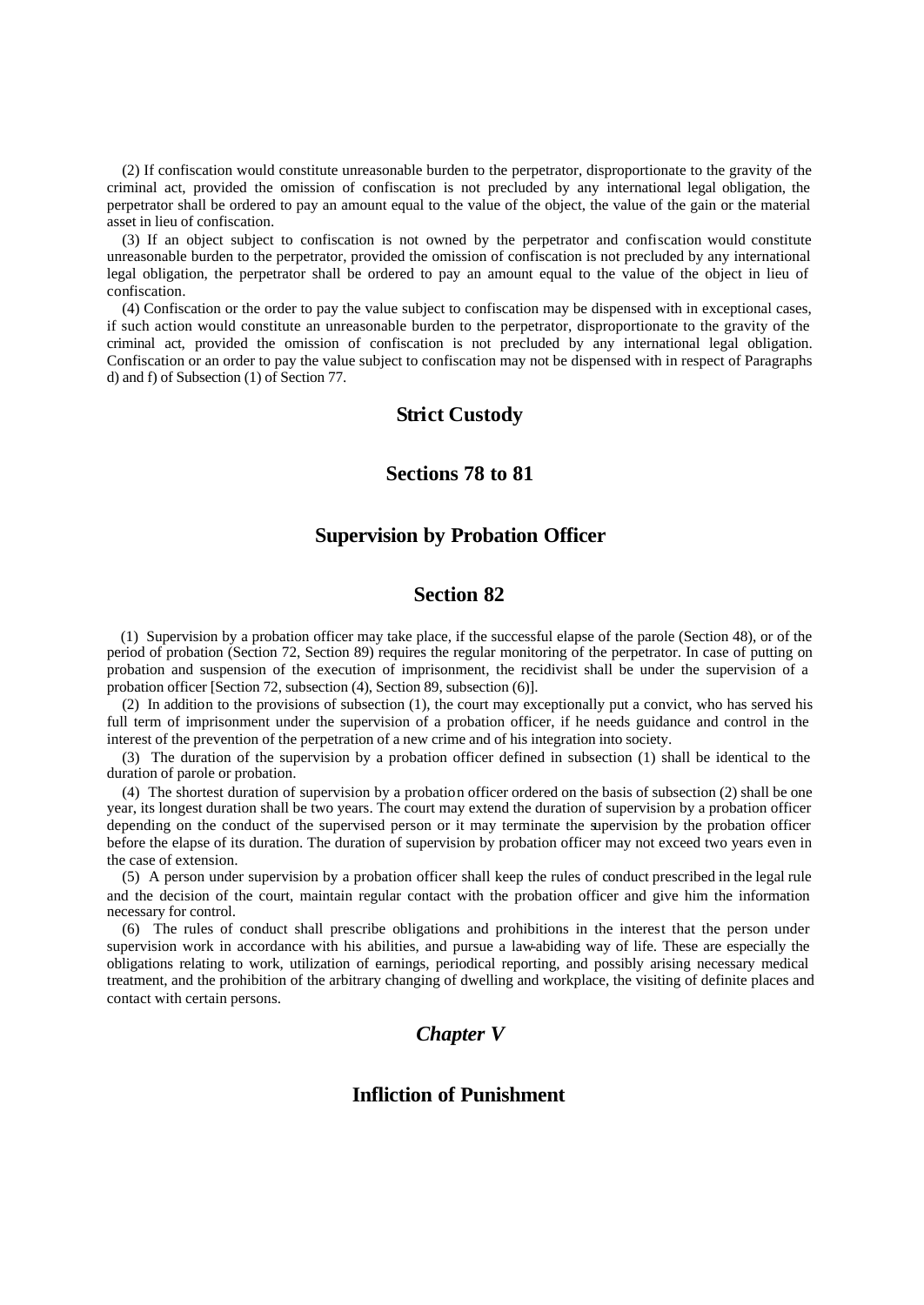(2) If confiscation would constitute unreasonable burden to the perpetrator, disproportionate to the gravity of the criminal act, provided the omission of confiscation is not precluded by any international legal obligation, the perpetrator shall be ordered to pay an amount equal to the value of the object, the value of the gain or the material asset in lieu of confiscation.

(3) If an object subject to confiscation is not owned by the perpetrator and confiscation would constitute unreasonable burden to the perpetrator, provided the omission of confiscation is not precluded by any international legal obligation, the perpetrator shall be ordered to pay an amount equal to the value of the object in lieu of confiscation.

(4) Confiscation or the order to pay the value subject to confiscation may be dispensed with in exceptional cases, if such action would constitute an unreasonable burden to the perpetrator, disproportionate to the gravity of the criminal act, provided the omission of confiscation is not precluded by any international legal obligation. Confiscation or an order to pay the value subject to confiscation may not be dispensed with in respect of Paragraphs d) and f) of Subsection (1) of Section 77.

## Strict Custody

## Sections 78 to 81

## Supervision by Probation Officer

## Section 82

(1) Supervision by a probation officer may take place, if the successful elapse of the parole (Section 48), or of the period of probation (Section 72, Section 89) requires the regular monitoring of the perpetrator. In case of putting on probation and suspension of the execution of imprisonment, the recidivist shall be under the supervision of a probation officer [Section 72, subsection (4), Section 89, subsection (6)].

(2) In addition to the provisions of subsection (1), the court may exceptionally put a convict, who has served his full term of imprisonment under the supervision of a probation officer, if he needs guidance and control in the interest of the prevention of the perpetration of a new crime and of his integration into society.

(3) The duration of the supervision by a probation officer defined in subsection (1) shall be identical to the duration of parole or probation.

(4) The shortest duration of supervision by a probation officer ordered on the basis of subsection (2) shall be one year, its longest duration shall be two years. The court may extend the duration of supervision by a probation officer depending on the conduct of the supervised person or it may terminate the supervision by the probation officer before the elapse of its duration. The duration of supervision by probation officer may not exceed two years even in the case of extension.

(5) A person under supervision by a probation officer shall keep the rules of conduct prescribed in the legal rule and the decision of the court, maintain regular contact with the probation officer and give him the information necessary for control.

(6) The rules of conduct shall prescribe obligations and prohibitions in the interest that the person under supervision work in accordance with his abilities, and pursue a law-abiding way of life. These are especially the obligations relating to work, utilization of earnings, periodical reporting, and possibly arising necessary medical treatment, and the prohibition of the arbitrary changing of dwelling and workplace, the visiting of definite places and contact with certain persons.

## *Chapter V*

## Infliction of Punishment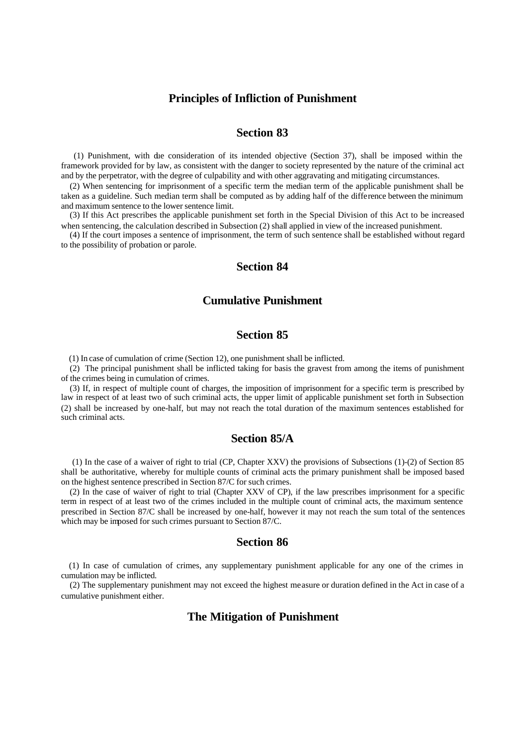## Principles of Infliction of Punishment

## Section 83

(1) Punishment, with due consideration of its intended objective (Section 37), shall be imposed within the framework provided for by law, as consistent with the danger to society represented by the nature of the criminal act and by the perpetrator, with the degree of culpability and with other aggravating and mitigating circumstances.

(2) When sentencing for imprisonment of a specific term the median term of the applicable punishment shall be taken as a guideline. Such median term shall be computed as by adding half of the difference between the minimum and maximum sentence to the lower sentence limit.

(3) If this Act prescribes the applicable punishment set forth in the Special Division of this Act to be increased when sentencing, the calculation described in Subsection (2) shall applied in view of the increased punishment.

(4) If the court imposes a sentence of imprisonment, the term of such sentence shall be established without regard to the possibility of probation or parole.

## Section 84

## Cumulative Punishment

## Section 85

(1) In case of cumulation of crime (Section 12), one punishment shall be inflicted.

(2) The principal punishment shall be inflicted taking for basis the gravest from among the items of punishment of the crimes being in cumulation of crimes.

(3) If, in respect of multiple count of charges, the imposition of imprisonment for a specific term is prescribed by law in respect of at least two of such criminal acts, the upper limit of applicable punishment set forth in Subsection (2) shall be increased by one-half, but may not reach the total duration of the maximum sentences established for such criminal acts.

## Section 85/A

(1) In the case of a waiver of right to trial (CP, Chapter XXV) the provisions of Subsections (1)-(2) of Section 85 shall be authoritative, whereby for multiple counts of criminal acts the primary punishment shall be imposed based on the highest sentence prescribed in Section 87/C for such crimes.

(2) In the case of waiver of right to trial (Chapter XXV of CP), if the law prescribes imprisonment for a specific term in respect of at least two of the crimes included in the multiple count of criminal acts, the maximum sentence prescribed in Section 87/C shall be increased by one-half, however it may not reach the sum total of the sentences which may be imposed for such crimes pursuant to Section 87/C.

## Section 86

(1) In case of cumulation of crimes, any supplementary punishment applicable for any one of the crimes in cumulation may be inflicted.

(2) The supplementary punishment may not exceed the highest measure or duration defined in the Act in case of a cumulative punishment either.

## The Mitigation of Punishment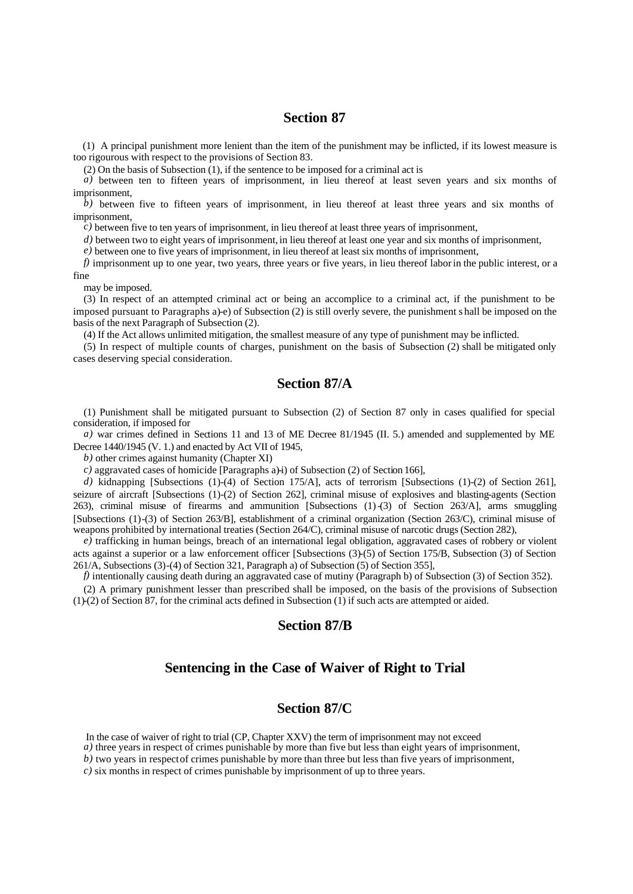## Section 87

(1) A principal punishment more lenient than the item of the punishment may be inflicted, if its lowest measure is too rigourous with respect to the provisions of Section 83.

(2) On the basis of Subsection (1), if the sentence to be imposed for a criminal act is

*a)* between ten to fifteen years of imprisonment, in lieu thereof at least seven years and six months of imprisonment,

*b)* between five to fifteen years of imprisonment, in lieu thereof at least three years and six months of imprisonment,

*c)* between five to ten years of imprisonment, in lieu thereof at least three years of imprisonment,

*d)* between two to eight years of imprisonment, in lieu thereof at least one year and six months of imprisonment,

*e)* between one to five years of imprisonment, in lieu thereof at least six months of imprisonment,

*f)* imprisonment up to one year, two years, three years or five years, in lieu thereof labor in the public interest, or a fine

may be imposed.

(3) In respect of an attempted criminal act or being an accomplice to a criminal act, if the punishment to be imposed pursuant to Paragraphs a)-e) of Subsection (2) is still overly severe, the punishment shall be imposed on the basis of the next Paragraph of Subsection (2).

(4) If the Act allows unlimited mitigation, the smallest measure of any type of punishment may be inflicted.

(5) In respect of multiple counts of charges, punishment on the basis of Subsection (2) shall be mitigated only cases deserving special consideration.

## Section 87/A

(1) Punishment shall be mitigated pursuant to Subsection (2) of Section 87 only in cases qualified for special consideration, if imposed for

*a)* war crimes defined in Sections 11 and 13 of ME Decree 81/1945 (II. 5.) amended and supplemented by ME Decree 1440/1945 (V. 1.) and enacted by Act VII of 1945,

*b)* other crimes against humanity (Chapter XI)

*c)* aggravated cases of homicide [Paragraphs a)-i) of Subsection (2) of Section 166],

*d)* kidnapping [Subsections (1)-(4) of Section 175/A], acts of terrorism [Subsections (1)-(2) of Section 261], seizure of aircraft [Subsections (1)-(2) of Section 262], criminal misuse of explosives and blasting-agents (Section 263), criminal misuse of firearms and ammunition [Subsections (1)-(3) of Section 263/A], arms smuggling [Subsections (1)-(3) of Section 263/B], establishment of a criminal organization (Section 263/C), criminal misuse of weapons prohibited by international treaties (Section 264/C), criminal misuse of narcotic drugs (Section 282),

*e)* trafficking in human beings, breach of an international legal obligation, aggravated cases of robbery or violent acts against a superior or a law enforcement officer [Subsections (3)-(5) of Section 175/B, Subsection (3) of Section 261/A, Subsections (3)-(4) of Section 321, Paragraph a) of Subsection (5) of Section 355],

*f)* intentionally causing death during an aggravated case of mutiny (Paragraph b) of Subsection (3) of Section 352).

(2) A primary punishment lesser than prescribed shall be imposed, on the basis of the provisions of Subsection (1)-(2) of Section 87, for the criminal acts defined in Subsection (1) if such acts are attempted or aided.

## Section 87/B

## Sentencing in the Case of Waiver of Right to Trial

## Section 87/C

In the case of waiver of right to trial (CP, Chapter XXV) the term of imprisonment may not exceed

*a)* three years in respect of crimes punishable by more than five but less than eight years of imprisonment,

*b)* two years in respect of crimes punishable by more than three but less than five years of imprisonment,

*c)* six months in respect of crimes punishable by imprisonment of up to three years.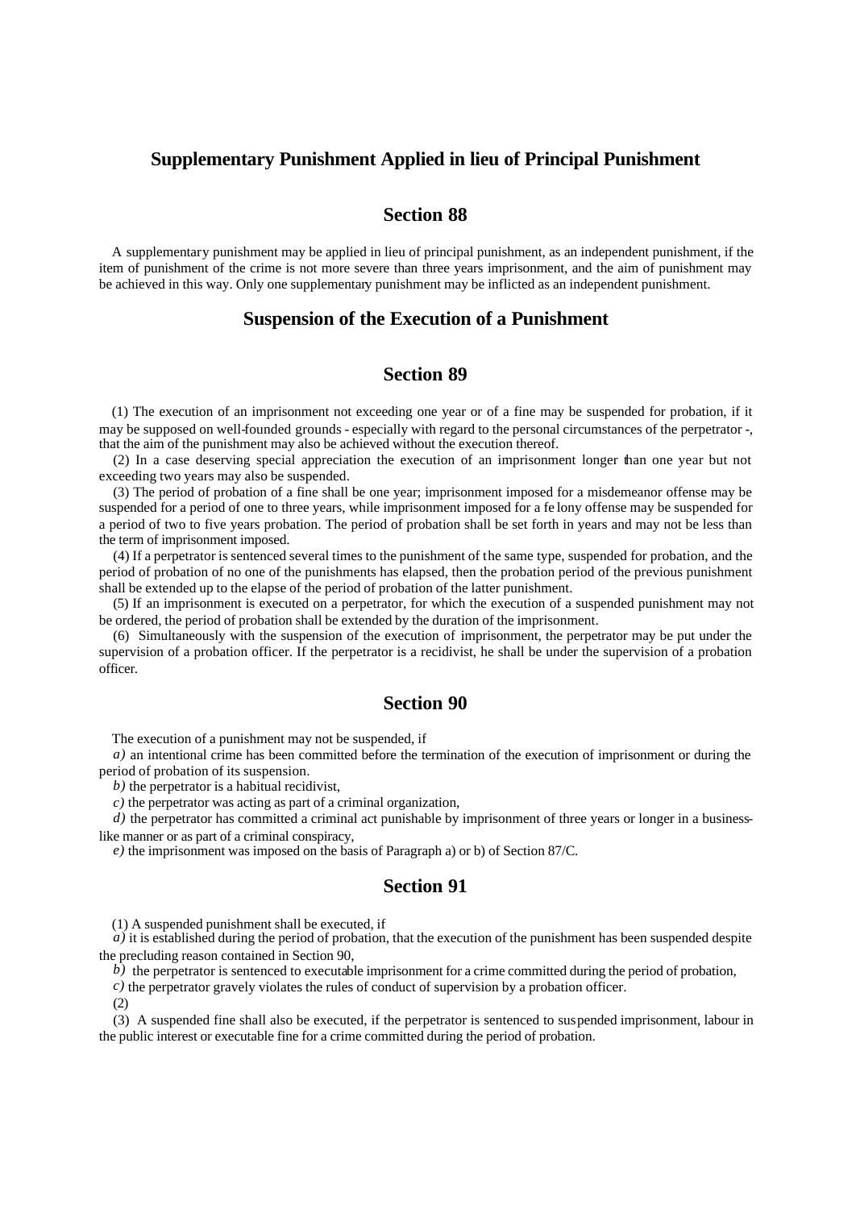## Supplementary Punishment Applied in lieu of Principal Punishment

### Section 88

A supplementary punishment may be applied in lieu of principal punishment, as an independent punishment, if the item of punishment of the crime is not more severe than three years imprisonment, and the aim of punishment may be achieved in this way. Only one supplementary punishment may be inflicted as an independent punishment.

## Suspension of the Execution of a Punishment

### Section 89

(1) The execution of an imprisonment not exceeding one year or of a fine may be suspended for probation, if it may be supposed on well-founded grounds - especially with regard to the personal circumstances of the perpetrator -, that the aim of the punishment may also be achieved without the execution thereof.

(2) In a case deserving special appreciation the execution of an imprisonment longer than one year but not exceeding two years may also be suspended.

(3) The period of probation of a fine shall be one year; imprisonment imposed for a misdemeanor offense may be suspended for a period of one to three years, while imprisonment imposed for a felony offense may be suspended for a period of two to five years probation. The period of probation shall be set forth in years and may not be less than the term of imprisonment imposed.

(4) If a perpetrator is sentenced several times to the punishment of the same type, suspended for probation, and the period of probation of no one of the punishments has elapsed, then the probation period of the previous punishment shall be extended up to the elapse of the period of probation of the latter punishment.

(5) If an imprisonment is executed on a perpetrator, for which the execution of a suspended punishment may not be ordered, the period of probation shall be extended by the duration of the imprisonment.

(6) Simultaneously with the suspension of the execution of imprisonment, the perpetrator may be put under the supervision of a probation officer. If the perpetrator is a recidivist, he shall be under the supervision of a probation officer.

### Section 90

The execution of a punishment may not be suspended, if

*a)* an intentional crime has been committed before the termination of the execution of imprisonment or during the period of probation of its suspension.

*b)* the perpetrator is a habitual recidivist,

*c)* the perpetrator was acting as part of a criminal organization,

*d)* the perpetrator has committed a criminal act punishable by imprisonment of three years or longer in a business-like manner or as part of a criminal conspiracy,

*e)* the imprisonment was imposed on the basis of Paragraph a) or b) of Section 87/C.

### Section 91

(1) A suspended punishment shall be executed, if

*a)* it is established during the period of probation, that the execution of the punishment has been suspended despite the precluding reason contained in Section 90,

*b)* the perpetrator is sentenced to executable imprisonment for a crime committed during the period of probation,

*c)* the perpetrator gravely violates the rules of conduct of supervision by a probation officer.

(2)

(3) A suspended fine shall also be executed, if the perpetrator is sentenced to suspended imprisonment, labour in the public interest or executable fine for a crime committed during the period of probation.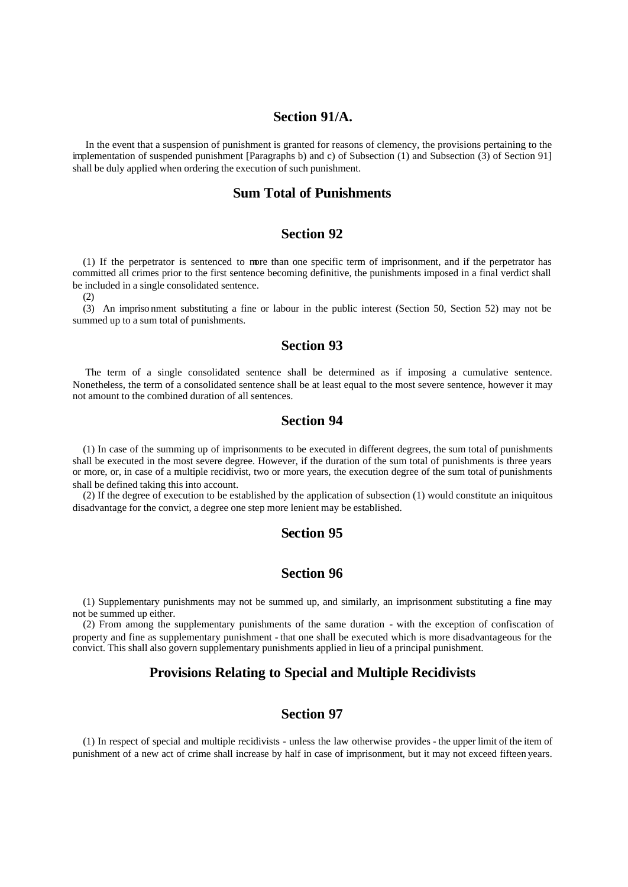## Section 91/A.

In the event that a suspension of punishment is granted for reasons of clemency, the provisions pertaining to the implementation of suspended punishment [Paragraphs b) and c) of Subsection (1) and Subsection (3) of Section 91] shall be duly applied when ordering the execution of such punishment.

## Sum Total of Punishments

## Section 92

(1) If the perpetrator is sentenced to more than one specific term of imprisonment, and if the perpetrator has committed all crimes prior to the first sentence becoming definitive, the punishments imposed in a final verdict shall be included in a single consolidated sentence.

(2)

(3) An imprisonment substituting a fine or labour in the public interest (Section 50, Section 52) may not be summed up to a sum total of punishments.

## Section 93

The term of a single consolidated sentence shall be determined as if imposing a cumulative sentence. Nonetheless, the term of a consolidated sentence shall be at least equal to the most severe sentence, however it may not amount to the combined duration of all sentences.

## Section 94

(1) In case of the summing up of imprisonments to be executed in different degrees, the sum total of punishments shall be executed in the most severe degree. However, if the duration of the sum total of punishments is three years or more, or, in case of a multiple recidivist, two or more years, the execution degree of the sum total of punishments shall be defined taking this into account.

(2) If the degree of execution to be established by the application of subsection (1) would constitute an iniquitous disadvantage for the convict, a degree one step more lenient may be established.

## Section 95

## Section 96

(1) Supplementary punishments may not be summed up, and similarly, an imprisonment substituting a fine may not be summed up either.

(2) From among the supplementary punishments of the same duration - with the exception of confiscation of property and fine as supplementary punishment - that one shall be executed which is more disadvantageous for the convict. This shall also govern supplementary punishments applied in lieu of a principal punishment.

## Provisions Relating to Special and Multiple Recidivists

## Section 97

(1) In respect of special and multiple recidivists - unless the law otherwise provides - the upper limit of the item of punishment of a new act of crime shall increase by half in case of imprisonment, but it may not exceed fifteen years.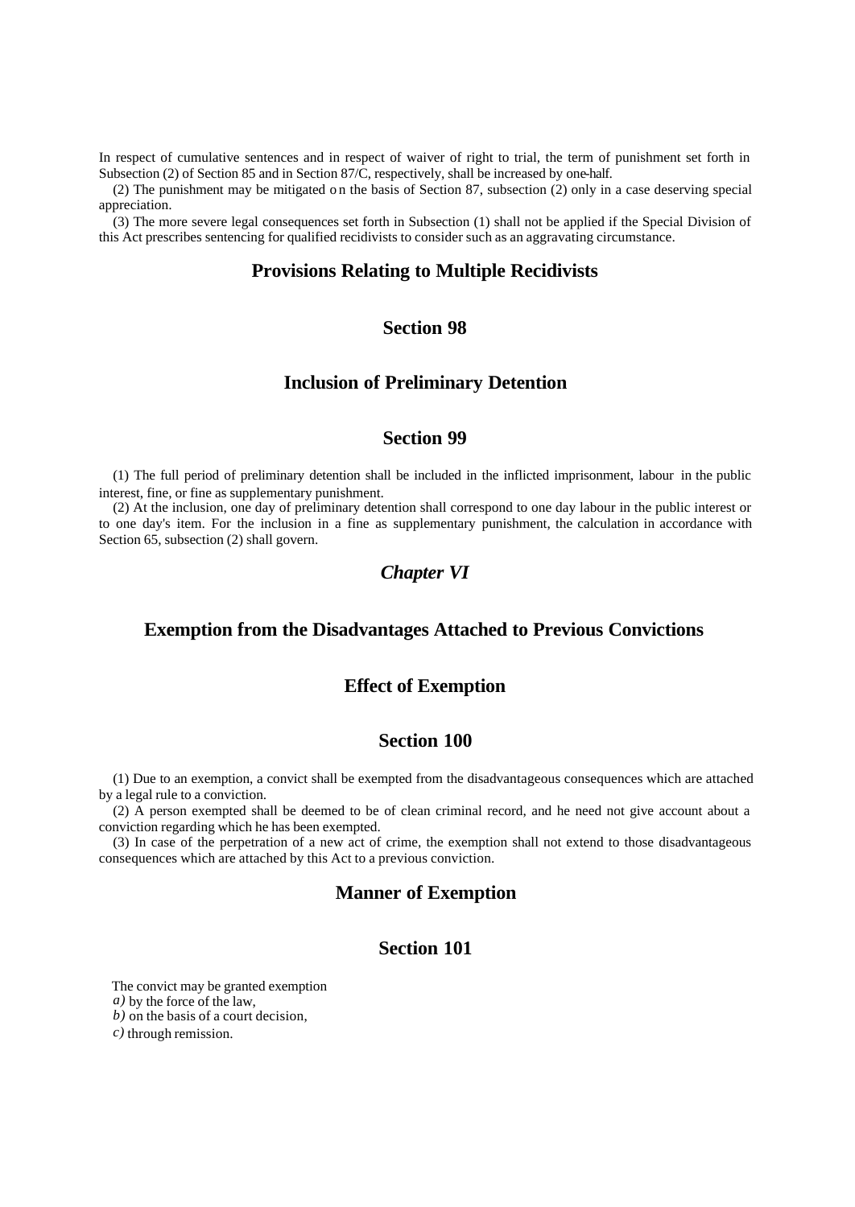In respect of cumulative sentences and in respect of waiver of right to trial, the term of punishment set forth in Subsection (2) of Section 85 and in Section 87/C, respectively, shall be increased by one-half.

(2) The punishment may be mitigated on the basis of Section 87, subsection (2) only in a case deserving special appreciation.

(3) The more severe legal consequences set forth in Subsection (1) shall not be applied if the Special Division of this Act prescribes sentencing for qualified recidivists to consider such as an aggravating circumstance.

## Provisions Relating to Multiple Recidivists

## Section 98

## Inclusion of Preliminary Detention

## Section 99

(1) The full period of preliminary detention shall be included in the inflicted imprisonment, labour in the public interest, fine, or fine as supplementary punishment.

(2) At the inclusion, one day of preliminary detention shall correspond to one day labour in the public interest or to one day's item. For the inclusion in a fine as supplementary punishment, the calculation in accordance with Section 65, subsection (2) shall govern.

## *Chapter VI*

## Exemption from the Disadvantages Attached to Previous Convictions

## Effect of Exemption

## Section 100

(1) Due to an exemption, a convict shall be exempted from the disadvantageous consequences which are attached by a legal rule to a conviction.

(2) A person exempted shall be deemed to be of clean criminal record, and he need not give account about a conviction regarding which he has been exempted.

(3) In case of the perpetration of a new act of crime, the exemption shall not extend to those disadvantageous consequences which are attached by this Act to a previous conviction.

## Manner of Exemption

## Section 101

The convict may be granted exemption

*a)* by the force of the law,

*b)* on the basis of a court decision,

*c)* through remission.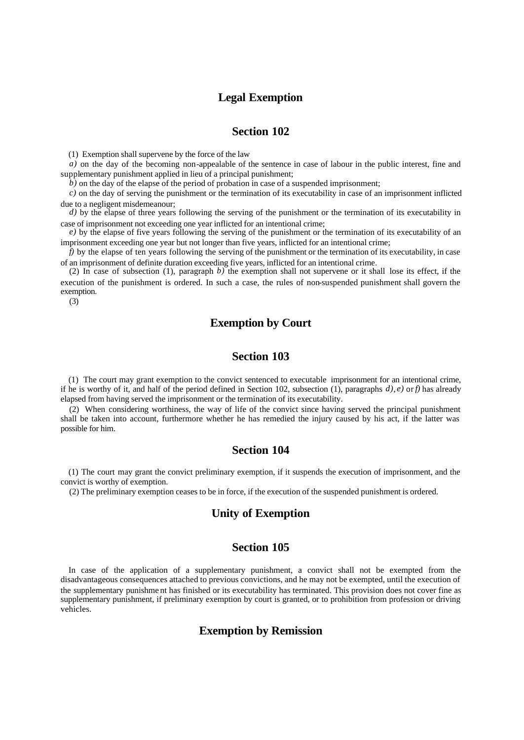## Legal Exemption

### Section 102

(1) Exemption shall supervene by the force of the law

*a)* on the day of the becoming non-appealable of the sentence in case of labour in the public interest, fine and supplementary punishment applied in lieu of a principal punishment;

*b)* on the day of the elapse of the period of probation in case of a suspended imprisonment;

*c)* on the day of serving the punishment or the termination of its executability in case of an imprisonment inflicted due to a negligent misdemeanour;

*d)* by the elapse of three years following the serving of the punishment or the termination of its executability in case of imprisonment not exceeding one year inflicted for an intentional crime;

*e)* by the elapse of five years following the serving of the punishment or the termination of its executability of an imprisonment exceeding one year but not longer than five years, inflicted for an intentional crime;

*f)* by the elapse of ten years following the serving of the punishment or the termination of its executability, in case of an imprisonment of definite duration exceeding five years, inflicted for an intentional crime.

(2) In case of subsection (1), paragraph *b)* the exemption shall not supervene or it shall lose its effect, if the execution of the punishment is ordered. In such a case, the rules of non-suspended punishment shall govern the exemption.

(3)

## Exemption by Court

### Section 103

(1) The court may grant exemption to the convict sentenced to executable imprisonment for an intentional crime, if he is worthy of it, and half of the period defined in Section 102, subsection (1), paragraphs *d), e)* or *f)* has already elapsed from having served the imprisonment or the termination of its executability.

(2) When considering worthiness, the way of life of the convict since having served the principal punishment shall be taken into account, furthermore whether he has remedied the injury caused by his act, if the latter was possible for him.

### Section 104

(1) The court may grant the convict preliminary exemption, if it suspends the execution of imprisonment, and the convict is worthy of exemption.

(2) The preliminary exemption ceases to be in force, if the execution of the suspended punishment is ordered.

## Unity of Exemption

### Section 105

In case of the application of a supplementary punishment, a convict shall not be exempted from the disadvantageous consequences attached to previous convictions, and he may not be exempted, until the execution of the supplementary punishment has finished or its executability has terminated. This provision does not cover fine as supplementary punishment, if preliminary exemption by court is granted, or to prohibition from profession or driving vehicles.

## Exemption by Remission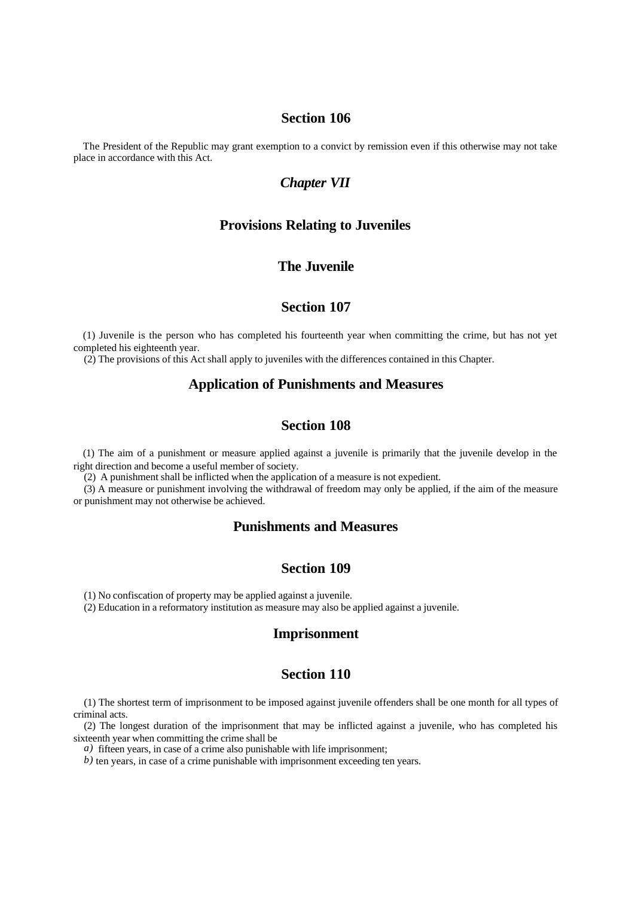## Section 106

The President of the Republic may grant exemption to a convict by remission even if this otherwise may not take place in accordance with this Act.

## *Chapter VII*

## Provisions Relating to Juveniles

## The Juvenile

## Section 107

(1) Juvenile is the person who has completed his fourteenth year when committing the crime, but has not yet completed his eighteenth year.

(2) The provisions of this Act shall apply to juveniles with the differences contained in this Chapter.

## Application of Punishments and Measures

## Section 108

(1) The aim of a punishment or measure applied against a juvenile is primarily that the juvenile develop in the right direction and become a useful member of society.

(2) A punishment shall be inflicted when the application of a measure is not expedient.

(3) A measure or punishment involving the withdrawal of freedom may only be applied, if the aim of the measure or punishment may not otherwise be achieved.

## Punishments and Measures

## Section 109

(1) No confiscation of property may be applied against a juvenile.

(2) Education in a reformatory institution as measure may also be applied against a juvenile.

## Imprisonment

## Section 110

(1) The shortest term of imprisonment to be imposed against juvenile offenders shall be one month for all types of criminal acts.

(2) The longest duration of the imprisonment that may be inflicted against a juvenile, who has completed his sixteenth year when committing the crime shall be

*a)* fifteen years, in case of a crime also punishable with life imprisonment;

*b)* ten years, in case of a crime punishable with imprisonment exceeding ten years.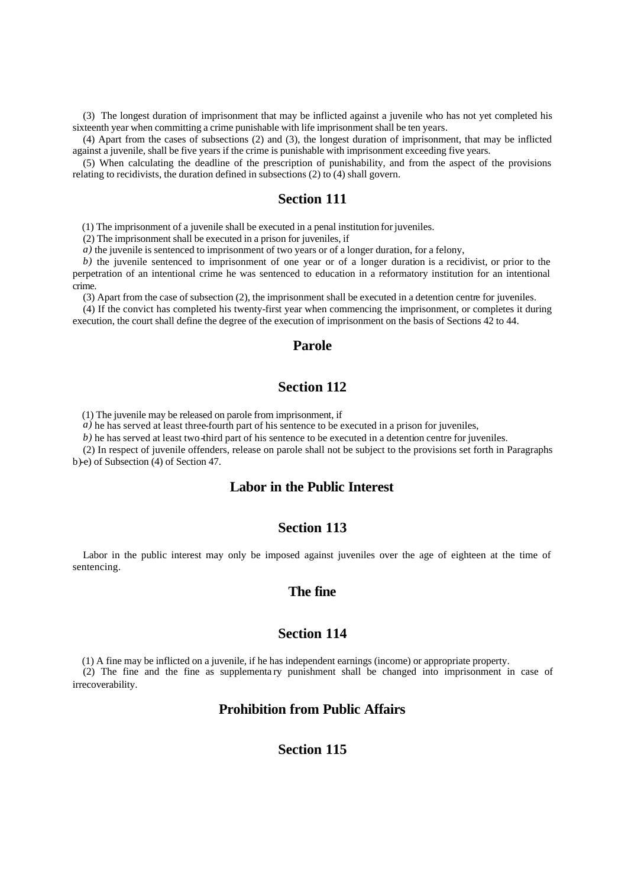(3) The longest duration of imprisonment that may be inflicted against a juvenile who has not yet completed his sixteenth year when committing a crime punishable with life imprisonment shall be ten years.

(4) Apart from the cases of subsections (2) and (3), the longest duration of imprisonment, that may be inflicted against a juvenile, shall be five years if the crime is punishable with imprisonment exceeding five years.

(5) When calculating the deadline of the prescription of punishability, and from the aspect of the provisions relating to recidivists, the duration defined in subsections (2) to (4) shall govern.

## Section 111

(1) The imprisonment of a juvenile shall be executed in a penal institution for juveniles.

(2) The imprisonment shall be executed in a prison for juveniles, if

*a)* the juvenile is sentenced to imprisonment of two years or of a longer duration, for a felony,

*b)* the juvenile sentenced to imprisonment of one year or of a longer duration is a recidivist, or prior to the perpetration of an intentional crime he was sentenced to education in a reformatory institution for an intentional crime.

(3) Apart from the case of subsection (2), the imprisonment shall be executed in a detention centre for juveniles.

(4) If the convict has completed his twenty-first year when commencing the imprisonment, or completes it during execution, the court shall define the degree of the execution of imprisonment on the basis of Sections 42 to 44.

## Parole

## Section 112

(1) The juvenile may be released on parole from imprisonment, if

*a)* he has served at least three-fourth part of his sentence to be executed in a prison for juveniles,

*b)* he has served at least two-third part of his sentence to be executed in a detention centre for juveniles.

(2) In respect of juvenile offenders, release on parole shall not be subject to the provisions set forth in Paragraphs b)-e) of Subsection (4) of Section 47.

## Labor in the Public Interest

## Section 113

Labor in the public interest may only be imposed against juveniles over the age of eighteen at the time of sentencing.

## The fine

## Section 114

(1) A fine may be inflicted on a juvenile, if he has independent earnings (income) or appropriate property.

(2) The fine and the fine as supplementary punishment shall be changed into imprisonment in case of irrecoverability.

## Prohibition from Public Affairs

## Section 115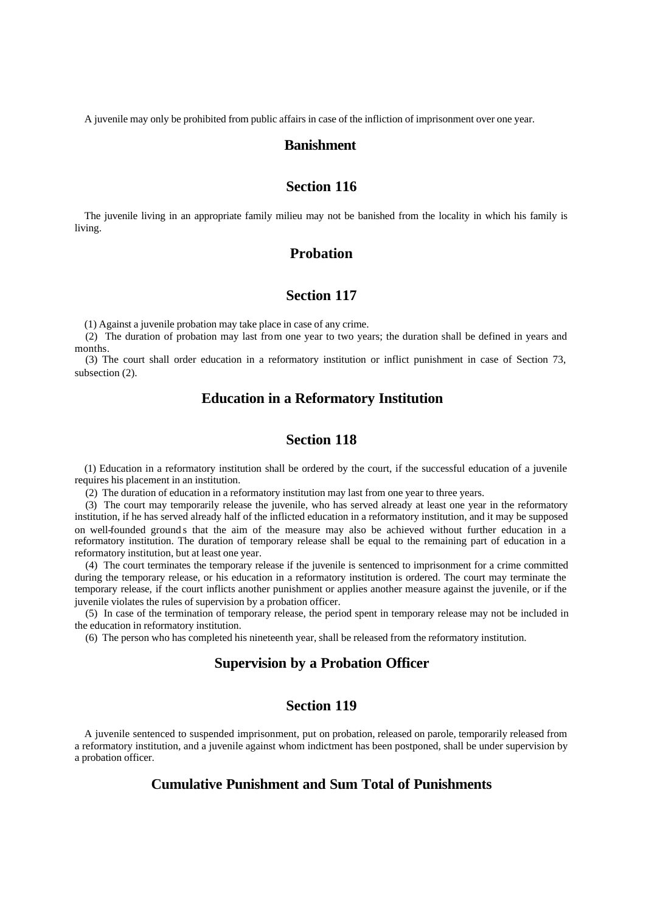A juvenile may only be prohibited from public affairs in case of the infliction of imprisonment over one year.

## Banishment

## Section 116

The juvenile living in an appropriate family milieu may not be banished from the locality in which his family is living.

## Probation

## Section 117

(1) Against a juvenile probation may take place in case of any crime.

(2) The duration of probation may last from one year to two years; the duration shall be defined in years and months.

(3) The court shall order education in a reformatory institution or inflict punishment in case of Section 73, subsection (2).

## Education in a Reformatory Institution

## Section 118

(1) Education in a reformatory institution shall be ordered by the court, if the successful education of a juvenile requires his placement in an institution.

(2) The duration of education in a reformatory institution may last from one year to three years.

(3) The court may temporarily release the juvenile, who has served already at least one year in the reformatory institution, if he has served already half of the inflicted education in a reformatory institution, and it may be supposed on well-founded grounds that the aim of the measure may also be achieved without further education in a reformatory institution. The duration of temporary release shall be equal to the remaining part of education in a reformatory institution, but at least one year.

(4) The court terminates the temporary release if the juvenile is sentenced to imprisonment for a crime committed during the temporary release, or his education in a reformatory institution is ordered. The court may terminate the temporary release, if the court inflicts another punishment or applies another measure against the juvenile, or if the juvenile violates the rules of supervision by a probation officer.

(5) In case of the termination of temporary release, the period spent in temporary release may not be included in the education in reformatory institution.

(6) The person who has completed his nineteenth year, shall be released from the reformatory institution.

## Supervision by a Probation Officer

## Section 119

A juvenile sentenced to suspended imprisonment, put on probation, released on parole, temporarily released from a reformatory institution, and a juvenile against whom indictment has been postponed, shall be under supervision by a probation officer.

## Cumulative Punishment and Sum Total of Punishments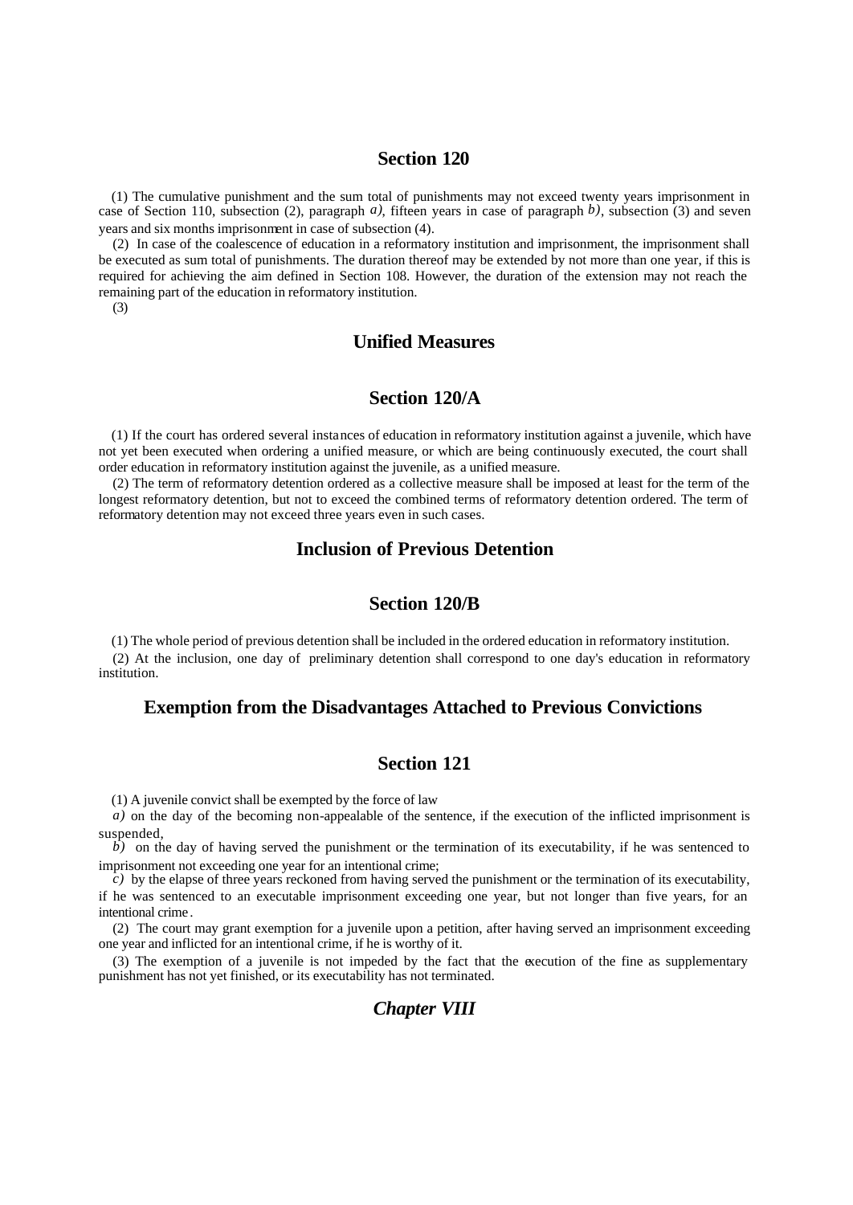## Section 120

(1) The cumulative punishment and the sum total of punishments may not exceed twenty years imprisonment in case of Section 110, subsection (2), paragraph *a)*, fifteen years in case of paragraph *b)*, subsection (3) and seven years and six months imprisonment in case of subsection (4).

(2) In case of the coalescence of education in a reformatory institution and imprisonment, the imprisonment shall be executed as sum total of punishments. The duration thereof may be extended by not more than one year, if this is required for achieving the aim defined in Section 108. However, the duration of the extension may not reach the remaining part of the education in reformatory institution.

(3)

## Unified Measures

## Section 120/A

(1) If the court has ordered several instances of education in reformatory institution against a juvenile, which have not yet been executed when ordering a unified measure, or which are being continuously executed, the court shall order education in reformatory institution against the juvenile, as a unified measure.

(2) The term of reformatory detention ordered as a collective measure shall be imposed at least for the term of the longest reformatory detention, but not to exceed the combined terms of reformatory detention ordered. The term of reformatory detention may not exceed three years even in such cases.

## Inclusion of Previous Detention

## Section 120/B

(1) The whole period of previous detention shall be included in the ordered education in reformatory institution.

(2) At the inclusion, one day of preliminary detention shall correspond to one day's education in reformatory institution.

## Exemption from the Disadvantages Attached to Previous Convictions

## Section 121

(1) A juvenile convict shall be exempted by the force of law

*a)* on the day of the becoming non-appealable of the sentence, if the execution of the inflicted imprisonment is suspended,

*b)* on the day of having served the punishment or the termination of its executability, if he was sentenced to imprisonment not exceeding one year for an intentional crime;

*c)* by the elapse of three years reckoned from having served the punishment or the termination of its executability, if he was sentenced to an executable imprisonment exceeding one year, but not longer than five years, for an intentional crime.

(2) The court may grant exemption for a juvenile upon a petition, after having served an imprisonment exceeding one year and inflicted for an intentional crime, if he is worthy of it.

(3) The exemption of a juvenile is not impeded by the fact that the execution of the fine as supplementary punishment has not yet finished, or its executability has not terminated.

## *Chapter VIII*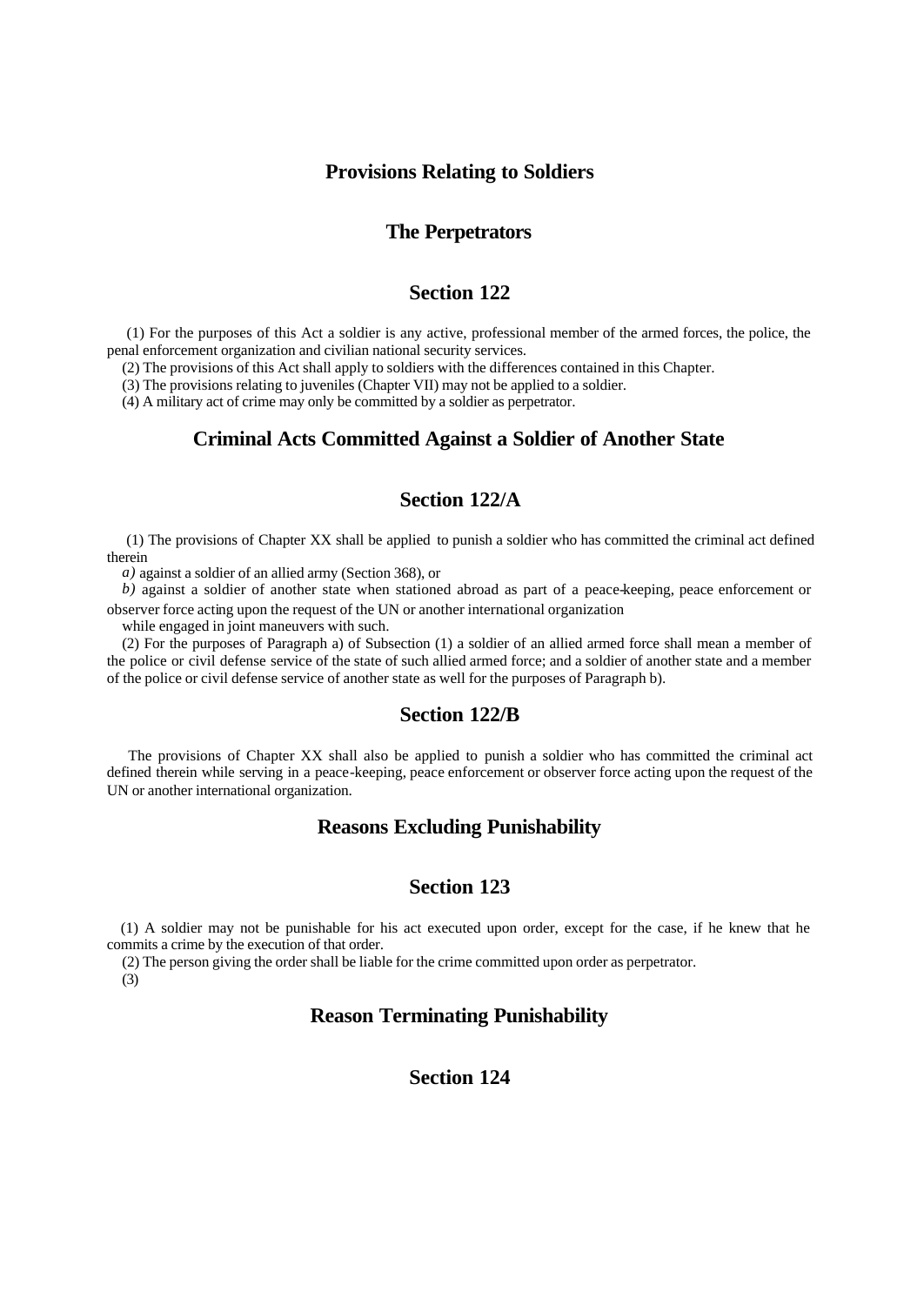## Provisions Relating to Soldiers

### The Perpetrators

### Section 122

(1) For the purposes of this Act a soldier is any active, professional member of the armed forces, the police, the penal enforcement organization and civilian national security services.

(2) The provisions of this Act shall apply to soldiers with the differences contained in this Chapter.

(3) The provisions relating to juveniles (Chapter VII) may not be applied to a soldier.

(4) A military act of crime may only be committed by a soldier as perpetrator.

### Criminal Acts Committed Against a Soldier of Another State

### Section 122/A

(1) The provisions of Chapter XX shall be applied to punish a soldier who has committed the criminal act defined therein

*a)* against a soldier of an allied army (Section 368), or

*b)* against a soldier of another state when stationed abroad as part of a peace-keeping, peace enforcement or observer force acting upon the request of the UN or another international organization

while engaged in joint maneuvers with such.

(2) For the purposes of Paragraph a) of Subsection (1) a soldier of an allied armed force shall mean a member of the police or civil defense service of the state of such allied armed force; and a soldier of another state and a member of the police or civil defense service of another state as well for the purposes of Paragraph b).

### Section 122/B

The provisions of Chapter XX shall also be applied to punish a soldier who has committed the criminal act defined therein while serving in a peace-keeping, peace enforcement or observer force acting upon the request of the UN or another international organization.

### Reasons Excluding Punishability

### Section 123

(1) A soldier may not be punishable for his act executed upon order, except for the case, if he knew that he commits a crime by the execution of that order.

(2) The person giving the order shall be liable for the crime committed upon order as perpetrator.

(3)

### Reason Terminating Punishability

### Section 124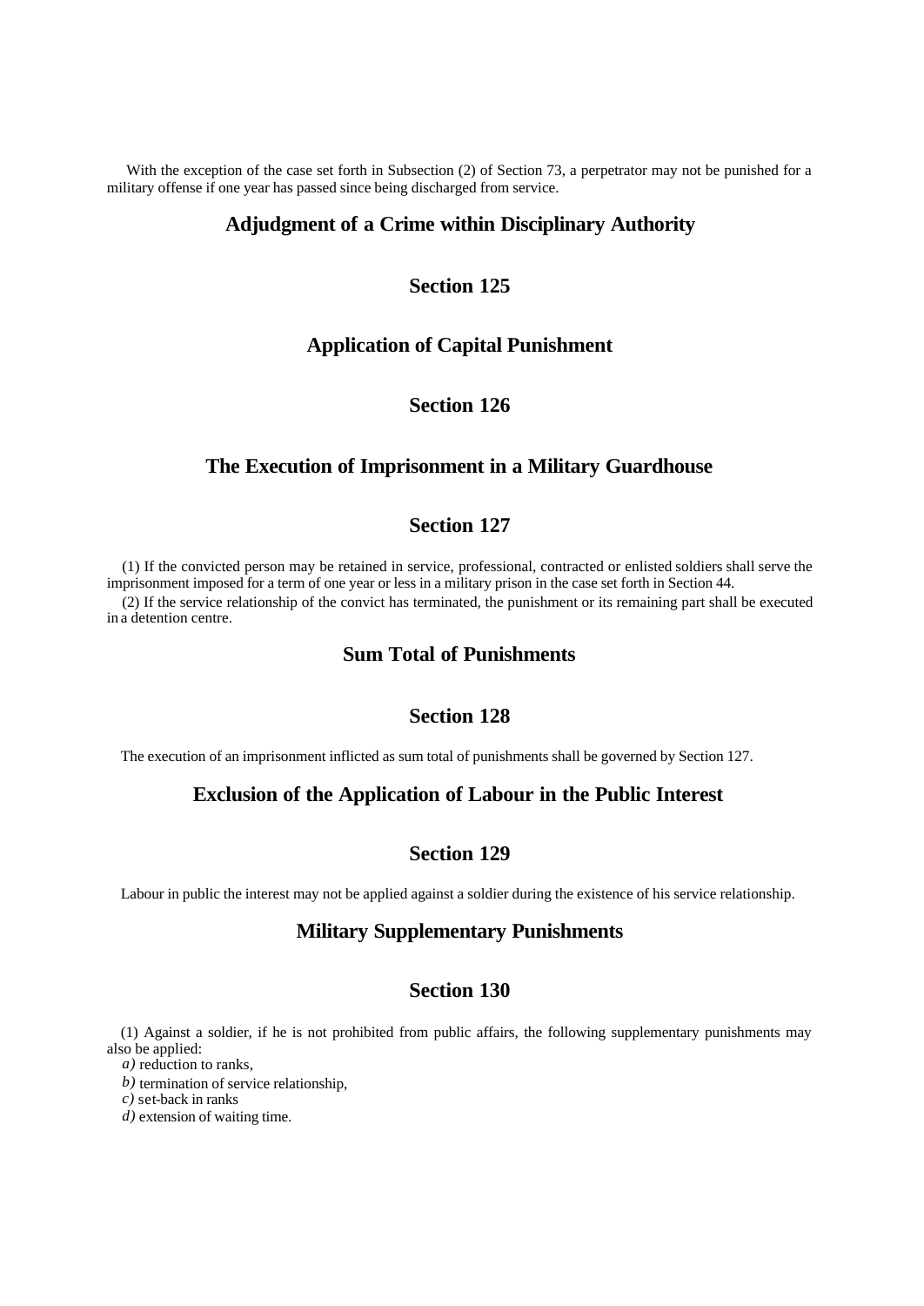With the exception of the case set forth in Subsection (2) of Section 73, a perpetrator may not be punished for a military offense if one year has passed since being discharged from service.

## Adjudgment of a Crime within Disciplinary Authority

## Section 125

## Application of Capital Punishment

## Section 126

## The Execution of Imprisonment in a Military Guardhouse

## Section 127

(1) If the convicted person may be retained in service, professional, contracted or enlisted soldiers shall serve the imprisonment imposed for a term of one year or less in a military prison in the case set forth in Section 44.

(2) If the service relationship of the convict has terminated, the punishment or its remaining part shall be executed in a detention centre.

## Sum Total of Punishments

## Section 128

The execution of an imprisonment inflicted as sum total of punishments shall be governed by Section 127.

## Exclusion of the Application of Labour in the Public Interest

## Section 129

Labour in public the interest may not be applied against a soldier during the existence of his service relationship.

## Military Supplementary Punishments

## Section 130

(1) Against a soldier, if he is not prohibited from public affairs, the following supplementary punishments may also be applied:

*a)* reduction to ranks,

*b)* termination of service relationship,

*c)* set-back in ranks

*d)* extension of waiting time.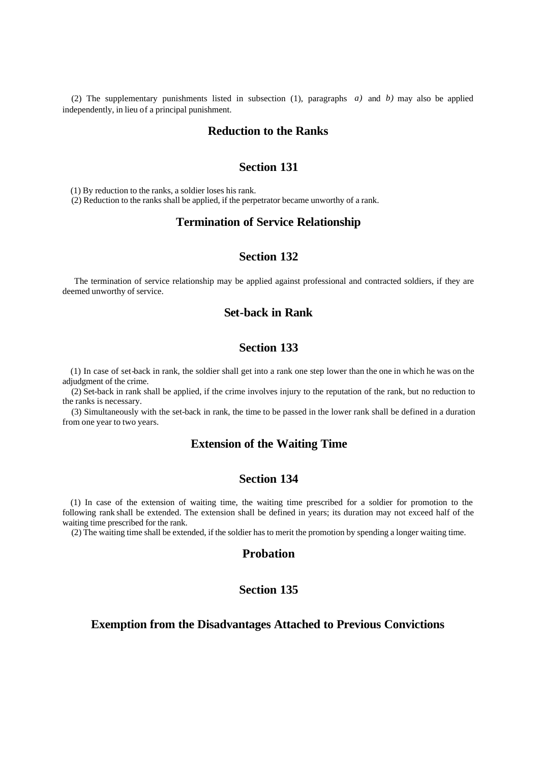(2) The supplementary punishments listed in subsection (1), paragraphs *a)* and *b)* may also be applied independently, in lieu of a principal punishment.

## Reduction to the Ranks

## Section 131

(1) By reduction to the ranks, a soldier loses his rank.
(2) Reduction to the ranks shall be applied, if the perpetrator became unworthy of a rank.

## Termination of Service Relationship

## Section 132

The termination of service relationship may be applied against professional and contracted soldiers, if they are deemed unworthy of service.

## Set-back in Rank

## Section 133

(1) In case of set-back in rank, the soldier shall get into a rank one step lower than the one in which he was on the adjudgment of the crime.
(2) Set-back in rank shall be applied, if the crime involves injury to the reputation of the rank, but no reduction to the ranks is necessary.
(3) Simultaneously with the set-back in rank, the time to be passed in the lower rank shall be defined in a duration from one year to two years.

## Extension of the Waiting Time

## Section 134

(1) In case of the extension of waiting time, the waiting time prescribed for a soldier for promotion to the following rank shall be extended. The extension shall be defined in years; its duration may not exceed half of the waiting time prescribed for the rank.
(2) The waiting time shall be extended, if the soldier has to merit the promotion by spending a longer waiting time.

## Probation

## Section 135

## Exemption from the Disadvantages Attached to Previous Convictions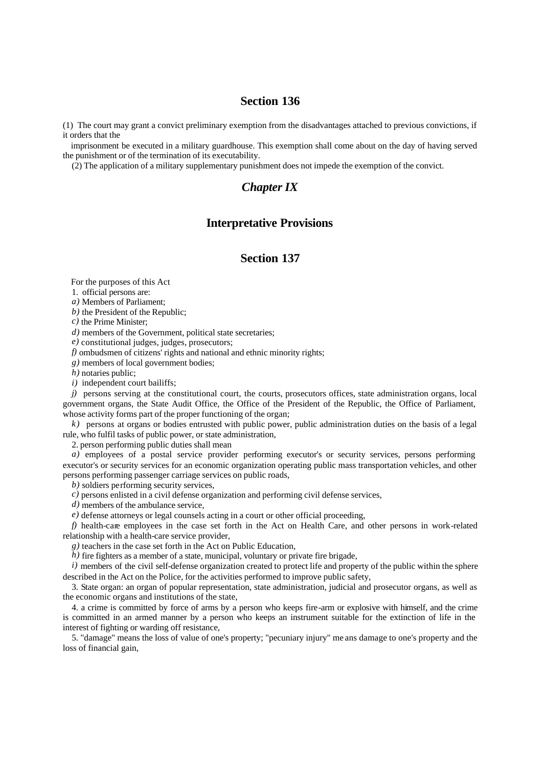## Section 136

(1) The court may grant a convict preliminary exemption from the disadvantages attached to previous convictions, if it orders that the imprisonment be executed in a military guardhouse. This exemption shall come about on the day of having served the punishment or of the termination of its executability.

(2) The application of a military supplementary punishment does not impede the exemption of the convict.

## *Chapter IX*

## Interpretative Provisions

## Section 137

For the purposes of this Act

1. official persons are:

*a)* Members of Parliament;

*b)* the President of the Republic;

*c)* the Prime Minister;

*d)* members of the Government, political state secretaries;

*e)* constitutional judges, judges, prosecutors;

*f)* ombudsmen of citizens' rights and national and ethnic minority rights;

*g)* members of local government bodies;

*h)* notaries public;

*i)* independent court bailiffs;

*j)* persons serving at the constitutional court, the courts, prosecutors offices, state administration organs, local government organs, the State Audit Office, the Office of the President of the Republic, the Office of Parliament, whose activity forms part of the proper functioning of the organ;

*k)* persons at organs or bodies entrusted with public power, public administration duties on the basis of a legal rule, who fulfil tasks of public power, or state administration,

2. person performing public duties shall mean

*a)* employees of a postal service provider performing executor's or security services, persons performing executor's or security services for an economic organization operating public mass transportation vehicles, and other persons performing passenger carriage services on public roads,

*b)* soldiers performing security services,

*c)* persons enlisted in a civil defense organization and performing civil defense services,

*d)* members of the ambulance service,

*e)* defense attorneys or legal counsels acting in a court or other official proceeding,

*f)* health-care employees in the case set forth in the Act on Health Care, and other persons in work-related relationship with a health-care service provider,

*g)* teachers in the case set forth in the Act on Public Education,

*h)* fire fighters as a member of a state, municipal, voluntary or private fire brigade,

*i)* members of the civil self-defense organization created to protect life and property of the public within the sphere described in the Act on the Police, for the activities performed to improve public safety,

3. State organ: an organ of popular representation, state administration, judicial and prosecutor organs, as well as the economic organs and institutions of the state,

4. a crime is committed by force of arms by a person who keeps fire-arm or explosive with himself, and the crime is committed in an armed manner by a person who keeps an instrument suitable for the extinction of life in the interest of fighting or warding off resistance,

5. "damage" means the loss of value of one's property; "pecuniary injury" means damage to one's property and the loss of financial gain,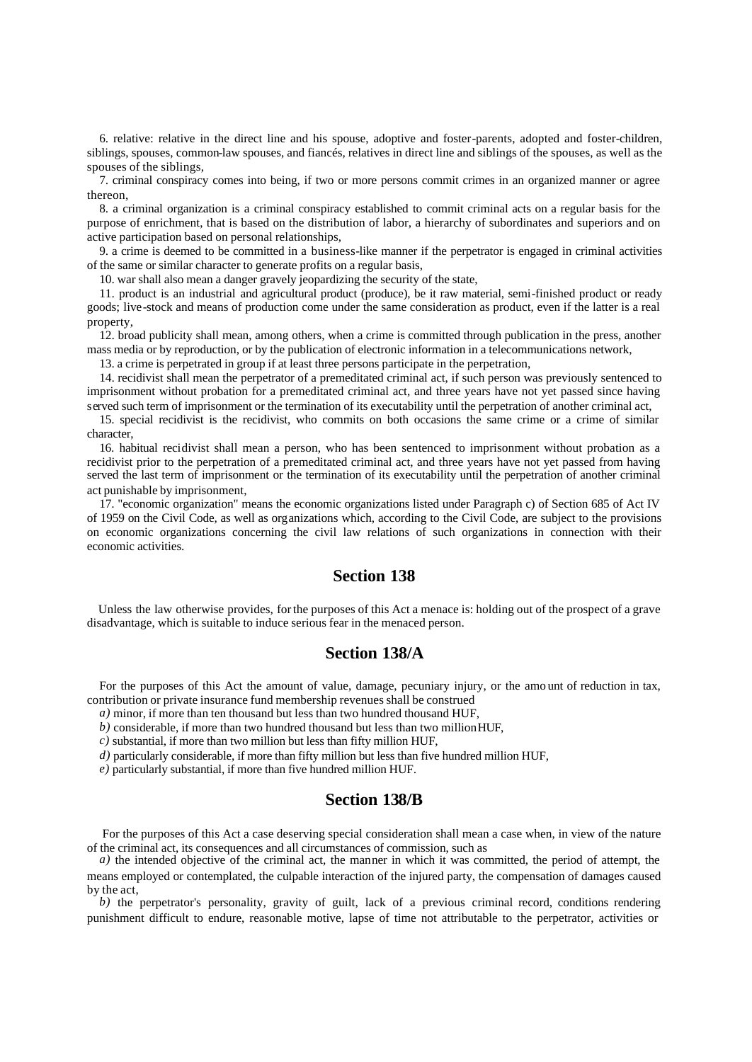6. relative: relative in the direct line and his spouse, adoptive and foster-parents, adopted and foster-children, siblings, spouses, common-law spouses, and fiancés, relatives in direct line and siblings of the spouses, as well as the spouses of the siblings,

7. criminal conspiracy comes into being, if two or more persons commit crimes in an organized manner or agree thereon,

8. a criminal organization is a criminal conspiracy established to commit criminal acts on a regular basis for the purpose of enrichment, that is based on the distribution of labor, a hierarchy of subordinates and superiors and on active participation based on personal relationships,

9. a crime is deemed to be committed in a business-like manner if the perpetrator is engaged in criminal activities of the same or similar character to generate profits on a regular basis,

10. war shall also mean a danger gravely jeopardizing the security of the state,

11. product is an industrial and agricultural product (produce), be it raw material, semi-finished product or ready goods; live-stock and means of production come under the same consideration as product, even if the latter is a real property,

12. broad publicity shall mean, among others, when a crime is committed through publication in the press, another mass media or by reproduction, or by the publication of electronic information in a telecommunications network,

13. a crime is perpetrated in group if at least three persons participate in the perpetration,

14. recidivist shall mean the perpetrator of a premeditated criminal act, if such person was previously sentenced to imprisonment without probation for a premeditated criminal act, and three years have not yet passed since having served such term of imprisonment or the termination of its executability until the perpetration of another criminal act,

15. special recidivist is the recidivist, who commits on both occasions the same crime or a crime of similar character,

16. habitual recidivist shall mean a person, who has been sentenced to imprisonment without probation as a recidivist prior to the perpetration of a premeditated criminal act, and three years have not yet passed from having served the last term of imprisonment or the termination of its executability until the perpetration of another criminal act punishable by imprisonment,

17. "economic organization" means the economic organizations listed under Paragraph c) of Section 685 of Act IV of 1959 on the Civil Code, as well as organizations which, according to the Civil Code, are subject to the provisions on economic organizations concerning the civil law relations of such organizations in connection with their economic activities.

## Section 138

Unless the law otherwise provides, for the purposes of this Act a menace is: holding out of the prospect of a grave disadvantage, which is suitable to induce serious fear in the menaced person.

## Section 138/A

For the purposes of this Act the amount of value, damage, pecuniary injury, or the amount of reduction in tax, contribution or private insurance fund membership revenues shall be construed

*a)* minor, if more than ten thousand but less than two hundred thousand HUF,

*b)* considerable, if more than two hundred thousand but less than two million HUF,

*c)* substantial, if more than two million but less than fifty million HUF,

*d)* particularly considerable, if more than fifty million but less than five hundred million HUF,

*e)* particularly substantial, if more than five hundred million HUF.

## Section 138/B

For the purposes of this Act a case deserving special consideration shall mean a case when, in view of the nature of the criminal act, its consequences and all circumstances of commission, such as

*a)* the intended objective of the criminal act, the manner in which it was committed, the period of attempt, the means employed or contemplated, the culpable interaction of the injured party, the compensation of damages caused by the act,

*b)* the perpetrator's personality, gravity of guilt, lack of a previous criminal record, conditions rendering punishment difficult to endure, reasonable motive, lapse of time not attributable to the perpetrator, activities or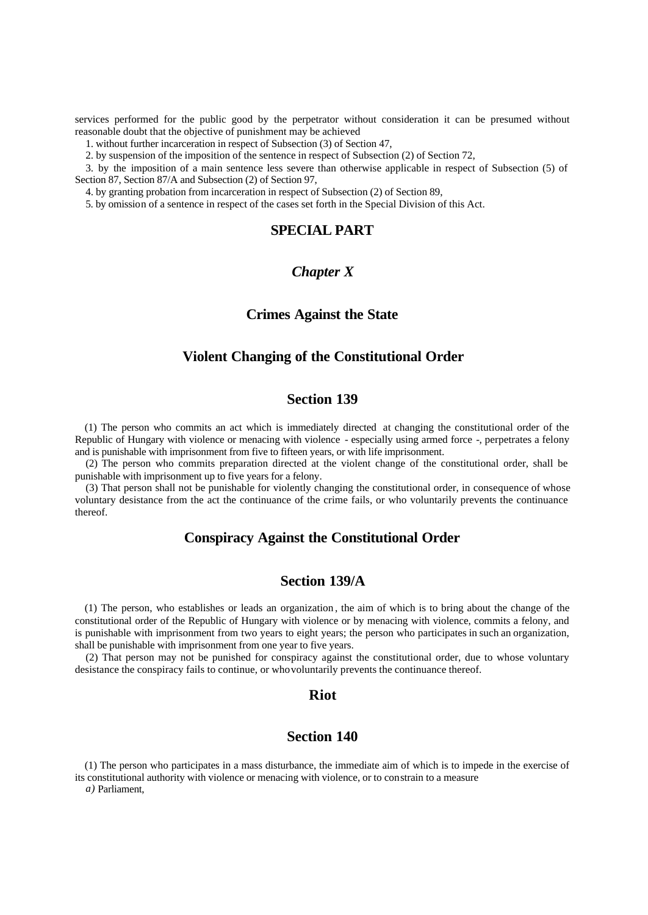services performed for the public good by the perpetrator without consideration it can be presumed without reasonable doubt that the objective of punishment may be achieved

1. without further incarceration in respect of Subsection (3) of Section 47,

2. by suspension of the imposition of the sentence in respect of Subsection (2) of Section 72,

3. by the imposition of a main sentence less severe than otherwise applicable in respect of Subsection (5) of Section 87, Section 87/A and Subsection (2) of Section 97,

4. by granting probation from incarceration in respect of Subsection (2) of Section 89,

5. by omission of a sentence in respect of the cases set forth in the Special Division of this Act.

# SPECIAL PART

## *Chapter X*

## Crimes Against the State

### Violent Changing of the Constitutional Order

### Section 139

(1) The person who commits an act which is immediately directed at changing the constitutional order of the Republic of Hungary with violence or menacing with violence - especially using armed force -, perpetrates a felony and is punishable with imprisonment from five to fifteen years, or with life imprisonment.

(2) The person who commits preparation directed at the violent change of the constitutional order, shall be punishable with imprisonment up to five years for a felony.

(3) That person shall not be punishable for violently changing the constitutional order, in consequence of whose voluntary desistance from the act the continuance of the crime fails, or who voluntarily prevents the continuance thereof.

### Conspiracy Against the Constitutional Order

### Section 139/A

(1) The person, who establishes or leads an organization, the aim of which is to bring about the change of the constitutional order of the Republic of Hungary with violence or by menacing with violence, commits a felony, and is punishable with imprisonment from two years to eight years; the person who participates in such an organization, shall be punishable with imprisonment from one year to five years.

(2) That person may not be punished for conspiracy against the constitutional order, due to whose voluntary desistance the conspiracy fails to continue, or whovoluntarily prevents the continuance thereof.

### Riot

### Section 140

(1) The person who participates in a mass disturbance, the immediate aim of which is to impede in the exercise of its constitutional authority with violence or menacing with violence, or to constrain to a measure

*a)* Parliament,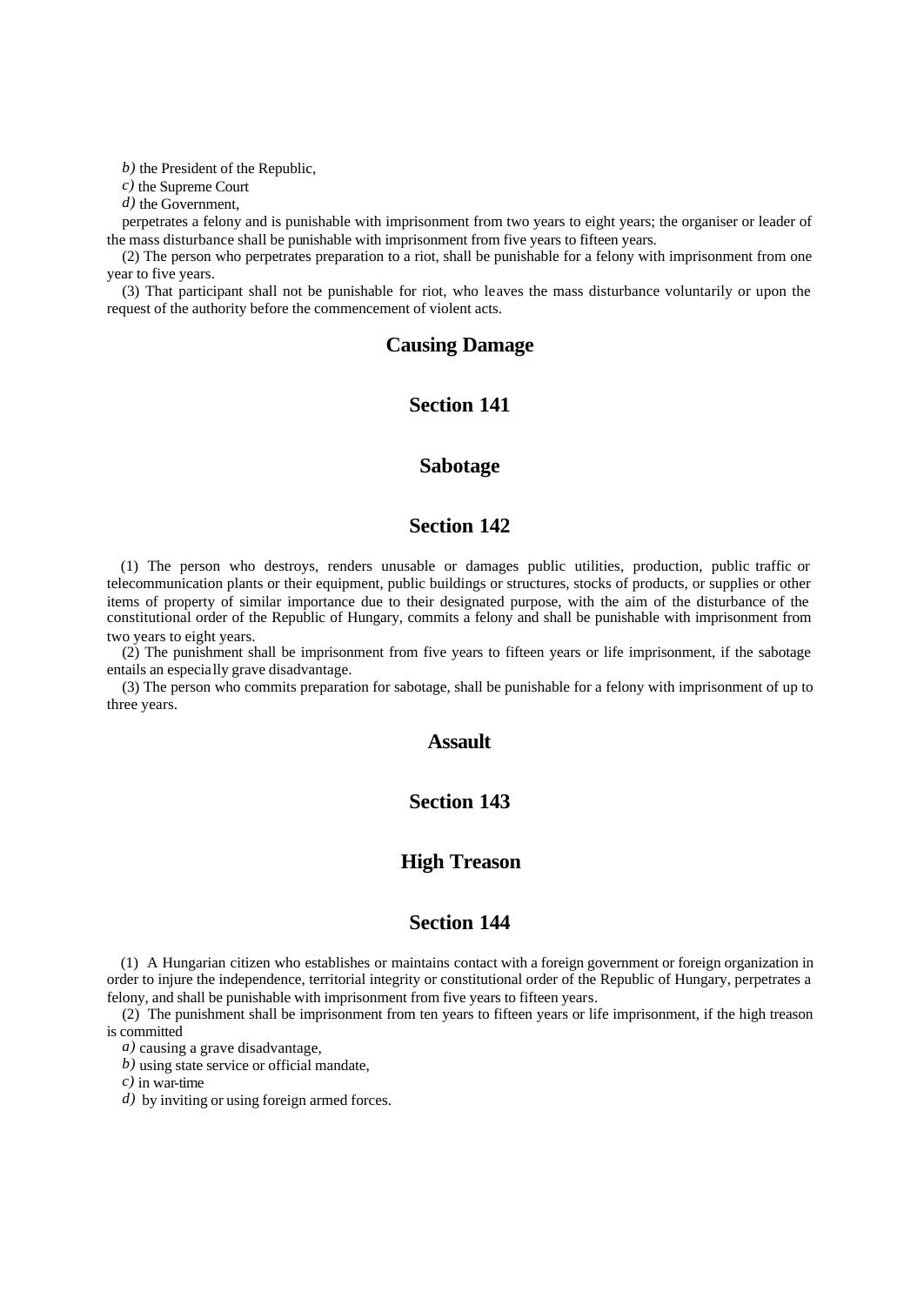*b)* the President of the Republic,

*c)* the Supreme Court

*d)* the Government,

perpetrates a felony and is punishable with imprisonment from two years to eight years; the organiser or leader of the mass disturbance shall be punishable with imprisonment from five years to fifteen years.

(2) The person who perpetrates preparation to a riot, shall be punishable for a felony with imprisonment from one year to five years.

(3) That participant shall not be punishable for riot, who leaves the mass disturbance voluntarily or upon the request of the authority before the commencement of violent acts.

## Causing Damage

## Section 141

## Sabotage

## Section 142

(1) The person who destroys, renders unusable or damages public utilities, production, public traffic or telecommunication plants or their equipment, public buildings or structures, stocks of products, or supplies or other items of property of similar importance due to their designated purpose, with the aim of the disturbance of the constitutional order of the Republic of Hungary, commits a felony and shall be punishable with imprisonment from two years to eight years.

(2) The punishment shall be imprisonment from five years to fifteen years or life imprisonment, if the sabotage entails an especially grave disadvantage.

(3) The person who commits preparation for sabotage, shall be punishable for a felony with imprisonment of up to three years.

## Assault

## Section 143

## High Treason

## Section 144

(1) A Hungarian citizen who establishes or maintains contact with a foreign government or foreign organization in order to injure the independence, territorial integrity or constitutional order of the Republic of Hungary, perpetrates a felony, and shall be punishable with imprisonment from five years to fifteen years.

(2) The punishment shall be imprisonment from ten years to fifteen years or life imprisonment, if the high treason is committed

*a)* causing a grave disadvantage,

*b)* using state service or official mandate,

*c)* in war-time

*d)* by inviting or using foreign armed forces.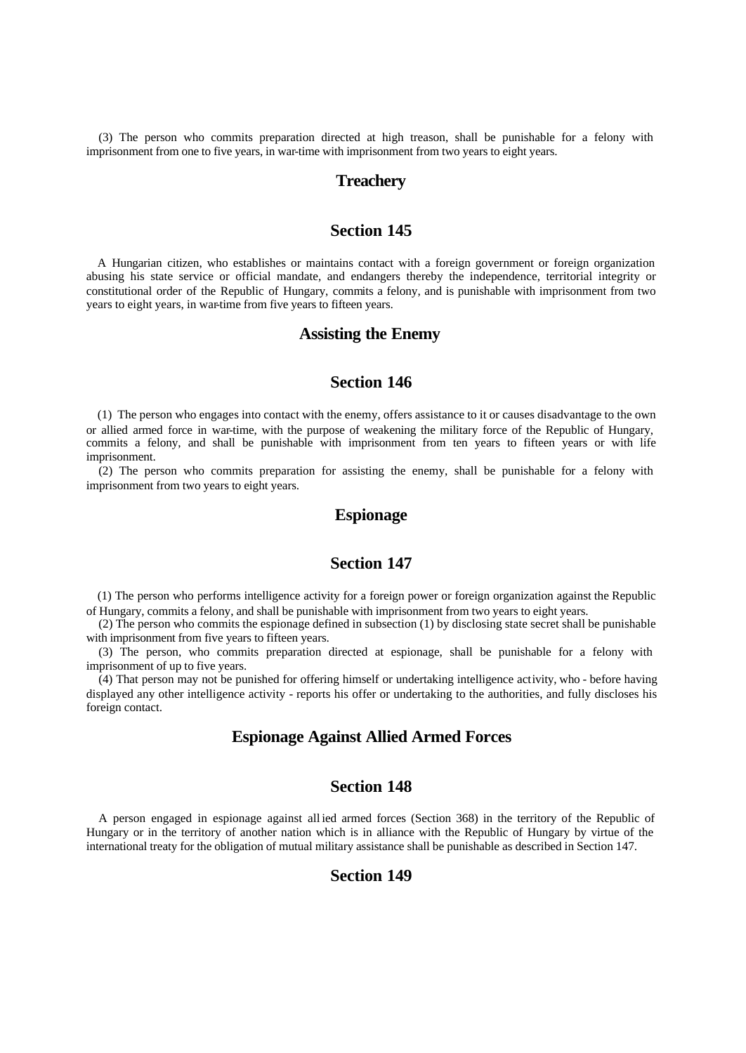(3) The person who commits preparation directed at high treason, shall be punishable for a felony with imprisonment from one to five years, in war-time with imprisonment from two years to eight years.

## Treachery

## Section 145

A Hungarian citizen, who establishes or maintains contact with a foreign government or foreign organization abusing his state service or official mandate, and endangers thereby the independence, territorial integrity or constitutional order of the Republic of Hungary, commits a felony, and is punishable with imprisonment from two years to eight years, in war-time from five years to fifteen years.

## Assisting the Enemy

## Section 146

(1) The person who engages into contact with the enemy, offers assistance to it or causes disadvantage to the own or allied armed force in war-time, with the purpose of weakening the military force of the Republic of Hungary, commits a felony, and shall be punishable with imprisonment from ten years to fifteen years or with life imprisonment.

(2) The person who commits preparation for assisting the enemy, shall be punishable for a felony with imprisonment from two years to eight years.

## Espionage

## Section 147

(1) The person who performs intelligence activity for a foreign power or foreign organization against the Republic of Hungary, commits a felony, and shall be punishable with imprisonment from two years to eight years.

(2) The person who commits the espionage defined in subsection (1) by disclosing state secret shall be punishable with imprisonment from five years to fifteen years.

(3) The person, who commits preparation directed at espionage, shall be punishable for a felony with imprisonment of up to five years.

(4) That person may not be punished for offering himself or undertaking intelligence activity, who - before having displayed any other intelligence activity - reports his offer or undertaking to the authorities, and fully discloses his foreign contact.

## Espionage Against Allied Armed Forces

## Section 148

A person engaged in espionage against allied armed forces (Section 368) in the territory of the Republic of Hungary or in the territory of another nation which is in alliance with the Republic of Hungary by virtue of the international treaty for the obligation of mutual military assistance shall be punishable as described in Section 147.

## Section 149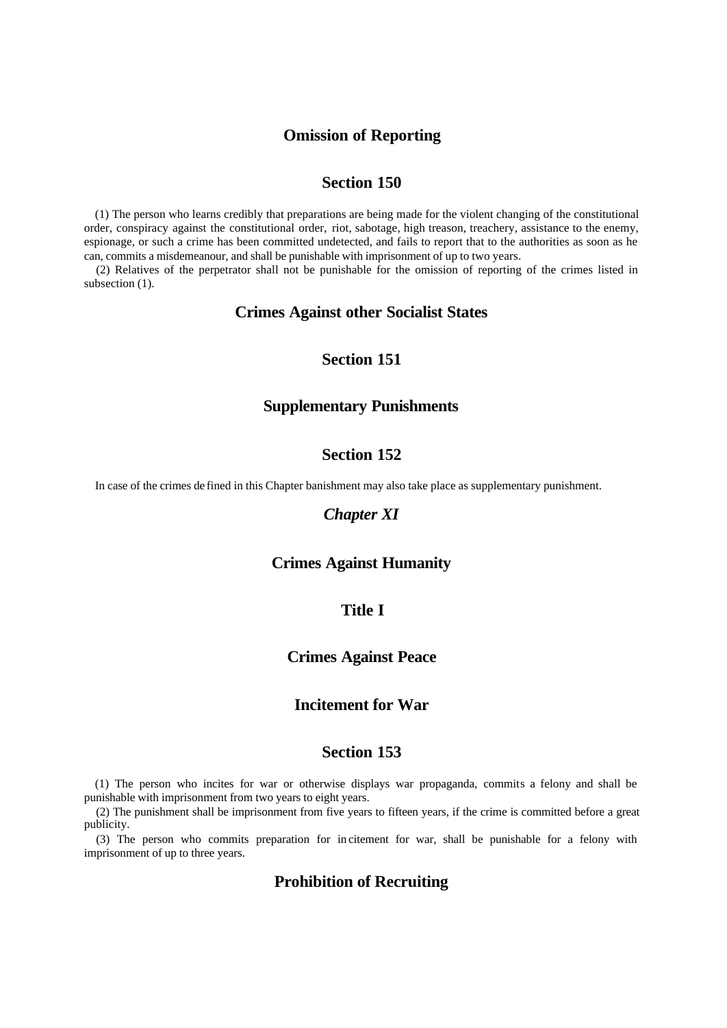## Omission of Reporting

## Section 150

(1) The person who learns credibly that preparations are being made for the violent changing of the constitutional order, conspiracy against the constitutional order, riot, sabotage, high treason, treachery, assistance to the enemy, espionage, or such a crime has been committed undetected, and fails to report that to the authorities as soon as he can, commits a misdemeanour, and shall be punishable with imprisonment of up to two years.

(2) Relatives of the perpetrator shall not be punishable for the omission of reporting of the crimes listed in subsection (1).

## Crimes Against other Socialist States

## Section 151

## Supplementary Punishments

## Section 152

In case of the crimes defined in this Chapter banishment may also take place as supplementary punishment.

## *Chapter XI*

## Crimes Against Humanity

## Title I

## Crimes Against Peace

## Incitement for War

## Section 153

(1) The person who incites for war or otherwise displays war propaganda, commits a felony and shall be punishable with imprisonment from two years to eight years.

(2) The punishment shall be imprisonment from five years to fifteen years, if the crime is committed before a great publicity.

(3) The person who commits preparation for incitement for war, shall be punishable for a felony with imprisonment of up to three years.

## Prohibition of Recruiting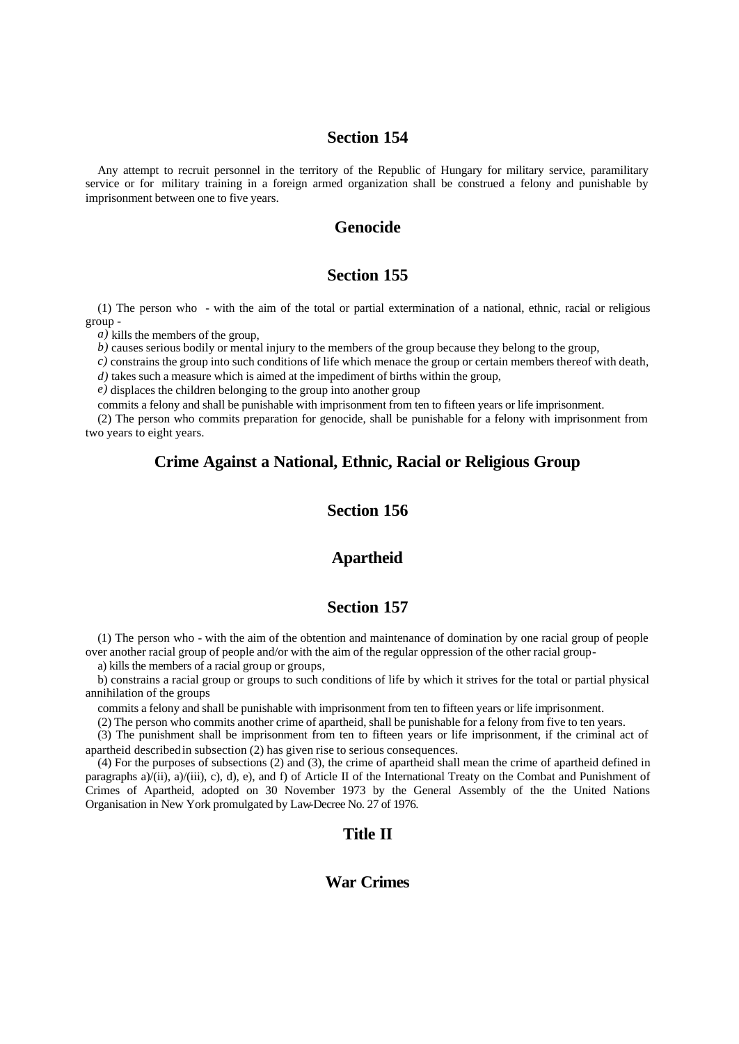## Section 154

Any attempt to recruit personnel in the territory of the Republic of Hungary for military service, paramilitary service or for military training in a foreign armed organization shall be construed a felony and punishable by imprisonment between one to five years.

## Genocide

## Section 155

(1) The person who - with the aim of the total or partial extermination of a national, ethnic, racial or religious group -

*a)* kills the members of the group,

*b)* causes serious bodily or mental injury to the members of the group because they belong to the group,

*c)* constrains the group into such conditions of life which menace the group or certain members thereof with death,

*d)* takes such a measure which is aimed at the impediment of births within the group,

*e)* displaces the children belonging to the group into another group

commits a felony and shall be punishable with imprisonment from ten to fifteen years or life imprisonment.

(2) The person who commits preparation for genocide, shall be punishable for a felony with imprisonment from two years to eight years.

## Crime Against a National, Ethnic, Racial or Religious Group

## Section 156

## Apartheid

## Section 157

(1) The person who - with the aim of the obtention and maintenance of domination by one racial group of people over another racial group of people and/or with the aim of the regular oppression of the other racial group-

a) kills the members of a racial group or groups,

b) constrains a racial group or groups to such conditions of life by which it strives for the total or partial physical annihilation of the groups

commits a felony and shall be punishable with imprisonment from ten to fifteen years or life imprisonment.

(2) The person who commits another crime of apartheid, shall be punishable for a felony from five to ten years.

(3) The punishment shall be imprisonment from ten to fifteen years or life imprisonment, if the criminal act of apartheid described in subsection (2) has given rise to serious consequences.

(4) For the purposes of subsections (2) and (3), the crime of apartheid shall mean the crime of apartheid defined in paragraphs a)/(ii), a)/(iii), c), d), e), and f) of Article II of the International Treaty on the Combat and Punishment of Crimes of Apartheid, adopted on 30 November 1973 by the General Assembly of the the United Nations Organisation in New York promulgated by Law-Decree No. 27 of 1976.

## Title II

## War Crimes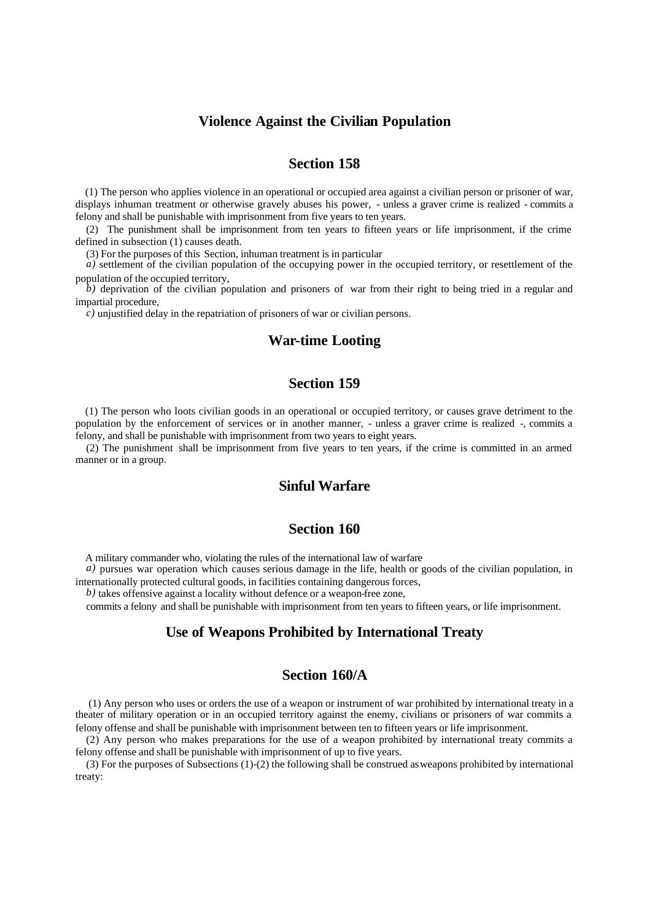## Violence Against the Civilian Population

### Section 158

(1) The person who applies violence in an operational or occupied area against a civilian person or prisoner of war, displays inhuman treatment or otherwise gravely abuses his power, - unless a graver crime is realized - commits a felony and shall be punishable with imprisonment from five years to ten years.

(2) The punishment shall be imprisonment from ten years to fifteen years or life imprisonment, if the crime defined in subsection (1) causes death.

(3) For the purposes of this Section, inhuman treatment is in particular

*a)* settlement of the civilian population of the occupying power in the occupied territory, or resettlement of the population of the occupied territory,

*b)* deprivation of the civilian population and prisoners of war from their right to being tried in a regular and impartial procedure,

*c)* unjustified delay in the repatriation of prisoners of war or civilian persons.

## War-time Looting

### Section 159

(1) The person who loots civilian goods in an operational or occupied territory, or causes grave detriment to the population by the enforcement of services or in another manner, - unless a graver crime is realized -, commits a felony, and shall be punishable with imprisonment from two years to eight years.

(2) The punishment shall be imprisonment from five years to ten years, if the crime is committed in an armed manner or in a group.

## Sinful Warfare

### Section 160

A military commander who, violating the rules of the international law of warfare

*a)* pursues war operation which causes serious damage in the life, health or goods of the civilian population, in internationally protected cultural goods, in facilities containing dangerous forces,

*b)* takes offensive against a locality without defence or a weapon-free zone,

commits a felony and shall be punishable with imprisonment from ten years to fifteen years, or life imprisonment.

## Use of Weapons Prohibited by International Treaty

### Section 160/A

(1) Any person who uses or orders the use of a weapon or instrument of war prohibited by international treaty in a theater of military operation or in an occupied territory against the enemy, civilians or prisoners of war commits a felony offense and shall be punishable with imprisonment between ten to fifteen years or life imprisonment.

(2) Any person who makes preparations for the use of a weapon prohibited by international treaty commits a felony offense and shall be punishable with imprisonment of up to five years.

(3) For the purposes of Subsections (1)-(2) the following shall be construed as weapons prohibited by international treaty: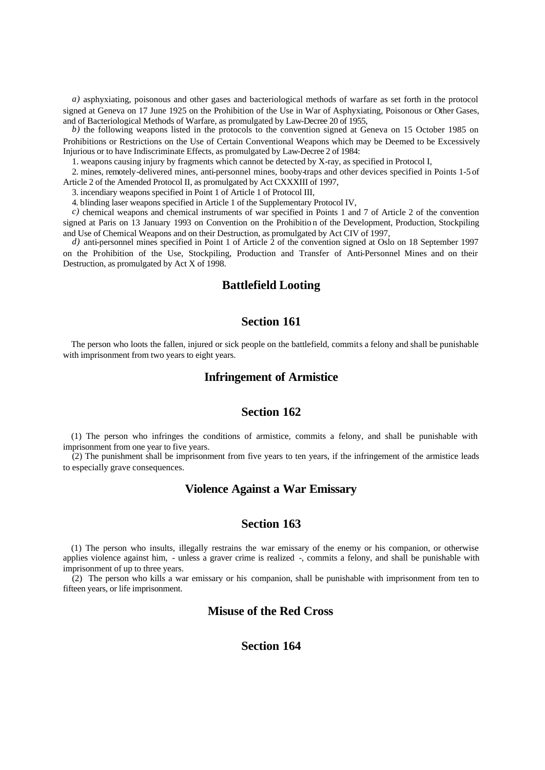*a)* asphyxiating, poisonous and other gases and bacteriological methods of warfare as set forth in the protocol signed at Geneva on 17 June 1925 on the Prohibition of the Use in War of Asphyxiating, Poisonous or Other Gases, and of Bacteriological Methods of Warfare, as promulgated by Law-Decree 20 of 1955,

*b)* the following weapons listed in the protocols to the convention signed at Geneva on 15 October 1985 on Prohibitions or Restrictions on the Use of Certain Conventional Weapons which may be Deemed to be Excessively Injurious or to have Indiscriminate Effects, as promulgated by Law-Decree 2 of 1984:

1. weapons causing injury by fragments which cannot be detected by X-ray, as specified in Protocol I,
2. mines, remotely-delivered mines, anti-personnel mines, booby-traps and other devices specified in Points 1-5 of Article 2 of the Amended Protocol II, as promulgated by Act CXXXIII of 1997,
3. incendiary weapons specified in Point 1 of Article 1 of Protocol III,
4. blinding laser weapons specified in Article 1 of the Supplementary Protocol IV,

*c)* chemical weapons and chemical instruments of war specified in Points 1 and 7 of Article 2 of the convention signed at Paris on 13 January 1993 on Convention on the Prohibition of the Development, Production, Stockpiling and Use of Chemical Weapons and on their Destruction, as promulgated by Act CIV of 1997,

*d)* anti-personnel mines specified in Point 1 of Article 2 of the convention signed at Oslo on 18 September 1997 on the Prohibition of the Use, Stockpiling, Production and Transfer of Anti-Personnel Mines and on their Destruction, as promulgated by Act X of 1998.

## Battlefield Looting

## Section 161

The person who loots the fallen, injured or sick people on the battlefield, commits a felony and shall be punishable with imprisonment from two years to eight years.

## Infringement of Armistice

## Section 162

(1) The person who infringes the conditions of armistice, commits a felony, and shall be punishable with imprisonment from one year to five years.

(2) The punishment shall be imprisonment from five years to ten years, if the infringement of the armistice leads to especially grave consequences.

## Violence Against a War Emissary

## Section 163

(1) The person who insults, illegally restrains the war emissary of the enemy or his companion, or otherwise applies violence against him, - unless a graver crime is realized -, commits a felony, and shall be punishable with imprisonment of up to three years.

(2) The person who kills a war emissary or his companion, shall be punishable with imprisonment from ten to fifteen years, or life imprisonment.

## Misuse of the Red Cross

## Section 164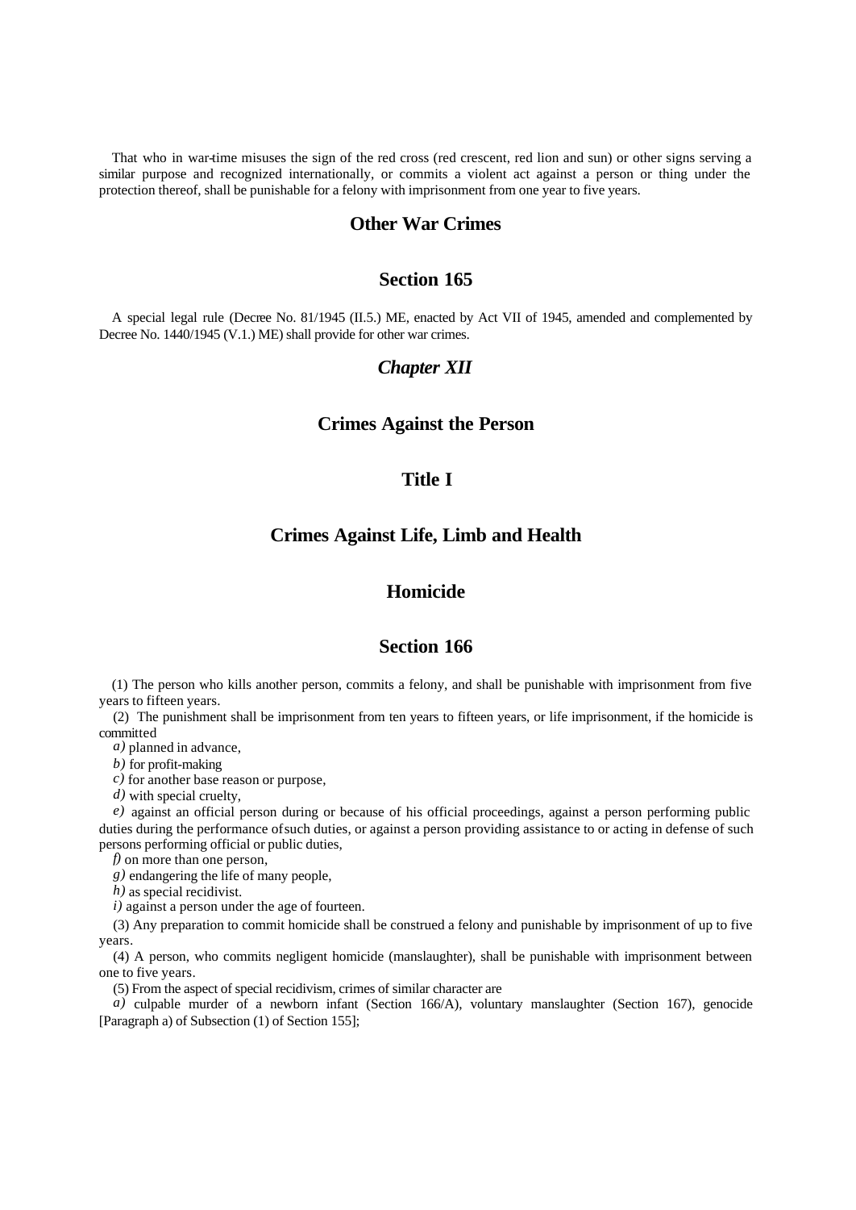That who in war-time misuses the sign of the red cross (red crescent, red lion and sun) or other signs serving a similar purpose and recognized internationally, or commits a violent act against a person or thing under the protection thereof, shall be punishable for a felony with imprisonment from one year to five years.

## Other War Crimes

## Section 165

A special legal rule (Decree No. 81/1945 (II.5.) ME, enacted by Act VII of 1945, amended and complemented by Decree No. 1440/1945 (V.1.) ME) shall provide for other war crimes.

## *Chapter XII*

## Crimes Against the Person

## Title I

## Crimes Against Life, Limb and Health

## Homicide

## Section 166

(1) The person who kills another person, commits a felony, and shall be punishable with imprisonment from five years to fifteen years.

(2) The punishment shall be imprisonment from ten years to fifteen years, or life imprisonment, if the homicide is committed

*a)* planned in advance,

*b)* for profit-making

*c)* for another base reason or purpose,

*d)* with special cruelty,

*e)* against an official person during or because of his official proceedings, against a person performing public duties during the performance of such duties, or against a person providing assistance to or acting in defense of such persons performing official or public duties,

*f)* on more than one person,

*g)* endangering the life of many people,

*h)* as special recidivist.

*i)* against a person under the age of fourteen.

(3) Any preparation to commit homicide shall be construed a felony and punishable by imprisonment of up to five years.

(4) A person, who commits negligent homicide (manslaughter), shall be punishable with imprisonment between one to five years.

(5) From the aspect of special recidivism, crimes of similar character are

*a)* culpable murder of a newborn infant (Section 166/A), voluntary manslaughter (Section 167), genocide [Paragraph a) of Subsection (1) of Section 155];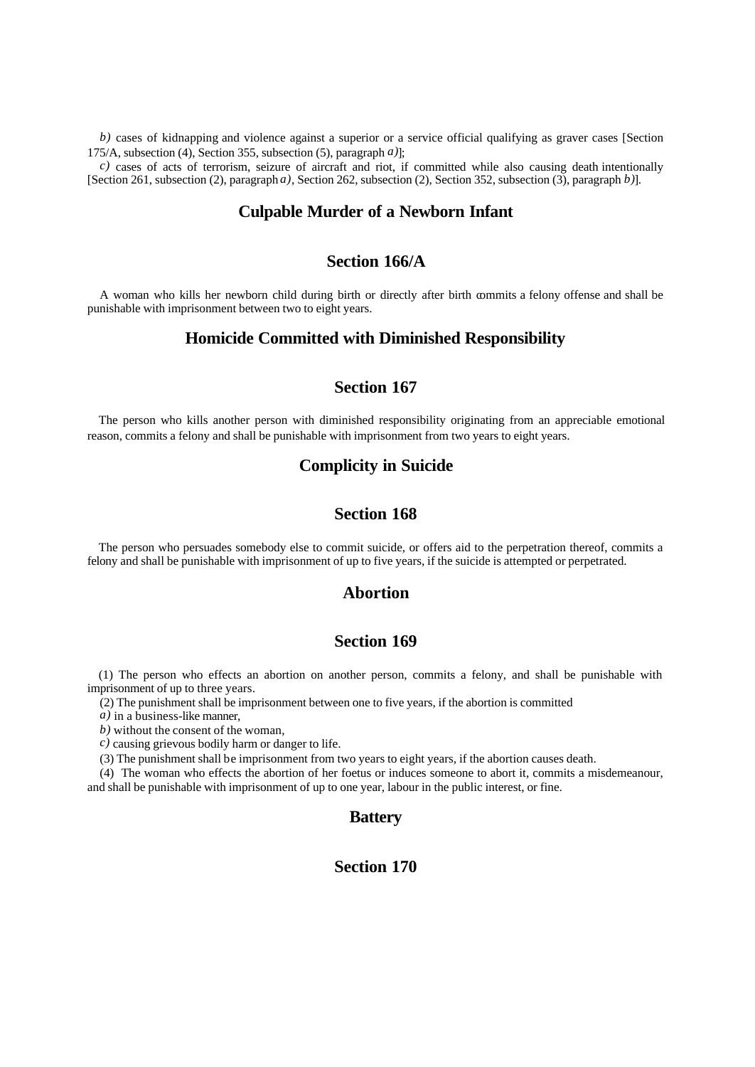*b)* cases of kidnapping and violence against a superior or a service official qualifying as graver cases [Section 175/A, subsection (4), Section 355, subsection (5), paragraph *a)*];

*c)* cases of acts of terrorism, seizure of aircraft and riot, if committed while also causing death intentionally [Section 261, subsection (2), paragraph *a)*, Section 262, subsection (2), Section 352, subsection (3), paragraph *b)*].

## Culpable Murder of a Newborn Infant

## Section 166/A

A woman who kills her newborn child during birth or directly after birth commits a felony offense and shall be punishable with imprisonment between two to eight years.

## Homicide Committed with Diminished Responsibility

## Section 167

The person who kills another person with diminished responsibility originating from an appreciable emotional reason, commits a felony and shall be punishable with imprisonment from two years to eight years.

## Complicity in Suicide

## Section 168

The person who persuades somebody else to commit suicide, or offers aid to the perpetration thereof, commits a felony and shall be punishable with imprisonment of up to five years, if the suicide is attempted or perpetrated.

## Abortion

## Section 169

(1) The person who effects an abortion on another person, commits a felony, and shall be punishable with imprisonment of up to three years.

(2) The punishment shall be imprisonment between one to five years, if the abortion is committed

*a)* in a business-like manner,

*b)* without the consent of the woman,

*c)* causing grievous bodily harm or danger to life.

(3) The punishment shall be imprisonment from two years to eight years, if the abortion causes death.

(4) The woman who effects the abortion of her foetus or induces someone to abort it, commits a misdemeanour, and shall be punishable with imprisonment of up to one year, labour in the public interest, or fine.

## Battery

## Section 170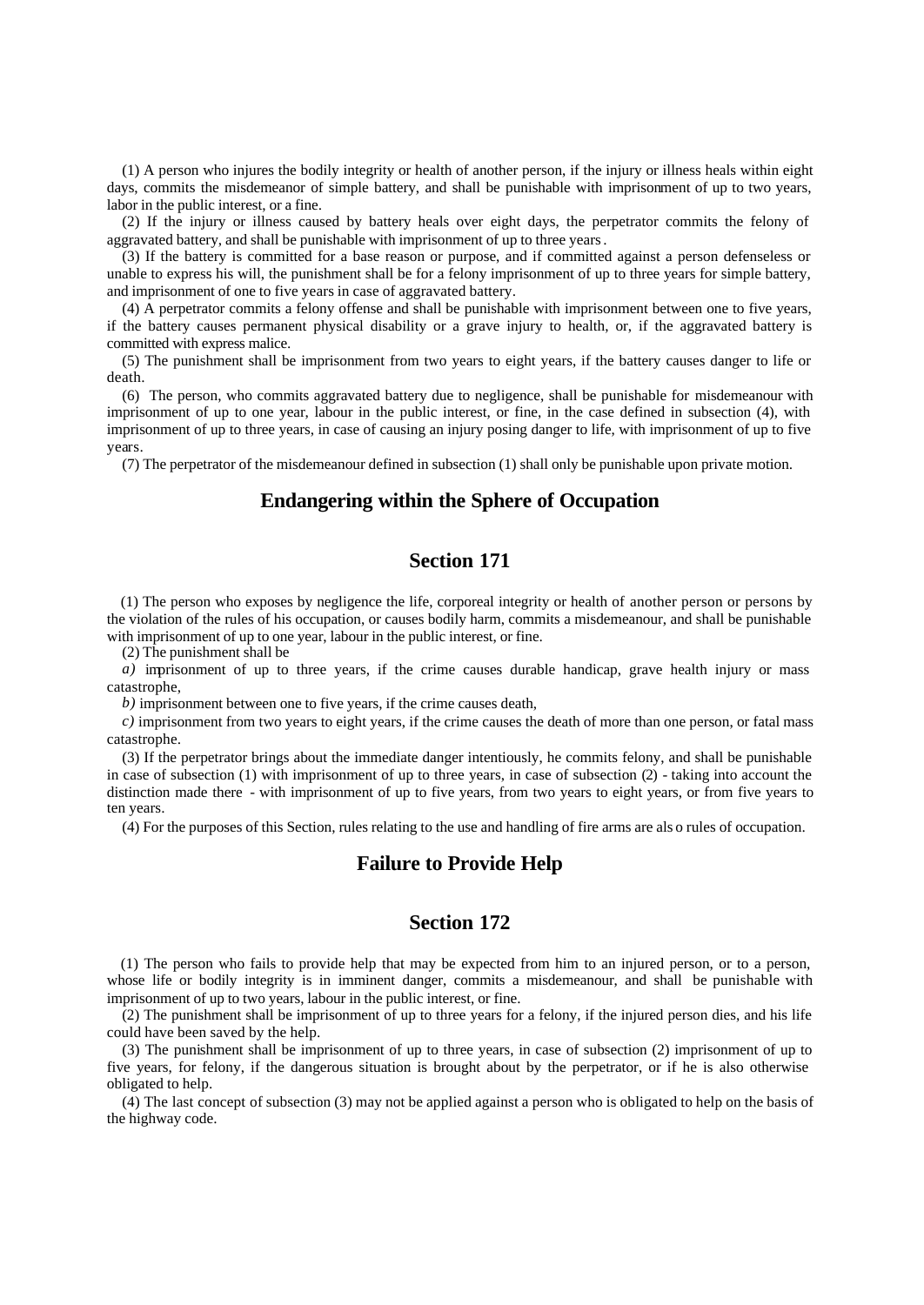(1) A person who injures the bodily integrity or health of another person, if the injury or illness heals within eight days, commits the misdemeanor of simple battery, and shall be punishable with imprisonment of up to two years, labor in the public interest, or a fine.

(2) If the injury or illness caused by battery heals over eight days, the perpetrator commits the felony of aggravated battery, and shall be punishable with imprisonment of up to three years.

(3) If the battery is committed for a base reason or purpose, and if committed against a person defenseless or unable to express his will, the punishment shall be for a felony imprisonment of up to three years for simple battery, and imprisonment of one to five years in case of aggravated battery.

(4) A perpetrator commits a felony offense and shall be punishable with imprisonment between one to five years, if the battery causes permanent physical disability or a grave injury to health, or, if the aggravated battery is committed with express malice.

(5) The punishment shall be imprisonment from two years to eight years, if the battery causes danger to life or death.

(6) The person, who commits aggravated battery due to negligence, shall be punishable for misdemeanour with imprisonment of up to one year, labour in the public interest, or fine, in the case defined in subsection (4), with imprisonment of up to three years, in case of causing an injury posing danger to life, with imprisonment of up to five years.

(7) The perpetrator of the misdemeanour defined in subsection (1) shall only be punishable upon private motion.

## Endangering within the Sphere of Occupation

## Section 171

(1) The person who exposes by negligence the life, corporeal integrity or health of another person or persons by the violation of the rules of his occupation, or causes bodily harm, commits a misdemeanour, and shall be punishable with imprisonment of up to one year, labour in the public interest, or fine.

(2) The punishment shall be

*a)* imprisonment of up to three years, if the crime causes durable handicap, grave health injury or mass catastrophe,

*b)* imprisonment between one to five years, if the crime causes death,

*c)* imprisonment from two years to eight years, if the crime causes the death of more than one person, or fatal mass catastrophe.

(3) If the perpetrator brings about the immediate danger intentiously, he commits felony, and shall be punishable in case of subsection (1) with imprisonment of up to three years, in case of subsection (2) - taking into account the distinction made there - with imprisonment of up to five years, from two years to eight years, or from five years to ten years.

(4) For the purposes of this Section, rules relating to the use and handling of fire arms are also rules of occupation.

## Failure to Provide Help

## Section 172

(1) The person who fails to provide help that may be expected from him to an injured person, or to a person, whose life or bodily integrity is in imminent danger, commits a misdemeanour, and shall be punishable with imprisonment of up to two years, labour in the public interest, or fine.

(2) The punishment shall be imprisonment of up to three years for a felony, if the injured person dies, and his life could have been saved by the help.

(3) The punishment shall be imprisonment of up to three years, in case of subsection (2) imprisonment of up to five years, for felony, if the dangerous situation is brought about by the perpetrator, or if he is also otherwise obligated to help.

(4) The last concept of subsection (3) may not be applied against a person who is obligated to help on the basis of the highway code.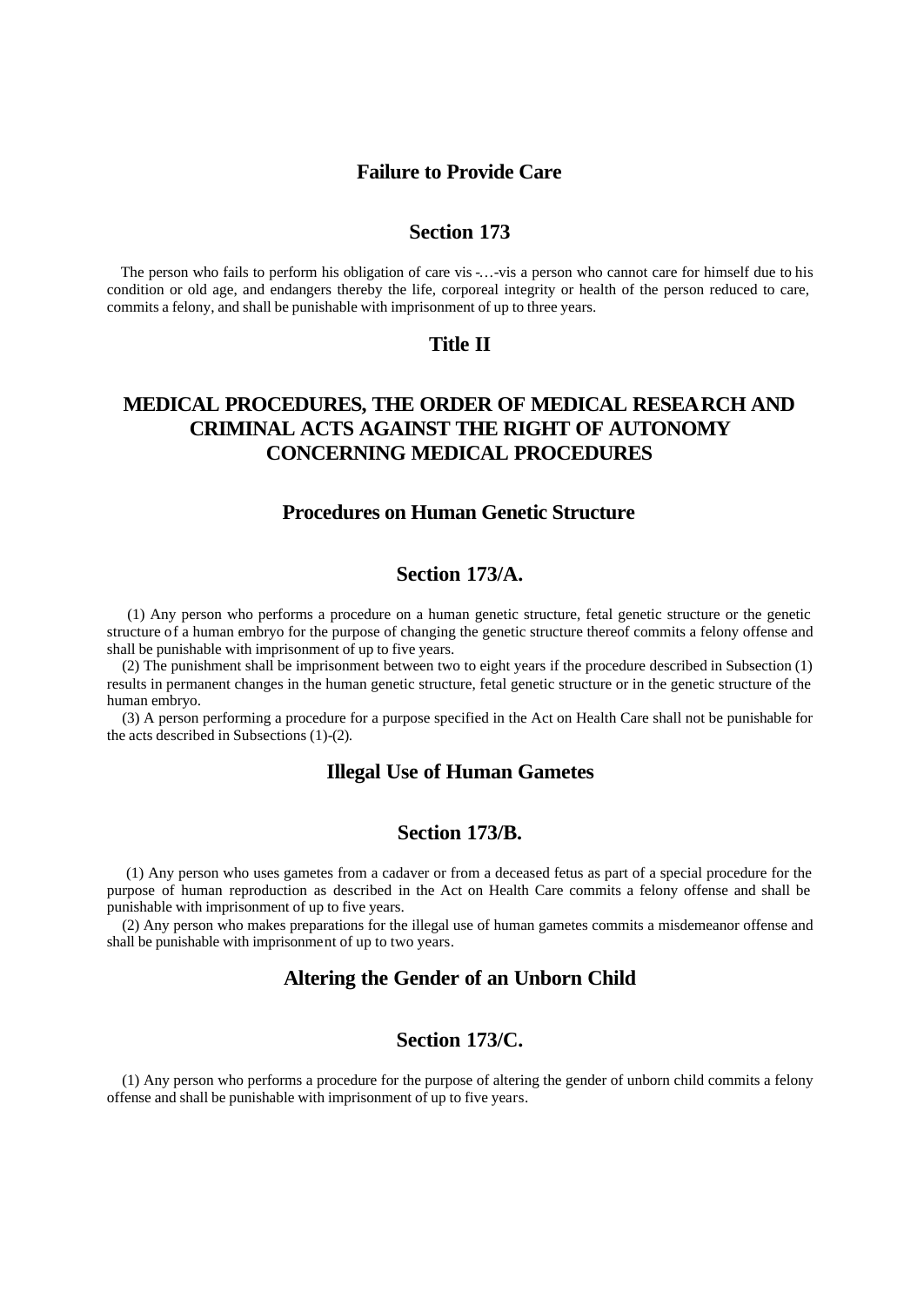## Failure to Provide Care

### Section 173

The person who fails to perform his obligation of care vis -…-vis a person who cannot care for himself due to his condition or old age, and endangers thereby the life, corporeal integrity or health of the person reduced to care, commits a felony, and shall be punishable with imprisonment of up to three years.

## Title II

# MEDICAL PROCEDURES, THE ORDER OF MEDICAL RESEARCH AND CRIMINAL ACTS AGAINST THE RIGHT OF AUTONOMY CONCERNING MEDICAL PROCEDURES

## Procedures on Human Genetic Structure

### Section 173/A.

(1) Any person who performs a procedure on a human genetic structure, fetal genetic structure or the genetic structure of a human embryo for the purpose of changing the genetic structure thereof commits a felony offense and shall be punishable with imprisonment of up to five years.

(2) The punishment shall be imprisonment between two to eight years if the procedure described in Subsection (1) results in permanent changes in the human genetic structure, fetal genetic structure or in the genetic structure of the human embryo.

(3) A person performing a procedure for a purpose specified in the Act on Health Care shall not be punishable for the acts described in Subsections (1)-(2).

## Illegal Use of Human Gametes

### Section 173/B.

(1) Any person who uses gametes from a cadaver or from a deceased fetus as part of a special procedure for the purpose of human reproduction as described in the Act on Health Care commits a felony offense and shall be punishable with imprisonment of up to five years.

(2) Any person who makes preparations for the illegal use of human gametes commits a misdemeanor offense and shall be punishable with imprisonment of up to two years.

## Altering the Gender of an Unborn Child

### Section 173/C.

(1) Any person who performs a procedure for the purpose of altering the gender of unborn child commits a felony offense and shall be punishable with imprisonment of up to five years.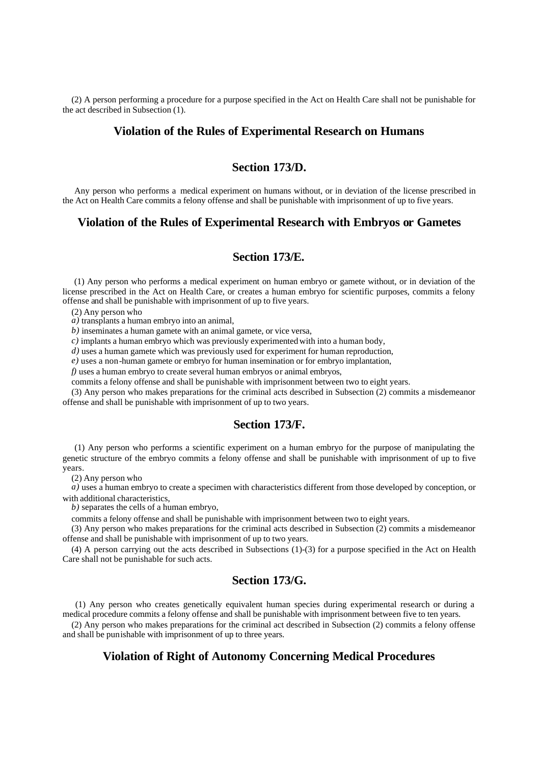(2) A person performing a procedure for a purpose specified in the Act on Health Care shall not be punishable for the act described in Subsection (1).

## Violation of the Rules of Experimental Research on Humans

### Section 173/D.

Any person who performs a medical experiment on humans without, or in deviation of the license prescribed in the Act on Health Care commits a felony offense and shall be punishable with imprisonment of up to five years.

## Violation of the Rules of Experimental Research with Embryos or Gametes

### Section 173/E.

(1) Any person who performs a medical experiment on human embryo or gamete without, or in deviation of the license prescribed in the Act on Health Care, or creates a human embryo for scientific purposes, commits a felony offense and shall be punishable with imprisonment of up to five years.

(2) Any person who

*a)* transplants a human embryo into an animal,

*b)* inseminates a human gamete with an animal gamete, or vice versa,

*c)* implants a human embryo which was previously experimented with into a human body,

*d)* uses a human gamete which was previously used for experiment for human reproduction,

*e)* uses a non-human gamete or embryo for human insemination or for embryo implantation,

*f)* uses a human embryo to create several human embryos or animal embryos,

commits a felony offense and shall be punishable with imprisonment between two to eight years.

(3) Any person who makes preparations for the criminal acts described in Subsection (2) commits a misdemeanor offense and shall be punishable with imprisonment of up to two years.

### Section 173/F.

(1) Any person who performs a scientific experiment on a human embryo for the purpose of manipulating the genetic structure of the embryo commits a felony offense and shall be punishable with imprisonment of up to five years.

(2) Any person who

*a)* uses a human embryo to create a specimen with characteristics different from those developed by conception, or with additional characteristics,

*b)* separates the cells of a human embryo,

commits a felony offense and shall be punishable with imprisonment between two to eight years.

(3) Any person who makes preparations for the criminal acts described in Subsection (2) commits a misdemeanor offense and shall be punishable with imprisonment of up to two years.

(4) A person carrying out the acts described in Subsections (1)-(3) for a purpose specified in the Act on Health Care shall not be punishable for such acts.

### Section 173/G.

(1) Any person who creates genetically equivalent human species during experimental research or during a medical procedure commits a felony offense and shall be punishable with imprisonment between five to ten years.

(2) Any person who makes preparations for the criminal act described in Subsection (2) commits a felony offense and shall be punishable with imprisonment of up to three years.

## Violation of Right of Autonomy Concerning Medical Procedures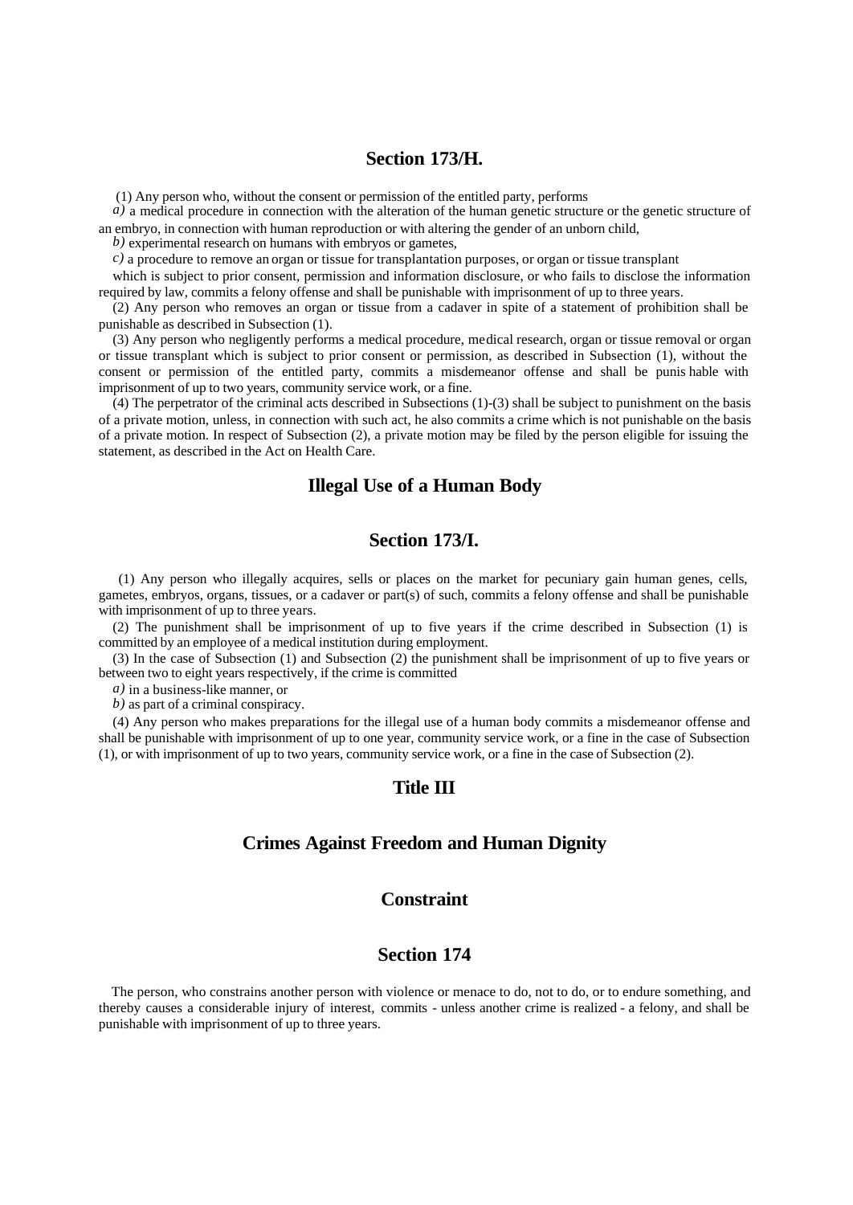## Section 173/H.

(1) Any person who, without the consent or permission of the entitled party, performs

*a)* a medical procedure in connection with the alteration of the human genetic structure or the genetic structure of an embryo, in connection with human reproduction or with altering the gender of an unborn child,

*b)* experimental research on humans with embryos or gametes,

*c)* a procedure to remove an organ or tissue for transplantation purposes, or organ or tissue transplant

which is subject to prior consent, permission and information disclosure, or who fails to disclose the information required by law, commits a felony offense and shall be punishable with imprisonment of up to three years.

(2) Any person who removes an organ or tissue from a cadaver in spite of a statement of prohibition shall be punishable as described in Subsection (1).

(3) Any person who negligently performs a medical procedure, medical research, organ or tissue removal or organ or tissue transplant which is subject to prior consent or permission, as described in Subsection (1), without the consent or permission of the entitled party, commits a misdemeanor offense and shall be punishable with imprisonment of up to two years, community service work, or a fine.

(4) The perpetrator of the criminal acts described in Subsections (1)-(3) shall be subject to punishment on the basis of a private motion, unless, in connection with such act, he also commits a crime which is not punishable on the basis of a private motion. In respect of Subsection (2), a private motion may be filed by the person eligible for issuing the statement, as described in the Act on Health Care.

## Illegal Use of a Human Body

## Section 173/I.

(1) Any person who illegally acquires, sells or places on the market for pecuniary gain human genes, cells, gametes, embryos, organs, tissues, or a cadaver or part(s) of such, commits a felony offense and shall be punishable with imprisonment of up to three years.

(2) The punishment shall be imprisonment of up to five years if the crime described in Subsection (1) is committed by an employee of a medical institution during employment.

(3) In the case of Subsection (1) and Subsection (2) the punishment shall be imprisonment of up to five years or between two to eight years respectively, if the crime is committed

*a)* in a business-like manner, or

*b)* as part of a criminal conspiracy.

(4) Any person who makes preparations for the illegal use of a human body commits a misdemeanor offense and shall be punishable with imprisonment of up to one year, community service work, or a fine in the case of Subsection (1), or with imprisonment of up to two years, community service work, or a fine in the case of Subsection (2).

# Title III

# Crimes Against Freedom and Human Dignity

## Constraint

## Section 174

The person, who constrains another person with violence or menace to do, not to do, or to endure something, and thereby causes a considerable injury of interest, commits - unless another crime is realized - a felony, and shall be punishable with imprisonment of up to three years.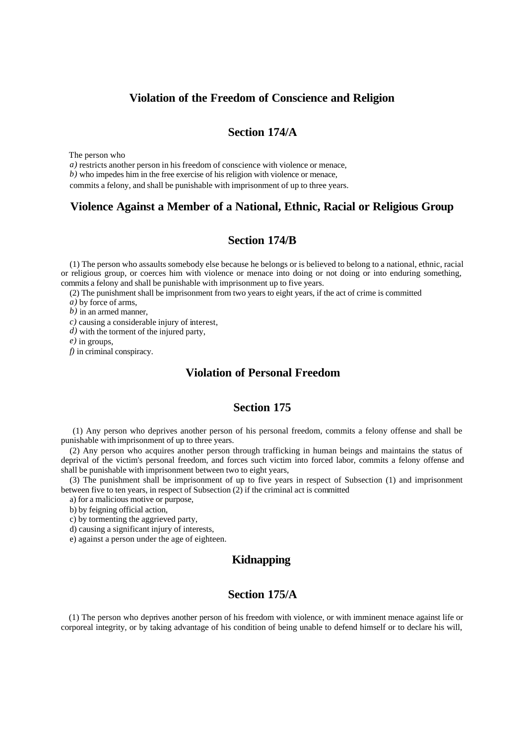## Violation of the Freedom of Conscience and Religion

### Section 174/A

The person who

*a)* restricts another person in his freedom of conscience with violence or menace,

*b)* who impedes him in the free exercise of his religion with violence or menace,

commits a felony, and shall be punishable with imprisonment of up to three years.

## Violence Against a Member of a National, Ethnic, Racial or Religious Group

### Section 174/B

(1) The person who assaults somebody else because he belongs or is believed to belong to a national, ethnic, racial or religious group, or coerces him with violence or menace into doing or not doing or into enduring something, commits a felony and shall be punishable with imprisonment up to five years.

(2) The punishment shall be imprisonment from two years to eight years, if the act of crime is committed

*a)* by force of arms,

*b)* in an armed manner,

*c)* causing a considerable injury of interest,

*d)* with the torment of the injured party,

*e)* in groups,

*f)* in criminal conspiracy.

## Violation of Personal Freedom

### Section 175

(1) Any person who deprives another person of his personal freedom, commits a felony offense and shall be punishable with imprisonment of up to three years.

(2) Any person who acquires another person through trafficking in human beings and maintains the status of deprival of the victim's personal freedom, and forces such victim into forced labor, commits a felony offense and shall be punishable with imprisonment between two to eight years,

(3) The punishment shall be imprisonment of up to five years in respect of Subsection (1) and imprisonment between five to ten years, in respect of Subsection (2) if the criminal act is committed

a) for a malicious motive or purpose,

b) by feigning official action,

c) by tormenting the aggrieved party,

d) causing a significant injury of interests,

e) against a person under the age of eighteen.

## Kidnapping

### Section 175/A

(1) The person who deprives another person of his freedom with violence, or with imminent menace against life or corporeal integrity, or by taking advantage of his condition of being unable to defend himself or to declare his will,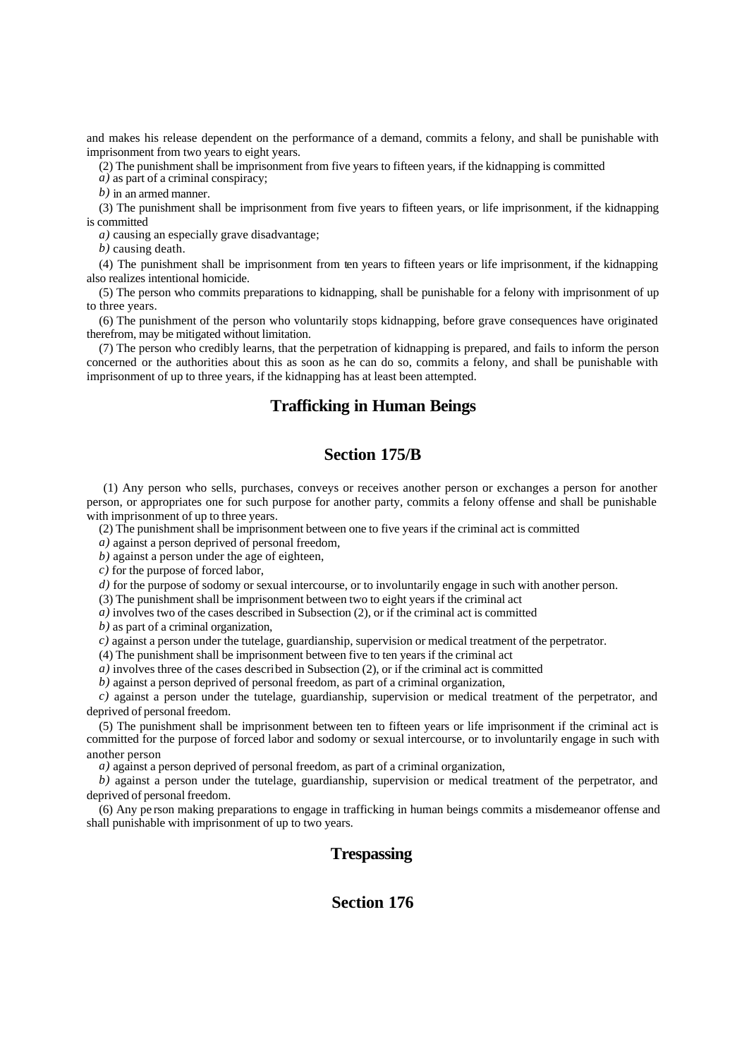and makes his release dependent on the performance of a demand, commits a felony, and shall be punishable with imprisonment from two years to eight years.

(2) The punishment shall be imprisonment from five years to fifteen years, if the kidnapping is committed

*a)* as part of a criminal conspiracy;

*b)* in an armed manner.

(3) The punishment shall be imprisonment from five years to fifteen years, or life imprisonment, if the kidnapping is committed

*a)* causing an especially grave disadvantage;

*b)* causing death.

(4) The punishment shall be imprisonment from ten years to fifteen years or life imprisonment, if the kidnapping also realizes intentional homicide.

(5) The person who commits preparations to kidnapping, shall be punishable for a felony with imprisonment of up to three years.

(6) The punishment of the person who voluntarily stops kidnapping, before grave consequences have originated therefrom, may be mitigated without limitation.

(7) The person who credibly learns, that the perpetration of kidnapping is prepared, and fails to inform the person concerned or the authorities about this as soon as he can do so, commits a felony, and shall be punishable with imprisonment of up to three years, if the kidnapping has at least been attempted.

## Trafficking in Human Beings

## Section 175/B

(1) Any person who sells, purchases, conveys or receives another person or exchanges a person for another person, or appropriates one for such purpose for another party, commits a felony offense and shall be punishable with imprisonment of up to three years.

(2) The punishment shall be imprisonment between one to five years if the criminal act is committed

*a)* against a person deprived of personal freedom,

*b)* against a person under the age of eighteen,

*c)* for the purpose of forced labor,

*d)* for the purpose of sodomy or sexual intercourse, or to involuntarily engage in such with another person.

(3) The punishment shall be imprisonment between two to eight years if the criminal act

*a)* involves two of the cases described in Subsection (2), or if the criminal act is committed

*b)* as part of a criminal organization,

*c)* against a person under the tutelage, guardianship, supervision or medical treatment of the perpetrator.

(4) The punishment shall be imprisonment between five to ten years if the criminal act

*a)* involves three of the cases described in Subsection (2), or if the criminal act is committed

*b)* against a person deprived of personal freedom, as part of a criminal organization,

*c)* against a person under the tutelage, guardianship, supervision or medical treatment of the perpetrator, and deprived of personal freedom.

(5) The punishment shall be imprisonment between ten to fifteen years or life imprisonment if the criminal act is committed for the purpose of forced labor and sodomy or sexual intercourse, or to involuntarily engage in such with another person

*a)* against a person deprived of personal freedom, as part of a criminal organization,

*b)* against a person under the tutelage, guardianship, supervision or medical treatment of the perpetrator, and deprived of personal freedom.

(6) Any person making preparations to engage in trafficking in human beings commits a misdemeanor offense and shall punishable with imprisonment of up to two years.

## Trespassing

## Section 176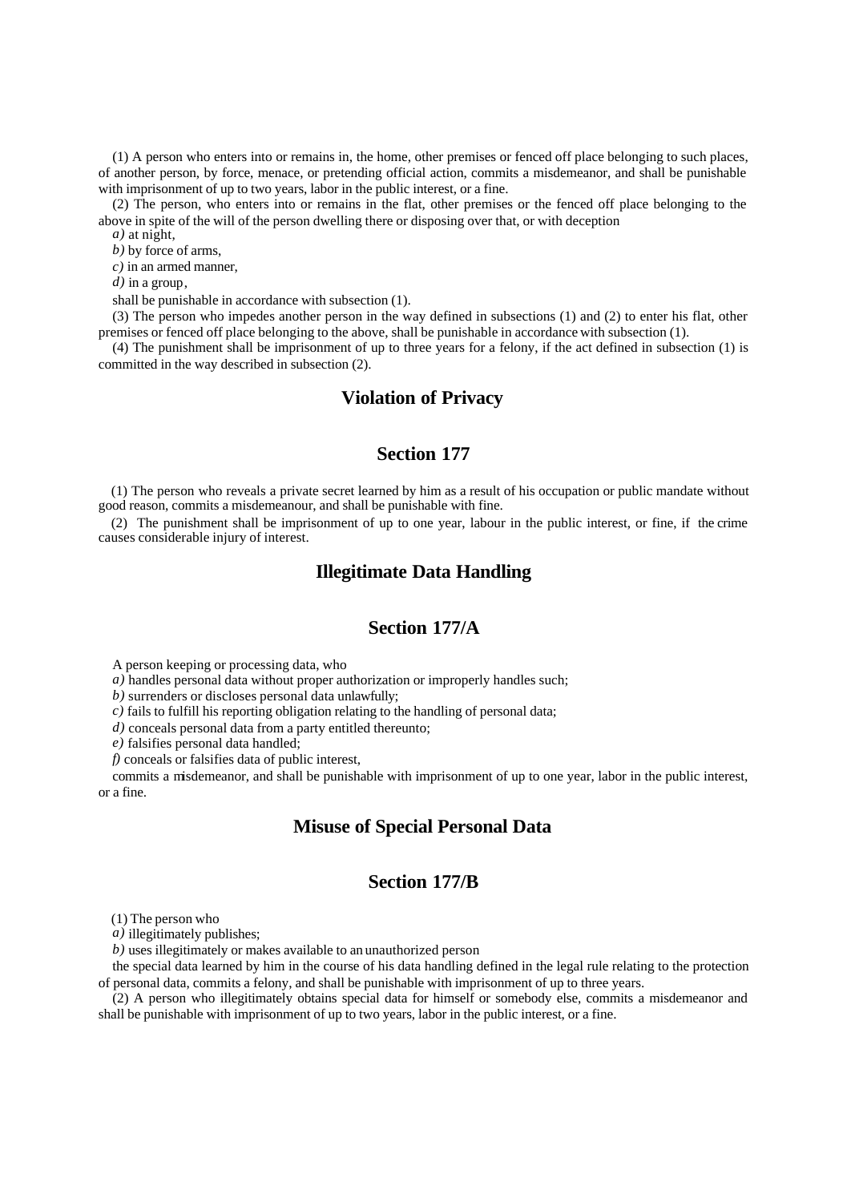(1) A person who enters into or remains in, the home, other premises or fenced off place belonging to such places, of another person, by force, menace, or pretending official action, commits a misdemeanor, and shall be punishable with imprisonment of up to two years, labor in the public interest, or a fine.

(2) The person, who enters into or remains in the flat, other premises or the fenced off place belonging to the above in spite of the will of the person dwelling there or disposing over that, or with deception

*a)* at night,

*b)* by force of arms,

*c)* in an armed manner,

*d)* in a group,

shall be punishable in accordance with subsection (1).

(3) The person who impedes another person in the way defined in subsections (1) and (2) to enter his flat, other premises or fenced off place belonging to the above, shall be punishable in accordance with subsection (1).

(4) The punishment shall be imprisonment of up to three years for a felony, if the act defined in subsection (1) is committed in the way described in subsection (2).

## Violation of Privacy

## Section 177

(1) The person who reveals a private secret learned by him as a result of his occupation or public mandate without good reason, commits a misdemeanour, and shall be punishable with fine.

(2) The punishment shall be imprisonment of up to one year, labour in the public interest, or fine, if the crime causes considerable injury of interest.

## Illegitimate Data Handling

## Section 177/A

A person keeping or processing data, who

*a)* handles personal data without proper authorization or improperly handles such;

*b)* surrenders or discloses personal data unlawfully;

*c)* fails to fulfill his reporting obligation relating to the handling of personal data;

*d)* conceals personal data from a party entitled thereunto;

*e)* falsifies personal data handled;

*f)* conceals or falsifies data of public interest,

commits a misdemeanor, and shall be punishable with imprisonment of up to one year, labor in the public interest, or a fine.

## Misuse of Special Personal Data

## Section 177/B

(1) The person who

*a)* illegitimately publishes;

*b)* uses illegitimately or makes available to an unauthorized person

the special data learned by him in the course of his data handling defined in the legal rule relating to the protection of personal data, commits a felony, and shall be punishable with imprisonment of up to three years.

(2) A person who illegitimately obtains special data for himself or somebody else, commits a misdemeanor and shall be punishable with imprisonment of up to two years, labor in the public interest, or a fine.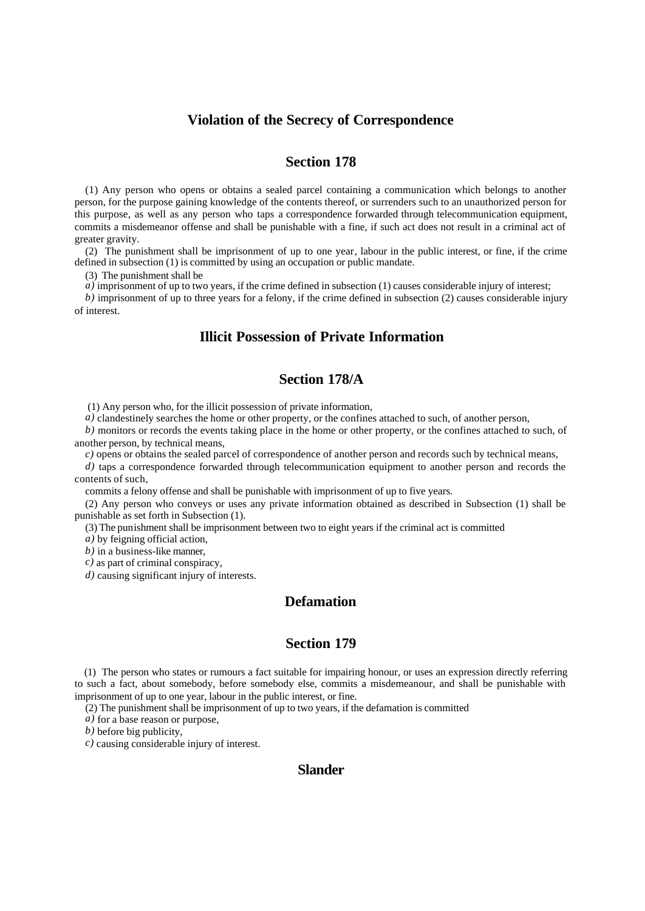## Violation of the Secrecy of Correspondence

### Section 178

(1) Any person who opens or obtains a sealed parcel containing a communication which belongs to another person, for the purpose gaining knowledge of the contents thereof, or surrenders such to an unauthorized person for this purpose, as well as any person who taps a correspondence forwarded through telecommunication equipment, commits a misdemeanor offense and shall be punishable with a fine, if such act does not result in a criminal act of greater gravity.

(2) The punishment shall be imprisonment of up to one year, labour in the public interest, or fine, if the crime defined in subsection (1) is committed by using an occupation or public mandate.

(3) The punishment shall be

*a)* imprisonment of up to two years, if the crime defined in subsection (1) causes considerable injury of interest;

*b)* imprisonment of up to three years for a felony, if the crime defined in subsection (2) causes considerable injury of interest.

## Illicit Possession of Private Information

### Section 178/A

(1) Any person who, for the illicit possession of private information,

*a)* clandestinely searches the home or other property, or the confines attached to such, of another person,

*b)* monitors or records the events taking place in the home or other property, or the confines attached to such, of another person, by technical means,

*c)* opens or obtains the sealed parcel of correspondence of another person and records such by technical means,

*d)* taps a correspondence forwarded through telecommunication equipment to another person and records the contents of such,

commits a felony offense and shall be punishable with imprisonment of up to five years.

(2) Any person who conveys or uses any private information obtained as described in Subsection (1) shall be punishable as set forth in Subsection (1).

(3) The punishment shall be imprisonment between two to eight years if the criminal act is committed

*a)* by feigning official action,

*b)* in a business-like manner,

*c)* as part of criminal conspiracy,

*d)* causing significant injury of interests.

## Defamation

### Section 179

(1) The person who states or rumours a fact suitable for impairing honour, or uses an expression directly referring to such a fact, about somebody, before somebody else, commits a misdemeanour, and shall be punishable with imprisonment of up to one year, labour in the public interest, or fine.

(2) The punishment shall be imprisonment of up to two years, if the defamation is committed

*a)* for a base reason or purpose,

*b)* before big publicity,

*c)* causing considerable injury of interest.

## Slander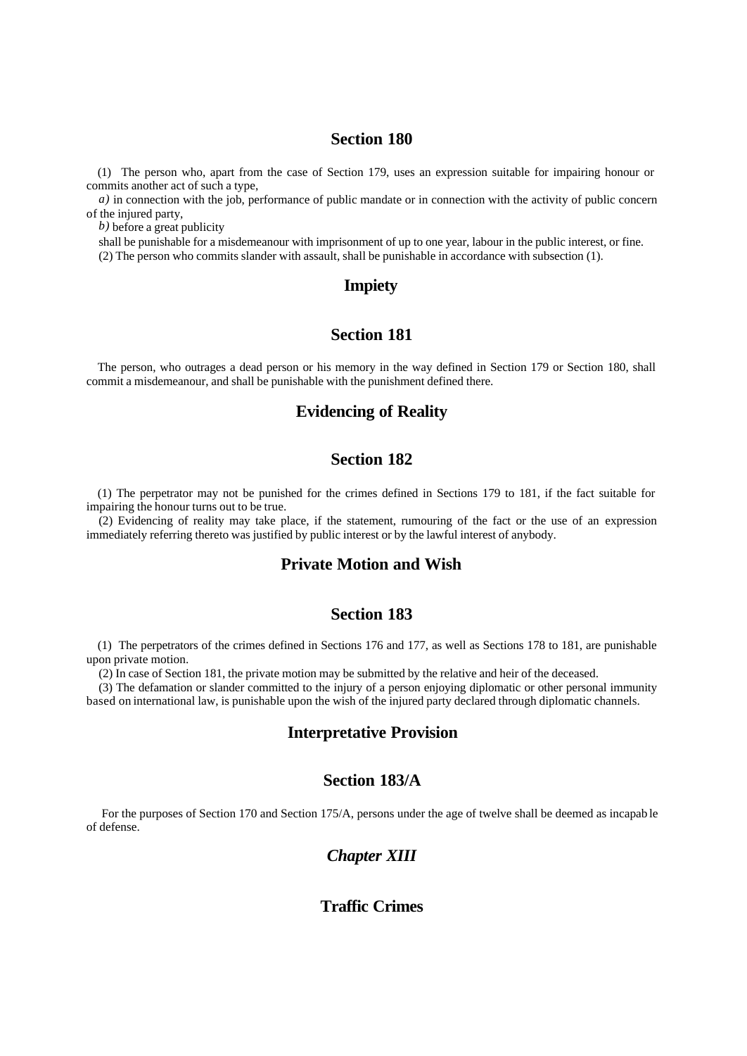## Section 180

(1) The person who, apart from the case of Section 179, uses an expression suitable for impairing honour or commits another act of such a type,

*a)* in connection with the job, performance of public mandate or in connection with the activity of public concern of the injured party,

*b)* before a great publicity

shall be punishable for a misdemeanour with imprisonment of up to one year, labour in the public interest, or fine.

(2) The person who commits slander with assault, shall be punishable in accordance with subsection (1).

## Impiety

## Section 181

The person, who outrages a dead person or his memory in the way defined in Section 179 or Section 180, shall commit a misdemeanour, and shall be punishable with the punishment defined there.

## Evidencing of Reality

## Section 182

(1) The perpetrator may not be punished for the crimes defined in Sections 179 to 181, if the fact suitable for impairing the honour turns out to be true.

(2) Evidencing of reality may take place, if the statement, rumouring of the fact or the use of an expression immediately referring thereto was justified by public interest or by the lawful interest of anybody.

## Private Motion and Wish

## Section 183

(1) The perpetrators of the crimes defined in Sections 176 and 177, as well as Sections 178 to 181, are punishable upon private motion.

(2) In case of Section 181, the private motion may be submitted by the relative and heir of the deceased.

(3) The defamation or slander committed to the injury of a person enjoying diplomatic or other personal immunity based on international law, is punishable upon the wish of the injured party declared through diplomatic channels.

## Interpretative Provision

## Section 183/A

For the purposes of Section 170 and Section 175/A, persons under the age of twelve shall be deemed as incapable of defense.

## *Chapter XIII*

## Traffic Crimes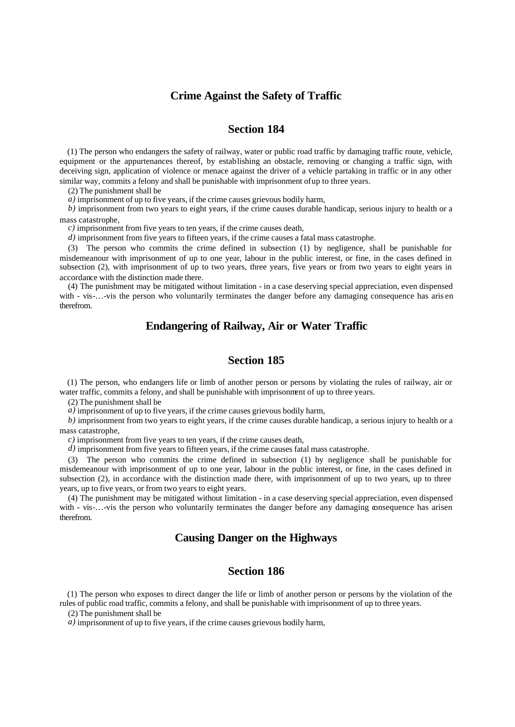## Crime Against the Safety of Traffic

### Section 184

(1) The person who endangers the safety of railway, water or public road traffic by damaging traffic route, vehicle, equipment or the appurtenances thereof, by establishing an obstacle, removing or changing a traffic sign, with deceiving sign, application of violence or menace against the driver of a vehicle partaking in traffic or in any other similar way, commits a felony and shall be punishable with imprisonment of up to three years.

(2) The punishment shall be

*a)* imprisonment of up to five years, if the crime causes grievous bodily harm,

*b)* imprisonment from two years to eight years, if the crime causes durable handicap, serious injury to health or a mass catastrophe,

*c)* imprisonment from five years to ten years, if the crime causes death,

*d)* imprisonment from five years to fifteen years, if the crime causes a fatal mass catastrophe.

(3) The person who commits the crime defined in subsection (1) by negligence, shall be punishable for misdemeanour with imprisonment of up to one year, labour in the public interest, or fine, in the cases defined in subsection (2), with imprisonment of up to two years, three years, five years or from two years to eight years in accordance with the distinction made there.

(4) The punishment may be mitigated without limitation - in a case deserving special appreciation, even dispensed with - vis-…-vis the person who voluntarily terminates the danger before any damaging consequence has arisen therefrom.

## Endangering of Railway, Air or Water Traffic

### Section 185

(1) The person, who endangers life or limb of another person or persons by violating the rules of railway, air or water traffic, commits a felony, and shall be punishable with imprisonment of up to three years.

(2) The punishment shall be

*a)* imprisonment of up to five years, if the crime causes grievous bodily harm,

*b)* imprisonment from two years to eight years, if the crime causes durable handicap, a serious injury to health or a mass catastrophe,

*c)* imprisonment from five years to ten years, if the crime causes death,

*d)* imprisonment from five years to fifteen years, if the crime causes fatal mass catastrophe.

(3) The person who commits the crime defined in subsection (1) by negligence shall be punishable for misdemeanour with imprisonment of up to one year, labour in the public interest, or fine, in the cases defined in subsection (2), in accordance with the distinction made there, with imprisonment of up to two years, up to three years, up to five years, or from two years to eight years.

(4) The punishment may be mitigated without limitation - in a case deserving special appreciation, even dispensed with - vis-…-vis the person who voluntarily terminates the danger before any damaging consequence has arisen therefrom.

## Causing Danger on the Highways

### Section 186

(1) The person who exposes to direct danger the life or limb of another person or persons by the violation of the rules of public road traffic, commits a felony, and shall be punishable with imprisonment of up to three years.

(2) The punishment shall be

*a)* imprisonment of up to five years, if the crime causes grievous bodily harm,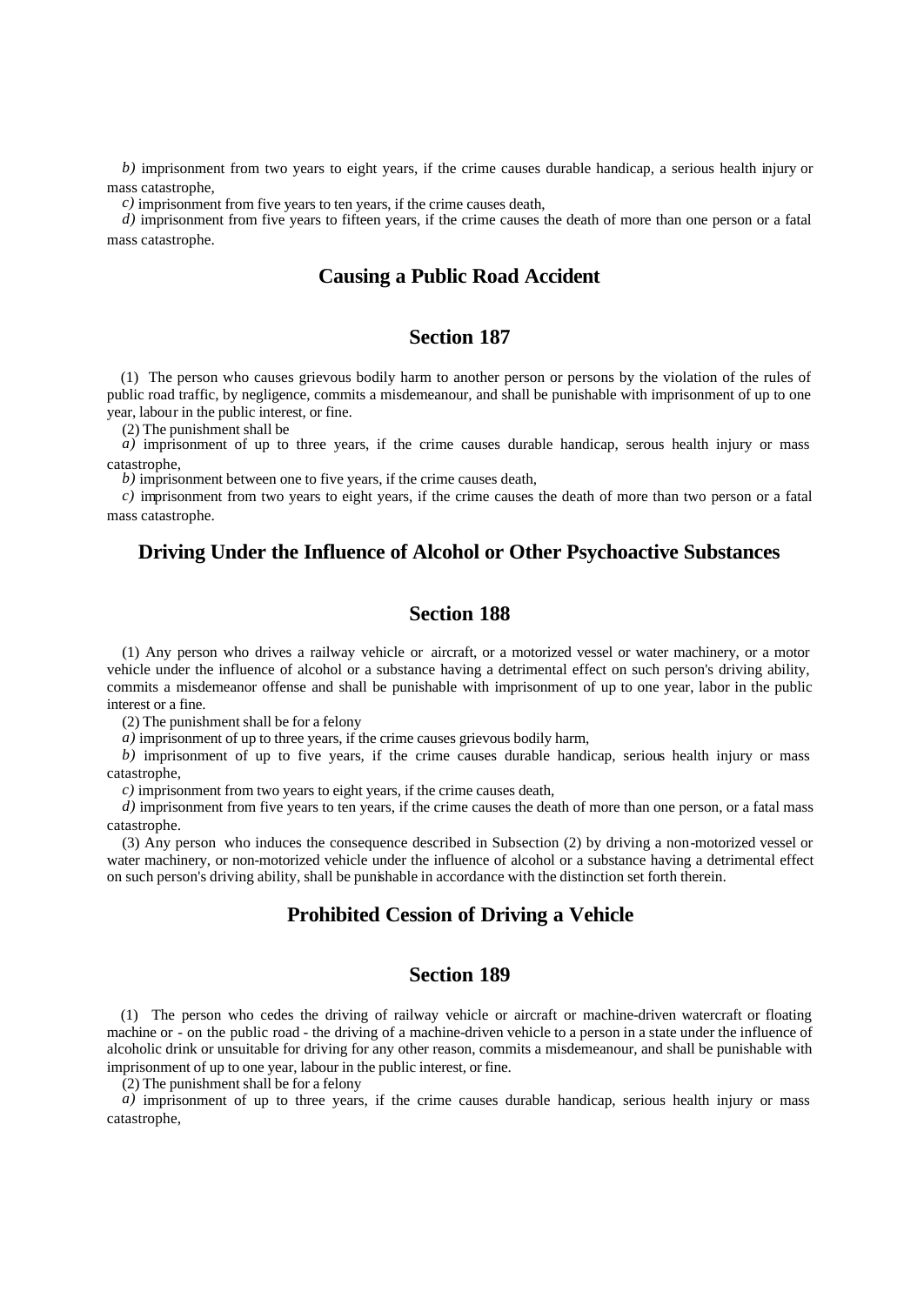*b)* imprisonment from two years to eight years, if the crime causes durable handicap, a serious health injury or mass catastrophe,

*c)* imprisonment from five years to ten years, if the crime causes death,

*d)* imprisonment from five years to fifteen years, if the crime causes the death of more than one person or a fatal mass catastrophe.

## Causing a Public Road Accident

## Section 187

(1) The person who causes grievous bodily harm to another person or persons by the violation of the rules of public road traffic, by negligence, commits a misdemeanour, and shall be punishable with imprisonment of up to one year, labour in the public interest, or fine.

(2) The punishment shall be

*a)* imprisonment of up to three years, if the crime causes durable handicap, serous health injury or mass catastrophe,

*b)* imprisonment between one to five years, if the crime causes death,

*c)* imprisonment from two years to eight years, if the crime causes the death of more than two person or a fatal mass catastrophe.

## Driving Under the Influence of Alcohol or Other Psychoactive Substances

## Section 188

(1) Any person who drives a railway vehicle or aircraft, or a motorized vessel or water machinery, or a motor vehicle under the influence of alcohol or a substance having a detrimental effect on such person's driving ability, commits a misdemeanor offense and shall be punishable with imprisonment of up to one year, labor in the public interest or a fine.

(2) The punishment shall be for a felony

*a)* imprisonment of up to three years, if the crime causes grievous bodily harm,

*b)* imprisonment of up to five years, if the crime causes durable handicap, serious health injury or mass catastrophe,

*c)* imprisonment from two years to eight years, if the crime causes death,

*d)* imprisonment from five years to ten years, if the crime causes the death of more than one person, or a fatal mass catastrophe.

(3) Any person who induces the consequence described in Subsection (2) by driving a non-motorized vessel or water machinery, or non-motorized vehicle under the influence of alcohol or a substance having a detrimental effect on such person's driving ability, shall be punishable in accordance with the distinction set forth therein.

## Prohibited Cession of Driving a Vehicle

## Section 189

(1) The person who cedes the driving of railway vehicle or aircraft or machine-driven watercraft or floating machine or - on the public road - the driving of a machine-driven vehicle to a person in a state under the influence of alcoholic drink or unsuitable for driving for any other reason, commits a misdemeanour, and shall be punishable with imprisonment of up to one year, labour in the public interest, or fine.

(2) The punishment shall be for a felony

*a)* imprisonment of up to three years, if the crime causes durable handicap, serious health injury or mass catastrophe,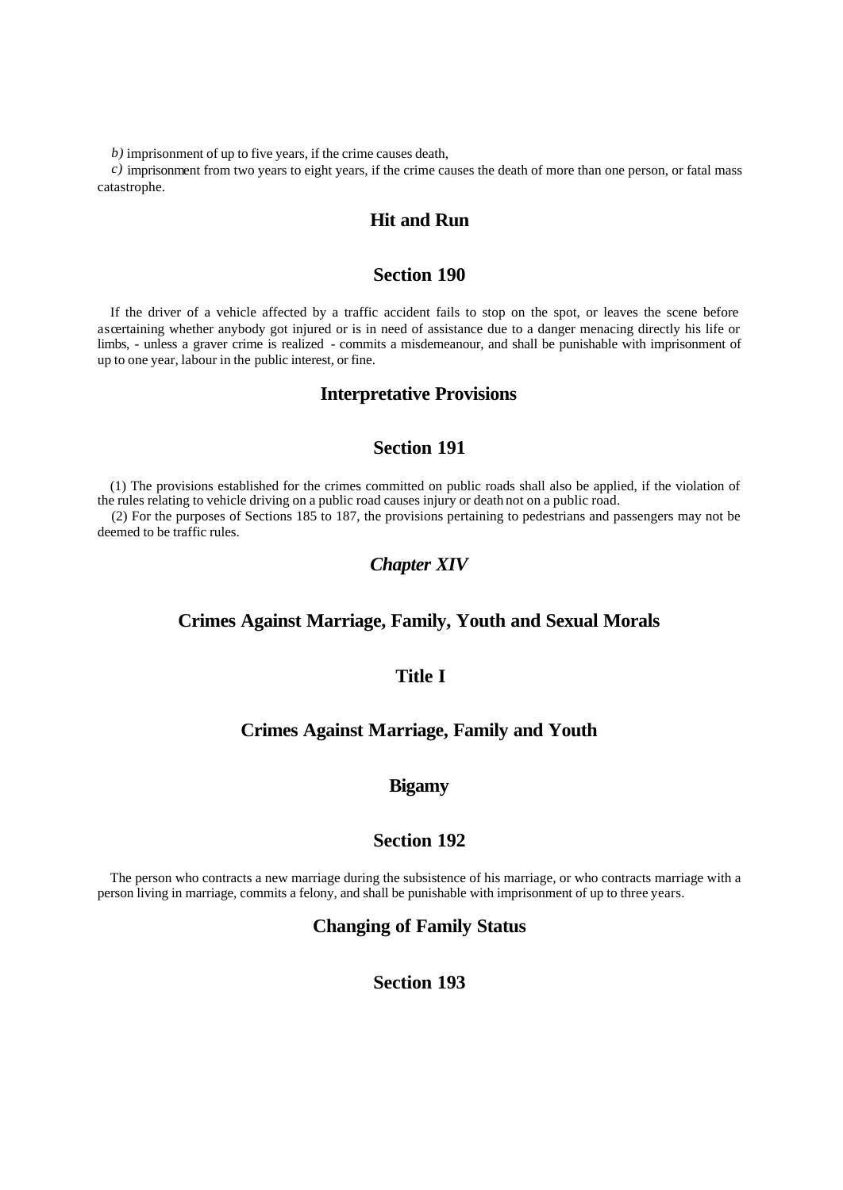*b)* imprisonment of up to five years, if the crime causes death,

*c)* imprisonment from two years to eight years, if the crime causes the death of more than one person, or fatal mass catastrophe.

### Hit and Run

### Section 190

If the driver of a vehicle affected by a traffic accident fails to stop on the spot, or leaves the scene before ascertaining whether anybody got injured or is in need of assistance due to a danger menacing directly his life or limbs, - unless a graver crime is realized - commits a misdemeanour, and shall be punishable with imprisonment of up to one year, labour in the public interest, or fine.

### Interpretative Provisions

### Section 191

(1) The provisions established for the crimes committed on public roads shall also be applied, if the violation of the rules relating to vehicle driving on a public road causes injury or death not on a public road.

(2) For the purposes of Sections 185 to 187, the provisions pertaining to pedestrians and passengers may not be deemed to be traffic rules.

## *Chapter XIV*

## Crimes Against Marriage, Family, Youth and Sexual Morals

## Title I

## Crimes Against Marriage, Family and Youth

### Bigamy

### Section 192

The person who contracts a new marriage during the subsistence of his marriage, or who contracts marriage with a person living in marriage, commits a felony, and shall be punishable with imprisonment of up to three years.

### Changing of Family Status

### Section 193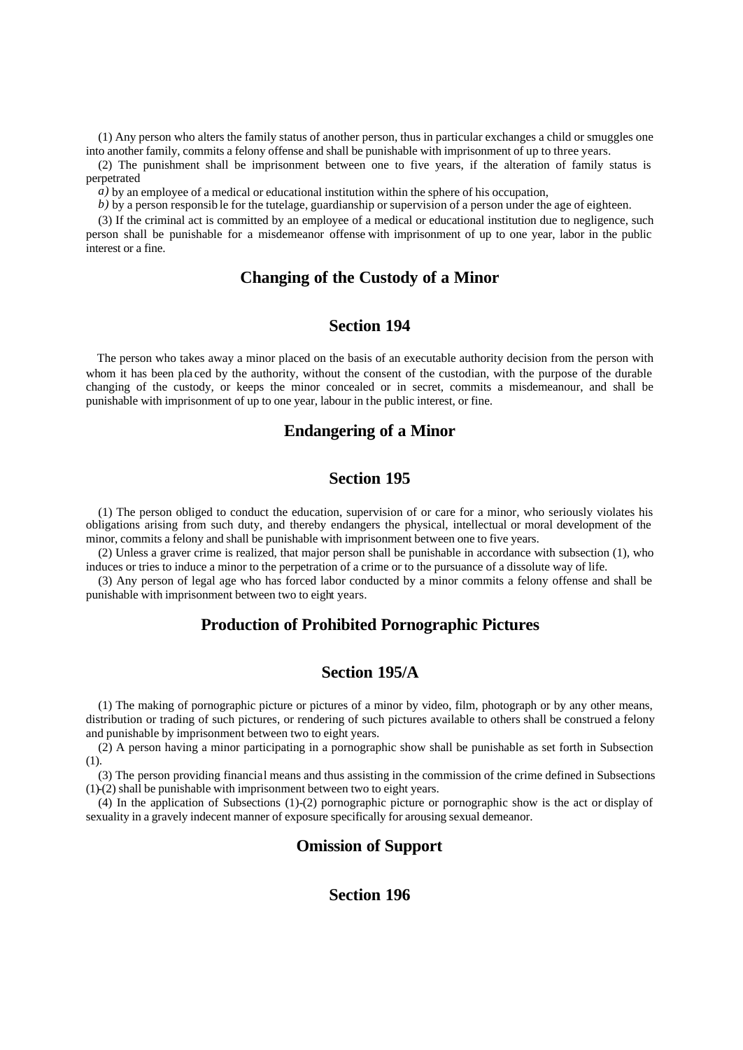(1) Any person who alters the family status of another person, thus in particular exchanges a child or smuggles one into another family, commits a felony offense and shall be punishable with imprisonment of up to three years.

(2) The punishment shall be imprisonment between one to five years, if the alteration of family status is perpetrated

*a)* by an employee of a medical or educational institution within the sphere of his occupation,

*b)* by a person responsible for the tutelage, guardianship or supervision of a person under the age of eighteen.

(3) If the criminal act is committed by an employee of a medical or educational institution due to negligence, such person shall be punishable for a misdemeanor offense with imprisonment of up to one year, labor in the public interest or a fine.

## Changing of the Custody of a Minor

## Section 194

The person who takes away a minor placed on the basis of an executable authority decision from the person with whom it has been placed by the authority, without the consent of the custodian, with the purpose of the durable changing of the custody, or keeps the minor concealed or in secret, commits a misdemeanour, and shall be punishable with imprisonment of up to one year, labour in the public interest, or fine.

## Endangering of a Minor

## Section 195

(1) The person obliged to conduct the education, supervision of or care for a minor, who seriously violates his obligations arising from such duty, and thereby endangers the physical, intellectual or moral development of the minor, commits a felony and shall be punishable with imprisonment between one to five years.

(2) Unless a graver crime is realized, that major person shall be punishable in accordance with subsection (1), who induces or tries to induce a minor to the perpetration of a crime or to the pursuance of a dissolute way of life.

(3) Any person of legal age who has forced labor conducted by a minor commits a felony offense and shall be punishable with imprisonment between two to eight years.

## Production of Prohibited Pornographic Pictures

## Section 195/A

(1) The making of pornographic picture or pictures of a minor by video, film, photograph or by any other means, distribution or trading of such pictures, or rendering of such pictures available to others shall be construed a felony and punishable by imprisonment between two to eight years.

(2) A person having a minor participating in a pornographic show shall be punishable as set forth in Subsection (1).

(3) The person providing financial means and thus assisting in the commission of the crime defined in Subsections (1)-(2) shall be punishable with imprisonment between two to eight years.

(4) In the application of Subsections (1)-(2) pornographic picture or pornographic show is the act or display of sexuality in a gravely indecent manner of exposure specifically for arousing sexual demeanor.

## Omission of Support

## Section 196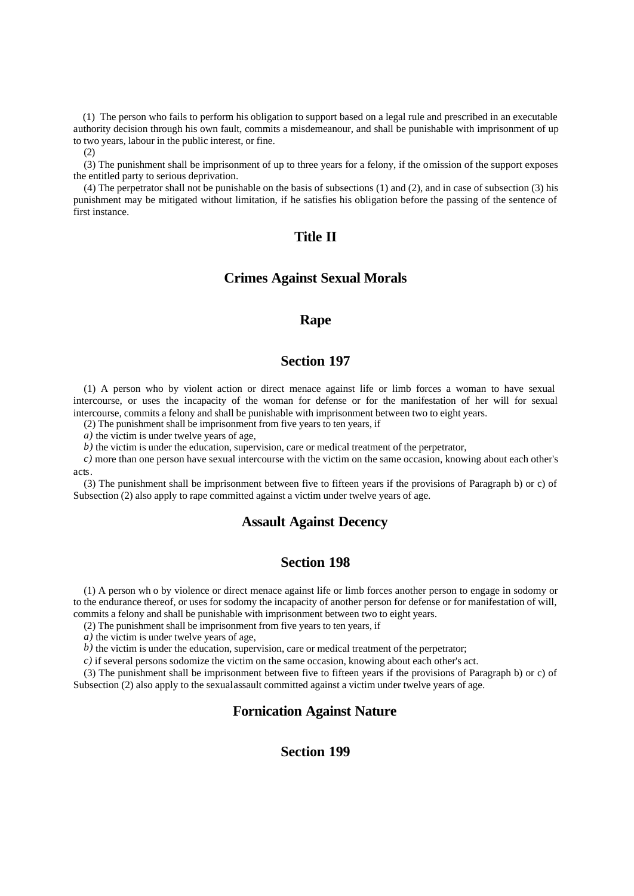(1) The person who fails to perform his obligation to support based on a legal rule and prescribed in an executable authority decision through his own fault, commits a misdemeanour, and shall be punishable with imprisonment of up to two years, labour in the public interest, or fine.

(2)

(3) The punishment shall be imprisonment of up to three years for a felony, if the omission of the support exposes the entitled party to serious deprivation.

(4) The perpetrator shall not be punishable on the basis of subsections (1) and (2), and in case of subsection (3) his punishment may be mitigated without limitation, if he satisfies his obligation before the passing of the sentence of first instance.

## Title II

## Crimes Against Sexual Morals

### Rape

### Section 197

(1) A person who by violent action or direct menace against life or limb forces a woman to have sexual intercourse, or uses the incapacity of the woman for defense or for the manifestation of her will for sexual intercourse, commits a felony and shall be punishable with imprisonment between two to eight years.

(2) The punishment shall be imprisonment from five years to ten years, if

*a)* the victim is under twelve years of age,

*b)* the victim is under the education, supervision, care or medical treatment of the perpetrator,

*c)* more than one person have sexual intercourse with the victim on the same occasion, knowing about each other's acts.

(3) The punishment shall be imprisonment between five to fifteen years if the provisions of Paragraph b) or c) of Subsection (2) also apply to rape committed against a victim under twelve years of age.

### Assault Against Decency

### Section 198

(1) A person wh o by violence or direct menace against life or limb forces another person to engage in sodomy or to the endurance thereof, or uses for sodomy the incapacity of another person for defense or for manifestation of will, commits a felony and shall be punishable with imprisonment between two to eight years.

(2) The punishment shall be imprisonment from five years to ten years, if

*a)* the victim is under twelve years of age,

*b)* the victim is under the education, supervision, care or medical treatment of the perpetrator;

*c)* if several persons sodomize the victim on the same occasion, knowing about each other's act.

(3) The punishment shall be imprisonment between five to fifteen years if the provisions of Paragraph b) or c) of Subsection (2) also apply to the sexualassault committed against a victim under twelve years of age.

### Fornication Against Nature

### Section 199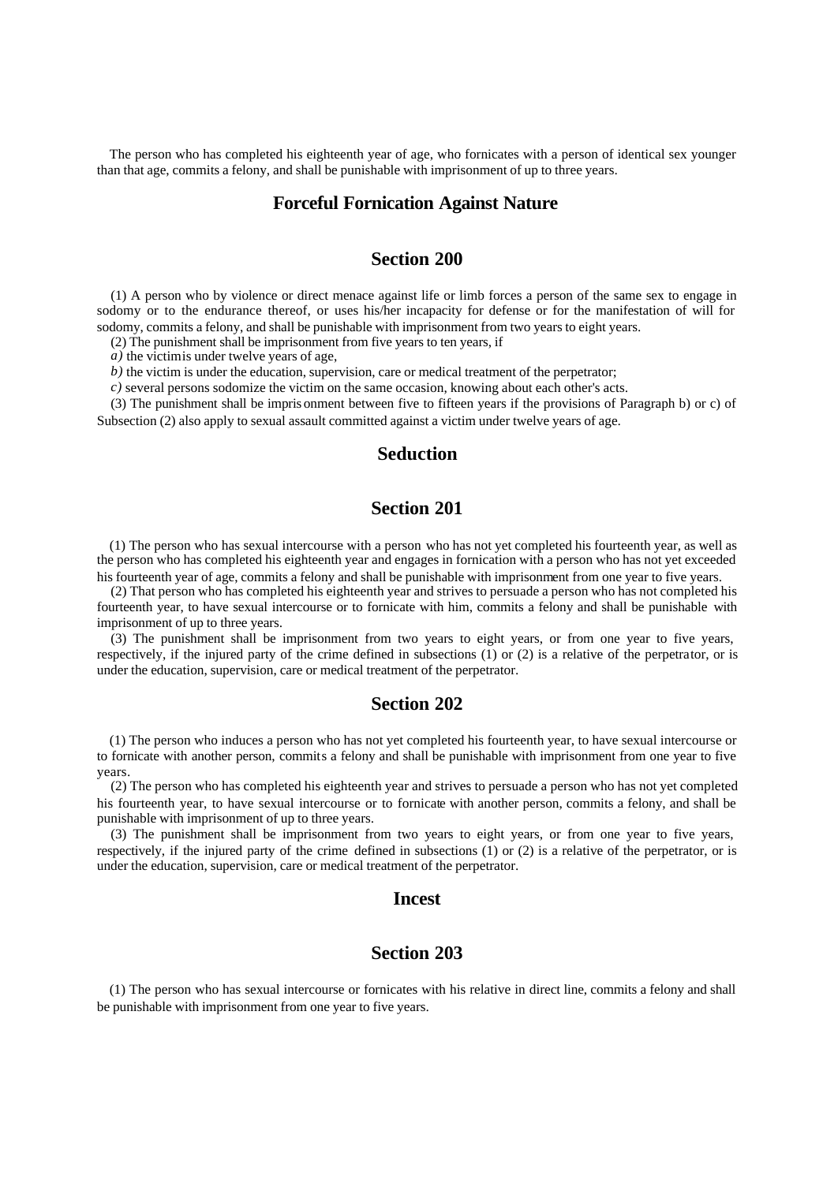The person who has completed his eighteenth year of age, who fornicates with a person of identical sex younger than that age, commits a felony, and shall be punishable with imprisonment of up to three years.

## Forceful Fornication Against Nature

## Section 200

(1) A person who by violence or direct menace against life or limb forces a person of the same sex to engage in sodomy or to the endurance thereof, or uses his/her incapacity for defense or for the manifestation of will for sodomy, commits a felony, and shall be punishable with imprisonment from two years to eight years.

(2) The punishment shall be imprisonment from five years to ten years, if

*a)* the victimis under twelve years of age,

*b)* the victim is under the education, supervision, care or medical treatment of the perpetrator;

*c)* several persons sodomize the victim on the same occasion, knowing about each other's acts.

(3) The punishment shall be impris onment between five to fifteen years if the provisions of Paragraph b) or c) of Subsection (2) also apply to sexual assault committed against a victim under twelve years of age.

## Seduction

## Section 201

(1) The person who has sexual intercourse with a person who has not yet completed his fourteenth year, as well as the person who has completed his eighteenth year and engages in fornication with a person who has not yet exceeded his fourteenth year of age, commits a felony and shall be punishable with imprisonment from one year to five years.

(2) That person who has completed his eighteenth year and strives to persuade a person who has not completed his fourteenth year, to have sexual intercourse or to fornicate with him, commits a felony and shall be punishable with imprisonment of up to three years.

(3) The punishment shall be imprisonment from two years to eight years, or from one year to five years, respectively, if the injured party of the crime defined in subsections (1) or (2) is a relative of the perpetrator, or is under the education, supervision, care or medical treatment of the perpetrator.

## Section 202

(1) The person who induces a person who has not yet completed his fourteenth year, to have sexual intercourse or to fornicate with another person, commits a felony and shall be punishable with imprisonment from one year to five years.

(2) The person who has completed his eighteenth year and strives to persuade a person who has not yet completed his fourteenth year, to have sexual intercourse or to fornicate with another person, commits a felony, and shall be punishable with imprisonment of up to three years.

(3) The punishment shall be imprisonment from two years to eight years, or from one year to five years, respectively, if the injured party of the crime defined in subsections (1) or (2) is a relative of the perpetrator, or is under the education, supervision, care or medical treatment of the perpetrator.

## Incest

## Section 203

(1) The person who has sexual intercourse or fornicates with his relative in direct line, commits a felony and shall be punishable with imprisonment from one year to five years.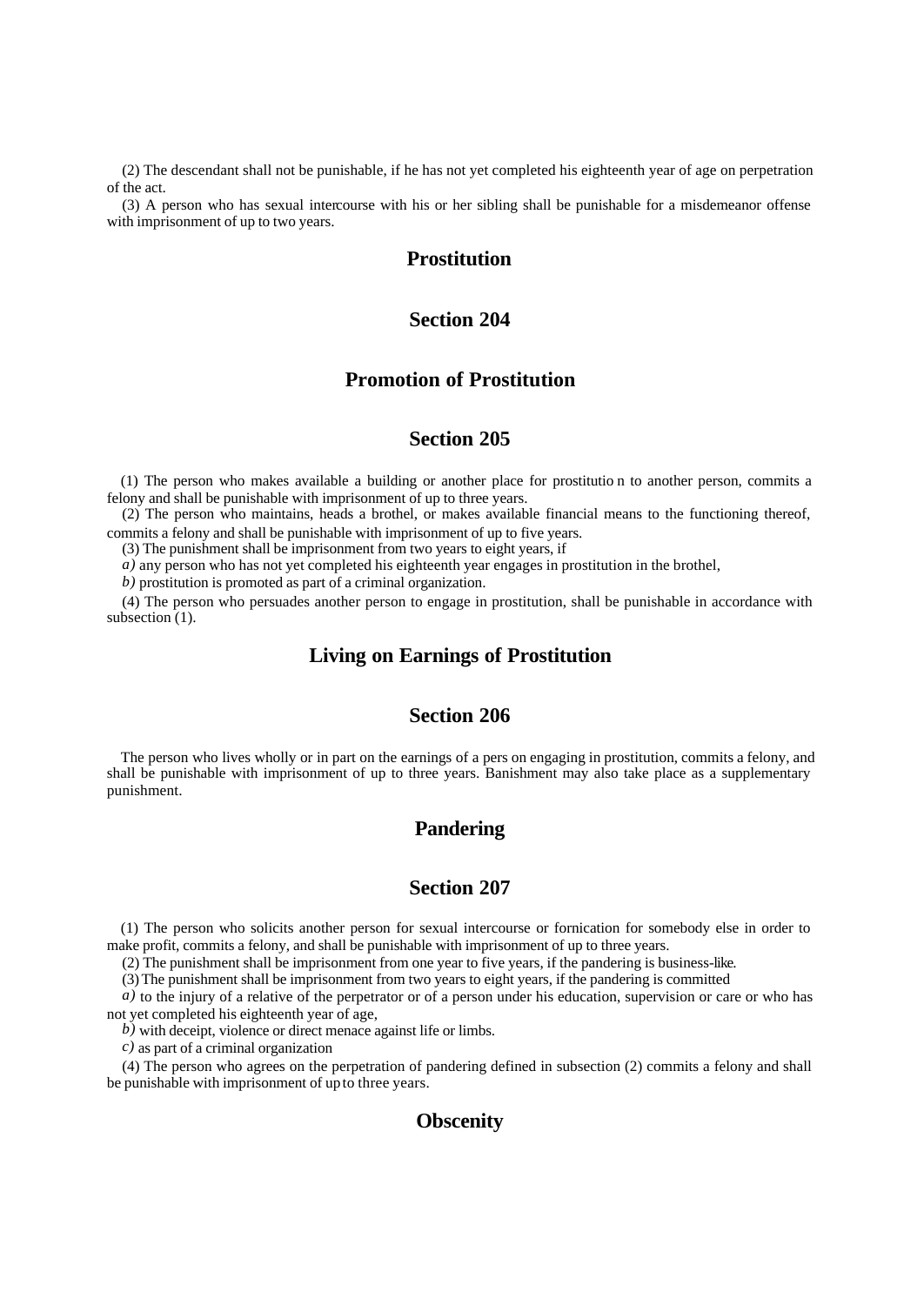(2) The descendant shall not be punishable, if he has not yet completed his eighteenth year of age on perpetration of the act.

(3) A person who has sexual intercourse with his or her sibling shall be punishable for a misdemeanor offense with imprisonment of up to two years.

## Prostitution

## Section 204

## Promotion of Prostitution

## Section 205

(1) The person who makes available a building or another place for prostitutio n to another person, commits a felony and shall be punishable with imprisonment of up to three years.

(2) The person who maintains, heads a brothel, or makes available financial means to the functioning thereof, commits a felony and shall be punishable with imprisonment of up to five years.

(3) The punishment shall be imprisonment from two years to eight years, if

*a)* any person who has not yet completed his eighteenth year engages in prostitution in the brothel,

*b)* prostitution is promoted as part of a criminal organization.

(4) The person who persuades another person to engage in prostitution, shall be punishable in accordance with subsection (1).

## Living on Earnings of Prostitution

## Section 206

The person who lives wholly or in part on the earnings of a pers on engaging in prostitution, commits a felony, and shall be punishable with imprisonment of up to three years. Banishment may also take place as a supplementary punishment.

## Pandering

## Section 207

(1) The person who solicits another person for sexual intercourse or fornication for somebody else in order to make profit, commits a felony, and shall be punishable with imprisonment of up to three years.

(2) The punishment shall be imprisonment from one year to five years, if the pandering is business-like.

(3) The punishment shall be imprisonment from two years to eight years, if the pandering is committed

*a)* to the injury of a relative of the perpetrator or of a person under his education, supervision or care or who has not yet completed his eighteenth year of age,

*b)* with deceipt, violence or direct menace against life or limbs.

*c)* as part of a criminal organization

(4) The person who agrees on the perpetration of pandering defined in subsection (2) commits a felony and shall be punishable with imprisonment of up to three years.

## Obscenity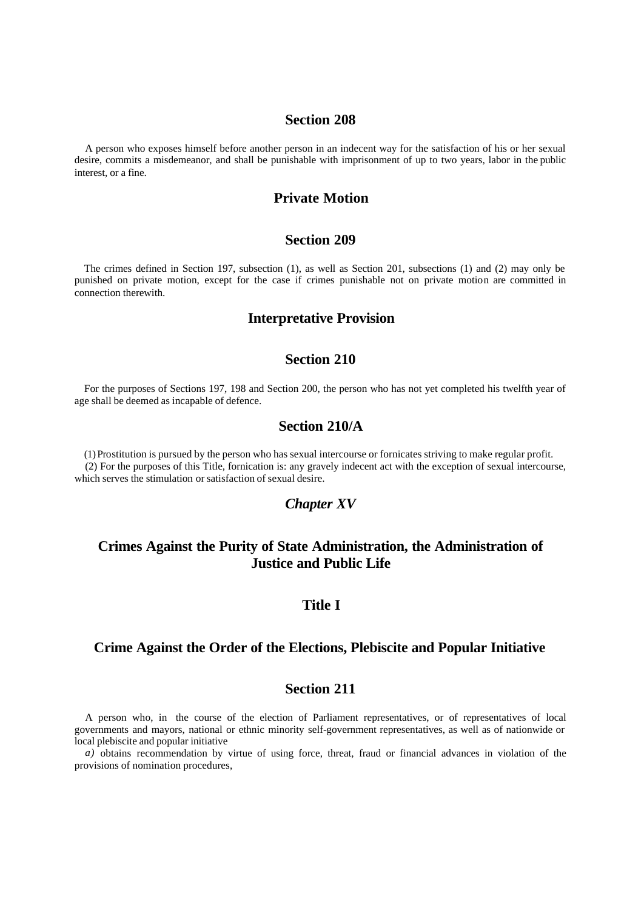### Section 208

A person who exposes himself before another person in an indecent way for the satisfaction of his or her sexual desire, commits a misdemeanor, and shall be punishable with imprisonment of up to two years, labor in the public interest, or a fine.

### Private Motion

### Section 209

The crimes defined in Section 197, subsection (1), as well as Section 201, subsections (1) and (2) may only be punished on private motion, except for the case if crimes punishable not on private motion are committed in connection therewith.

### Interpretative Provision

### Section 210

For the purposes of Sections 197, 198 and Section 200, the person who has not yet completed his twelfth year of age shall be deemed as incapable of defence.

### Section 210/A

(1) Prostitution is pursued by the person who has sexual intercourse or fornicates striving to make regular profit.

(2) For the purposes of this Title, fornication is: any gravely indecent act with the exception of sexual intercourse, which serves the stimulation or satisfaction of sexual desire.

## *Chapter XV*

## Crimes Against the Purity of State Administration, the Administration of Justice and Public Life

### Title I

### Crime Against the Order of the Elections, Plebiscite and Popular Initiative

### Section 211

A person who, in the course of the election of Parliament representatives, or of representatives of local governments and mayors, national or ethnic minority self-government representatives, as well as of nationwide or local plebiscite and popular initiative

*a)* obtains recommendation by virtue of using force, threat, fraud or financial advances in violation of the provisions of nomination procedures,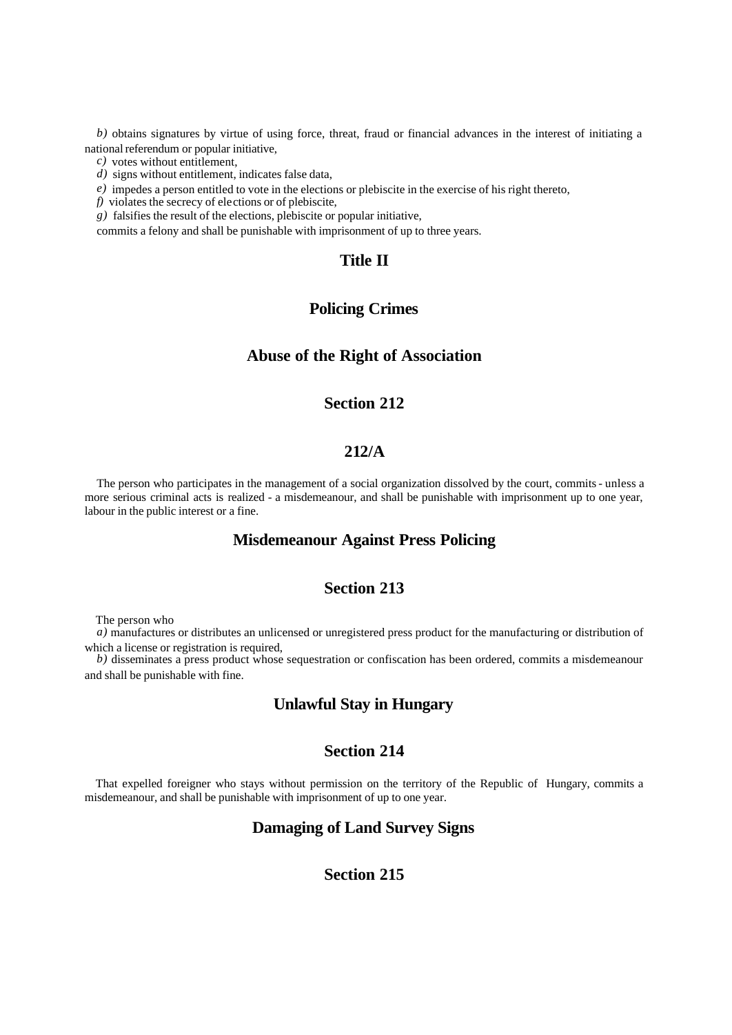*b)* obtains signatures by virtue of using force, threat, fraud or financial advances in the interest of initiating a national referendum or popular initiative,

*c)* votes without entitlement,

*d)* signs without entitlement, indicates false data,

*e)* impedes a person entitled to vote in the elections or plebiscite in the exercise of his right thereto,

*f)* violates the secrecy of elections or of plebiscite,

*g)* falsifies the result of the elections, plebiscite or popular initiative,

commits a felony and shall be punishable with imprisonment of up to three years.

## Title II

## Policing Crimes

### Abuse of the Right of Association

### Section 212

### 212/A

The person who participates in the management of a social organization dissolved by the court, commits - unless a more serious criminal acts is realized - a misdemeanour, and shall be punishable with imprisonment up to one year, labour in the public interest or a fine.

### Misdemeanour Against Press Policing

### Section 213

The person who

*a)* manufactures or distributes an unlicensed or unregistered press product for the manufacturing or distribution of which a license or registration is required,

*b)* disseminates a press product whose sequestration or confiscation has been ordered, commits a misdemeanour and shall be punishable with fine.

### Unlawful Stay in Hungary

### Section 214

That expelled foreigner who stays without permission on the territory of the Republic of Hungary, commits a misdemeanour, and shall be punishable with imprisonment of up to one year.

### Damaging of Land Survey Signs

### Section 215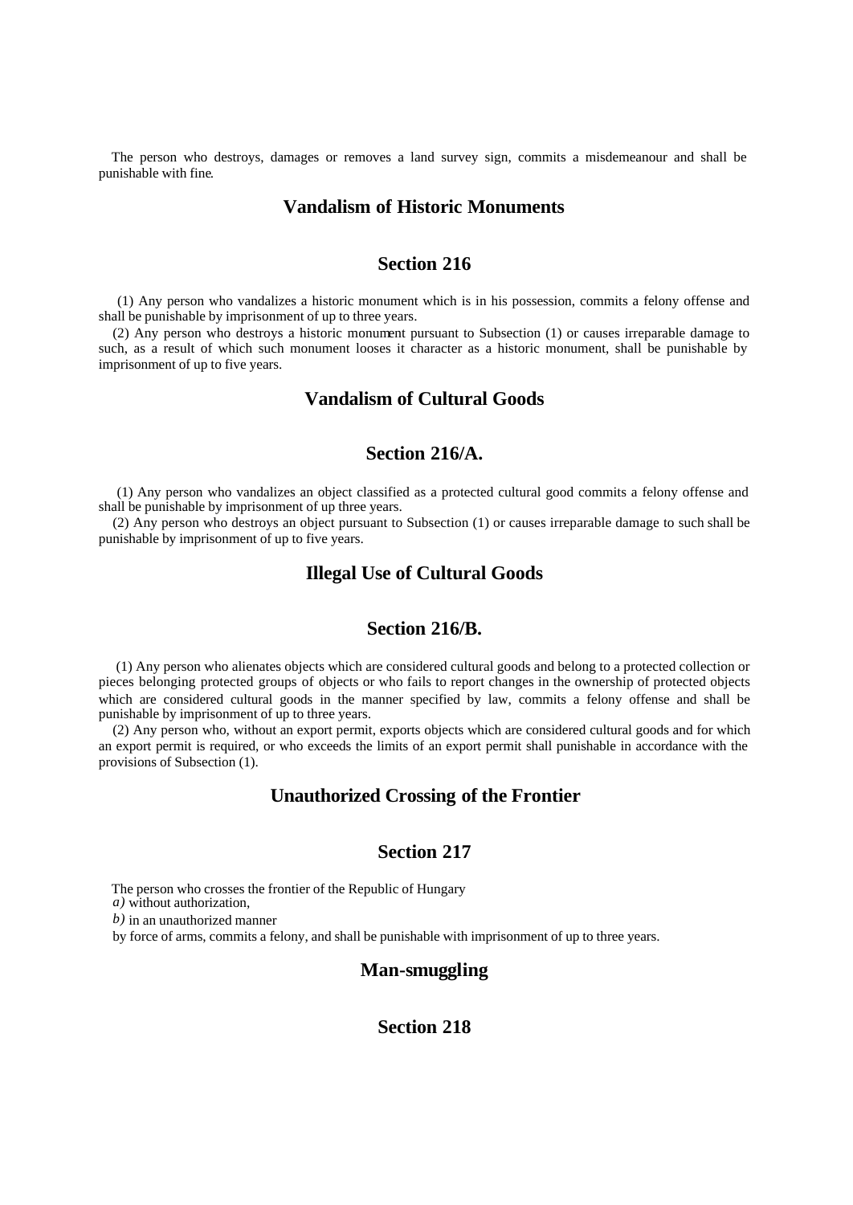The person who destroys, damages or removes a land survey sign, commits a misdemeanour and shall be punishable with fine.

## Vandalism of Historic Monuments

## Section 216

(1) Any person who vandalizes a historic monument which is in his possession, commits a felony offense and shall be punishable by imprisonment of up to three years.

(2) Any person who destroys a historic monument pursuant to Subsection (1) or causes irreparable damage to such, as a result of which such monument looses it character as a historic monument, shall be punishable by imprisonment of up to five years.

## Vandalism of Cultural Goods

## Section 216/A.

(1) Any person who vandalizes an object classified as a protected cultural good commits a felony offense and shall be punishable by imprisonment of up three years.

(2) Any person who destroys an object pursuant to Subsection (1) or causes irreparable damage to such shall be punishable by imprisonment of up to five years.

## Illegal Use of Cultural Goods

## Section 216/B.

(1) Any person who alienates objects which are considered cultural goods and belong to a protected collection or pieces belonging protected groups of objects or who fails to report changes in the ownership of protected objects which are considered cultural goods in the manner specified by law, commits a felony offense and shall be punishable by imprisonment of up to three years.

(2) Any person who, without an export permit, exports objects which are considered cultural goods and for which an export permit is required, or who exceeds the limits of an export permit shall punishable in accordance with the provisions of Subsection (1).

## Unauthorized Crossing of the Frontier

## Section 217

The person who crosses the frontier of the Republic of Hungary

*a)* without authorization,

*b)* in an unauthorized manner

by force of arms, commits a felony, and shall be punishable with imprisonment of up to three years.

## Man-smuggling

## Section 218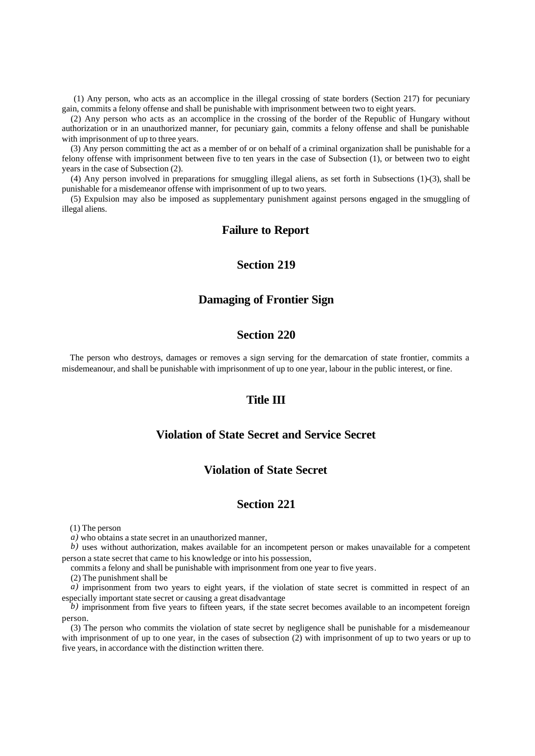(1) Any person, who acts as an accomplice in the illegal crossing of state borders (Section 217) for pecuniary gain, commits a felony offense and shall be punishable with imprisonment between two to eight years.

(2) Any person who acts as an accomplice in the crossing of the border of the Republic of Hungary without authorization or in an unauthorized manner, for pecuniary gain, commits a felony offense and shall be punishable with imprisonment of up to three years.

(3) Any person committing the act as a member of or on behalf of a criminal organization shall be punishable for a felony offense with imprisonment between five to ten years in the case of Subsection (1), or between two to eight years in the case of Subsection (2).

(4) Any person involved in preparations for smuggling illegal aliens, as set forth in Subsections (1)-(3), shall be punishable for a misdemeanor offense with imprisonment of up to two years.

(5) Expulsion may also be imposed as supplementary punishment against persons engaged in the smuggling of illegal aliens.

## Failure to Report

## Section 219

## Damaging of Frontier Sign

## Section 220

The person who destroys, damages or removes a sign serving for the demarcation of state frontier, commits a misdemeanour, and shall be punishable with imprisonment of up to one year, labour in the public interest, or fine.

# Title III

## Violation of State Secret and Service Secret

## Violation of State Secret

## Section 221

(1) The person

*a)* who obtains a state secret in an unauthorized manner,

*b)* uses without authorization, makes available for an incompetent person or makes unavailable for a competent person a state secret that came to his knowledge or into his possession,

commits a felony and shall be punishable with imprisonment from one year to five years.

(2) The punishment shall be

*a)* imprisonment from two years to eight years, if the violation of state secret is committed in respect of an especially important state secret or causing a great disadvantage

*b)* imprisonment from five years to fifteen years, if the state secret becomes available to an incompetent foreign person.

(3) The person who commits the violation of state secret by negligence shall be punishable for a misdemeanour with imprisonment of up to one year, in the cases of subsection (2) with imprisonment of up to two years or up to five years, in accordance with the distinction written there.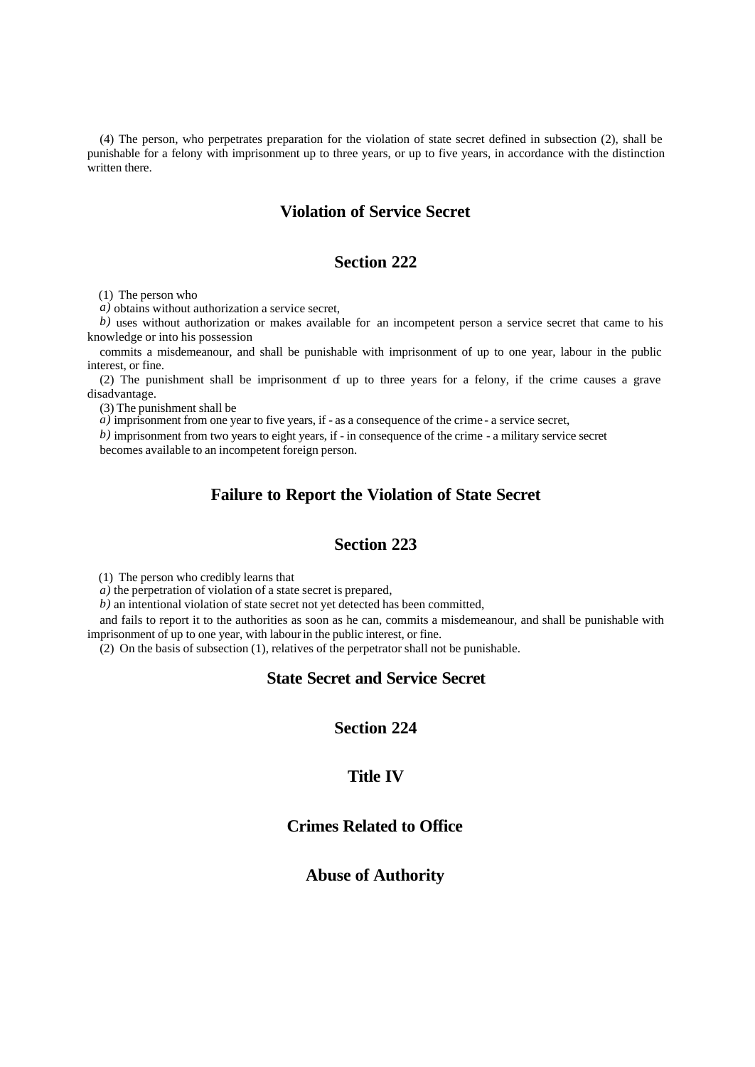(4) The person, who perpetrates preparation for the violation of state secret defined in subsection (2), shall be punishable for a felony with imprisonment up to three years, or up to five years, in accordance with the distinction written there.

## Violation of Service Secret

## Section 222

(1) The person who

*a)* obtains without authorization a service secret,

*b)* uses without authorization or makes available for an incompetent person a service secret that came to his knowledge or into his possession

commits a misdemeanour, and shall be punishable with imprisonment of up to one year, labour in the public interest, or fine.

(2) The punishment shall be imprisonment of up to three years for a felony, if the crime causes a grave disadvantage.

(3) The punishment shall be

*a)* imprisonment from one year to five years, if - as a consequence of the crime - a service secret,

*b)* imprisonment from two years to eight years, if - in consequence of the crime - a military service secret

becomes available to an incompetent foreign person.

## Failure to Report the Violation of State Secret

## Section 223

(1) The person who credibly learns that

*a)* the perpetration of violation of a state secret is prepared,

*b)* an intentional violation of state secret not yet detected has been committed,

and fails to report it to the authorities as soon as he can, commits a misdemeanour, and shall be punishable with imprisonment of up to one year, with labour in the public interest, or fine.

(2) On the basis of subsection (1), relatives of the perpetrator shall not be punishable.

## State Secret and Service Secret

## Section 224

## Title IV

## Crimes Related to Office

## Abuse of Authority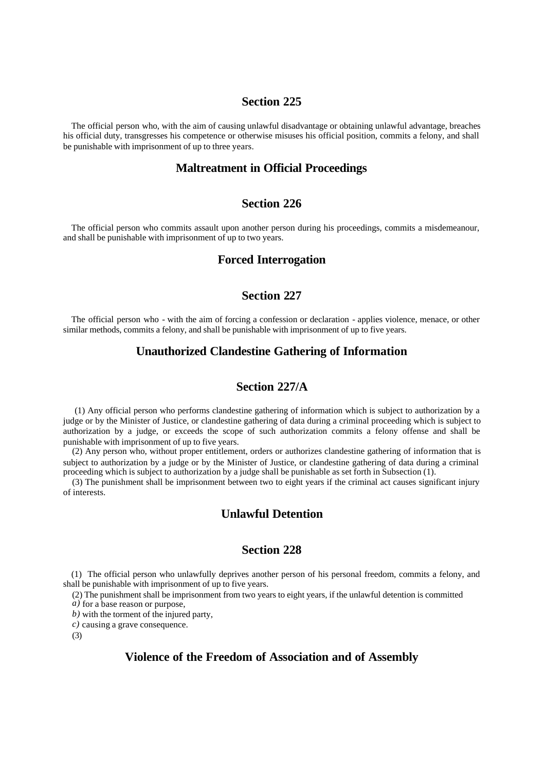## Section 225

The official person who, with the aim of causing unlawful disadvantage or obtaining unlawful advantage, breaches his official duty, transgresses his competence or otherwise misuses his official position, commits a felony, and shall be punishable with imprisonment of up to three years.

## Maltreatment in Official Proceedings

## Section 226

The official person who commits assault upon another person during his proceedings, commits a misdemeanour, and shall be punishable with imprisonment of up to two years.

## Forced Interrogation

## Section 227

The official person who - with the aim of forcing a confession or declaration - applies violence, menace, or other similar methods, commits a felony, and shall be punishable with imprisonment of up to five years.

## Unauthorized Clandestine Gathering of Information

## Section 227/A

(1) Any official person who performs clandestine gathering of information which is subject to authorization by a judge or by the Minister of Justice, or clandestine gathering of data during a criminal proceeding which is subject to authorization by a judge, or exceeds the scope of such authorization commits a felony offense and shall be punishable with imprisonment of up to five years.

(2) Any person who, without proper entitlement, orders or authorizes clandestine gathering of information that is subject to authorization by a judge or by the Minister of Justice, or clandestine gathering of data during a criminal proceeding which is subject to authorization by a judge shall be punishable as set forth in Subsection (1).

(3) The punishment shall be imprisonment between two to eight years if the criminal act causes significant injury of interests.

## Unlawful Detention

## Section 228

(1) The official person who unlawfully deprives another person of his personal freedom, commits a felony, and shall be punishable with imprisonment of up to five years.

(2) The punishment shall be imprisonment from two years to eight years, if the unlawful detention is committed

*a)* for a base reason or purpose,

*b)* with the torment of the injured party,

*c)* causing a grave consequence.

(3)

## Violence of the Freedom of Association and of Assembly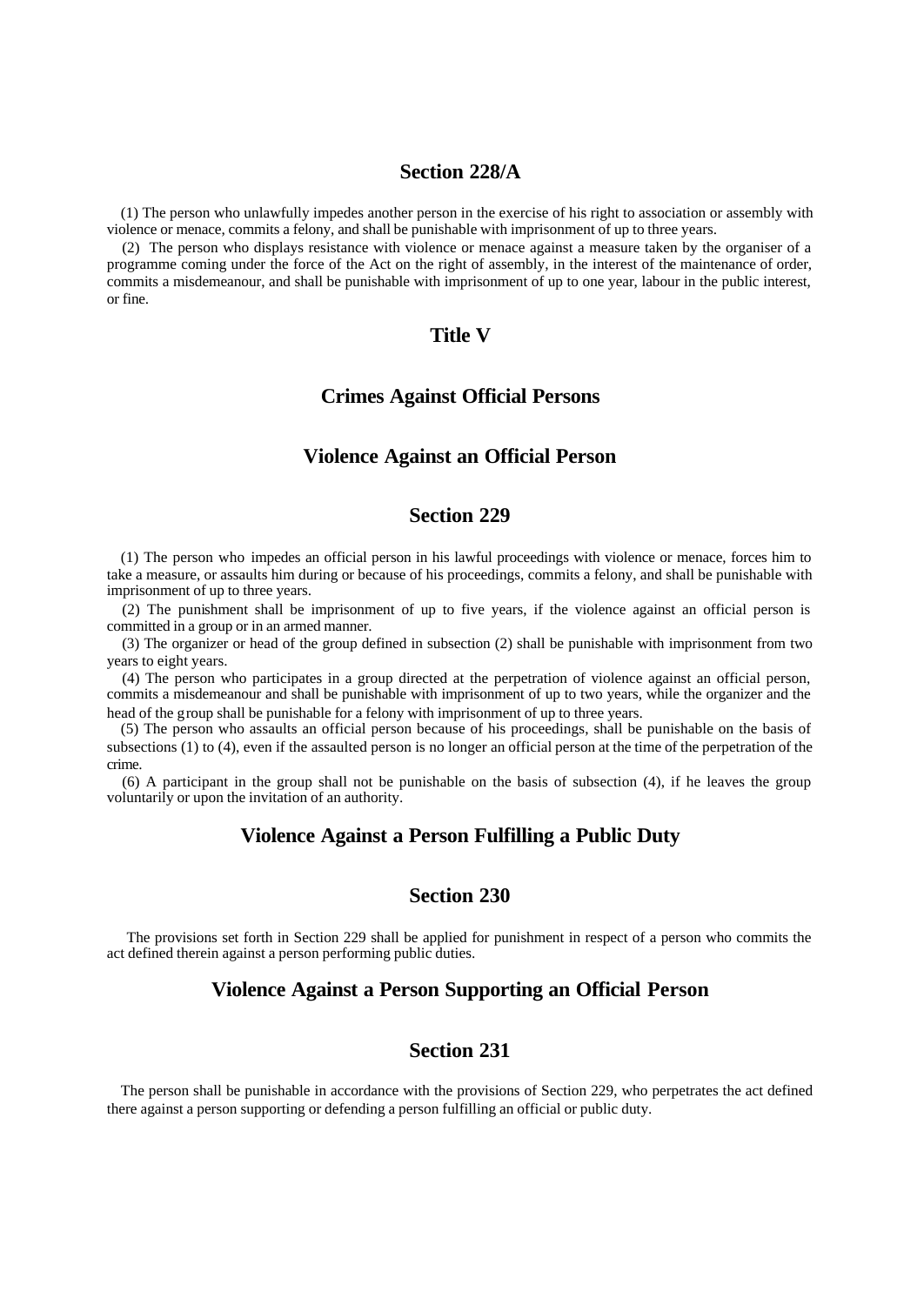## Section 228/A

(1) The person who unlawfully impedes another person in the exercise of his right to association or assembly with violence or menace, commits a felony, and shall be punishable with imprisonment of up to three years.

(2) The person who displays resistance with violence or menace against a measure taken by the organiser of a programme coming under the force of the Act on the right of assembly, in the interest of the maintenance of order, commits a misdemeanour, and shall be punishable with imprisonment of up to one year, labour in the public interest, or fine.

## Title V

## Crimes Against Official Persons

## Violence Against an Official Person

## Section 229

(1) The person who impedes an official person in his lawful proceedings with violence or menace, forces him to take a measure, or assaults him during or because of his proceedings, commits a felony, and shall be punishable with imprisonment of up to three years.

(2) The punishment shall be imprisonment of up to five years, if the violence against an official person is committed in a group or in an armed manner.

(3) The organizer or head of the group defined in subsection (2) shall be punishable with imprisonment from two years to eight years.

(4) The person who participates in a group directed at the perpetration of violence against an official person, commits a misdemeanour and shall be punishable with imprisonment of up to two years, while the organizer and the head of the group shall be punishable for a felony with imprisonment of up to three years.

(5) The person who assaults an official person because of his proceedings, shall be punishable on the basis of subsections (1) to (4), even if the assaulted person is no longer an official person at the time of the perpetration of the crime.

(6) A participant in the group shall not be punishable on the basis of subsection (4), if he leaves the group voluntarily or upon the invitation of an authority.

## Violence Against a Person Fulfilling a Public Duty

## Section 230

The provisions set forth in Section 229 shall be applied for punishment in respect of a person who commits the act defined therein against a person performing public duties.

## Violence Against a Person Supporting an Official Person

## Section 231

The person shall be punishable in accordance with the provisions of Section 229, who perpetrates the act defined there against a person supporting or defending a person fulfilling an official or public duty.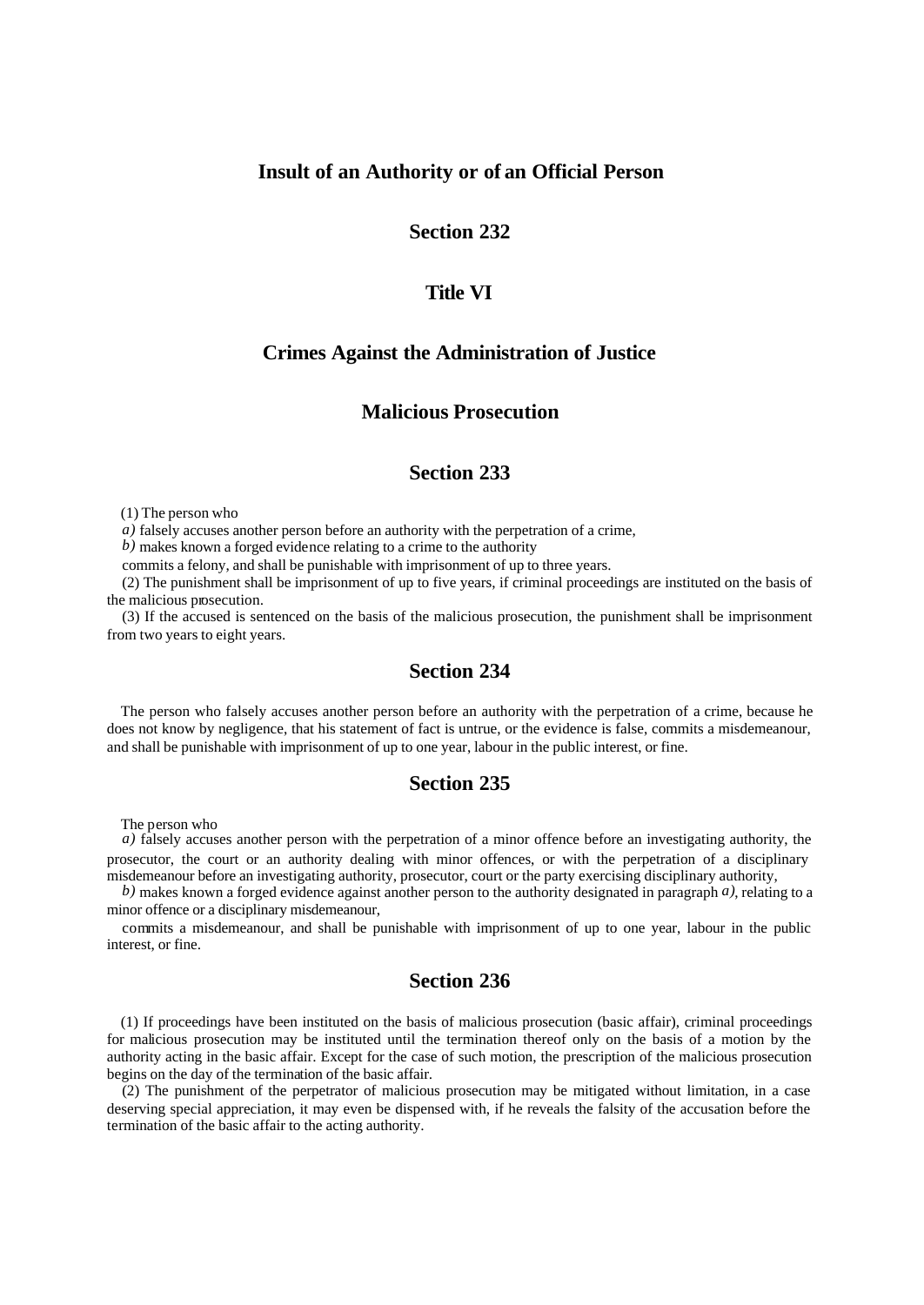## Insult of an Authority or of an Official Person

### Section 232

## Title VI

## Crimes Against the Administration of Justice

### Malicious Prosecution

### Section 233

(1) The person who

*a)* falsely accuses another person before an authority with the perpetration of a crime,

*b)* makes known a forged evidence relating to a crime to the authority

commits a felony, and shall be punishable with imprisonment of up to three years.

(2) The punishment shall be imprisonment of up to five years, if criminal proceedings are instituted on the basis of the malicious prosecution.

(3) If the accused is sentenced on the basis of the malicious prosecution, the punishment shall be imprisonment from two years to eight years.

### Section 234

The person who falsely accuses another person before an authority with the perpetration of a crime, because he does not know by negligence, that his statement of fact is untrue, or the evidence is false, commits a misdemeanour, and shall be punishable with imprisonment of up to one year, labour in the public interest, or fine.

### Section 235

The person who

*a)* falsely accuses another person with the perpetration of a minor offence before an investigating authority, the prosecutor, the court or an authority dealing with minor offences, or with the perpetration of a disciplinary misdemeanour before an investigating authority, prosecutor, court or the party exercising disciplinary authority,

*b)* makes known a forged evidence against another person to the authority designated in paragraph *a)*, relating to a minor offence or a disciplinary misdemeanour,

commits a misdemeanour, and shall be punishable with imprisonment of up to one year, labour in the public interest, or fine.

### Section 236

(1) If proceedings have been instituted on the basis of malicious prosecution (basic affair), criminal proceedings for malicious prosecution may be instituted until the termination thereof only on the basis of a motion by the authority acting in the basic affair. Except for the case of such motion, the prescription of the malicious prosecution begins on the day of the termination of the basic affair.

(2) The punishment of the perpetrator of malicious prosecution may be mitigated without limitation, in a case deserving special appreciation, it may even be dispensed with, if he reveals the falsity of the accusation before the termination of the basic affair to the acting authority.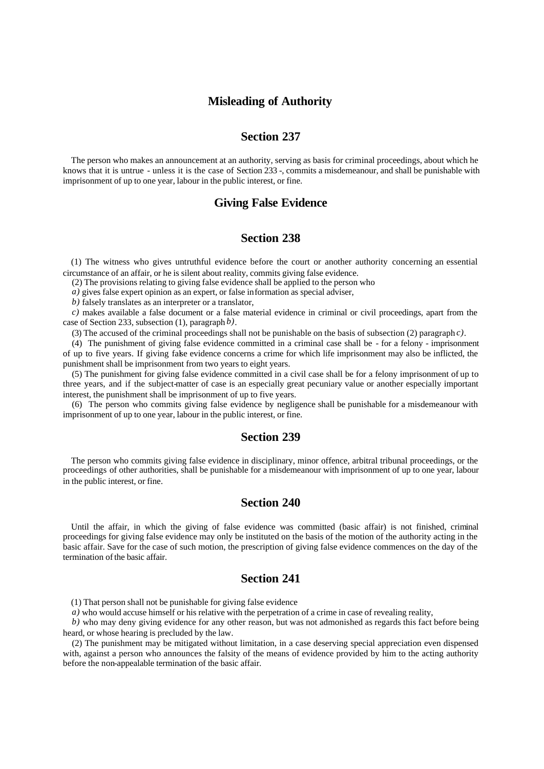## Misleading of Authority

### Section 237

The person who makes an announcement at an authority, serving as basis for criminal proceedings, about which he knows that it is untrue - unless it is the case of Section 233 -, commits a misdemeanour, and shall be punishable with imprisonment of up to one year, labour in the public interest, or fine.

## Giving False Evidence

### Section 238

(1) The witness who gives untruthful evidence before the court or another authority concerning an essential circumstance of an affair, or he is silent about reality, commits giving false evidence.

(2) The provisions relating to giving false evidence shall be applied to the person who

*a)* gives false expert opinion as an expert, or false information as special adviser,

*b)* falsely translates as an interpreter or a translator,

*c)* makes available a false document or a false material evidence in criminal or civil proceedings, apart from the case of Section 233, subsection (1), paragraph *b)*.

(3) The accused of the criminal proceedings shall not be punishable on the basis of subsection (2) paragraph *c)*.

(4) The punishment of giving false evidence committed in a criminal case shall be - for a felony - imprisonment of up to five years. If giving false evidence concerns a crime for which life imprisonment may also be inflicted, the punishment shall be imprisonment from two years to eight years.

(5) The punishment for giving false evidence committed in a civil case shall be for a felony imprisonment of up to three years, and if the subject-matter of case is an especially great pecuniary value or another especially important interest, the punishment shall be imprisonment of up to five years.

(6) The person who commits giving false evidence by negligence shall be punishable for a misdemeanour with imprisonment of up to one year, labour in the public interest, or fine.

### Section 239

The person who commits giving false evidence in disciplinary, minor offence, arbitral tribunal proceedings, or the proceedings of other authorities, shall be punishable for a misdemeanour with imprisonment of up to one year, labour in the public interest, or fine.

### Section 240

Until the affair, in which the giving of false evidence was committed (basic affair) is not finished, criminal proceedings for giving false evidence may only be instituted on the basis of the motion of the authority acting in the basic affair. Save for the case of such motion, the prescription of giving false evidence commences on the day of the termination of the basic affair.

### Section 241

(1) That person shall not be punishable for giving false evidence

*a)* who would accuse himself or his relative with the perpetration of a crime in case of revealing reality,

*b)* who may deny giving evidence for any other reason, but was not admonished as regards this fact before being heard, or whose hearing is precluded by the law.

(2) The punishment may be mitigated without limitation, in a case deserving special appreciation even dispensed with, against a person who announces the falsity of the means of evidence provided by him to the acting authority before the non-appealable termination of the basic affair.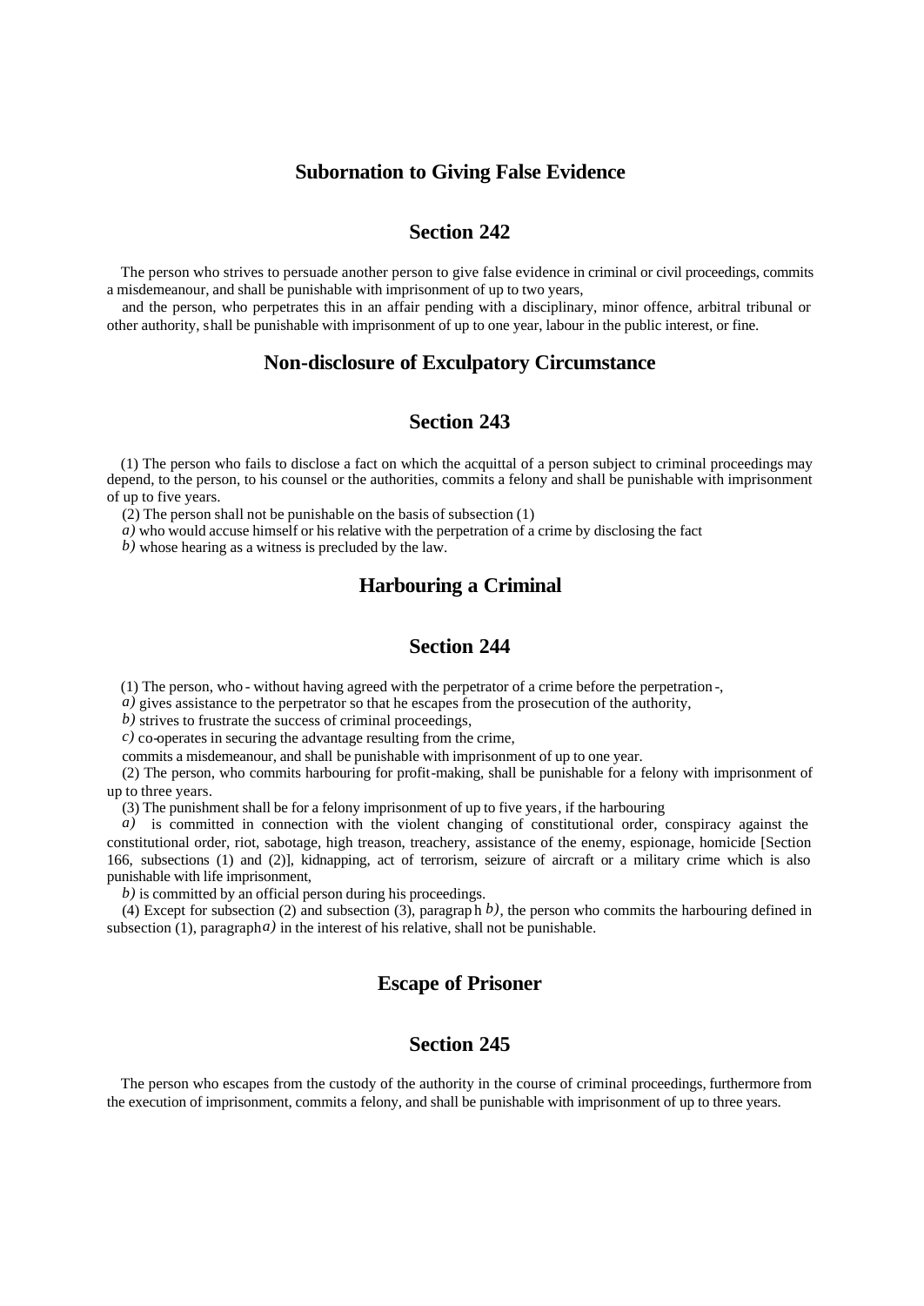## Subornation to Giving False Evidence

## Section 242

The person who strives to persuade another person to give false evidence in criminal or civil proceedings, commits a misdemeanour, and shall be punishable with imprisonment of up to two years,

and the person, who perpetrates this in an affair pending with a disciplinary, minor offence, arbitral tribunal or other authority, shall be punishable with imprisonment of up to one year, labour in the public interest, or fine.

## Non-disclosure of Exculpatory Circumstance

## Section 243

(1) The person who fails to disclose a fact on which the acquittal of a person subject to criminal proceedings may depend, to the person, to his counsel or the authorities, commits a felony and shall be punishable with imprisonment of up to five years.

(2) The person shall not be punishable on the basis of subsection (1)

*a)* who would accuse himself or his relative with the perpetration of a crime by disclosing the fact

*b)* whose hearing as a witness is precluded by the law.

## Harbouring a Criminal

## Section 244

(1) The person, who - without having agreed with the perpetrator of a crime before the perpetration -,

*a)* gives assistance to the perpetrator so that he escapes from the prosecution of the authority,

*b)* strives to frustrate the success of criminal proceedings,

*c)* co-operates in securing the advantage resulting from the crime,

commits a misdemeanour, and shall be punishable with imprisonment of up to one year.

(2) The person, who commits harbouring for profit-making, shall be punishable for a felony with imprisonment of up to three years.

(3) The punishment shall be for a felony imprisonment of up to five years, if the harbouring

*a)* is committed in connection with the violent changing of constitutional order, conspiracy against the constitutional order, riot, sabotage, high treason, treachery, assistance of the enemy, espionage, homicide [Section 166, subsections (1) and (2)], kidnapping, act of terrorism, seizure of aircraft or a military crime which is also punishable with life imprisonment,

*b)* is committed by an official person during his proceedings.

(4) Except for subsection (2) and subsection (3), paragraph *b)*, the person who commits the harbouring defined in subsection (1), paragraph *a)* in the interest of his relative, shall not be punishable.

## Escape of Prisoner

## Section 245

The person who escapes from the custody of the authority in the course of criminal proceedings, furthermore from the execution of imprisonment, commits a felony, and shall be punishable with imprisonment of up to three years.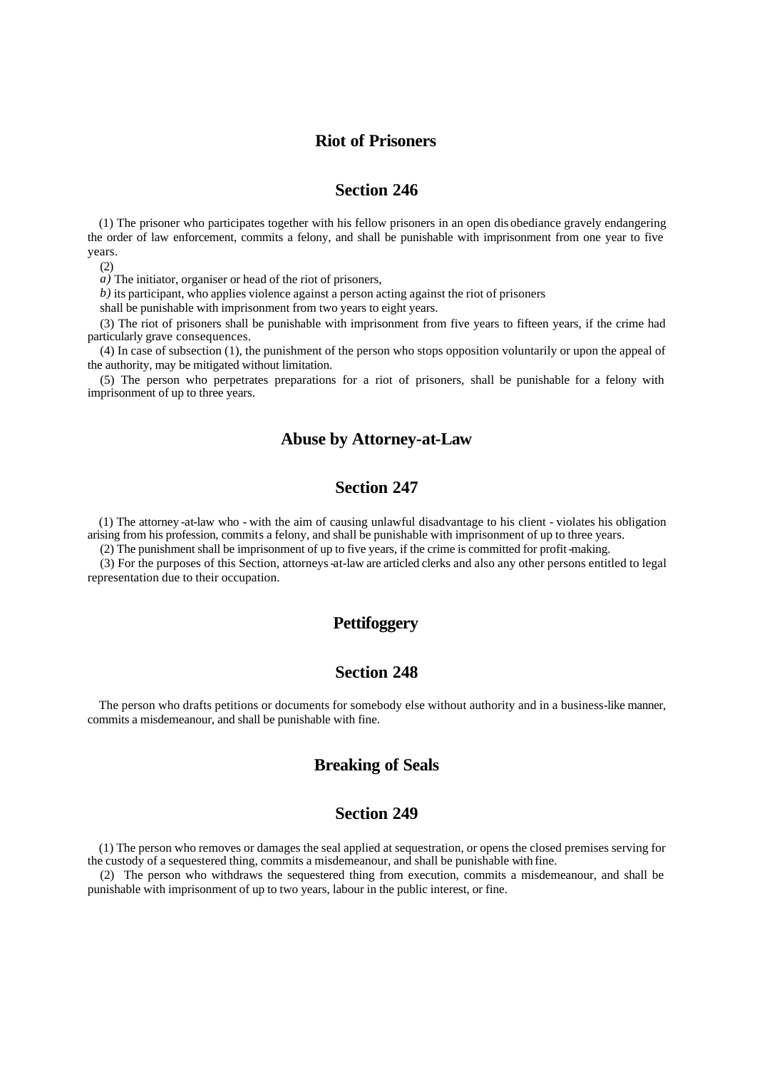## Riot of Prisoners

### Section 246

(1) The prisoner who participates together with his fellow prisoners in an open disobediance gravely endangering the order of law enforcement, commits a felony, and shall be punishable with imprisonment from one year to five years.

(2)

*a)* The initiator, organiser or head of the riot of prisoners,

*b)* its participant, who applies violence against a person acting against the riot of prisoners

shall be punishable with imprisonment from two years to eight years.

(3) The riot of prisoners shall be punishable with imprisonment from five years to fifteen years, if the crime had particularly grave consequences.

(4) In case of subsection (1), the punishment of the person who stops opposition voluntarily or upon the appeal of the authority, may be mitigated without limitation.

(5) The person who perpetrates preparations for a riot of prisoners, shall be punishable for a felony with imprisonment of up to three years.

## Abuse by Attorney-at-Law

### Section 247

(1) The attorney-at-law who - with the aim of causing unlawful disadvantage to his client - violates his obligation arising from his profession, commits a felony, and shall be punishable with imprisonment of up to three years.

(2) The punishment shall be imprisonment of up to five years, if the crime is committed for profit-making.

(3) For the purposes of this Section, attorneys-at-law are articled clerks and also any other persons entitled to legal representation due to their occupation.

## Pettifoggery

### Section 248

The person who drafts petitions or documents for somebody else without authority and in a business-like manner, commits a misdemeanour, and shall be punishable with fine.

## Breaking of Seals

### Section 249

(1) The person who removes or damages the seal applied at sequestration, or opens the closed premises serving for the custody of a sequestered thing, commits a misdemeanour, and shall be punishable with fine.

(2) The person who withdraws the sequestered thing from execution, commits a misdemeanour, and shall be punishable with imprisonment of up to two years, labour in the public interest, or fine.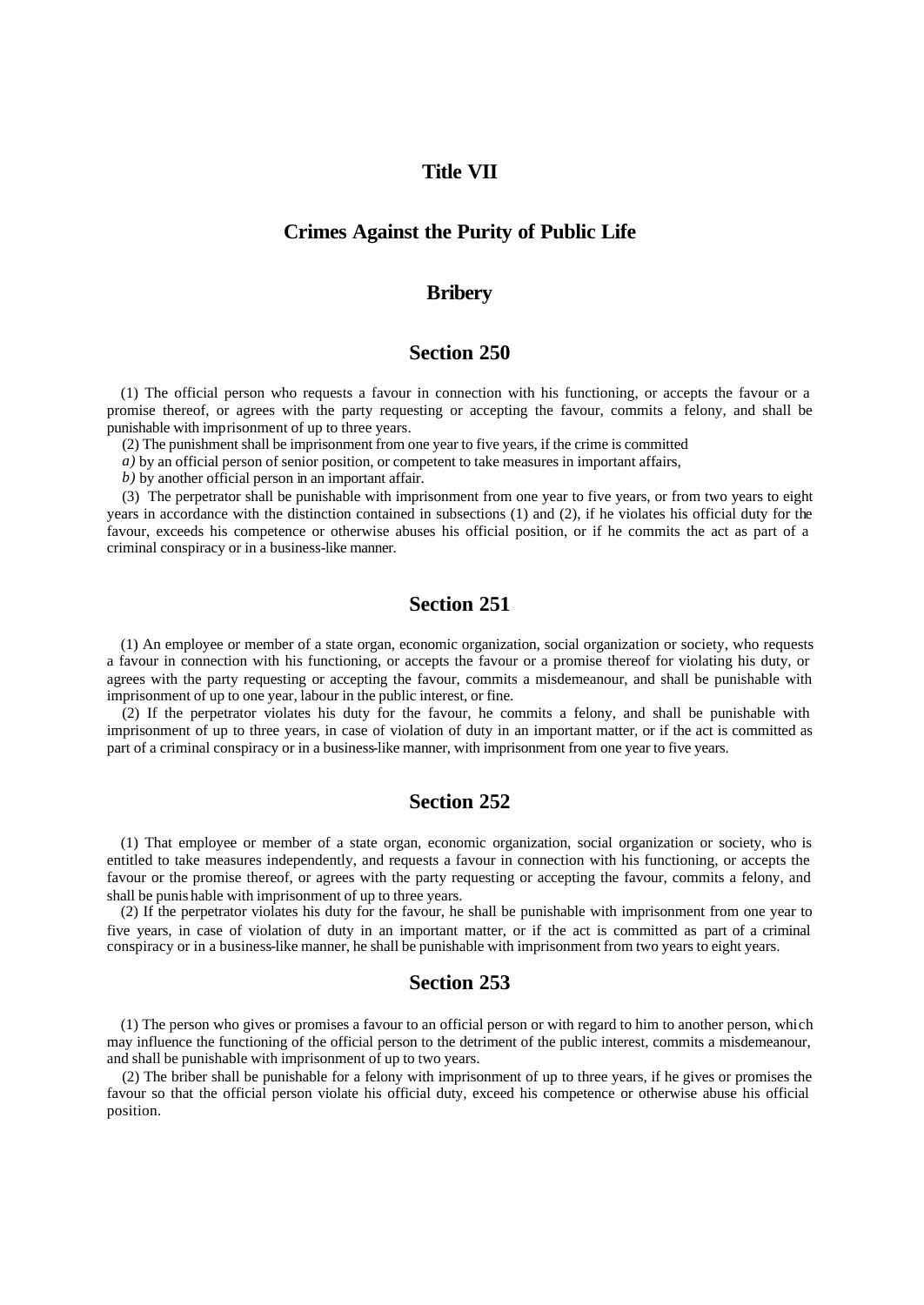# Title VII

# Crimes Against the Purity of Public Life

## Bribery

### Section 250

(1) The official person who requests a favour in connection with his functioning, or accepts the favour or a promise thereof, or agrees with the party requesting or accepting the favour, commits a felony, and shall be punishable with imprisonment of up to three years.

(2) The punishment shall be imprisonment from one year to five years, if the crime is committed

*a)* by an official person of senior position, or competent to take measures in important affairs,

*b)* by another official person in an important affair.

(3) The perpetrator shall be punishable with imprisonment from one year to five years, or from two years to eight years in accordance with the distinction contained in subsections (1) and (2), if he violates his official duty for the favour, exceeds his competence or otherwise abuses his official position, or if he commits the act as part of a criminal conspiracy or in a business-like manner.

### Section 251

(1) An employee or member of a state organ, economic organization, social organization or society, who requests a favour in connection with his functioning, or accepts the favour or a promise thereof for violating his duty, or agrees with the party requesting or accepting the favour, commits a misdemeanour, and shall be punishable with imprisonment of up to one year, labour in the public interest, or fine.

(2) If the perpetrator violates his duty for the favour, he commits a felony, and shall be punishable with imprisonment of up to three years, in case of violation of duty in an important matter, or if the act is committed as part of a criminal conspiracy or in a business-like manner, with imprisonment from one year to five years.

### Section 252

(1) That employee or member of a state organ, economic organization, social organization or society, who is entitled to take measures independently, and requests a favour in connection with his functioning, or accepts the favour or the promise thereof, or agrees with the party requesting or accepting the favour, commits a felony, and shall be punishable with imprisonment of up to three years.

(2) If the perpetrator violates his duty for the favour, he shall be punishable with imprisonment from one year to five years, in case of violation of duty in an important matter, or if the act is committed as part of a criminal conspiracy or in a business-like manner, he shall be punishable with imprisonment from two years to eight years.

### Section 253

(1) The person who gives or promises a favour to an official person or with regard to him to another person, which may influence the functioning of the official person to the detriment of the public interest, commits a misdemeanour, and shall be punishable with imprisonment of up to two years.

(2) The briber shall be punishable for a felony with imprisonment of up to three years, if he gives or promises the favour so that the official person violate his official duty, exceed his competence or otherwise abuse his official position.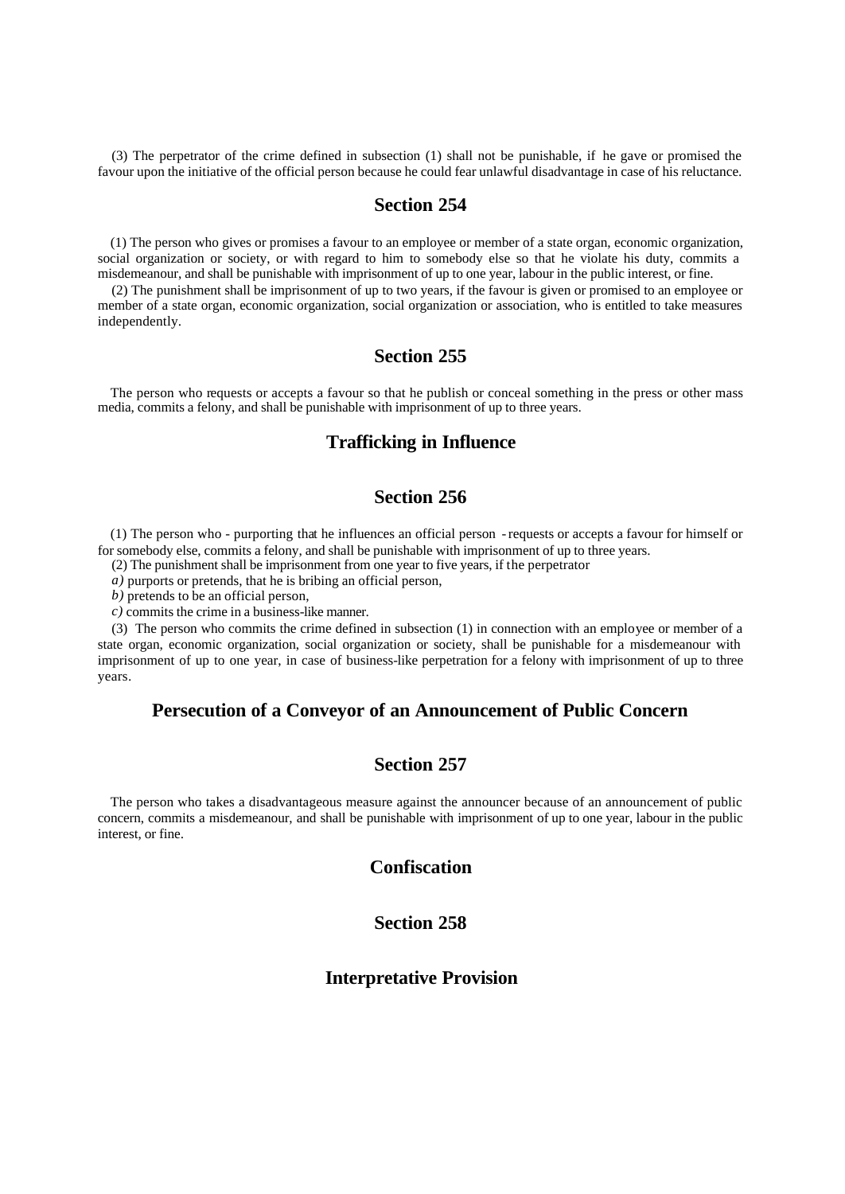(3) The perpetrator of the crime defined in subsection (1) shall not be punishable, if he gave or promised the favour upon the initiative of the official person because he could fear unlawful disadvantage in case of his reluctance.

## Section 254

(1) The person who gives or promises a favour to an employee or member of a state organ, economic organization, social organization or society, or with regard to him to somebody else so that he violate his duty, commits a misdemeanour, and shall be punishable with imprisonment of up to one year, labour in the public interest, or fine.

(2) The punishment shall be imprisonment of up to two years, if the favour is given or promised to an employee or member of a state organ, economic organization, social organization or association, who is entitled to take measures independently.

## Section 255

The person who requests or accepts a favour so that he publish or conceal something in the press or other mass media, commits a felony, and shall be punishable with imprisonment of up to three years.

## Trafficking in Influence

## Section 256

(1) The person who - purporting that he influences an official person - requests or accepts a favour for himself or for somebody else, commits a felony, and shall be punishable with imprisonment of up to three years.

(2) The punishment shall be imprisonment from one year to five years, if the perpetrator

*a)* purports or pretends, that he is bribing an official person,

*b)* pretends to be an official person,

*c)* commits the crime in a business-like manner.

(3) The person who commits the crime defined in subsection (1) in connection with an employee or member of a state organ, economic organization, social organization or society, shall be punishable for a misdemeanour with imprisonment of up to one year, in case of business-like perpetration for a felony with imprisonment of up to three years.

## Persecution of a Conveyor of an Announcement of Public Concern

## Section 257

The person who takes a disadvantageous measure against the announcer because of an announcement of public concern, commits a misdemeanour, and shall be punishable with imprisonment of up to one year, labour in the public interest, or fine.

## Confiscation

## Section 258

## Interpretative Provision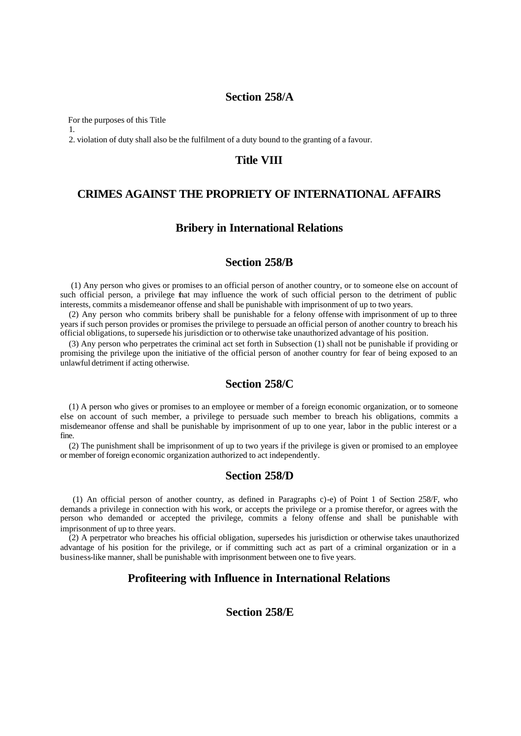## Section 258/A

For the purposes of this Title

1.

2. violation of duty shall also be the fulfilment of a duty bound to the granting of a favour.

# Title VIII

# CRIMES AGAINST THE PROPRIETY OF INTERNATIONAL AFFAIRS

## Bribery in International Relations

## Section 258/B

(1) Any person who gives or promises to an official person of another country, or to someone else on account of such official person, a privilege that may influence the work of such official person to the detriment of public interests, commits a misdemeanor offense and shall be punishable with imprisonment of up to two years.

(2) Any person who commits bribery shall be punishable for a felony offense with imprisonment of up to three years if such person provides or promises the privilege to persuade an official person of another country to breach his official obligations, to supersede his jurisdiction or to otherwise take unauthorized advantage of his position.

(3) Any person who perpetrates the criminal act set forth in Subsection (1) shall not be punishable if providing or promising the privilege upon the initiative of the official person of another country for fear of being exposed to an unlawful detriment if acting otherwise.

## Section 258/C

(1) A person who gives or promises to an employee or member of a foreign economic organization, or to someone else on account of such member, a privilege to persuade such member to breach his obligations, commits a misdemeanor offense and shall be punishable by imprisonment of up to one year, labor in the public interest or a fine.

(2) The punishment shall be imprisonment of up to two years if the privilege is given or promised to an employee or member of foreign economic organization authorized to act independently.

## Section 258/D

(1) An official person of another country, as defined in Paragraphs c)-e) of Point 1 of Section 258/F, who demands a privilege in connection with his work, or accepts the privilege or a promise therefor, or agrees with the person who demanded or accepted the privilege, commits a felony offense and shall be punishable with imprisonment of up to three years.

(2) A perpetrator who breaches his official obligation, supersedes his jurisdiction or otherwise takes unauthorized advantage of his position for the privilege, or if committing such act as part of a criminal organization or in a business-like manner, shall be punishable with imprisonment between one to five years.

## Profiteering with Influence in International Relations

## Section 258/E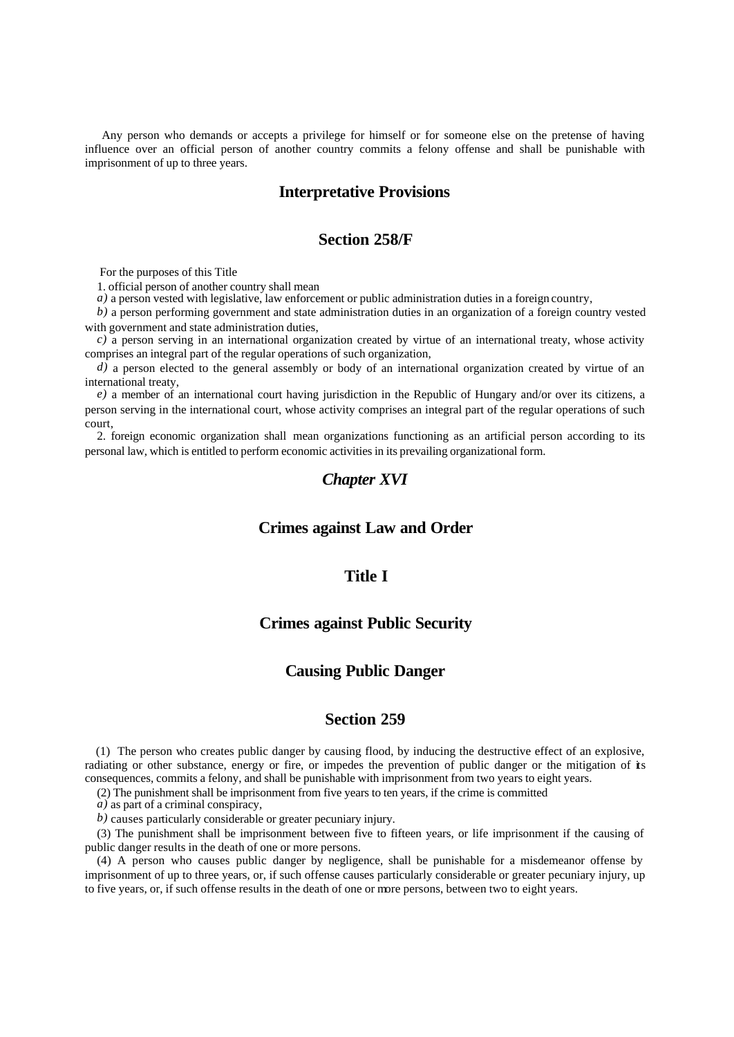Any person who demands or accepts a privilege for himself or for someone else on the pretense of having influence over an official person of another country commits a felony offense and shall be punishable with imprisonment of up to three years.

## Interpretative Provisions

## Section 258/F

For the purposes of this Title

1. official person of another country shall mean

*a)* a person vested with legislative, law enforcement or public administration duties in a foreign country,

*b)* a person performing government and state administration duties in an organization of a foreign country vested with government and state administration duties,

*c)* a person serving in an international organization created by virtue of an international treaty, whose activity comprises an integral part of the regular operations of such organization,

*d)* a person elected to the general assembly or body of an international organization created by virtue of an international treaty,

*e)* a member of an international court having jurisdiction in the Republic of Hungary and/or over its citizens, a person serving in the international court, whose activity comprises an integral part of the regular operations of such court,

2. foreign economic organization shall mean organizations functioning as an artificial person according to its personal law, which is entitled to perform economic activities in its prevailing organizational form.

## *Chapter XVI*

## Crimes against Law and Order

## Title I

## Crimes against Public Security

## Causing Public Danger

## Section 259

(1) The person who creates public danger by causing flood, by inducing the destructive effect of an explosive, radiating or other substance, energy or fire, or impedes the prevention of public danger or the mitigation of its consequences, commits a felony, and shall be punishable with imprisonment from two years to eight years.

(2) The punishment shall be imprisonment from five years to ten years, if the crime is committed

*a)* as part of a criminal conspiracy,

*b)* causes particularly considerable or greater pecuniary injury.

(3) The punishment shall be imprisonment between five to fifteen years, or life imprisonment if the causing of public danger results in the death of one or more persons.

(4) A person who causes public danger by negligence, shall be punishable for a misdemeanor offense by imprisonment of up to three years, or, if such offense causes particularly considerable or greater pecuniary injury, up to five years, or, if such offense results in the death of one or more persons, between two to eight years.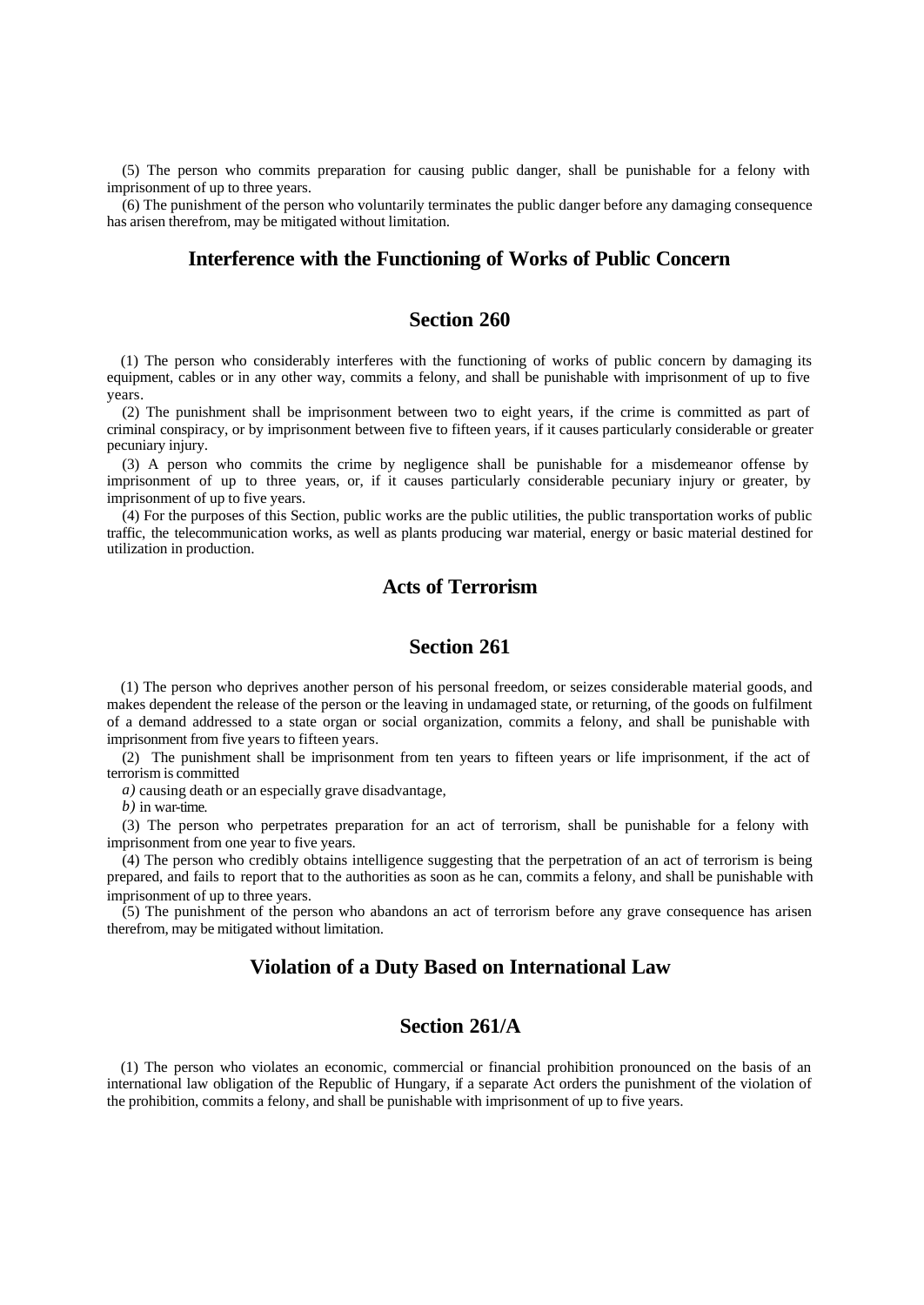(5) The person who commits preparation for causing public danger, shall be punishable for a felony with imprisonment of up to three years.

(6) The punishment of the person who voluntarily terminates the public danger before any damaging consequence has arisen therefrom, may be mitigated without limitation.

## Interference with the Functioning of Works of Public Concern

## Section 260

(1) The person who considerably interferes with the functioning of works of public concern by damaging its equipment, cables or in any other way, commits a felony, and shall be punishable with imprisonment of up to five years.

(2) The punishment shall be imprisonment between two to eight years, if the crime is committed as part of criminal conspiracy, or by imprisonment between five to fifteen years, if it causes particularly considerable or greater pecuniary injury.

(3) A person who commits the crime by negligence shall be punishable for a misdemeanor offense by imprisonment of up to three years, or, if it causes particularly considerable pecuniary injury or greater, by imprisonment of up to five years.

(4) For the purposes of this Section, public works are the public utilities, the public transportation works of public traffic, the telecommunication works, as well as plants producing war material, energy or basic material destined for utilization in production.

## Acts of Terrorism

## Section 261

(1) The person who deprives another person of his personal freedom, or seizes considerable material goods, and makes dependent the release of the person or the leaving in undamaged state, or returning, of the goods on fulfilment of a demand addressed to a state organ or social organization, commits a felony, and shall be punishable with imprisonment from five years to fifteen years.

(2) The punishment shall be imprisonment from ten years to fifteen years or life imprisonment, if the act of terrorism is committed

*a)* causing death or an especially grave disadvantage,

*b)* in war-time.

(3) The person who perpetrates preparation for an act of terrorism, shall be punishable for a felony with imprisonment from one year to five years.

(4) The person who credibly obtains intelligence suggesting that the perpetration of an act of terrorism is being prepared, and fails to report that to the authorities as soon as he can, commits a felony, and shall be punishable with imprisonment of up to three years.

(5) The punishment of the person who abandons an act of terrorism before any grave consequence has arisen therefrom, may be mitigated without limitation.

## Violation of a Duty Based on International Law

## Section 261/A

(1) The person who violates an economic, commercial or financial prohibition pronounced on the basis of an international law obligation of the Republic of Hungary, if a separate Act orders the punishment of the violation of the prohibition, commits a felony, and shall be punishable with imprisonment of up to five years.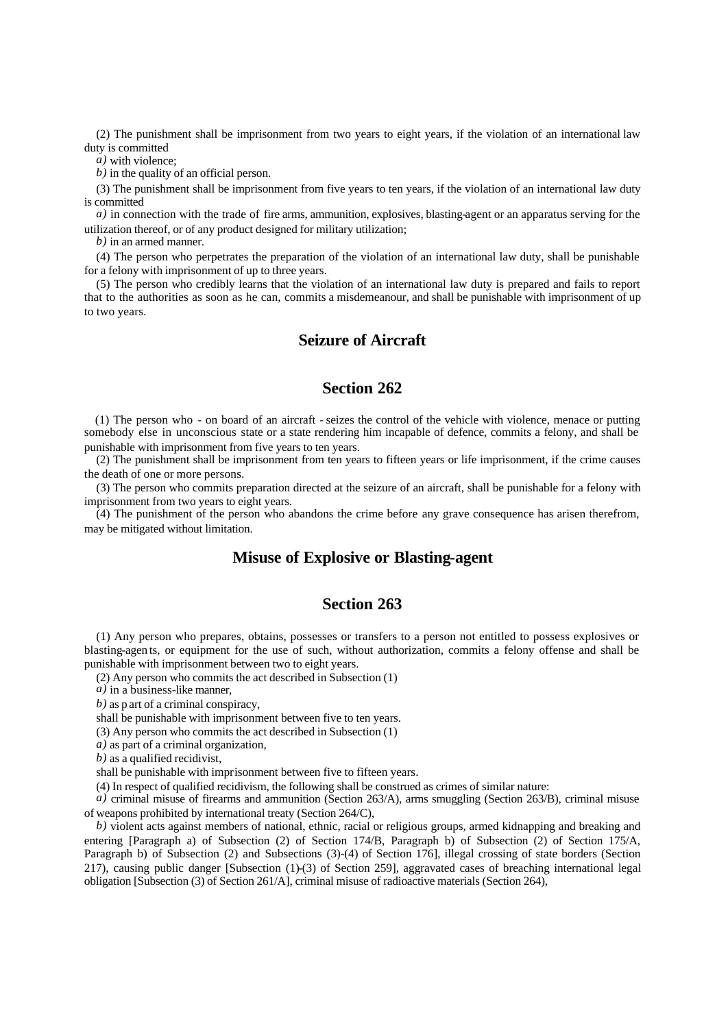(2) The punishment shall be imprisonment from two years to eight years, if the violation of an international law duty is committed

*a)* with violence;

*b)* in the quality of an official person.

(3) The punishment shall be imprisonment from five years to ten years, if the violation of an international law duty is committed

*a)* in connection with the trade of fire arms, ammunition, explosives, blasting-agent or an apparatus serving for the utilization thereof, or of any product designed for military utilization;

*b)* in an armed manner.

(4) The person who perpetrates the preparation of the violation of an international law duty, shall be punishable for a felony with imprisonment of up to three years.

(5) The person who credibly learns that the violation of an international law duty is prepared and fails to report that to the authorities as soon as he can, commits a misdemeanour, and shall be punishable with imprisonment of up to two years.

## Seizure of Aircraft

## Section 262

(1) The person who - on board of an aircraft - seizes the control of the vehicle with violence, menace or putting somebody else in unconscious state or a state rendering him incapable of defence, commits a felony, and shall be punishable with imprisonment from five years to ten years.

(2) The punishment shall be imprisonment from ten years to fifteen years or life imprisonment, if the crime causes the death of one or more persons.

(3) The person who commits preparation directed at the seizure of an aircraft, shall be punishable for a felony with imprisonment from two years to eight years.

(4) The punishment of the person who abandons the crime before any grave consequence has arisen therefrom, may be mitigated without limitation.

## Misuse of Explosive or Blasting-agent

## Section 263

(1) Any person who prepares, obtains, possesses or transfers to a person not entitled to possess explosives or blasting-agents, or equipment for the use of such, without authorization, commits a felony offense and shall be punishable with imprisonment between two to eight years.

(2) Any person who commits the act described in Subsection (1)

*a)* in a business-like manner,

*b)* as part of a criminal conspiracy,

shall be punishable with imprisonment between five to ten years.

(3) Any person who commits the act described in Subsection (1)

*a)* as part of a criminal organization,

*b)* as a qualified recidivist,

shall be punishable with imprisonment between five to fifteen years.

(4) In respect of qualified recidivism, the following shall be construed as crimes of similar nature:

*a)* criminal misuse of firearms and ammunition (Section 263/A), arms smuggling (Section 263/B), criminal misuse of weapons prohibited by international treaty (Section 264/C),

*b)* violent acts against members of national, ethnic, racial or religious groups, armed kidnapping and breaking and entering [Paragraph a) of Subsection (2) of Section 174/B, Paragraph b) of Subsection (2) of Section 175/A, Paragraph b) of Subsection (2) and Subsections (3)-(4) of Section 176], illegal crossing of state borders (Section 217), causing public danger [Subsection (1)-(3) of Section 259], aggravated cases of breaching international legal obligation [Subsection (3) of Section 261/A], criminal misuse of radioactive materials (Section 264),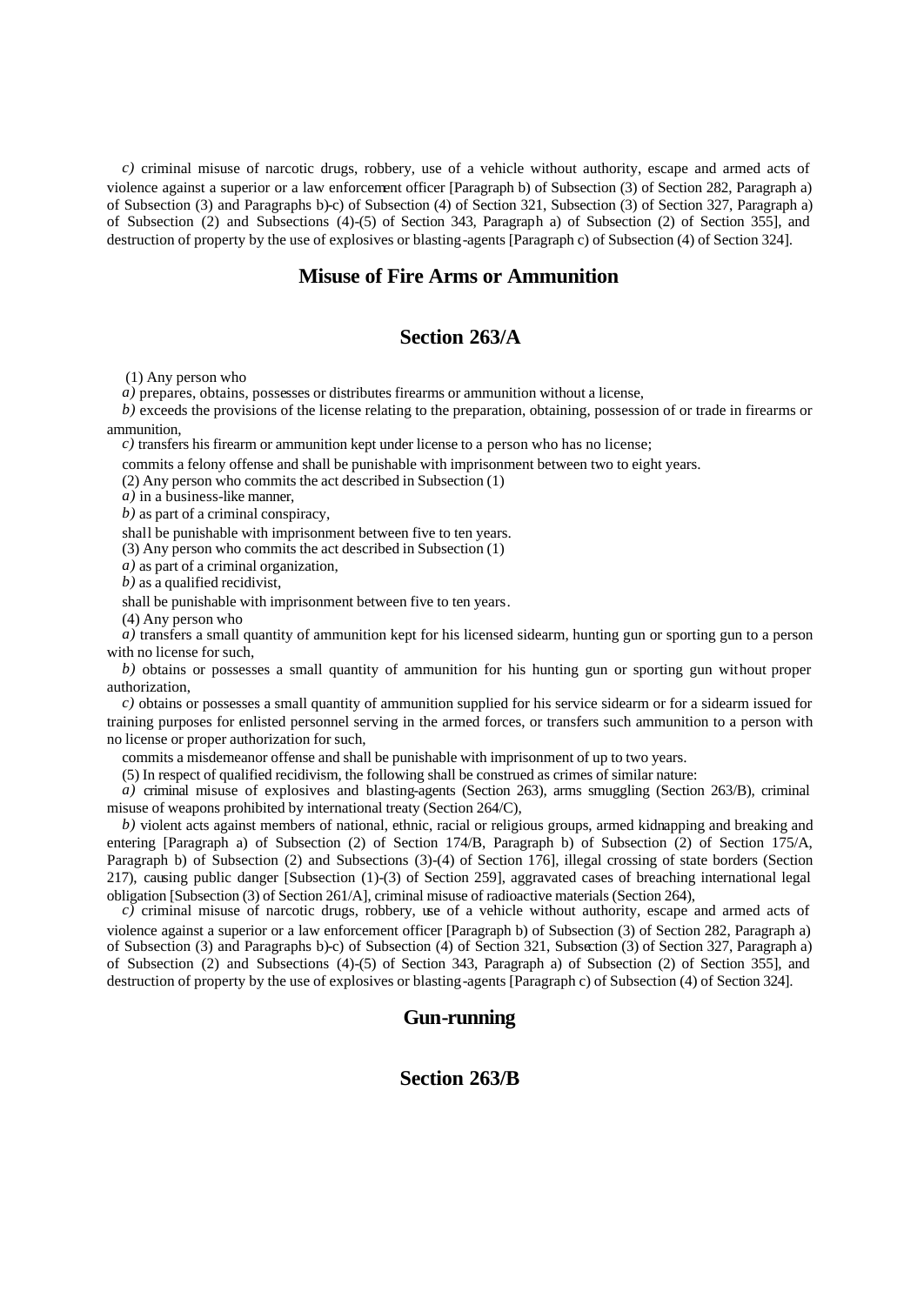*c)* criminal misuse of narcotic drugs, robbery, use of a vehicle without authority, escape and armed acts of violence against a superior or a law enforcement officer [Paragraph b) of Subsection (3) of Section 282, Paragraph a) of Subsection (3) and Paragraphs b)-c) of Subsection (4) of Section 321, Subsection (3) of Section 327, Paragraph a) of Subsection (2) and Subsections (4)-(5) of Section 343, Paragraph a) of Subsection (2) of Section 355], and destruction of property by the use of explosives or blasting-agents [Paragraph c) of Subsection (4) of Section 324].

## Misuse of Fire Arms or Ammunition

## Section 263/A

(1) Any person who

*a)* prepares, obtains, possesses or distributes firearms or ammunition without a license,

*b)* exceeds the provisions of the license relating to the preparation, obtaining, possession of or trade in firearms or ammunition,

*c)* transfers his firearm or ammunition kept under license to a person who has no license;

commits a felony offense and shall be punishable with imprisonment between two to eight years.

(2) Any person who commits the act described in Subsection (1)

*a)* in a business-like manner,

*b)* as part of a criminal conspiracy,

shall be punishable with imprisonment between five to ten years.

(3) Any person who commits the act described in Subsection (1)

*a)* as part of a criminal organization,

*b)* as a qualified recidivist,

shall be punishable with imprisonment between five to ten years.

(4) Any person who

*a)* transfers a small quantity of ammunition kept for his licensed sidearm, hunting gun or sporting gun to a person with no license for such,

*b)* obtains or possesses a small quantity of ammunition for his hunting gun or sporting gun without proper authorization,

*c)* obtains or possesses a small quantity of ammunition supplied for his service sidearm or for a sidearm issued for training purposes for enlisted personnel serving in the armed forces, or transfers such ammunition to a person with no license or proper authorization for such,

commits a misdemeanor offense and shall be punishable with imprisonment of up to two years.

(5) In respect of qualified recidivism, the following shall be construed as crimes of similar nature:

*a)* criminal misuse of explosives and blasting-agents (Section 263), arms smuggling (Section 263/B), criminal misuse of weapons prohibited by international treaty (Section 264/C),

*b)* violent acts against members of national, ethnic, racial or religious groups, armed kidnapping and breaking and entering [Paragraph a) of Subsection (2) of Section 174/B, Paragraph b) of Subsection (2) of Section 175/A, Paragraph b) of Subsection (2) and Subsections (3)-(4) of Section 176], illegal crossing of state borders (Section 217), causing public danger [Subsection (1)-(3) of Section 259], aggravated cases of breaching international legal obligation [Subsection (3) of Section 261/A], criminal misuse of radioactive materials (Section 264),

*c)* criminal misuse of narcotic drugs, robbery, use of a vehicle without authority, escape and armed acts of violence against a superior or a law enforcement officer [Paragraph b) of Subsection (3) of Section 282, Paragraph a) of Subsection (3) and Paragraphs b)-c) of Subsection (4) of Section 321, Subsection (3) of Section 327, Paragraph a) of Subsection (2) and Subsections (4)-(5) of Section 343, Paragraph a) of Subsection (2) of Section 355], and destruction of property by the use of explosives or blasting-agents [Paragraph c) of Subsection (4) of Section 324].

## Gun-running

## Section 263/B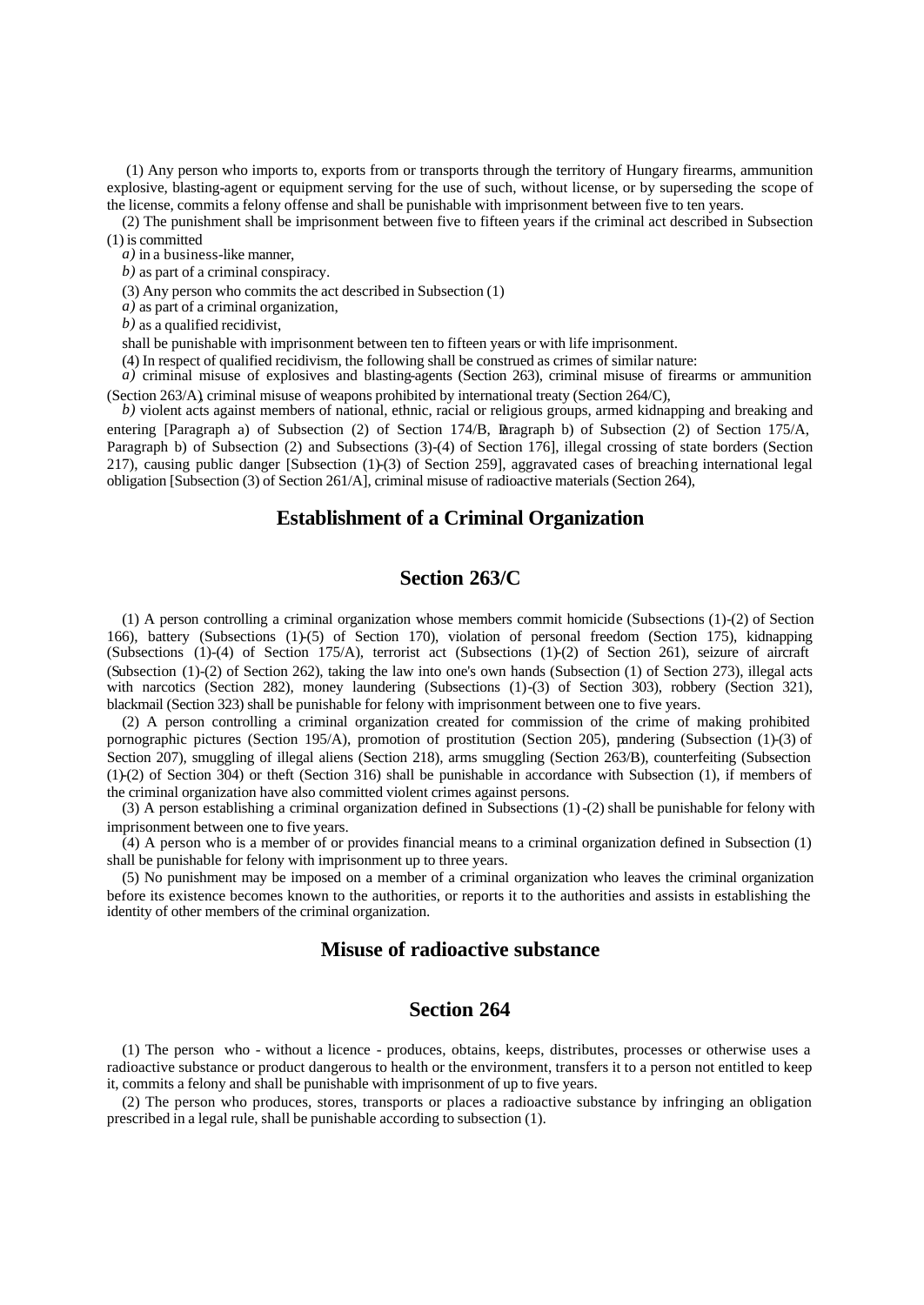(1) Any person who imports to, exports from or transports through the territory of Hungary firearms, ammunition explosive, blasting-agent or equipment serving for the use of such, without license, or by superseding the scope of the license, commits a felony offense and shall be punishable with imprisonment between five to ten years.

(2) The punishment shall be imprisonment between five to fifteen years if the criminal act described in Subsection (1) is committed

*a)* in a business-like manner,

*b)* as part of a criminal conspiracy.

(3) Any person who commits the act described in Subsection (1)

*a)* as part of a criminal organization,

*b)* as a qualified recidivist,

shall be punishable with imprisonment between ten to fifteen years or with life imprisonment.

(4) In respect of qualified recidivism, the following shall be construed as crimes of similar nature:

*a)* criminal misuse of explosives and blasting-agents (Section 263), criminal misuse of firearms or ammunition (Section 263/A), criminal misuse of weapons prohibited by international treaty (Section 264/C),

*b)* violent acts against members of national, ethnic, racial or religious groups, armed kidnapping and breaking and entering [Paragraph a) of Subsection (2) of Section 174/B, Paragraph b) of Subsection (2) of Section 175/A, Paragraph b) of Subsection (2) and Subsections (3)-(4) of Section 176], illegal crossing of state borders (Section 217), causing public danger [Subsection (1)-(3) of Section 259], aggravated cases of breaching international legal obligation [Subsection (3) of Section 261/A], criminal misuse of radioactive materials (Section 264),

## Establishment of a Criminal Organization

## Section 263/C

(1) A person controlling a criminal organization whose members commit homicide (Subsections (1)-(2) of Section 166), battery (Subsections (1)-(5) of Section 170), violation of personal freedom (Section 175), kidnapping (Subsections (1)-(4) of Section 175/A), terrorist act (Subsections (1)-(2) of Section 261), seizure of aircraft (Subsection (1)-(2) of Section 262), taking the law into one's own hands (Subsection (1) of Section 273), illegal acts with narcotics (Section 282), money laundering (Subsections (1)-(3) of Section 303), robbery (Section 321), blackmail (Section 323) shall be punishable for felony with imprisonment between one to five years.

(2) A person controlling a criminal organization created for commission of the crime of making prohibited pornographic pictures (Section 195/A), promotion of prostitution (Section 205), pandering (Subsection (1)-(3) of Section 207), smuggling of illegal aliens (Section 218), arms smuggling (Section 263/B), counterfeiting (Subsection (1)-(2) of Section 304) or theft (Section 316) shall be punishable in accordance with Subsection (1), if members of the criminal organization have also committed violent crimes against persons.

(3) A person establishing a criminal organization defined in Subsections (1)-(2) shall be punishable for felony with imprisonment between one to five years.

(4) A person who is a member of or provides financial means to a criminal organization defined in Subsection (1) shall be punishable for felony with imprisonment up to three years.

(5) No punishment may be imposed on a member of a criminal organization who leaves the criminal organization before its existence becomes known to the authorities, or reports it to the authorities and assists in establishing the identity of other members of the criminal organization.

## Misuse of radioactive substance

## Section 264

(1) The person who - without a licence - produces, obtains, keeps, distributes, processes or otherwise uses a radioactive substance or product dangerous to health or the environment, transfers it to a person not entitled to keep it, commits a felony and shall be punishable with imprisonment of up to five years.

(2) The person who produces, stores, transports or places a radioactive substance by infringing an obligation prescribed in a legal rule, shall be punishable according to subsection (1).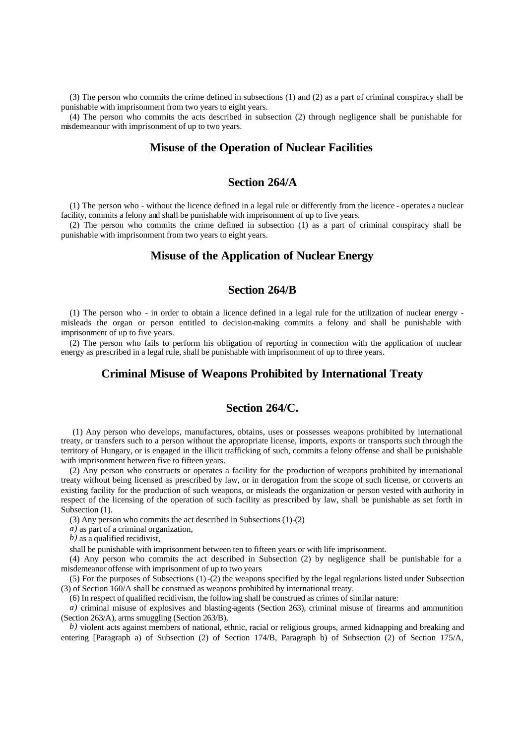(3) The person who commits the crime defined in subsections (1) and (2) as a part of criminal conspiracy shall be punishable with imprisonment from two years to eight years.

(4) The person who commits the acts described in subsection (2) through negligence shall be punishable for misdemeanour with imprisonment of up to two years.

## Misuse of the Operation of Nuclear Facilities

## Section 264/A

(1) The person who - without the licence defined in a legal rule or differently from the licence - operates a nuclear facility, commits a felony and shall be punishable with imprisonment of up to five years.

(2) The person who commits the crime defined in subsection (1) as a part of criminal conspiracy shall be punishable with imprisonment from two years to eight years.

## Misuse of the Application of Nuclear Energy

## Section 264/B

(1) The person who - in order to obtain a licence defined in a legal rule for the utilization of nuclear energy - misleads the organ or person entitled to decision-making commits a felony and shall be punishable with imprisonment of up to five years.

(2) The person who fails to perform his obligation of reporting in connection with the application of nuclear energy as prescribed in a legal rule, shall be punishable with imprisonment of up to three years.

## Criminal Misuse of Weapons Prohibited by International Treaty

## Section 264/C.

(1) Any person who develops, manufactures, obtains, uses or possesses weapons prohibited by international treaty, or transfers such to a person without the appropriate license, imports, exports or transports such through the territory of Hungary, or is engaged in the illicit trafficking of such, commits a felony offense and shall be punishable with imprisonment between five to fifteen years.

(2) Any person who constructs or operates a facility for the production of weapons prohibited by international treaty without being licensed as prescribed by law, or in derogation from the scope of such license, or converts an existing facility for the production of such weapons, or misleads the organization or person vested with authority in respect of the licensing of the operation of such facility as prescribed by law, shall be punishable as set forth in Subsection (1).

(3) Any person who commits the act described in Subsections (1)-(2)

*a)* as part of a criminal organization,

*b)* as a qualified recidivist,

shall be punishable with imprisonment between ten to fifteen years or with life imprisonment.

(4) Any person who commits the act described in Subsection (2) by negligence shall be punishable for a misdemeanor offense with imprisonment of up to two years

(5) For the purposes of Subsections (1)-(2) the weapons specified by the legal regulations listed under Subsection (3) of Section 160/A shall be construed as weapons prohibited by international treaty.

(6) In respect of qualified recidivism, the following shall be construed as crimes of similar nature:

*a)* criminal misuse of explosives and blasting-agents (Section 263), criminal misuse of firearms and ammunition (Section 263/A), arms smuggling (Section 263/B),

*b)* violent acts against members of national, ethnic, racial or religious groups, armed kidnapping and breaking and entering [Paragraph a) of Subsection (2) of Section 174/B, Paragraph b) of Subsection (2) of Section 175/A,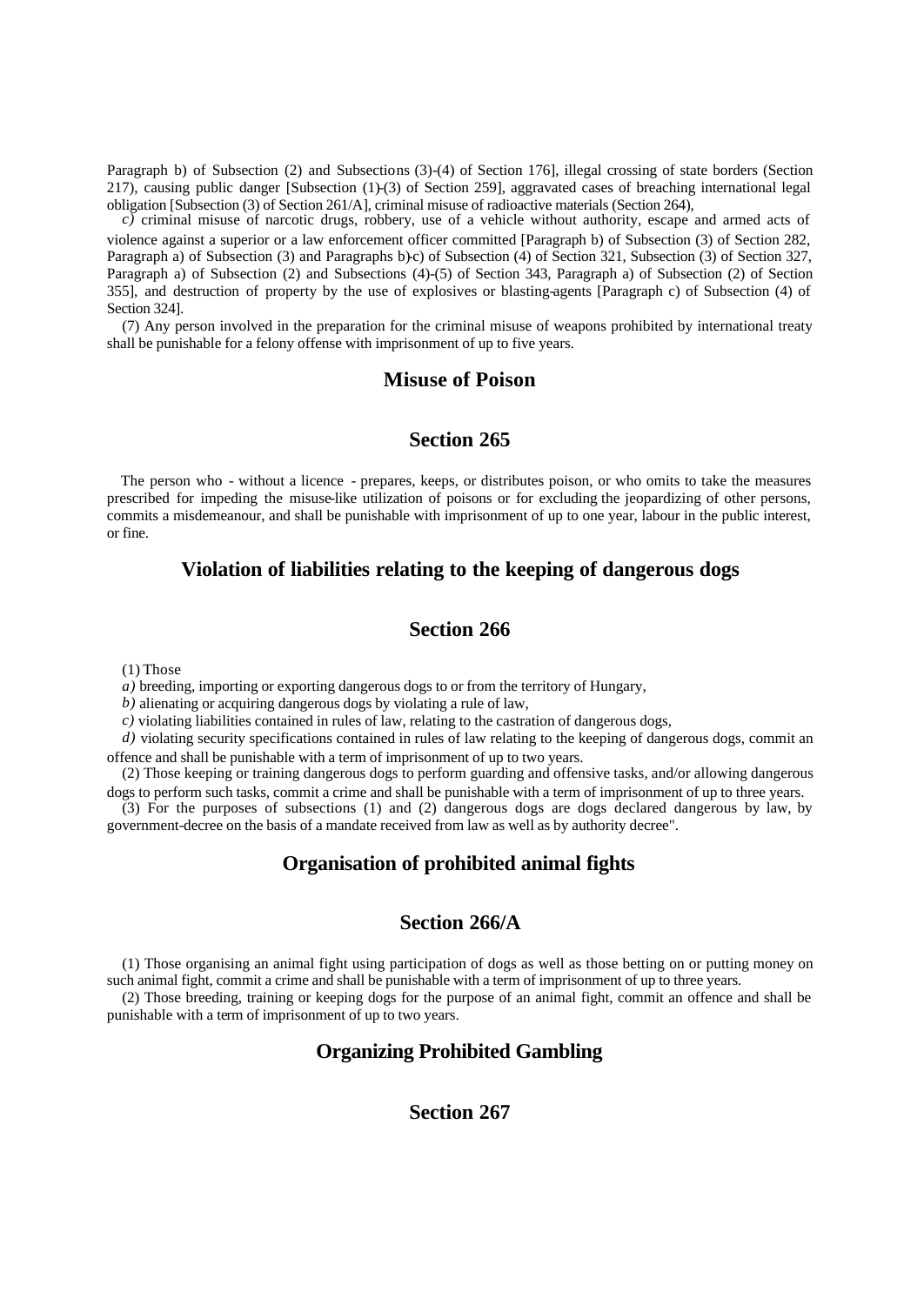Paragraph b) of Subsection (2) and Subsections (3)-(4) of Section 176], illegal crossing of state borders (Section 217), causing public danger [Subsection (1)-(3) of Section 259], aggravated cases of breaching international legal obligation [Subsection (3) of Section 261/A], criminal misuse of radioactive materials (Section 264),

*c)* criminal misuse of narcotic drugs, robbery, use of a vehicle without authority, escape and armed acts of violence against a superior or a law enforcement officer committed [Paragraph b) of Subsection (3) of Section 282, Paragraph a) of Subsection (3) and Paragraphs b)-c) of Subsection (4) of Section 321, Subsection (3) of Section 327, Paragraph a) of Subsection (2) and Subsections (4)-(5) of Section 343, Paragraph a) of Subsection (2) of Section 355], and destruction of property by the use of explosives or blasting-agents [Paragraph c) of Subsection (4) of Section 324].

(7) Any person involved in the preparation for the criminal misuse of weapons prohibited by international treaty shall be punishable for a felony offense with imprisonment of up to five years.

## Misuse of Poison

## Section 265

The person who - without a licence - prepares, keeps, or distributes poison, or who omits to take the measures prescribed for impeding the misuse-like utilization of poisons or for excluding the jeopardizing of other persons, commits a misdemeanour, and shall be punishable with imprisonment of up to one year, labour in the public interest, or fine.

## Violation of liabilities relating to the keeping of dangerous dogs

## Section 266

(1) Those

*a)* breeding, importing or exporting dangerous dogs to or from the territory of Hungary,

*b)* alienating or acquiring dangerous dogs by violating a rule of law,

*c)* violating liabilities contained in rules of law, relating to the castration of dangerous dogs,

*d)* violating security specifications contained in rules of law relating to the keeping of dangerous dogs, commit an offence and shall be punishable with a term of imprisonment of up to two years.

(2) Those keeping or training dangerous dogs to perform guarding and offensive tasks, and/or allowing dangerous dogs to perform such tasks, commit a crime and shall be punishable with a term of imprisonment of up to three years.

(3) For the purposes of subsections (1) and (2) dangerous dogs are dogs declared dangerous by law, by government-decree on the basis of a mandate received from law as well as by authority decree".

## Organisation of prohibited animal fights

## Section 266/A

(1) Those organising an animal fight using participation of dogs as well as those betting on or putting money on such animal fight, commit a crime and shall be punishable with a term of imprisonment of up to three years.

(2) Those breeding, training or keeping dogs for the purpose of an animal fight, commit an offence and shall be punishable with a term of imprisonment of up to two years.

## Organizing Prohibited Gambling

## Section 267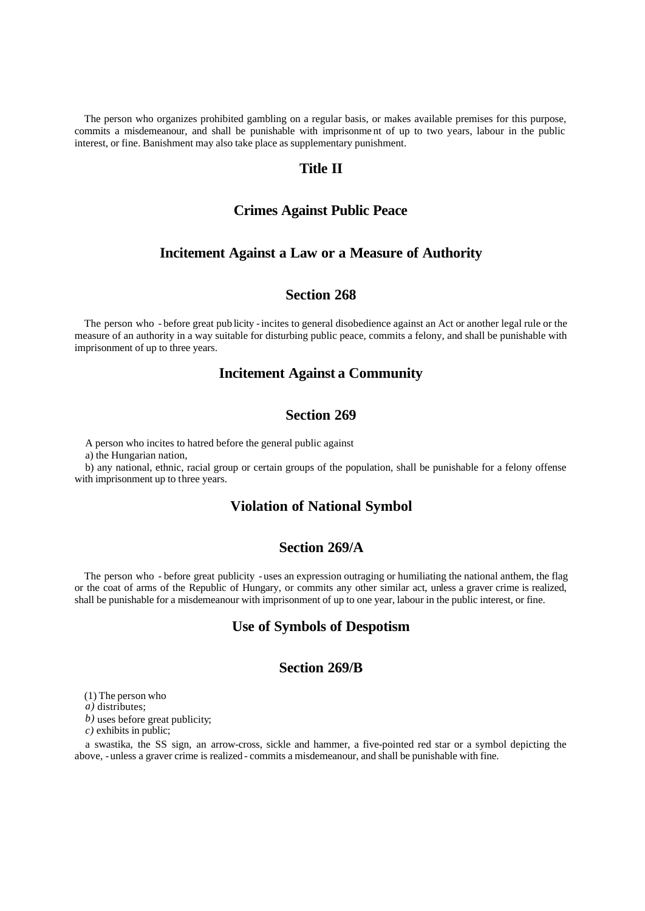The person who organizes prohibited gambling on a regular basis, or makes available premises for this purpose, commits a misdemeanour, and shall be punishable with imprisonment of up to two years, labour in the public interest, or fine. Banishment may also take place as supplementary punishment.

## Title II

## Crimes Against Public Peace

### Incitement Against a Law or a Measure of Authority

#### Section 268

The person who - before great publicity - incites to general disobedience against an Act or another legal rule or the measure of an authority in a way suitable for disturbing public peace, commits a felony, and shall be punishable with imprisonment of up to three years.

### Incitement Against a Community

#### Section 269

A person who incites to hatred before the general public against

a) the Hungarian nation,

b) any national, ethnic, racial group or certain groups of the population, shall be punishable for a felony offense with imprisonment up to three years.

### Violation of National Symbol

#### Section 269/A

The person who - before great publicity - uses an expression outraging or humiliating the national anthem, the flag or the coat of arms of the Republic of Hungary, or commits any other similar act, unless a graver crime is realized, shall be punishable for a misdemeanour with imprisonment of up to one year, labour in the public interest, or fine.

### Use of Symbols of Despotism

#### Section 269/B

(1) The person who

*a)* distributes;

*b)* uses before great publicity;

*c)* exhibits in public;

a swastika, the SS sign, an arrow-cross, sickle and hammer, a five-pointed red star or a symbol depicting the above, - unless a graver crime is realized - commits a misdemeanour, and shall be punishable with fine.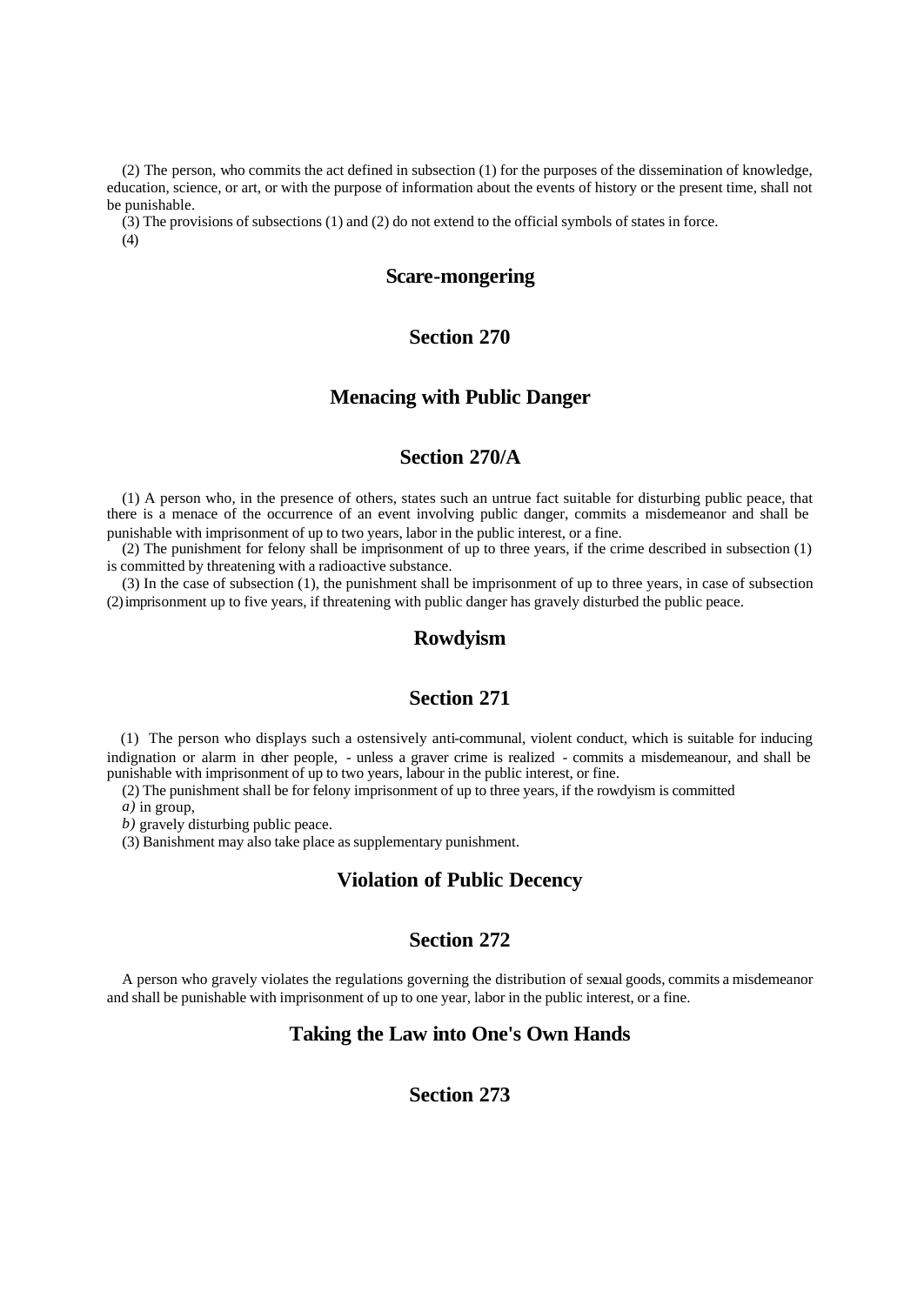(2) The person, who commits the act defined in subsection (1) for the purposes of the dissemination of knowledge, education, science, or art, or with the purpose of information about the events of history or the present time, shall not be punishable.

(3) The provisions of subsections (1) and (2) do not extend to the official symbols of states in force.

(4)

## Scare-mongering

## Section 270

## Menacing with Public Danger

## Section 270/A

(1) A person who, in the presence of others, states such an untrue fact suitable for disturbing public peace, that there is a menace of the occurrence of an event involving public danger, commits a misdemeanor and shall be punishable with imprisonment of up to two years, labor in the public interest, or a fine.

(2) The punishment for felony shall be imprisonment of up to three years, if the crime described in subsection (1) is committed by threatening with a radioactive substance.

(3) In the case of subsection (1), the punishment shall be imprisonment of up to three years, in case of subsection (2) imprisonment up to five years, if threatening with public danger has gravely disturbed the public peace.

## Rowdyism

## Section 271

(1) The person who displays such a ostensively anti-communal, violent conduct, which is suitable for inducing indignation or alarm in other people, - unless a graver crime is realized - commits a misdemeanour, and shall be punishable with imprisonment of up to two years, labour in the public interest, or fine.

(2) The punishment shall be for felony imprisonment of up to three years, if the rowdyism is committed

*a)* in group,

*b)* gravely disturbing public peace.

(3) Banishment may also take place as supplementary punishment.

## Violation of Public Decency

## Section 272

A person who gravely violates the regulations governing the distribution of sexual goods, commits a misdemeanor and shall be punishable with imprisonment of up to one year, labor in the public interest, or a fine.

## Taking the Law into One's Own Hands

## Section 273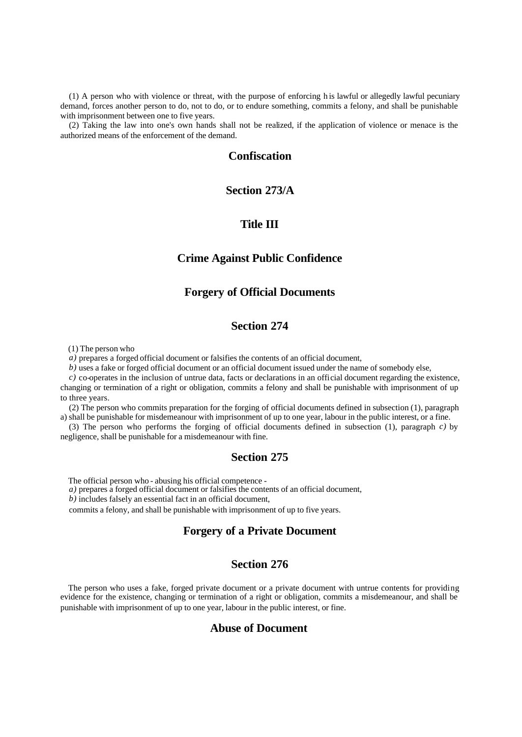(1) A person who with violence or threat, with the purpose of enforcing his lawful or allegedly lawful pecuniary demand, forces another person to do, not to do, or to endure something, commits a felony, and shall be punishable with imprisonment between one to five years.

(2) Taking the law into one's own hands shall not be realized, if the application of violence or menace is the authorized means of the enforcement of the demand.

## Confiscation

## Section 273/A

## Title III

## Crime Against Public Confidence

## Forgery of Official Documents

## Section 274

(1) The person who

*a)* prepares a forged official document or falsifies the contents of an official document,

*b)* uses a fake or forged official document or an official document issued under the name of somebody else,

*c)* co-operates in the inclusion of untrue data, facts or declarations in an official document regarding the existence, changing or termination of a right or obligation, commits a felony and shall be punishable with imprisonment of up to three years.

(2) The person who commits preparation for the forging of official documents defined in subsection (1), paragraph a) shall be punishable for misdemeanour with imprisonment of up to one year, labour in the public interest, or a fine.

(3) The person who performs the forging of official documents defined in subsection (1), paragraph *c)* by negligence, shall be punishable for a misdemeanour with fine.

## Section 275

The official person who - abusing his official competence -

*a)* prepares a forged official document or falsifies the contents of an official document,

*b)* includes falsely an essential fact in an official document,

commits a felony, and shall be punishable with imprisonment of up to five years.

## Forgery of a Private Document

## Section 276

The person who uses a fake, forged private document or a private document with untrue contents for providing evidence for the existence, changing or termination of a right or obligation, commits a misdemeanour, and shall be punishable with imprisonment of up to one year, labour in the public interest, or fine.

## Abuse of Document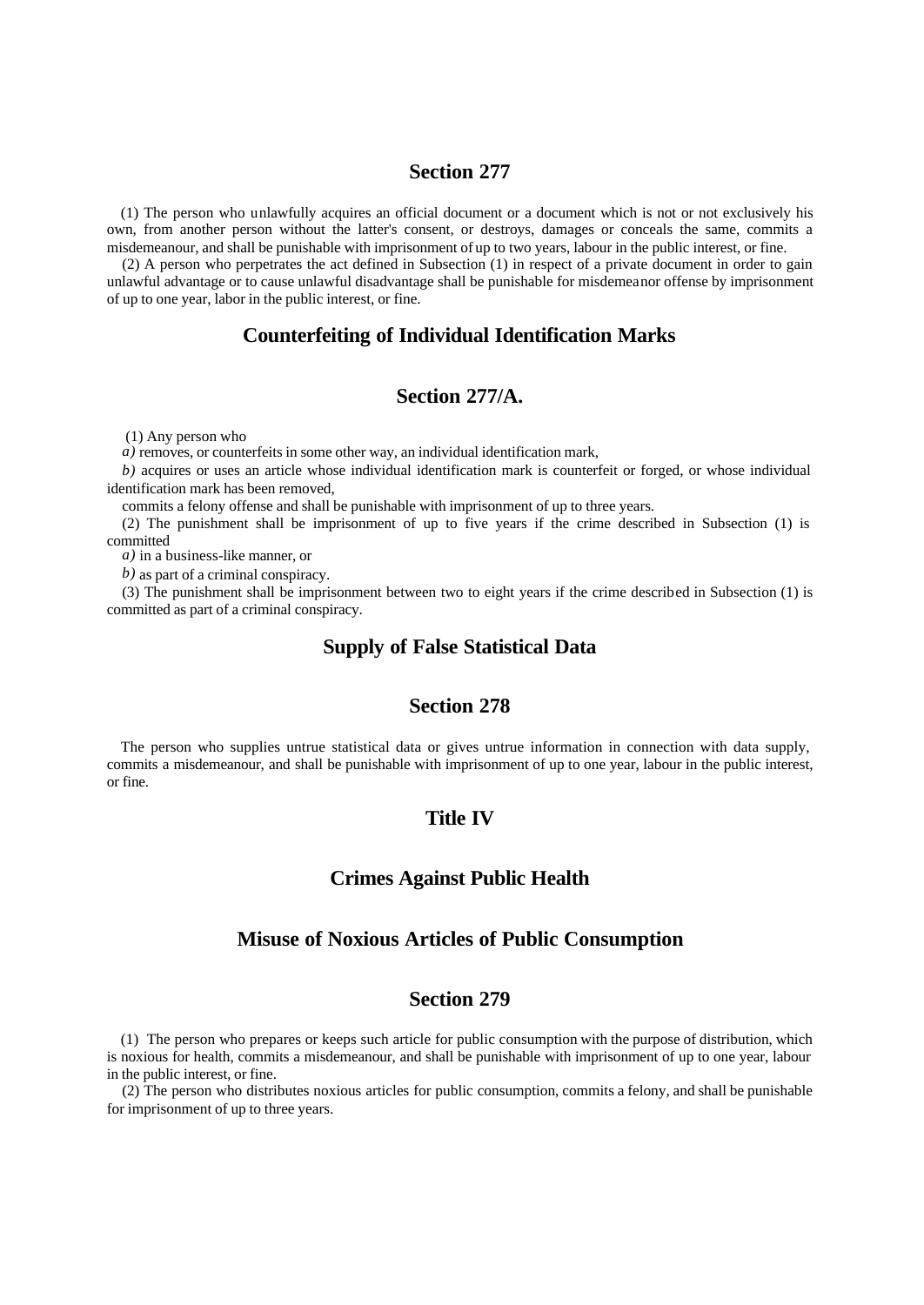## Section 277

(1) The person who unlawfully acquires an official document or a document which is not or not exclusively his own, from another person without the latter's consent, or destroys, damages or conceals the same, commits a misdemeanour, and shall be punishable with imprisonment of up to two years, labour in the public interest, or fine.

(2) A person who perpetrates the act defined in Subsection (1) in respect of a private document in order to gain unlawful advantage or to cause unlawful disadvantage shall be punishable for misdemeanor offense by imprisonment of up to one year, labor in the public interest, or fine.

## Counterfeiting of Individual Identification Marks

## Section 277/A.

(1) Any person who

*a)* removes, or counterfeits in some other way, an individual identification mark,

*b)* acquires or uses an article whose individual identification mark is counterfeit or forged, or whose individual identification mark has been removed,

commits a felony offense and shall be punishable with imprisonment of up to three years.

(2) The punishment shall be imprisonment of up to five years if the crime described in Subsection (1) is committed

*a)* in a business-like manner, or

*b)* as part of a criminal conspiracy.

(3) The punishment shall be imprisonment between two to eight years if the crime described in Subsection (1) is committed as part of a criminal conspiracy.

## Supply of False Statistical Data

## Section 278

The person who supplies untrue statistical data or gives untrue information in connection with data supply, commits a misdemeanour, and shall be punishable with imprisonment of up to one year, labour in the public interest, or fine.

# Title IV

# Crimes Against Public Health

## Misuse of Noxious Articles of Public Consumption

## Section 279

(1) The person who prepares or keeps such article for public consumption with the purpose of distribution, which is noxious for health, commits a misdemeanour, and shall be punishable with imprisonment of up to one year, labour in the public interest, or fine.

(2) The person who distributes noxious articles for public consumption, commits a felony, and shall be punishable for imprisonment of up to three years.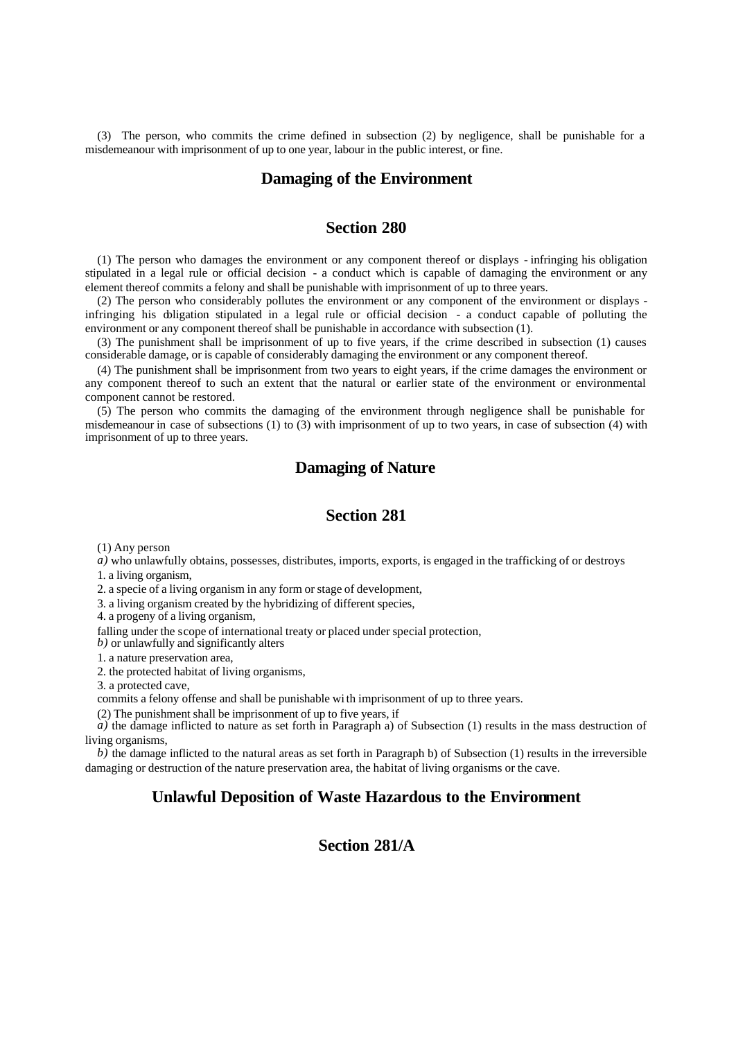(3) The person, who commits the crime defined in subsection (2) by negligence, shall be punishable for a misdemeanour with imprisonment of up to one year, labour in the public interest, or fine.

## Damaging of the Environment

## Section 280

(1) The person who damages the environment or any component thereof or displays - infringing his obligation stipulated in a legal rule or official decision - a conduct which is capable of damaging the environment or any element thereof commits a felony and shall be punishable with imprisonment of up to three years.

(2) The person who considerably pollutes the environment or any component of the environment or displays - infringing his obligation stipulated in a legal rule or official decision - a conduct capable of polluting the environment or any component thereof shall be punishable in accordance with subsection (1).

(3) The punishment shall be imprisonment of up to five years, if the crime described in subsection (1) causes considerable damage, or is capable of considerably damaging the environment or any component thereof.

(4) The punishment shall be imprisonment from two years to eight years, if the crime damages the environment or any component thereof to such an extent that the natural or earlier state of the environment or environmental component cannot be restored.

(5) The person who commits the damaging of the environment through negligence shall be punishable for misdemeanour in case of subsections (1) to (3) with imprisonment of up to two years, in case of subsection (4) with imprisonment of up to three years.

## Damaging of Nature

## Section 281

(1) Any person

*a)* who unlawfully obtains, possesses, distributes, imports, exports, is engaged in the trafficking of or destroys

1. a living organism,

2. a specie of a living organism in any form or stage of development,

3. a living organism created by the hybridizing of different species,

4. a progeny of a living organism,

falling under the scope of international treaty or placed under special protection,

*b)* or unlawfully and significantly alters

1. a nature preservation area,

2. the protected habitat of living organisms,

3. a protected cave,

commits a felony offense and shall be punishable with imprisonment of up to three years.

(2) The punishment shall be imprisonment of up to five years, if

*a)* the damage inflicted to nature as set forth in Paragraph a) of Subsection (1) results in the mass destruction of living organisms,

*b)* the damage inflicted to the natural areas as set forth in Paragraph b) of Subsection (1) results in the irreversible damaging or destruction of the nature preservation area, the habitat of living organisms or the cave.

## Unlawful Deposition of Waste Hazardous to the Environment

## Section 281/A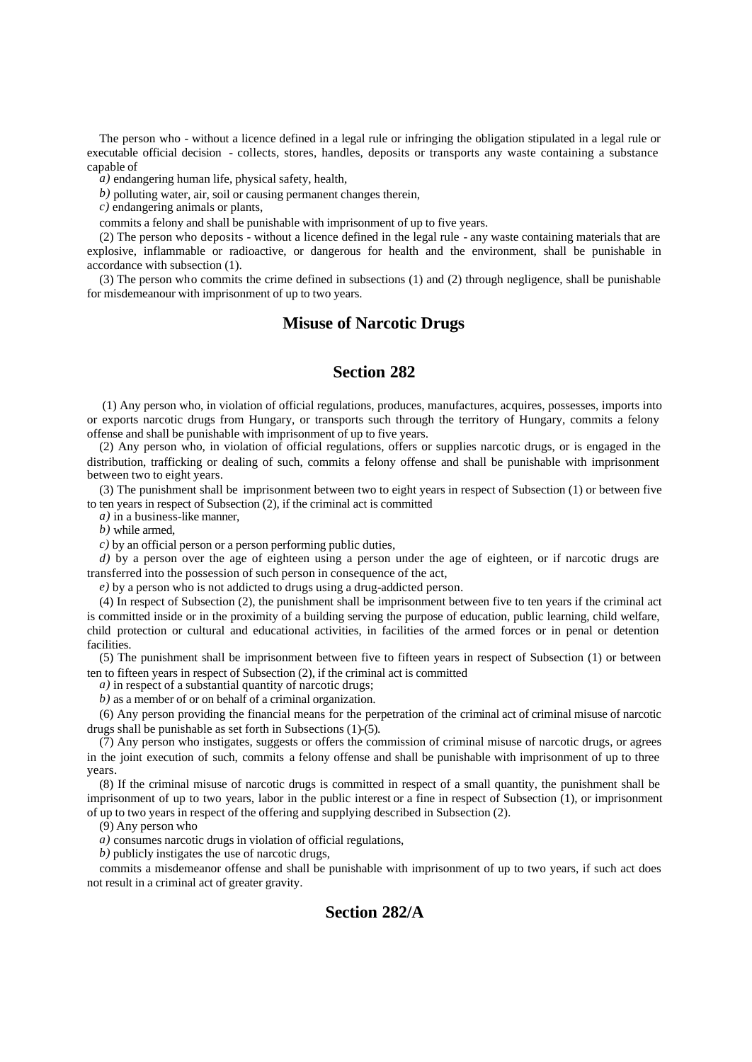The person who - without a licence defined in a legal rule or infringing the obligation stipulated in a legal rule or executable official decision - collects, stores, handles, deposits or transports any waste containing a substance capable of

*a)* endangering human life, physical safety, health,

*b)* polluting water, air, soil or causing permanent changes therein,

*c)* endangering animals or plants,

commits a felony and shall be punishable with imprisonment of up to five years.

(2) The person who deposits - without a licence defined in the legal rule - any waste containing materials that are explosive, inflammable or radioactive, or dangerous for health and the environment, shall be punishable in accordance with subsection (1).

(3) The person who commits the crime defined in subsections (1) and (2) through negligence, shall be punishable for misdemeanour with imprisonment of up to two years.

## Misuse of Narcotic Drugs

## Section 282

(1) Any person who, in violation of official regulations, produces, manufactures, acquires, possesses, imports into or exports narcotic drugs from Hungary, or transports such through the territory of Hungary, commits a felony offense and shall be punishable with imprisonment of up to five years.

(2) Any person who, in violation of official regulations, offers or supplies narcotic drugs, or is engaged in the distribution, trafficking or dealing of such, commits a felony offense and shall be punishable with imprisonment between two to eight years.

(3) The punishment shall be imprisonment between two to eight years in respect of Subsection (1) or between five to ten years in respect of Subsection (2), if the criminal act is committed

*a)* in a business-like manner,

*b)* while armed,

*c)* by an official person or a person performing public duties,

*d)* by a person over the age of eighteen using a person under the age of eighteen, or if narcotic drugs are transferred into the possession of such person in consequence of the act,

*e)* by a person who is not addicted to drugs using a drug-addicted person.

(4) In respect of Subsection (2), the punishment shall be imprisonment between five to ten years if the criminal act is committed inside or in the proximity of a building serving the purpose of education, public learning, child welfare, child protection or cultural and educational activities, in facilities of the armed forces or in penal or detention facilities.

(5) The punishment shall be imprisonment between five to fifteen years in respect of Subsection (1) or between ten to fifteen years in respect of Subsection (2), if the criminal act is committed

*a)* in respect of a substantial quantity of narcotic drugs;

*b)* as a member of or on behalf of a criminal organization.

(6) Any person providing the financial means for the perpetration of the criminal act of criminal misuse of narcotic drugs shall be punishable as set forth in Subsections (1)-(5).

(7) Any person who instigates, suggests or offers the commission of criminal misuse of narcotic drugs, or agrees in the joint execution of such, commits a felony offense and shall be punishable with imprisonment of up to three years.

(8) If the criminal misuse of narcotic drugs is committed in respect of a small quantity, the punishment shall be imprisonment of up to two years, labor in the public interest or a fine in respect of Subsection (1), or imprisonment of up to two years in respect of the offering and supplying described in Subsection (2).

(9) Any person who

*a)* consumes narcotic drugs in violation of official regulations,

*b)* publicly instigates the use of narcotic drugs,

commits a misdemeanor offense and shall be punishable with imprisonment of up to two years, if such act does not result in a criminal act of greater gravity.

## Section 282/A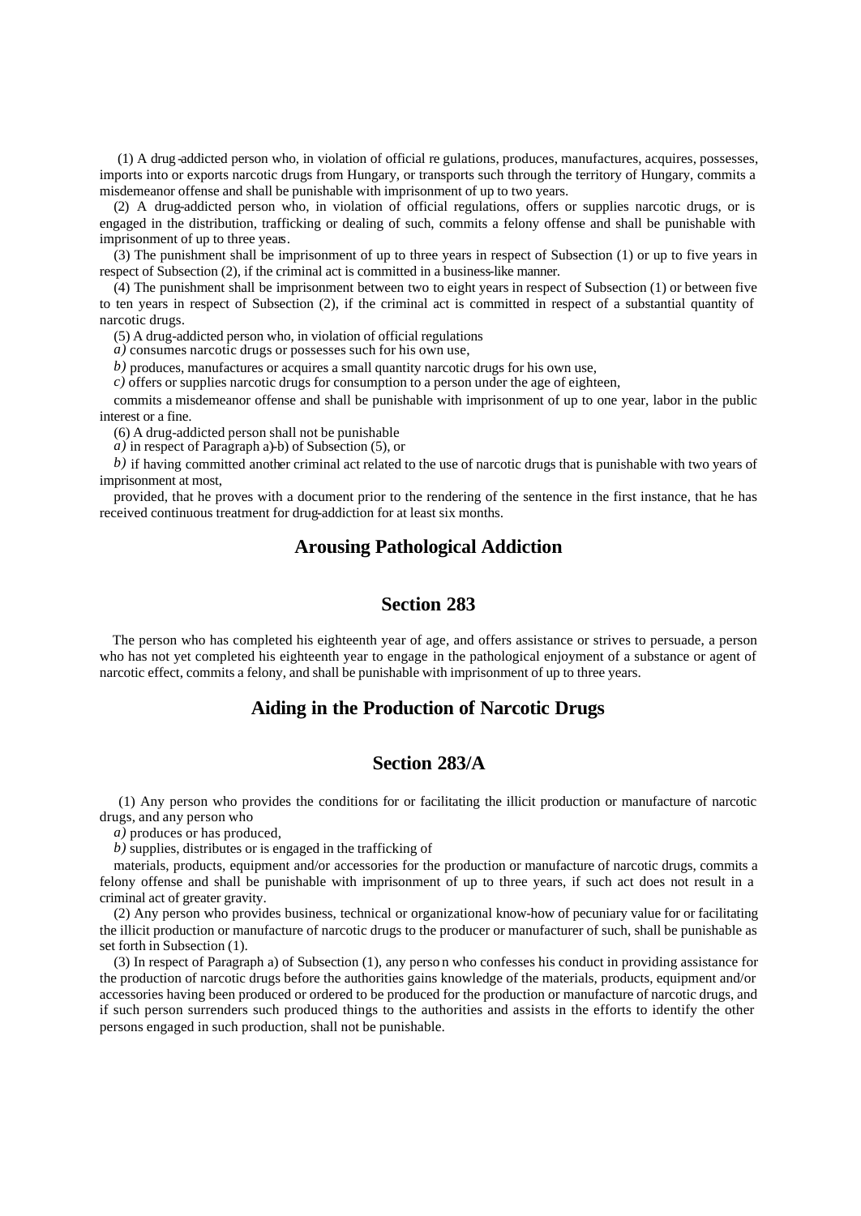(1) A drug-addicted person who, in violation of official regulations, produces, manufactures, acquires, possesses, imports into or exports narcotic drugs from Hungary, or transports such through the territory of Hungary, commits a misdemeanor offense and shall be punishable with imprisonment of up to two years.

(2) A drug-addicted person who, in violation of official regulations, offers or supplies narcotic drugs, or is engaged in the distribution, trafficking or dealing of such, commits a felony offense and shall be punishable with imprisonment of up to three years.

(3) The punishment shall be imprisonment of up to three years in respect of Subsection (1) or up to five years in respect of Subsection (2), if the criminal act is committed in a business-like manner.

(4) The punishment shall be imprisonment between two to eight years in respect of Subsection (1) or between five to ten years in respect of Subsection (2), if the criminal act is committed in respect of a substantial quantity of narcotic drugs.

(5) A drug-addicted person who, in violation of official regulations

*a)* consumes narcotic drugs or possesses such for his own use,

*b)* produces, manufactures or acquires a small quantity narcotic drugs for his own use,

*c)* offers or supplies narcotic drugs for consumption to a person under the age of eighteen,

commits a misdemeanor offense and shall be punishable with imprisonment of up to one year, labor in the public interest or a fine.

(6) A drug-addicted person shall not be punishable

*a)* in respect of Paragraph a)-b) of Subsection (5), or

*b)* if having committed another criminal act related to the use of narcotic drugs that is punishable with two years of imprisonment at most,

provided, that he proves with a document prior to the rendering of the sentence in the first instance, that he has received continuous treatment for drug-addiction for at least six months.

## Arousing Pathological Addiction

## Section 283

The person who has completed his eighteenth year of age, and offers assistance or strives to persuade, a person who has not yet completed his eighteenth year to engage in the pathological enjoyment of a substance or agent of narcotic effect, commits a felony, and shall be punishable with imprisonment of up to three years.

## Aiding in the Production of Narcotic Drugs

## Section 283/A

(1) Any person who provides the conditions for or facilitating the illicit production or manufacture of narcotic drugs, and any person who

*a)* produces or has produced,

*b)* supplies, distributes or is engaged in the trafficking of

materials, products, equipment and/or accessories for the production or manufacture of narcotic drugs, commits a felony offense and shall be punishable with imprisonment of up to three years, if such act does not result in a criminal act of greater gravity.

(2) Any person who provides business, technical or organizational know-how of pecuniary value for or facilitating the illicit production or manufacture of narcotic drugs to the producer or manufacturer of such, shall be punishable as set forth in Subsection (1).

(3) In respect of Paragraph a) of Subsection (1), any person who confesses his conduct in providing assistance for the production of narcotic drugs before the authorities gains knowledge of the materials, products, equipment and/or accessories having been produced or ordered to be produced for the production or manufacture of narcotic drugs, and if such person surrenders such produced things to the authorities and assists in the efforts to identify the other persons engaged in such production, shall not be punishable.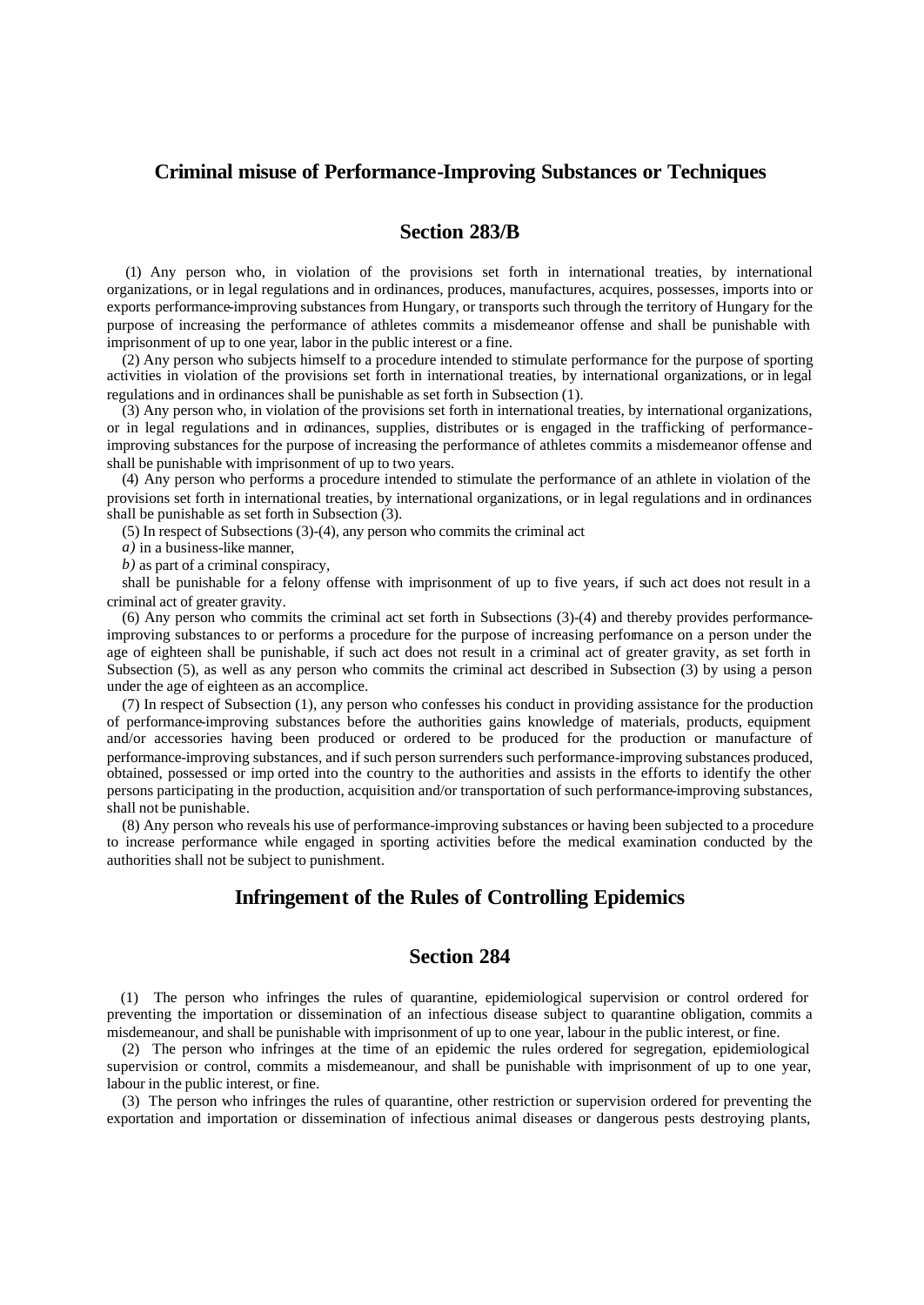## Criminal misuse of Performance-Improving Substances or Techniques

### Section 283/B

(1) Any person who, in violation of the provisions set forth in international treaties, by international organizations, or in legal regulations and in ordinances, produces, manufactures, acquires, possesses, imports into or exports performance-improving substances from Hungary, or transports such through the territory of Hungary for the purpose of increasing the performance of athletes commits a misdemeanor offense and shall be punishable with imprisonment of up to one year, labor in the public interest or a fine.

(2) Any person who subjects himself to a procedure intended to stimulate performance for the purpose of sporting activities in violation of the provisions set forth in international treaties, by international organizations, or in legal regulations and in ordinances shall be punishable as set forth in Subsection (1).

(3) Any person who, in violation of the provisions set forth in international treaties, by international organizations, or in legal regulations and in ordinances, supplies, distributes or is engaged in the trafficking of performance-improving substances for the purpose of increasing the performance of athletes commits a misdemeanor offense and shall be punishable with imprisonment of up to two years.

(4) Any person who performs a procedure intended to stimulate the performance of an athlete in violation of the provisions set forth in international treaties, by international organizations, or in legal regulations and in ordinances shall be punishable as set forth in Subsection (3).

(5) In respect of Subsections (3)-(4), any person who commits the criminal act

*a)* in a business-like manner,

*b)* as part of a criminal conspiracy,

shall be punishable for a felony offense with imprisonment of up to five years, if such act does not result in a criminal act of greater gravity.

(6) Any person who commits the criminal act set forth in Subsections (3)-(4) and thereby provides performance-improving substances to or performs a procedure for the purpose of increasing performance on a person under the age of eighteen shall be punishable, if such act does not result in a criminal act of greater gravity, as set forth in Subsection (5), as well as any person who commits the criminal act described in Subsection (3) by using a person under the age of eighteen as an accomplice.

(7) In respect of Subsection (1), any person who confesses his conduct in providing assistance for the production of performance-improving substances before the authorities gains knowledge of materials, products, equipment and/or accessories having been produced or ordered to be produced for the production or manufacture of performance-improving substances, and if such person surrenders such performance-improving substances produced, obtained, possessed or imp orted into the country to the authorities and assists in the efforts to identify the other persons participating in the production, acquisition and/or transportation of such performance-improving substances, shall not be punishable.

(8) Any person who reveals his use of performance-improving substances or having been subjected to a procedure to increase performance while engaged in sporting activities before the medical examination conducted by the authorities shall not be subject to punishment.

## Infringement of the Rules of Controlling Epidemics

### Section 284

(1) The person who infringes the rules of quarantine, epidemiological supervision or control ordered for preventing the importation or dissemination of an infectious disease subject to quarantine obligation, commits a misdemeanour, and shall be punishable with imprisonment of up to one year, labour in the public interest, or fine.

(2) The person who infringes at the time of an epidemic the rules ordered for segregation, epidemiological supervision or control, commits a misdemeanour, and shall be punishable with imprisonment of up to one year, labour in the public interest, or fine.

(3) The person who infringes the rules of quarantine, other restriction or supervision ordered for preventing the exportation and importation or dissemination of infectious animal diseases or dangerous pests destroying plants,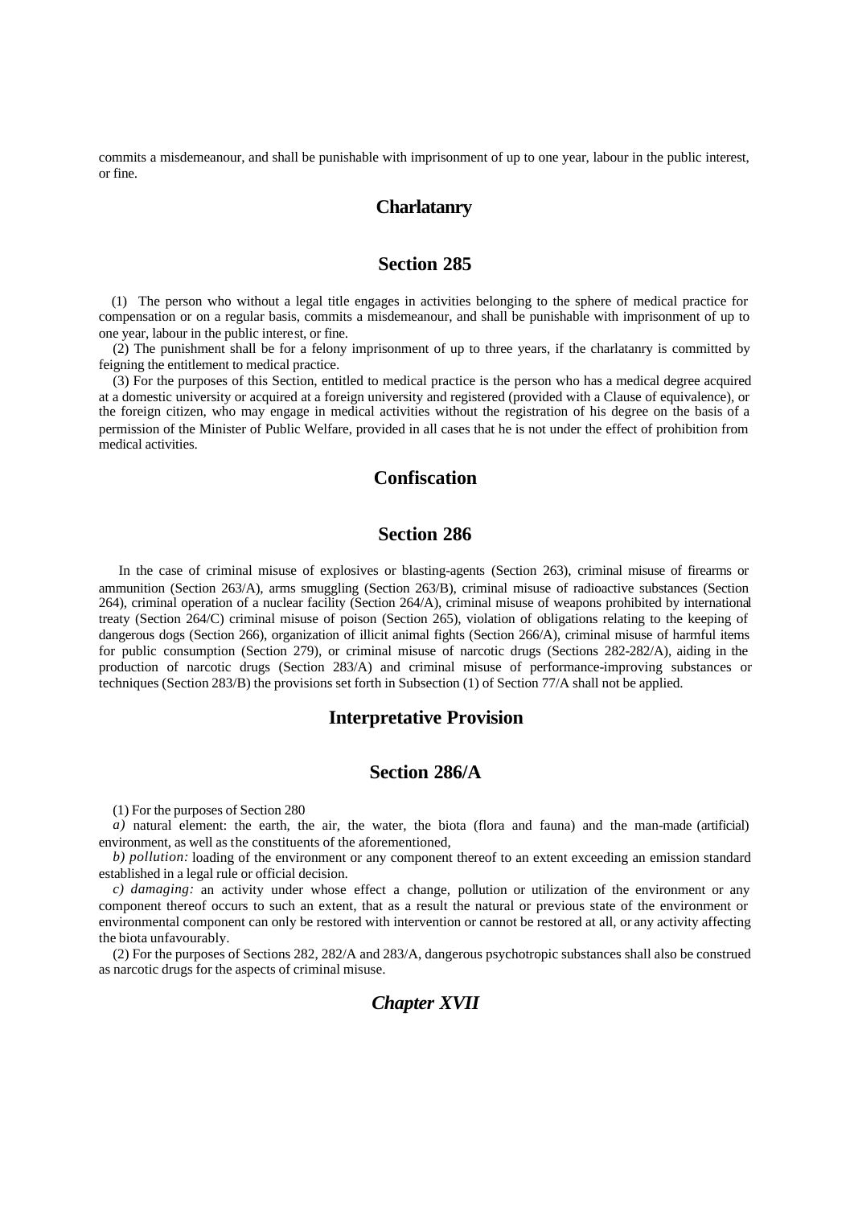commits a misdemeanour, and shall be punishable with imprisonment of up to one year, labour in the public interest, or fine.

## Charlatanry

## Section 285

(1) The person who without a legal title engages in activities belonging to the sphere of medical practice for compensation or on a regular basis, commits a misdemeanour, and shall be punishable with imprisonment of up to one year, labour in the public interest, or fine.

(2) The punishment shall be for a felony imprisonment of up to three years, if the charlatanry is committed by feigning the entitlement to medical practice.

(3) For the purposes of this Section, entitled to medical practice is the person who has a medical degree acquired at a domestic university or acquired at a foreign university and registered (provided with a Clause of equivalence), or the foreign citizen, who may engage in medical activities without the registration of his degree on the basis of a permission of the Minister of Public Welfare, provided in all cases that he is not under the effect of prohibition from medical activities.

## Confiscation

## Section 286

In the case of criminal misuse of explosives or blasting-agents (Section 263), criminal misuse of firearms or ammunition (Section 263/A), arms smuggling (Section 263/B), criminal misuse of radioactive substances (Section 264), criminal operation of a nuclear facility (Section 264/A), criminal misuse of weapons prohibited by international treaty (Section 264/C) criminal misuse of poison (Section 265), violation of obligations relating to the keeping of dangerous dogs (Section 266), organization of illicit animal fights (Section 266/A), criminal misuse of harmful items for public consumption (Section 279), or criminal misuse of narcotic drugs (Sections 282-282/A), aiding in the production of narcotic drugs (Section 283/A) and criminal misuse of performance-improving substances or techniques (Section 283/B) the provisions set forth in Subsection (1) of Section 77/A shall not be applied.

## Interpretative Provision

## Section 286/A

(1) For the purposes of Section 280

*a)* natural element: the earth, the air, the water, the biota (flora and fauna) and the man-made (artificial) environment, as well as the constituents of the aforementioned,

*b) pollution:* loading of the environment or any component thereof to an extent exceeding an emission standard established in a legal rule or official decision.

*c) damaging:* an activity under whose effect a change, pollution or utilization of the environment or any component thereof occurs to such an extent, that as a result the natural or previous state of the environment or environmental component can only be restored with intervention or cannot be restored at all, or any activity affecting the biota unfavourably.

(2) For the purposes of Sections 282, 282/A and 283/A, dangerous psychotropic substances shall also be construed as narcotic drugs for the aspects of criminal misuse.

## *Chapter XVII*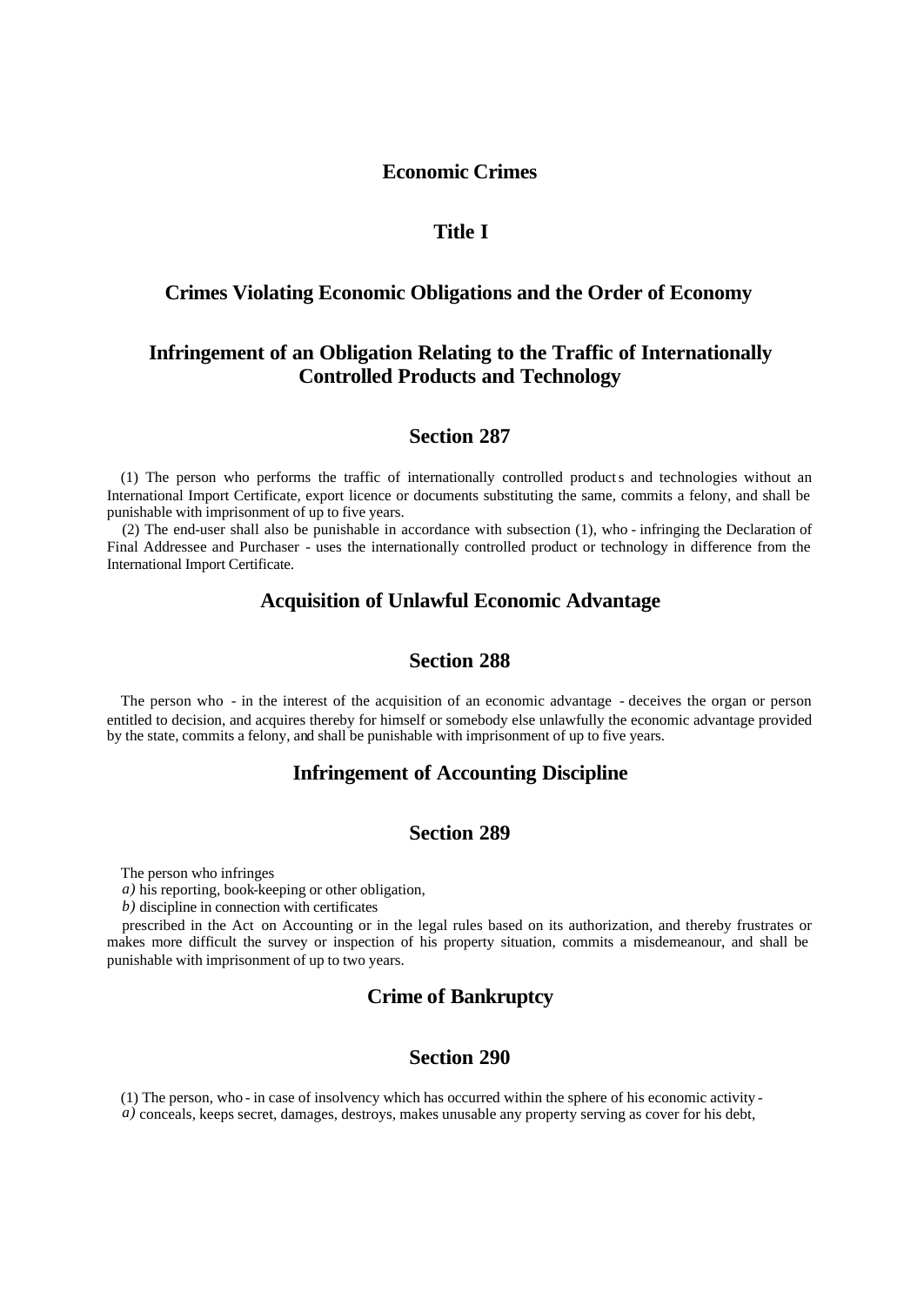# Economic Crimes

## Title I

## Crimes Violating Economic Obligations and the Order of Economy

### Infringement of an Obligation Relating to the Traffic of Internationally Controlled Products and Technology

### Section 287

(1) The person who performs the traffic of internationally controlled products and technologies without an International Import Certificate, export licence or documents substituting the same, commits a felony, and shall be punishable with imprisonment of up to five years.

(2) The end-user shall also be punishable in accordance with subsection (1), who - infringing the Declaration of Final Addressee and Purchaser - uses the internationally controlled product or technology in difference from the International Import Certificate.

### Acquisition of Unlawful Economic Advantage

### Section 288

The person who - in the interest of the acquisition of an economic advantage - deceives the organ or person entitled to decision, and acquires thereby for himself or somebody else unlawfully the economic advantage provided by the state, commits a felony, and shall be punishable with imprisonment of up to five years.

### Infringement of Accounting Discipline

### Section 289

The person who infringes

*a)* his reporting, book-keeping or other obligation,

*b)* discipline in connection with certificates

prescribed in the Act on Accounting or in the legal rules based on its authorization, and thereby frustrates or makes more difficult the survey or inspection of his property situation, commits a misdemeanour, and shall be punishable with imprisonment of up to two years.

### Crime of Bankruptcy

### Section 290

(1) The person, who - in case of insolvency which has occurred within the sphere of his economic activity -

*a)* conceals, keeps secret, damages, destroys, makes unusable any property serving as cover for his debt,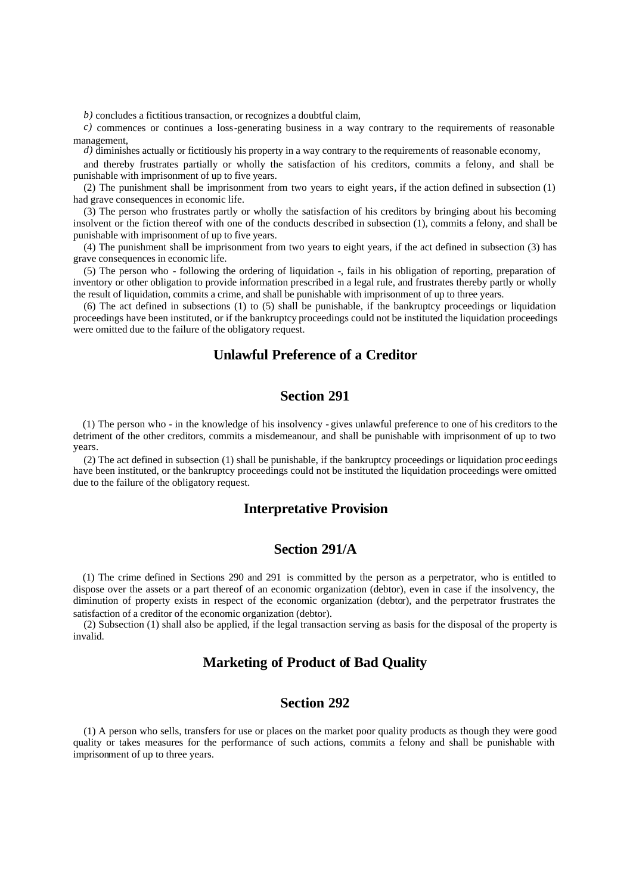*b)* concludes a fictitious transaction, or recognizes a doubtful claim,

*c)* commences or continues a loss-generating business in a way contrary to the requirements of reasonable management,

*d)* diminishes actually or fictitiously his property in a way contrary to the requirements of reasonable economy,

and thereby frustrates partially or wholly the satisfaction of his creditors, commits a felony, and shall be punishable with imprisonment of up to five years.

(2) The punishment shall be imprisonment from two years to eight years, if the action defined in subsection (1) had grave consequences in economic life.

(3) The person who frustrates partly or wholly the satisfaction of his creditors by bringing about his becoming insolvent or the fiction thereof with one of the conducts described in subsection (1), commits a felony, and shall be punishable with imprisonment of up to five years.

(4) The punishment shall be imprisonment from two years to eight years, if the act defined in subsection (3) has grave consequences in economic life.

(5) The person who - following the ordering of liquidation -, fails in his obligation of reporting, preparation of inventory or other obligation to provide information prescribed in a legal rule, and frustrates thereby partly or wholly the result of liquidation, commits a crime, and shall be punishable with imprisonment of up to three years.

(6) The act defined in subsections (1) to (5) shall be punishable, if the bankruptcy proceedings or liquidation proceedings have been instituted, or if the bankruptcy proceedings could not be instituted the liquidation proceedings were omitted due to the failure of the obligatory request.

## Unlawful Preference of a Creditor

## Section 291

(1) The person who - in the knowledge of his insolvency - gives unlawful preference to one of his creditors to the detriment of the other creditors, commits a misdemeanour, and shall be punishable with imprisonment of up to two years.

(2) The act defined in subsection (1) shall be punishable, if the bankruptcy proceedings or liquidation proceedings have been instituted, or the bankruptcy proceedings could not be instituted the liquidation proceedings were omitted due to the failure of the obligatory request.

## Interpretative Provision

## Section 291/A

(1) The crime defined in Sections 290 and 291 is committed by the person as a perpetrator, who is entitled to dispose over the assets or a part thereof of an economic organization (debtor), even in case if the insolvency, the diminution of property exists in respect of the economic organization (debtor), and the perpetrator frustrates the satisfaction of a creditor of the economic organization (debtor).

(2) Subsection (1) shall also be applied, if the legal transaction serving as basis for the disposal of the property is invalid.

## Marketing of Product of Bad Quality

## Section 292

(1) A person who sells, transfers for use or places on the market poor quality products as though they were good quality or takes measures for the performance of such actions, commits a felony and shall be punishable with imprisonment of up to three years.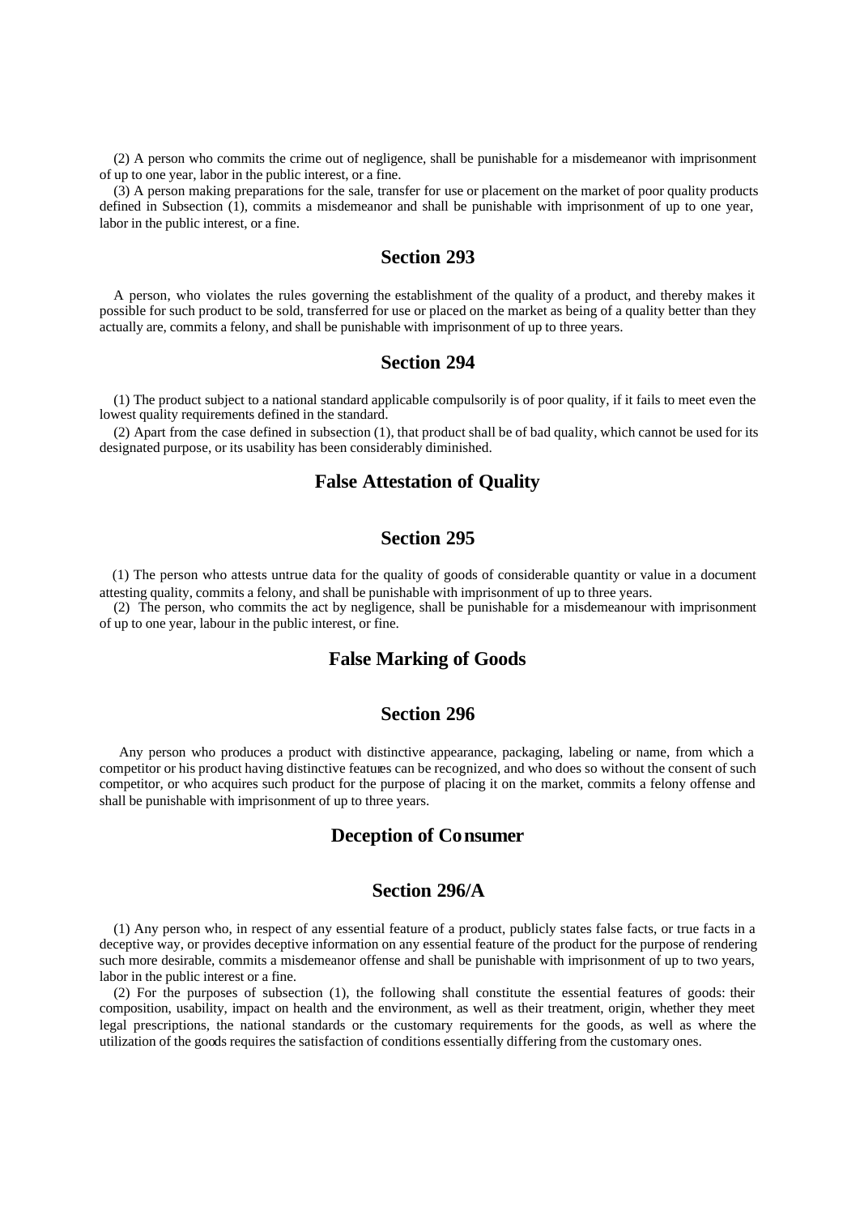(2) A person who commits the crime out of negligence, shall be punishable for a misdemeanor with imprisonment of up to one year, labor in the public interest, or a fine.

(3) A person making preparations for the sale, transfer for use or placement on the market of poor quality products defined in Subsection (1), commits a misdemeanor and shall be punishable with imprisonment of up to one year, labor in the public interest, or a fine.

## Section 293

A person, who violates the rules governing the establishment of the quality of a product, and thereby makes it possible for such product to be sold, transferred for use or placed on the market as being of a quality better than they actually are, commits a felony, and shall be punishable with imprisonment of up to three years.

## Section 294

(1) The product subject to a national standard applicable compulsorily is of poor quality, if it fails to meet even the lowest quality requirements defined in the standard.

(2) Apart from the case defined in subsection (1), that product shall be of bad quality, which cannot be used for its designated purpose, or its usability has been considerably diminished.

## False Attestation of Quality

## Section 295

(1) The person who attests untrue data for the quality of goods of considerable quantity or value in a document attesting quality, commits a felony, and shall be punishable with imprisonment of up to three years.

(2) The person, who commits the act by negligence, shall be punishable for a misdemeanour with imprisonment of up to one year, labour in the public interest, or fine.

## False Marking of Goods

## Section 296

Any person who produces a product with distinctive appearance, packaging, labeling or name, from which a competitor or his product having distinctive features can be recognized, and who does so without the consent of such competitor, or who acquires such product for the purpose of placing it on the market, commits a felony offense and shall be punishable with imprisonment of up to three years.

## Deception of Consumer

## Section 296/A

(1) Any person who, in respect of any essential feature of a product, publicly states false facts, or true facts in a deceptive way, or provides deceptive information on any essential feature of the product for the purpose of rendering such more desirable, commits a misdemeanor offense and shall be punishable with imprisonment of up to two years, labor in the public interest or a fine.

(2) For the purposes of subsection (1), the following shall constitute the essential features of goods: their composition, usability, impact on health and the environment, as well as their treatment, origin, whether they meet legal prescriptions, the national standards or the customary requirements for the goods, as well as where the utilization of the goods requires the satisfaction of conditions essentially differing from the customary ones.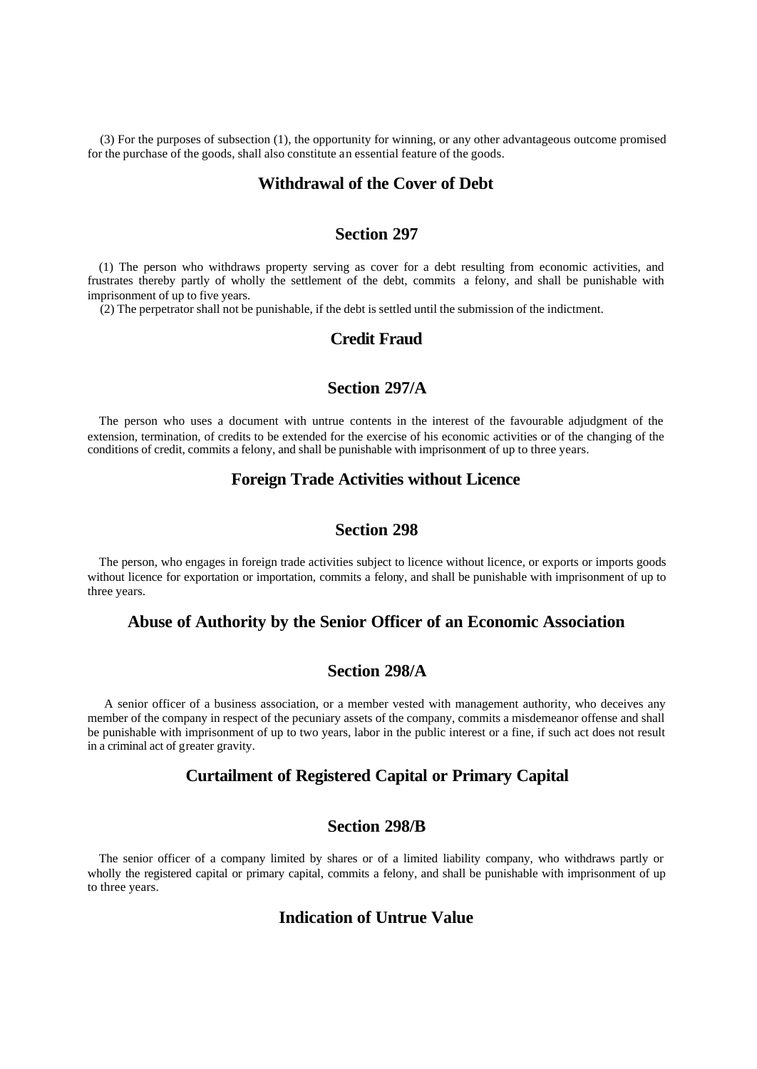(3) For the purposes of subsection (1), the opportunity for winning, or any other advantageous outcome promised for the purchase of the goods, shall also constitute an essential feature of the goods.

## Withdrawal of the Cover of Debt

## Section 297

(1) The person who withdraws property serving as cover for a debt resulting from economic activities, and frustrates thereby partly of wholly the settlement of the debt, commits a felony, and shall be punishable with imprisonment of up to five years.

(2) The perpetrator shall not be punishable, if the debt is settled until the submission of the indictment.

## Credit Fraud

## Section 297/A

The person who uses a document with untrue contents in the interest of the favourable adjudgment of the extension, termination, of credits to be extended for the exercise of his economic activities or of the changing of the conditions of credit, commits a felony, and shall be punishable with imprisonment of up to three years.

## Foreign Trade Activities without Licence

## Section 298

The person, who engages in foreign trade activities subject to licence without licence, or exports or imports goods without licence for exportation or importation, commits a felony, and shall be punishable with imprisonment of up to three years.

## Abuse of Authority by the Senior Officer of an Economic Association

## Section 298/A

A senior officer of a business association, or a member vested with management authority, who deceives any member of the company in respect of the pecuniary assets of the company, commits a misdemeanor offense and shall be punishable with imprisonment of up to two years, labor in the public interest or a fine, if such act does not result in a criminal act of greater gravity.

## Curtailment of Registered Capital or Primary Capital

## Section 298/B

The senior officer of a company limited by shares or of a limited liability company, who withdraws partly or wholly the registered capital or primary capital, commits a felony, and shall be punishable with imprisonment of up to three years.

## Indication of Untrue Value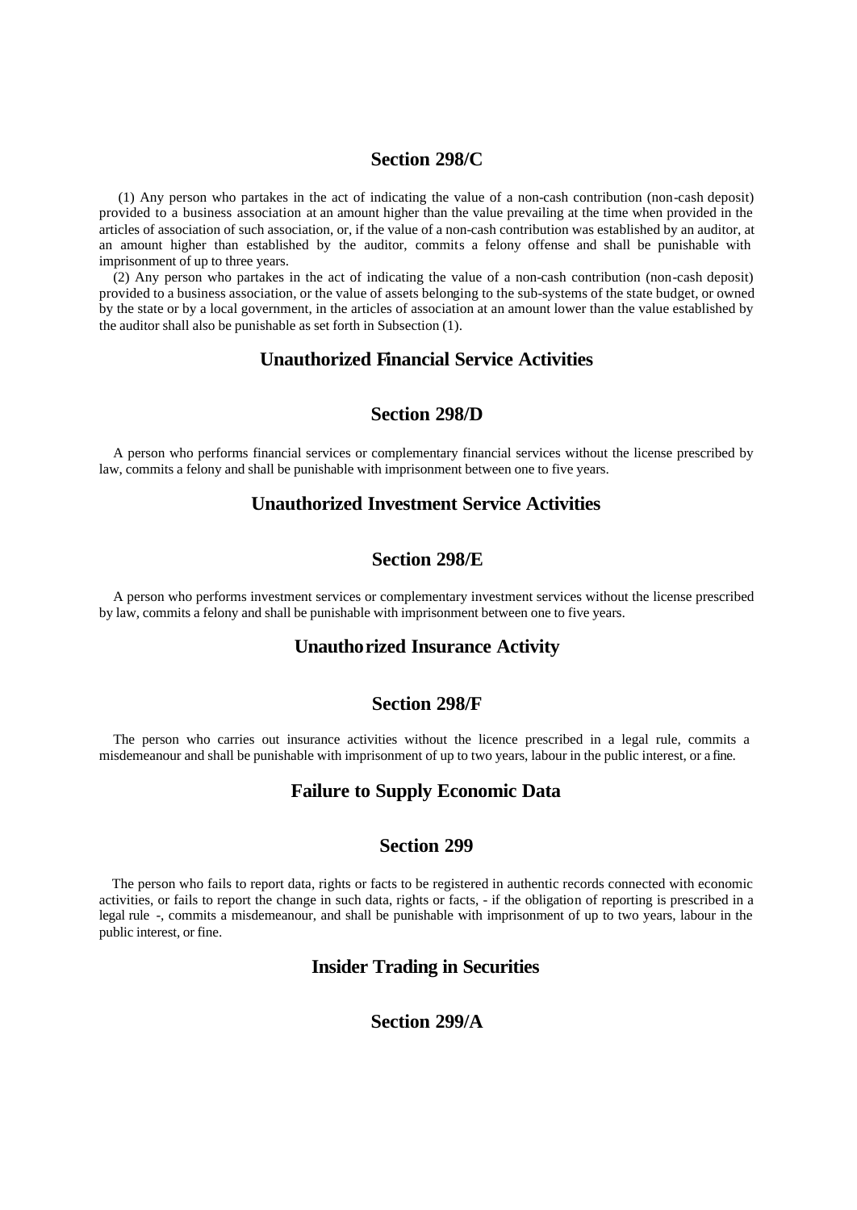## Section 298/C

(1) Any person who partakes in the act of indicating the value of a non-cash contribution (non-cash deposit) provided to a business association at an amount higher than the value prevailing at the time when provided in the articles of association of such association, or, if the value of a non-cash contribution was established by an auditor, at an amount higher than established by the auditor, commits a felony offense and shall be punishable with imprisonment of up to three years.

(2) Any person who partakes in the act of indicating the value of a non-cash contribution (non-cash deposit) provided to a business association, or the value of assets belonging to the sub-systems of the state budget, or owned by the state or by a local government, in the articles of association at an amount lower than the value established by the auditor shall also be punishable as set forth in Subsection (1).

## Unauthorized Financial Service Activities

## Section 298/D

A person who performs financial services or complementary financial services without the license prescribed by law, commits a felony and shall be punishable with imprisonment between one to five years.

## Unauthorized Investment Service Activities

## Section 298/E

A person who performs investment services or complementary investment services without the license prescribed by law, commits a felony and shall be punishable with imprisonment between one to five years.

## Unauthorized Insurance Activity

## Section 298/F

The person who carries out insurance activities without the licence prescribed in a legal rule, commits a misdemeanour and shall be punishable with imprisonment of up to two years, labour in the public interest, or a fine.

## Failure to Supply Economic Data

## Section 299

The person who fails to report data, rights or facts to be registered in authentic records connected with economic activities, or fails to report the change in such data, rights or facts, - if the obligation of reporting is prescribed in a legal rule -, commits a misdemeanour, and shall be punishable with imprisonment of up to two years, labour in the public interest, or fine.

## Insider Trading in Securities

## Section 299/A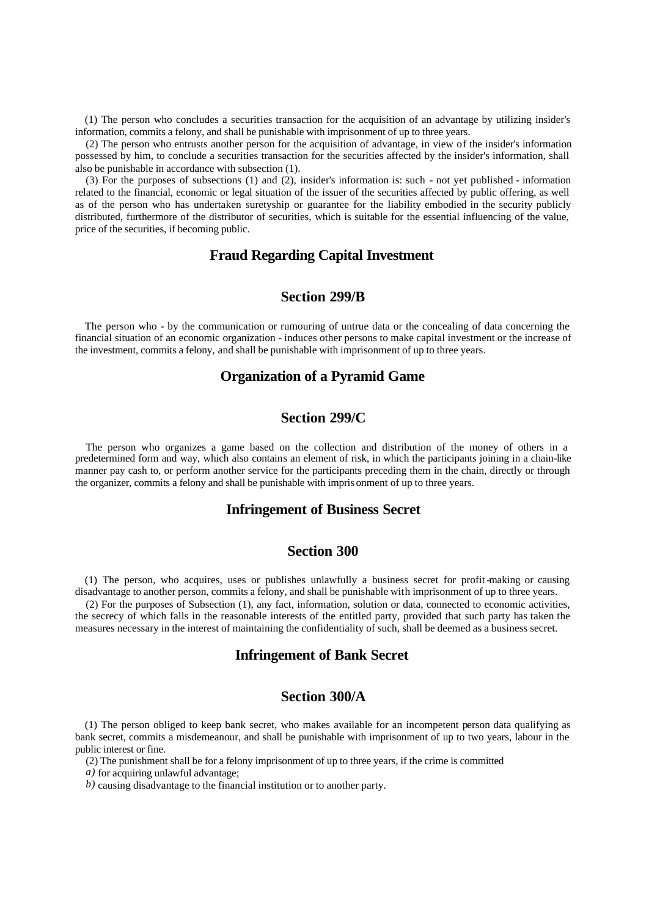(1) The person who concludes a securities transaction for the acquisition of an advantage by utilizing insider's information, commits a felony, and shall be punishable with imprisonment of up to three years.

(2) The person who entrusts another person for the acquisition of advantage, in view of the insider's information possessed by him, to conclude a securities transaction for the securities affected by the insider's information, shall also be punishable in accordance with subsection (1).

(3) For the purposes of subsections (1) and (2), insider's information is: such - not yet published - information related to the financial, economic or legal situation of the issuer of the securities affected by public offering, as well as of the person who has undertaken suretyship or guarantee for the liability embodied in the security publicly distributed, furthermore of the distributor of securities, which is suitable for the essential influencing of the value, price of the securities, if becoming public.

## Fraud Regarding Capital Investment

## Section 299/B

The person who - by the communication or rumouring of untrue data or the concealing of data concerning the financial situation of an economic organization - induces other persons to make capital investment or the increase of the investment, commits a felony, and shall be punishable with imprisonment of up to three years.

## Organization of a Pyramid Game

## Section 299/C

The person who organizes a game based on the collection and distribution of the money of others in a predetermined form and way, which also contains an element of risk, in which the participants joining in a chain-like manner pay cash to, or perform another service for the participants preceding them in the chain, directly or through the organizer, commits a felony and shall be punishable with imprisonment of up to three years.

## Infringement of Business Secret

## Section 300

(1) The person, who acquires, uses or publishes unlawfully a business secret for profit-making or causing disadvantage to another person, commits a felony, and shall be punishable with imprisonment of up to three years.

(2) For the purposes of Subsection (1), any fact, information, solution or data, connected to economic activities, the secrecy of which falls in the reasonable interests of the entitled party, provided that such party has taken the measures necessary in the interest of maintaining the confidentiality of such, shall be deemed as a business secret.

## Infringement of Bank Secret

## Section 300/A

(1) The person obliged to keep bank secret, who makes available for an incompetent person data qualifying as bank secret, commits a misdemeanour, and shall be punishable with imprisonment of up to two years, labour in the public interest or fine.

(2) The punishment shall be for a felony imprisonment of up to three years, if the crime is committed

*a)* for acquiring unlawful advantage;

*b)* causing disadvantage to the financial institution or to another party.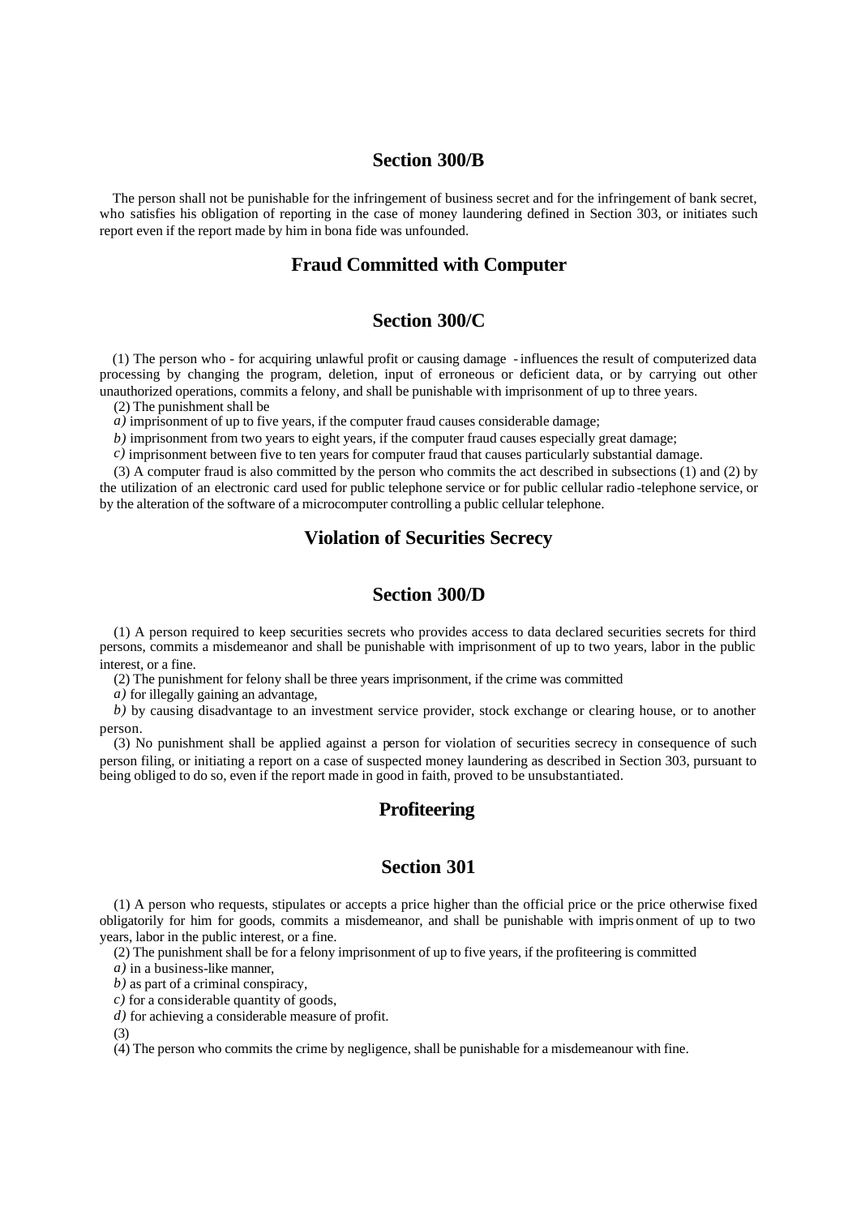## Section 300/B

The person shall not be punishable for the infringement of business secret and for the infringement of bank secret, who satisfies his obligation of reporting in the case of money laundering defined in Section 303, or initiates such report even if the report made by him in bona fide was unfounded.

## Fraud Committed with Computer

## Section 300/C

(1) The person who - for acquiring unlawful profit or causing damage - influences the result of computerized data processing by changing the program, deletion, input of erroneous or deficient data, or by carrying out other unauthorized operations, commits a felony, and shall be punishable with imprisonment of up to three years.

(2) The punishment shall be

*a)* imprisonment of up to five years, if the computer fraud causes considerable damage;

*b)* imprisonment from two years to eight years, if the computer fraud causes especially great damage;

*c)* imprisonment between five to ten years for computer fraud that causes particularly substantial damage.

(3) A computer fraud is also committed by the person who commits the act described in subsections (1) and (2) by the utilization of an electronic card used for public telephone service or for public cellular radio-telephone service, or by the alteration of the software of a microcomputer controlling a public cellular telephone.

## Violation of Securities Secrecy

## Section 300/D

(1) A person required to keep securities secrets who provides access to data declared securities secrets for third persons, commits a misdemeanor and shall be punishable with imprisonment of up to two years, labor in the public interest, or a fine.

(2) The punishment for felony shall be three years imprisonment, if the crime was committed

*a)* for illegally gaining an advantage,

*b)* by causing disadvantage to an investment service provider, stock exchange or clearing house, or to another person.

(3) No punishment shall be applied against a person for violation of securities secrecy in consequence of such person filing, or initiating a report on a case of suspected money laundering as described in Section 303, pursuant to being obliged to do so, even if the report made in good faith, proved to be unsubstantiated.

## Profiteering

## Section 301

(1) A person who requests, stipulates or accepts a price higher than the official price or the price otherwise fixed obligatorily for him for goods, commits a misdemeanor, and shall be punishable with imprisonment of up to two years, labor in the public interest, or a fine.

(2) The punishment shall be for a felony imprisonment of up to five years, if the profiteering is committed

*a)* in a business-like manner,

*b)* as part of a criminal conspiracy,

*c)* for a considerable quantity of goods,

*d)* for achieving a considerable measure of profit.

(3)

(4) The person who commits the crime by negligence, shall be punishable for a misdemeanour with fine.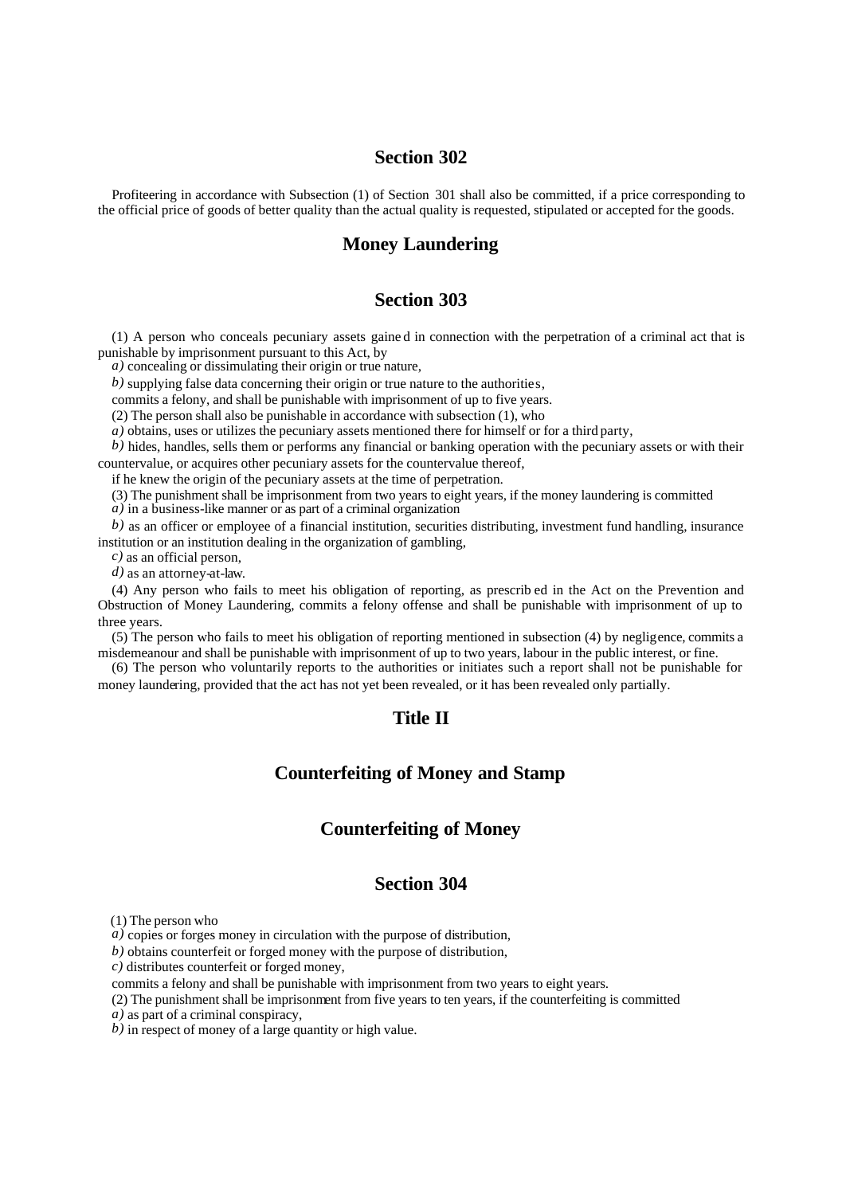## Section 302

Profiteering in accordance with Subsection (1) of Section 301 shall also be committed, if a price corresponding to the official price of goods of better quality than the actual quality is requested, stipulated or accepted for the goods.

## Money Laundering

## Section 303

(1) A person who conceals pecuniary assets gained in connection with the perpetration of a criminal act that is punishable by imprisonment pursuant to this Act, by

*a)* concealing or dissimulating their origin or true nature,

*b)* supplying false data concerning their origin or true nature to the authorities,

commits a felony, and shall be punishable with imprisonment of up to five years.

(2) The person shall also be punishable in accordance with subsection (1), who

*a)* obtains, uses or utilizes the pecuniary assets mentioned there for himself or for a third party,

*b)* hides, handles, sells them or performs any financial or banking operation with the pecuniary assets or with their countervalue, or acquires other pecuniary assets for the countervalue thereof,

if he knew the origin of the pecuniary assets at the time of perpetration.

(3) The punishment shall be imprisonment from two years to eight years, if the money laundering is committed

*a)* in a business-like manner or as part of a criminal organization

*b)* as an officer or employee of a financial institution, securities distributing, investment fund handling, insurance institution or an institution dealing in the organization of gambling,

*c)* as an official person,

*d)* as an attorney-at-law.

(4) Any person who fails to meet his obligation of reporting, as prescribed in the Act on the Prevention and Obstruction of Money Laundering, commits a felony offense and shall be punishable with imprisonment of up to three years.

(5) The person who fails to meet his obligation of reporting mentioned in subsection (4) by negligence, commits a misdemeanour and shall be punishable with imprisonment of up to two years, labour in the public interest, or fine.

(6) The person who voluntarily reports to the authorities or initiates such a report shall not be punishable for money laundering, provided that the act has not yet been revealed, or it has been revealed only partially.

## Title II

## Counterfeiting of Money and Stamp

## Counterfeiting of Money

## Section 304

(1) The person who

*a)* copies or forges money in circulation with the purpose of distribution,

*b)* obtains counterfeit or forged money with the purpose of distribution,

*c)* distributes counterfeit or forged money,

commits a felony and shall be punishable with imprisonment from two years to eight years.

(2) The punishment shall be imprisonment from five years to ten years, if the counterfeiting is committed

*a)* as part of a criminal conspiracy,

*b)* in respect of money of a large quantity or high value.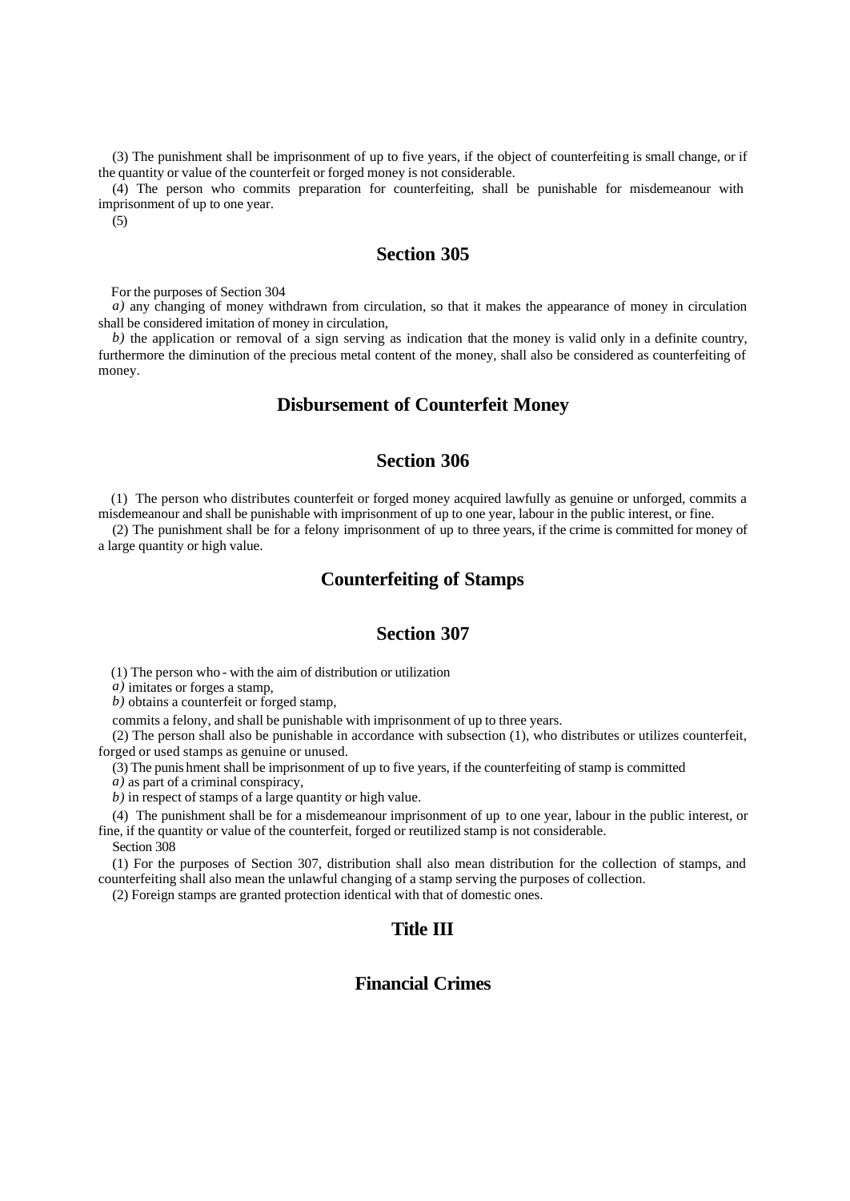(3) The punishment shall be imprisonment of up to five years, if the object of counterfeiting is small change, or if the quantity or value of the counterfeit or forged money is not considerable.

(4) The person who commits preparation for counterfeiting, shall be punishable for misdemeanour with imprisonment of up to one year.

(5)

## Section 305

For the purposes of Section 304

*a)* any changing of money withdrawn from circulation, so that it makes the appearance of money in circulation shall be considered imitation of money in circulation,

*b)* the application or removal of a sign serving as indication that the money is valid only in a definite country, furthermore the diminution of the precious metal content of the money, shall also be considered as counterfeiting of money.

## Disbursement of Counterfeit Money

## Section 306

(1) The person who distributes counterfeit or forged money acquired lawfully as genuine or unforged, commits a misdemeanour and shall be punishable with imprisonment of up to one year, labour in the public interest, or fine.

(2) The punishment shall be for a felony imprisonment of up to three years, if the crime is committed for money of a large quantity or high value.

## Counterfeiting of Stamps

## Section 307

(1) The person who - with the aim of distribution or utilization

*a)* imitates or forges a stamp,

*b)* obtains a counterfeit or forged stamp,

commits a felony, and shall be punishable with imprisonment of up to three years.

(2) The person shall also be punishable in accordance with subsection (1), who distributes or utilizes counterfeit, forged or used stamps as genuine or unused.

(3) The punishment shall be imprisonment of up to five years, if the counterfeiting of stamp is committed

*a)* as part of a criminal conspiracy,

*b)* in respect of stamps of a large quantity or high value.

(4) The punishment shall be for a misdemeanour imprisonment of up to one year, labour in the public interest, or fine, if the quantity or value of the counterfeit, forged or reutilized stamp is not considerable.

Section 308

(1) For the purposes of Section 307, distribution shall also mean distribution for the collection of stamps, and counterfeiting shall also mean the unlawful changing of a stamp serving the purposes of collection.

(2) Foreign stamps are granted protection identical with that of domestic ones.

## Title III

## Financial Crimes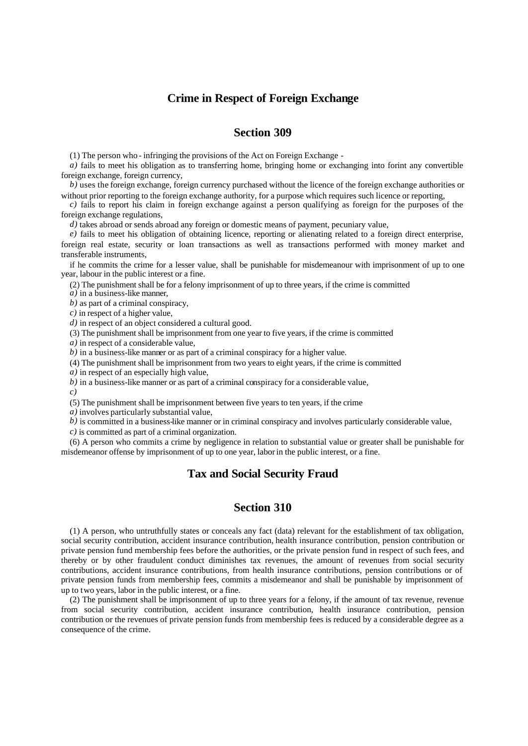## Crime in Respect of Foreign Exchange

### Section 309

(1) The person who - infringing the provisions of the Act on Foreign Exchange -

*a)* fails to meet his obligation as to transferring home, bringing home or exchanging into forint any convertible foreign exchange, foreign currency,

*b)* uses the foreign exchange, foreign currency purchased without the licence of the foreign exchange authorities or without prior reporting to the foreign exchange authority, for a purpose which requires such licence or reporting,

*c)* fails to report his claim in foreign exchange against a person qualifying as foreign for the purposes of the foreign exchange regulations,

*d)* takes abroad or sends abroad any foreign or domestic means of payment, pecuniary value,

*e)* fails to meet his obligation of obtaining licence, reporting or alienating related to a foreign direct enterprise, foreign real estate, security or loan transactions as well as transactions performed with money market and transferable instruments,

if he commits the crime for a lesser value, shall be punishable for misdemeanour with imprisonment of up to one year, labour in the public interest or a fine.

(2) The punishment shall be for a felony imprisonment of up to three years, if the crime is committed

*a)* in a business-like manner,

*b)* as part of a criminal conspiracy,

*c)* in respect of a higher value,

*d)* in respect of an object considered a cultural good.

(3) The punishment shall be imprisonment from one year to five years, if the crime is committed

*a)* in respect of a considerable value,

*b)* in a business-like manner or as part of a criminal conspiracy for a higher value.

(4) The punishment shall be imprisonment from two years to eight years, if the crime is committed

*a)* in respect of an especially high value,

*b)* in a business-like manner or as part of a criminal conspiracy for a considerable value,

*c)*

(5) The punishment shall be imprisonment between five years to ten years, if the crime

*a)* involves particularly substantial value,

*b)* is committed in a business-like manner or in criminal conspiracy and involves particularly considerable value,

*c)* is committed as part of a criminal organization.

(6) A person who commits a crime by negligence in relation to substantial value or greater shall be punishable for misdemeanor offense by imprisonment of up to one year, labor in the public interest, or a fine.

## Tax and Social Security Fraud

### Section 310

(1) A person, who untruthfully states or conceals any fact (data) relevant for the establishment of tax obligation, social security contribution, accident insurance contribution, health insurance contribution, pension contribution or private pension fund membership fees before the authorities, or the private pension fund in respect of such fees, and thereby or by other fraudulent conduct diminishes tax revenues, the amount of revenues from social security contributions, accident insurance contributions, from health insurance contributions, pension contributions or of private pension funds from membership fees, commits a misdemeanor and shall be punishable by imprisonment of up to two years, labor in the public interest, or a fine.

(2) The punishment shall be imprisonment of up to three years for a felony, if the amount of tax revenue, revenue from social security contribution, accident insurance contribution, health insurance contribution, pension contribution or the revenues of private pension funds from membership fees is reduced by a considerable degree as a consequence of the crime.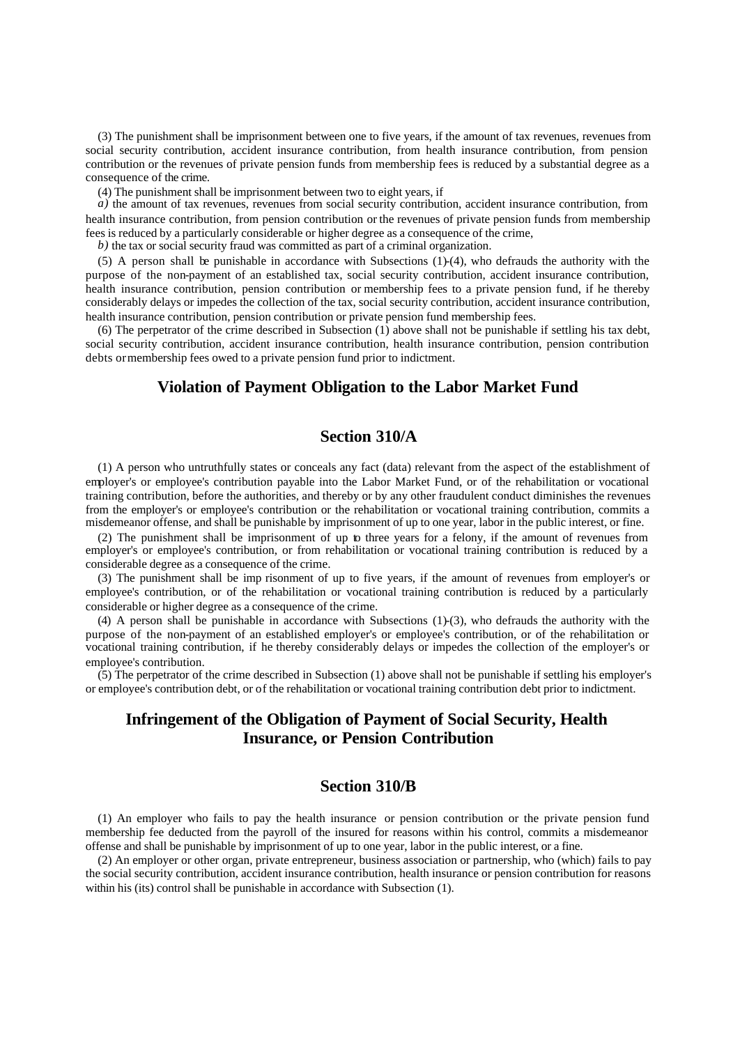(3) The punishment shall be imprisonment between one to five years, if the amount of tax revenues, revenues from social security contribution, accident insurance contribution, from health insurance contribution, from pension contribution or the revenues of private pension funds from membership fees is reduced by a substantial degree as a consequence of the crime.

(4) The punishment shall be imprisonment between two to eight years, if

*a)* the amount of tax revenues, revenues from social security contribution, accident insurance contribution, from health insurance contribution, from pension contribution or the revenues of private pension funds from membership fees is reduced by a particularly considerable or higher degree as a consequence of the crime,

*b)* the tax or social security fraud was committed as part of a criminal organization.

(5) A person shall be punishable in accordance with Subsections (1)-(4), who defrauds the authority with the purpose of the non-payment of an established tax, social security contribution, accident insurance contribution, health insurance contribution, pension contribution or membership fees to a private pension fund, if he thereby considerably delays or impedes the collection of the tax, social security contribution, accident insurance contribution, health insurance contribution, pension contribution or private pension fund membership fees.

(6) The perpetrator of the crime described in Subsection (1) above shall not be punishable if settling his tax debt, social security contribution, accident insurance contribution, health insurance contribution, pension contribution debts or membership fees owed to a private pension fund prior to indictment.

## Violation of Payment Obligation to the Labor Market Fund

## Section 310/A

(1) A person who untruthfully states or conceals any fact (data) relevant from the aspect of the establishment of employer's or employee's contribution payable into the Labor Market Fund, or of the rehabilitation or vocational training contribution, before the authorities, and thereby or by any other fraudulent conduct diminishes the revenues from the employer's or employee's contribution or the rehabilitation or vocational training contribution, commits a misdemeanor offense, and shall be punishable by imprisonment of up to one year, labor in the public interest, or fine.

(2) The punishment shall be imprisonment of up to three years for a felony, if the amount of revenues from employer's or employee's contribution, or from rehabilitation or vocational training contribution is reduced by a considerable degree as a consequence of the crime.

(3) The punishment shall be imprisonment of up to five years, if the amount of revenues from employer's or employee's contribution, or of the rehabilitation or vocational training contribution is reduced by a particularly considerable or higher degree as a consequence of the crime.

(4) A person shall be punishable in accordance with Subsections (1)-(3), who defrauds the authority with the purpose of the non-payment of an established employer's or employee's contribution, or of the rehabilitation or vocational training contribution, if he thereby considerably delays or impedes the collection of the employer's or employee's contribution.

(5) The perpetrator of the crime described in Subsection (1) above shall not be punishable if settling his employer's or employee's contribution debt, or of the rehabilitation or vocational training contribution debt prior to indictment.

## Infringement of the Obligation of Payment of Social Security, Health Insurance, or Pension Contribution

## Section 310/B

(1) An employer who fails to pay the health insurance or pension contribution or the private pension fund membership fee deducted from the payroll of the insured for reasons within his control, commits a misdemeanor offense and shall be punishable by imprisonment of up to one year, labor in the public interest, or a fine.

(2) An employer or other organ, private entrepreneur, business association or partnership, who (which) fails to pay the social security contribution, accident insurance contribution, health insurance or pension contribution for reasons within his (its) control shall be punishable in accordance with Subsection (1).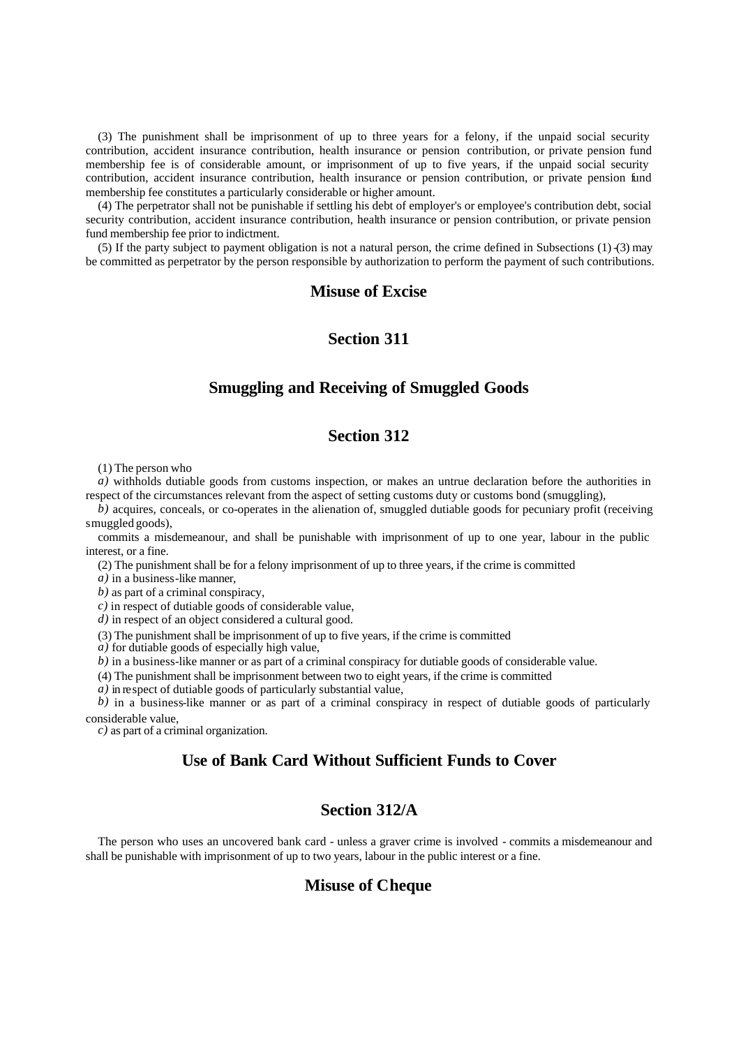(3) The punishment shall be imprisonment of up to three years for a felony, if the unpaid social security contribution, accident insurance contribution, health insurance or pension contribution, or private pension fund membership fee is of considerable amount, or imprisonment of up to five years, if the unpaid social security contribution, accident insurance contribution, health insurance or pension contribution, or private pension fund membership fee constitutes a particularly considerable or higher amount.

(4) The perpetrator shall not be punishable if settling his debt of employer's or employee's contribution debt, social security contribution, accident insurance contribution, health insurance or pension contribution, or private pension fund membership fee prior to indictment.

(5) If the party subject to payment obligation is not a natural person, the crime defined in Subsections (1)-(3) may be committed as perpetrator by the person responsible by authorization to perform the payment of such contributions.

## Misuse of Excise

## Section 311

## Smuggling and Receiving of Smuggled Goods

## Section 312

(1) The person who

*a)* withholds dutiable goods from customs inspection, or makes an untrue declaration before the authorities in respect of the circumstances relevant from the aspect of setting customs duty or customs bond (smuggling),

*b)* acquires, conceals, or co-operates in the alienation of, smuggled dutiable goods for pecuniary profit (receiving smuggled goods),

commits a misdemeanour, and shall be punishable with imprisonment of up to one year, labour in the public interest, or a fine.

(2) The punishment shall be for a felony imprisonment of up to three years, if the crime is committed

*a)* in a business-like manner,

*b)* as part of a criminal conspiracy,

*c)* in respect of dutiable goods of considerable value,

*d)* in respect of an object considered a cultural good.

(3) The punishment shall be imprisonment of up to five years, if the crime is committed

*a)* for dutiable goods of especially high value,

*b)* in a business-like manner or as part of a criminal conspiracy for dutiable goods of considerable value.

(4) The punishment shall be imprisonment between two to eight years, if the crime is committed

*a)* in respect of dutiable goods of particularly substantial value,

*b)* in a business-like manner or as part of a criminal conspiracy in respect of dutiable goods of particularly considerable value,

*c)* as part of a criminal organization.

## Use of Bank Card Without Sufficient Funds to Cover

## Section 312/A

The person who uses an uncovered bank card - unless a graver crime is involved - commits a misdemeanour and shall be punishable with imprisonment of up to two years, labour in the public interest or a fine.

## Misuse of Cheque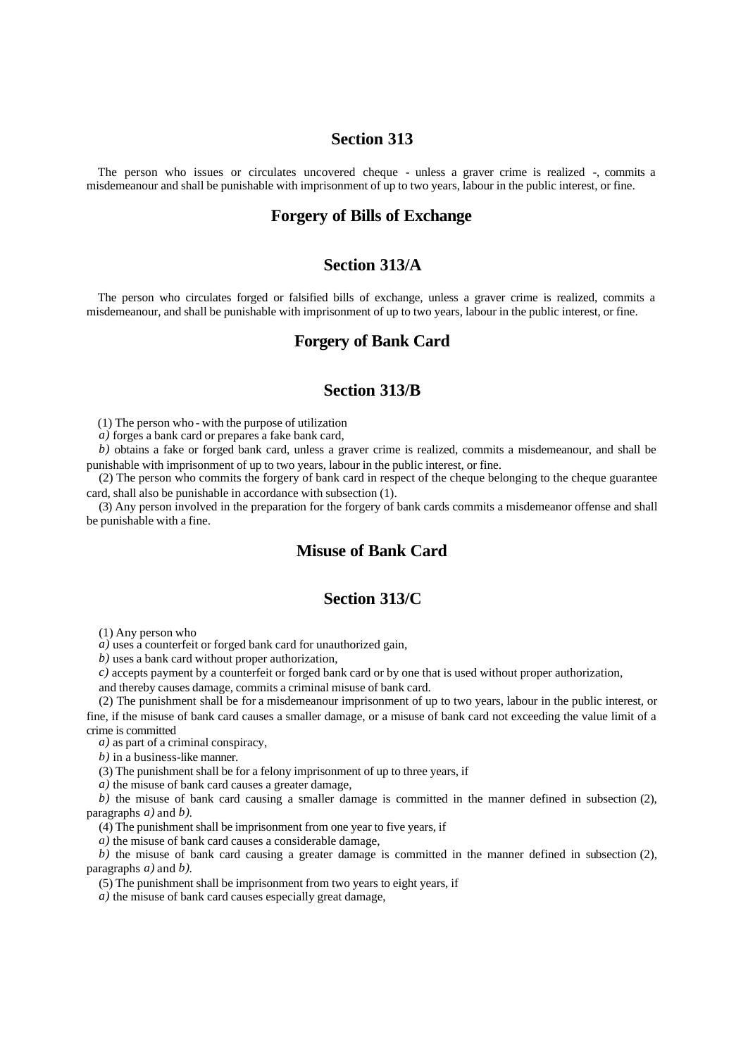## Section 313

The person who issues or circulates uncovered cheque - unless a graver crime is realized -, commits a misdemeanour and shall be punishable with imprisonment of up to two years, labour in the public interest, or fine.

## Forgery of Bills of Exchange

## Section 313/A

The person who circulates forged or falsified bills of exchange, unless a graver crime is realized, commits a misdemeanour, and shall be punishable with imprisonment of up to two years, labour in the public interest, or fine.

## Forgery of Bank Card

## Section 313/B

(1) The person who - with the purpose of utilization

*a)* forges a bank card or prepares a fake bank card,

*b)* obtains a fake or forged bank card, unless a graver crime is realized, commits a misdemeanour, and shall be punishable with imprisonment of up to two years, labour in the public interest, or fine.

(2) The person who commits the forgery of bank card in respect of the cheque belonging to the cheque guarantee card, shall also be punishable in accordance with subsection (1).

(3) Any person involved in the preparation for the forgery of bank cards commits a misdemeanor offense and shall be punishable with a fine.

## Misuse of Bank Card

## Section 313/C

(1) Any person who

*a)* uses a counterfeit or forged bank card for unauthorized gain,

*b)* uses a bank card without proper authorization,

*c)* accepts payment by a counterfeit or forged bank card or by one that is used without proper authorization,

and thereby causes damage, commits a criminal misuse of bank card.

(2) The punishment shall be for a misdemeanour imprisonment of up to two years, labour in the public interest, or fine, if the misuse of bank card causes a smaller damage, or a misuse of bank card not exceeding the value limit of a crime is committed

*a)* as part of a criminal conspiracy,

*b)* in a business-like manner.

(3) The punishment shall be for a felony imprisonment of up to three years, if

*a)* the misuse of bank card causes a greater damage,

*b)* the misuse of bank card causing a smaller damage is committed in the manner defined in subsection (2), paragraphs *a)* and *b).*

(4) The punishment shall be imprisonment from one year to five years, if

*a)* the misuse of bank card causes a considerable damage,

*b)* the misuse of bank card causing a greater damage is committed in the manner defined in subsection (2), paragraphs *a)* and *b).*

(5) The punishment shall be imprisonment from two years to eight years, if

*a)* the misuse of bank card causes especially great damage,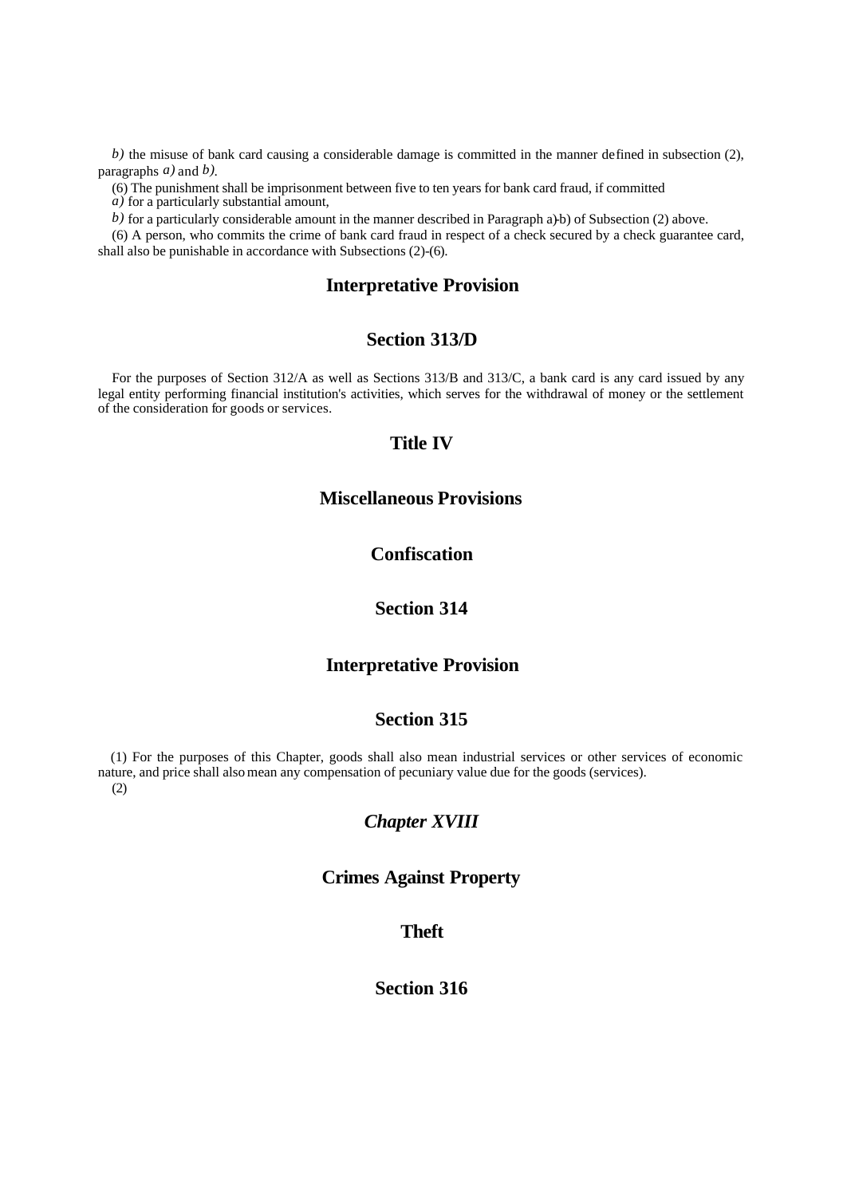*b)* the misuse of bank card causing a considerable damage is committed in the manner defined in subsection (2), paragraphs *a)* and *b)*.

(6) The punishment shall be imprisonment between five to ten years for bank card fraud, if committed

*a)* for a particularly substantial amount,

*b)* for a particularly considerable amount in the manner described in Paragraph a)-b) of Subsection (2) above.

(6) A person, who commits the crime of bank card fraud in respect of a check secured by a check guarantee card, shall also be punishable in accordance with Subsections (2)-(6).

## Interpretative Provision

## Section 313/D

For the purposes of Section 312/A as well as Sections 313/B and 313/C, a bank card is any card issued by any legal entity performing financial institution's activities, which serves for the withdrawal of money or the settlement of the consideration for goods or services.

## Title IV

## Miscellaneous Provisions

## Confiscation

## Section 314

## Interpretative Provision

## Section 315

(1) For the purposes of this Chapter, goods shall also mean industrial services or other services of economic nature, and price shall also mean any compensation of pecuniary value due for the goods (services).

(2)

## *Chapter XVIII*

## Crimes Against Property

## Theft

## Section 316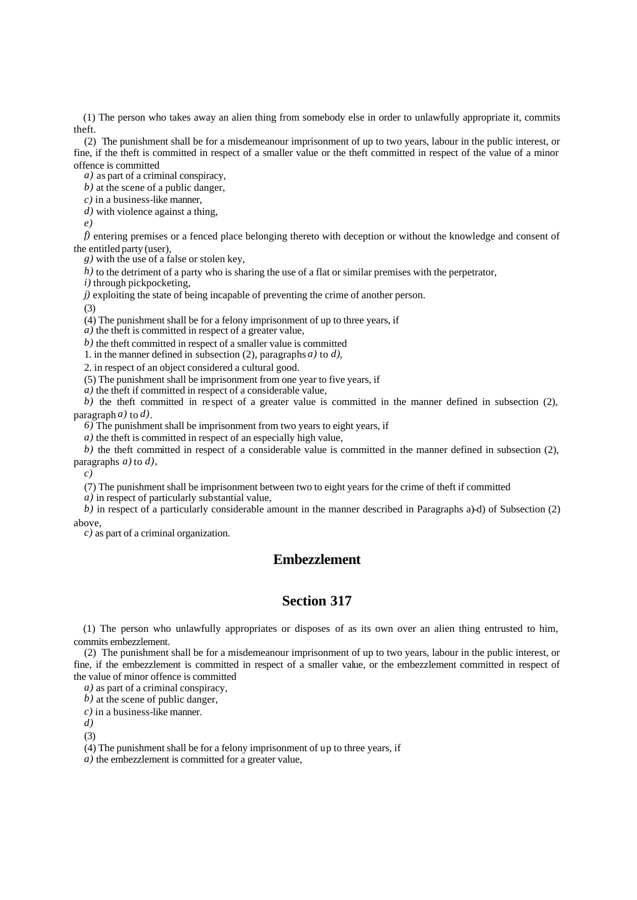(1) The person who takes away an alien thing from somebody else in order to unlawfully appropriate it, commits theft.

(2) The punishment shall be for a misdemeanour imprisonment of up to two years, labour in the public interest, or fine, if the theft is committed in respect of a smaller value or the theft committed in respect of the value of a minor offence is committed

*a)* as part of a criminal conspiracy,

*b)* at the scene of a public danger,

*c)* in a business-like manner,

*d)* with violence against a thing,

*e)*

*f)* entering premises or a fenced place belonging thereto with deception or without the knowledge and consent of the entitled party (user),

*g)* with the use of a false or stolen key,

*h)* to the detriment of a party who is sharing the use of a flat or similar premises with the perpetrator,

*i)* through pickpocketing,

*j)* exploiting the state of being incapable of preventing the crime of another person.

(3)

(4) The punishment shall be for a felony imprisonment of up to three years, if

*a)* the theft is committed in respect of a greater value,

*b)* the theft committed in respect of a smaller value is committed

1. in the manner defined in subsection (2), paragraphs *a)* to *d)*,

2. in respect of an object considered a cultural good.

(5) The punishment shall be imprisonment from one year to five years, if

*a)* the theft if committed in respect of a considerable value,

*b)* the theft committed in respect of a greater value is committed in the manner defined in subsection (2), paragraph *a)* to *d)*.

*6)* The punishment shall be imprisonment from two years to eight years, if

*a)* the theft is committed in respect of an especially high value,

*b)* the theft committed in respect of a considerable value is committed in the manner defined in subsection (2), paragraphs *a)* to *d)*,

*c)*

(7) The punishment shall be imprisonment between two to eight years for the crime of theft if committed

*a)* in respect of particularly substantial value,

*b)* in respect of a particularly considerable amount in the manner described in Paragraphs a)-d) of Subsection (2) above,

*c)* as part of a criminal organization.

## Embezzlement

## Section 317

(1) The person who unlawfully appropriates or disposes of as its own over an alien thing entrusted to him, commits embezzlement.

(2) The punishment shall be for a misdemeanour imprisonment of up to two years, labour in the public interest, or fine, if the embezzlement is committed in respect of a smaller value, or the embezzlement committed in respect of the value of minor offence is committed

*a)* as part of a criminal conspiracy,

*b)* at the scene of public danger,

*c)* in a business-like manner.

*d)*

(3)

(4) The punishment shall be for a felony imprisonment of up to three years, if

*a)* the embezzlement is committed for a greater value,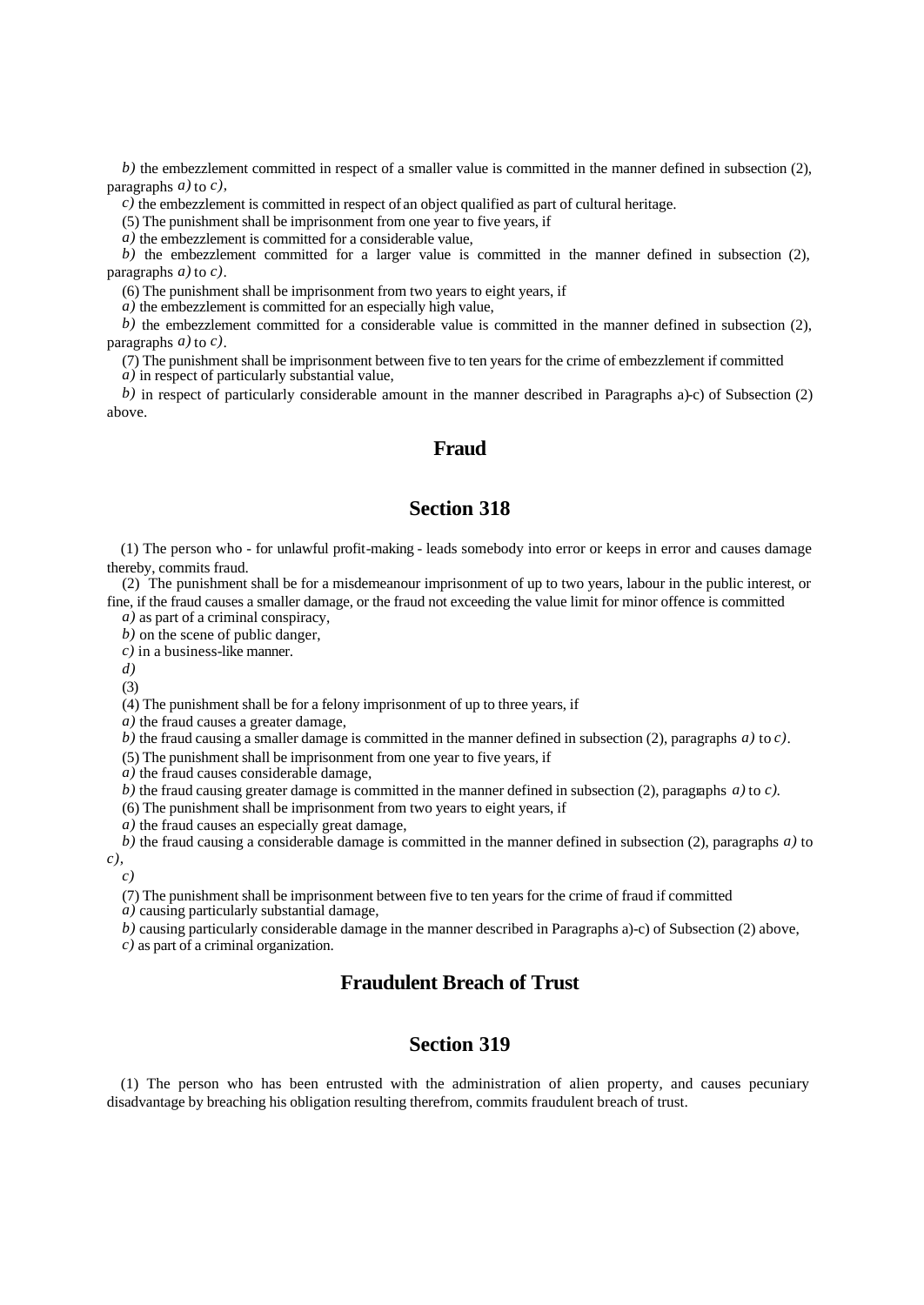*b)* the embezzlement committed in respect of a smaller value is committed in the manner defined in subsection (2), paragraphs *a)* to *c)*,

*c)* the embezzlement is committed in respect of an object qualified as part of cultural heritage.

(5) The punishment shall be imprisonment from one year to five years, if

*a)* the embezzlement is committed for a considerable value,

*b)* the embezzlement committed for a larger value is committed in the manner defined in subsection (2), paragraphs *a)* to *c)*.

(6) The punishment shall be imprisonment from two years to eight years, if

*a)* the embezzlement is committed for an especially high value,

*b)* the embezzlement committed for a considerable value is committed in the manner defined in subsection (2), paragraphs *a)* to *c)*.

(7) The punishment shall be imprisonment between five to ten years for the crime of embezzlement if committed

*a)* in respect of particularly substantial value,

*b)* in respect of particularly considerable amount in the manner described in Paragraphs a)-c) of Subsection (2) above.

## Fraud

## Section 318

(1) The person who - for unlawful profit-making - leads somebody into error or keeps in error and causes damage thereby, commits fraud.

(2) The punishment shall be for a misdemeanour imprisonment of up to two years, labour in the public interest, or fine, if the fraud causes a smaller damage, or the fraud not exceeding the value limit for minor offence is committed

*a)* as part of a criminal conspiracy,

*b)* on the scene of public danger,

*c)* in a business-like manner.

*d)*

(3)

(4) The punishment shall be for a felony imprisonment of up to three years, if

*a)* the fraud causes a greater damage,

*b)* the fraud causing a smaller damage is committed in the manner defined in subsection (2), paragraphs *a)* to *c)*.

(5) The punishment shall be imprisonment from one year to five years, if

*a)* the fraud causes considerable damage,

*b)* the fraud causing greater damage is committed in the manner defined in subsection (2), paragraphs *a)* to *c)*.

(6) The punishment shall be imprisonment from two years to eight years, if

*a)* the fraud causes an especially great damage,

*b)* the fraud causing a considerable damage is committed in the manner defined in subsection (2), paragraphs *a)* to *c)*,

*c)*

(7) The punishment shall be imprisonment between five to ten years for the crime of fraud if committed

*a)* causing particularly substantial damage,

*b)* causing particularly considerable damage in the manner described in Paragraphs a)-c) of Subsection (2) above,

*c)* as part of a criminal organization.

## Fraudulent Breach of Trust

## Section 319

(1) The person who has been entrusted with the administration of alien property, and causes pecuniary disadvantage by breaching his obligation resulting therefrom, commits fraudulent breach of trust.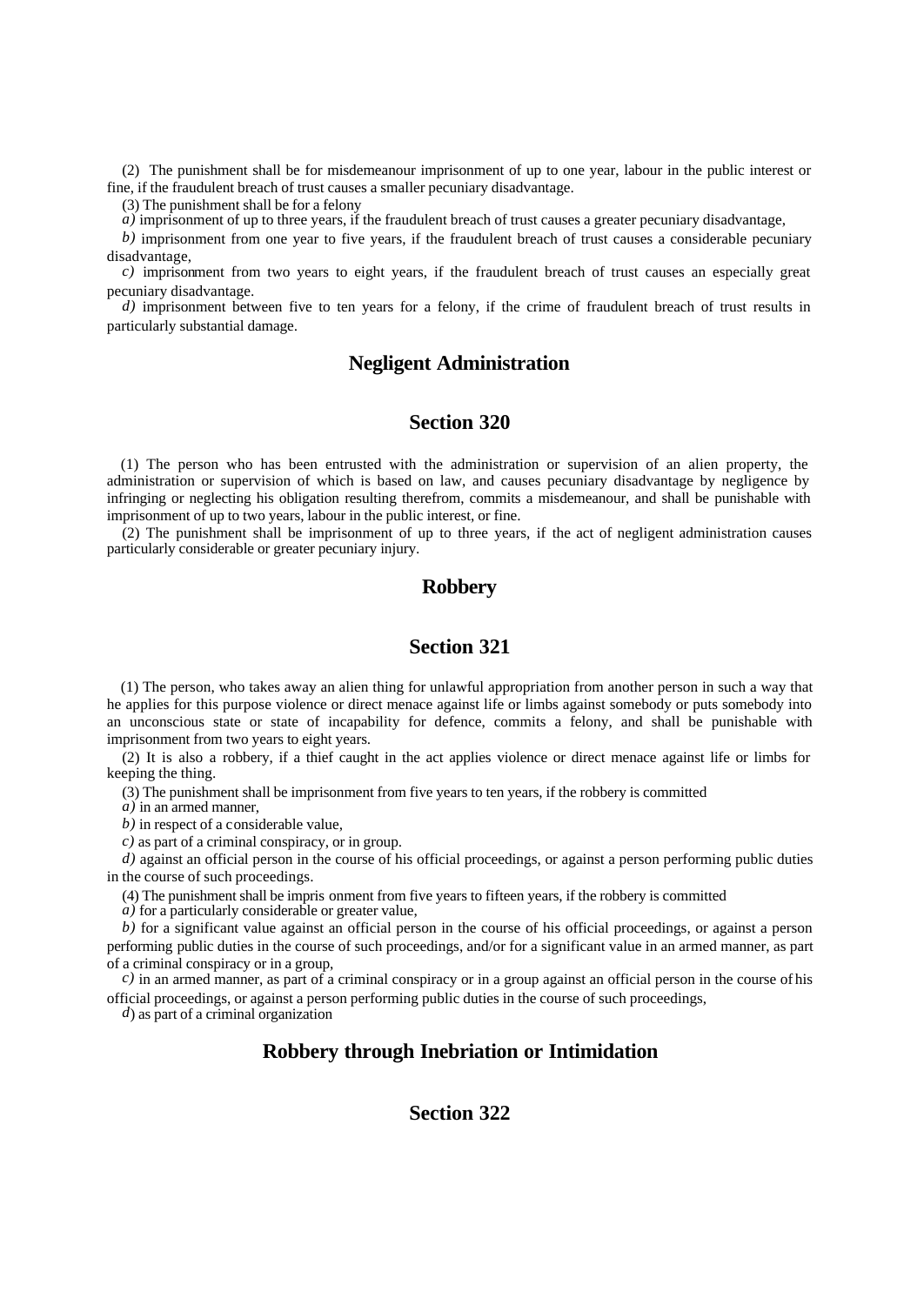(2) The punishment shall be for misdemeanour imprisonment of up to one year, labour in the public interest or fine, if the fraudulent breach of trust causes a smaller pecuniary disadvantage.

(3) The punishment shall be for a felony

*a)* imprisonment of up to three years, if the fraudulent breach of trust causes a greater pecuniary disadvantage,

*b)* imprisonment from one year to five years, if the fraudulent breach of trust causes a considerable pecuniary disadvantage,

*c)* imprisonment from two years to eight years, if the fraudulent breach of trust causes an especially great pecuniary disadvantage.

*d)* imprisonment between five to ten years for a felony, if the crime of fraudulent breach of trust results in particularly substantial damage.

## Negligent Administration

## Section 320

(1) The person who has been entrusted with the administration or supervision of an alien property, the administration or supervision of which is based on law, and causes pecuniary disadvantage by negligence by infringing or neglecting his obligation resulting therefrom, commits a misdemeanour, and shall be punishable with imprisonment of up to two years, labour in the public interest, or fine.

(2) The punishment shall be imprisonment of up to three years, if the act of negligent administration causes particularly considerable or greater pecuniary injury.

## Robbery

## Section 321

(1) The person, who takes away an alien thing for unlawful appropriation from another person in such a way that he applies for this purpose violence or direct menace against life or limbs against somebody or puts somebody into an unconscious state or state of incapability for defence, commits a felony, and shall be punishable with imprisonment from two years to eight years.

(2) It is also a robbery, if a thief caught in the act applies violence or direct menace against life or limbs for keeping the thing.

(3) The punishment shall be imprisonment from five years to ten years, if the robbery is committed

*a)* in an armed manner,

*b)* in respect of a considerable value,

*c)* as part of a criminal conspiracy, or in group.

*d)* against an official person in the course of his official proceedings, or against a person performing public duties in the course of such proceedings.

(4) The punishment shall be imprisonment from five years to fifteen years, if the robbery is committed

*a)* for a particularly considerable or greater value,

*b)* for a significant value against an official person in the course of his official proceedings, or against a person performing public duties in the course of such proceedings, and/or for a significant value in an armed manner, as part of a criminal conspiracy or in a group,

*c)* in an armed manner, as part of a criminal conspiracy or in a group against an official person in the course of his official proceedings, or against a person performing public duties in the course of such proceedings,

*d*) as part of a criminal organization

## Robbery through Inebriation or Intimidation

## Section 322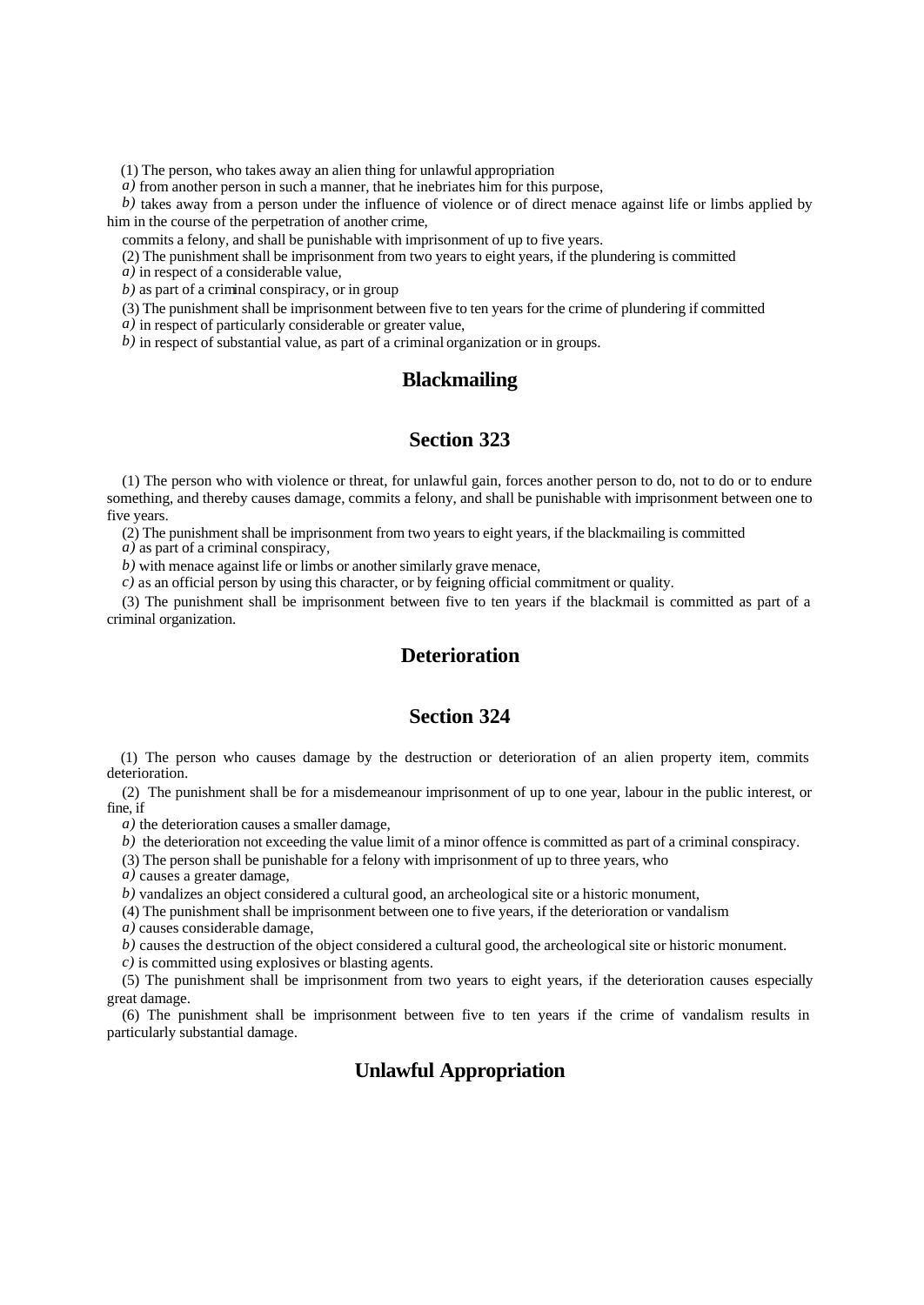(1) The person, who takes away an alien thing for unlawful appropriation

*a)* from another person in such a manner, that he inebriates him for this purpose,

*b)* takes away from a person under the influence of violence or of direct menace against life or limbs applied by him in the course of the perpetration of another crime,

commits a felony, and shall be punishable with imprisonment of up to five years.

(2) The punishment shall be imprisonment from two years to eight years, if the plundering is committed

*a)* in respect of a considerable value,

*b)* as part of a criminal conspiracy, or in group

(3) The punishment shall be imprisonment between five to ten years for the crime of plundering if committed

*a)* in respect of particularly considerable or greater value,

*b)* in respect of substantial value, as part of a criminal organization or in groups.

## Blackmailing

## Section 323

(1) The person who with violence or threat, for unlawful gain, forces another person to do, not to do or to endure something, and thereby causes damage, commits a felony, and shall be punishable with imprisonment between one to five years.

(2) The punishment shall be imprisonment from two years to eight years, if the blackmailing is committed

*a)* as part of a criminal conspiracy,

*b)* with menace against life or limbs or another similarly grave menace,

*c)* as an official person by using this character, or by feigning official commitment or quality.

(3) The punishment shall be imprisonment between five to ten years if the blackmail is committed as part of a criminal organization.

## Deterioration

## Section 324

(1) The person who causes damage by the destruction or deterioration of an alien property item, commits deterioration.

(2) The punishment shall be for a misdemeanour imprisonment of up to one year, labour in the public interest, or fine, if

*a)* the deterioration causes a smaller damage,

*b)* the deterioration not exceeding the value limit of a minor offence is committed as part of a criminal conspiracy.

(3) The person shall be punishable for a felony with imprisonment of up to three years, who

*a)* causes a greater damage,

*b)* vandalizes an object considered a cultural good, an archeological site or a historic monument,

(4) The punishment shall be imprisonment between one to five years, if the deterioration or vandalism

*a)* causes considerable damage,

*b)* causes the destruction of the object considered a cultural good, the archeological site or historic monument.

*c)* is committed using explosives or blasting agents.

(5) The punishment shall be imprisonment from two years to eight years, if the deterioration causes especially great damage.

(6) The punishment shall be imprisonment between five to ten years if the crime of vandalism results in particularly substantial damage.

## Unlawful Appropriation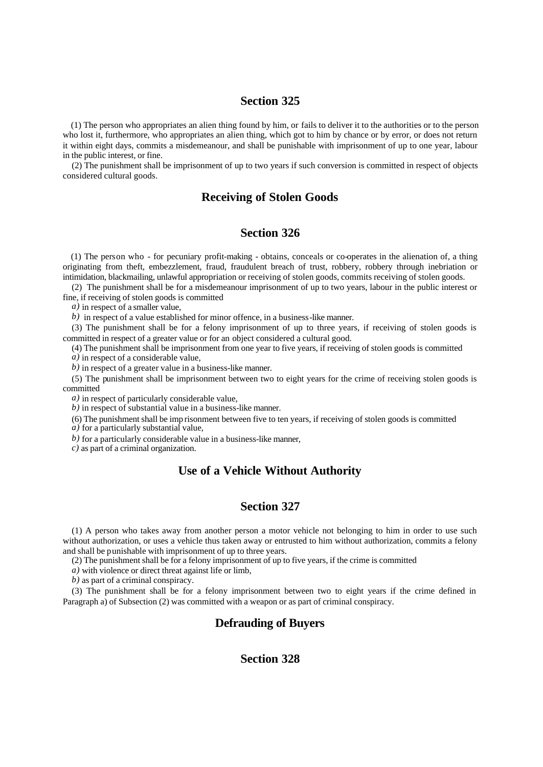## Section 325

(1) The person who appropriates an alien thing found by him, or fails to deliver it to the authorities or to the person who lost it, furthermore, who appropriates an alien thing, which got to him by chance or by error, or does not return it within eight days, commits a misdemeanour, and shall be punishable with imprisonment of up to one year, labour in the public interest, or fine.

(2) The punishment shall be imprisonment of up to two years if such conversion is committed in respect of objects considered cultural goods.

## Receiving of Stolen Goods

## Section 326

(1) The person who - for pecuniary profit-making - obtains, conceals or co-operates in the alienation of, a thing originating from theft, embezzlement, fraud, fraudulent breach of trust, robbery, robbery through inebriation or intimidation, blackmailing, unlawful appropriation or receiving of stolen goods, commits receiving of stolen goods.

(2) The punishment shall be for a misdemeanour imprisonment of up to two years, labour in the public interest or fine, if receiving of stolen goods is committed

*a)* in respect of a smaller value,

*b)* in respect of a value established for minor offence, in a business-like manner.

(3) The punishment shall be for a felony imprisonment of up to three years, if receiving of stolen goods is committed in respect of a greater value or for an object considered a cultural good.

(4) The punishment shall be imprisonment from one year to five years, if receiving of stolen goods is committed

*a)* in respect of a considerable value,

*b)* in respect of a greater value in a business-like manner.

(5) The punishment shall be imprisonment between two to eight years for the crime of receiving stolen goods is committed

*a)* in respect of particularly considerable value,

*b)* in respect of substantial value in a business-like manner.

(6) The punishment shall be imprisonment between five to ten years, if receiving of stolen goods is committed

*a)* for a particularly substantial value,

*b)* for a particularly considerable value in a business-like manner,

*c)* as part of a criminal organization.

## Use of a Vehicle Without Authority

## Section 327

(1) A person who takes away from another person a motor vehicle not belonging to him in order to use such without authorization, or uses a vehicle thus taken away or entrusted to him without authorization, commits a felony and shall be punishable with imprisonment of up to three years.

(2) The punishment shall be for a felony imprisonment of up to five years, if the crime is committed

*a)* with violence or direct threat against life or limb,

*b)* as part of a criminal conspiracy.

(3) The punishment shall be for a felony imprisonment between two to eight years if the crime defined in Paragraph a) of Subsection (2) was committed with a weapon or as part of criminal conspiracy.

## Defrauding of Buyers

## Section 328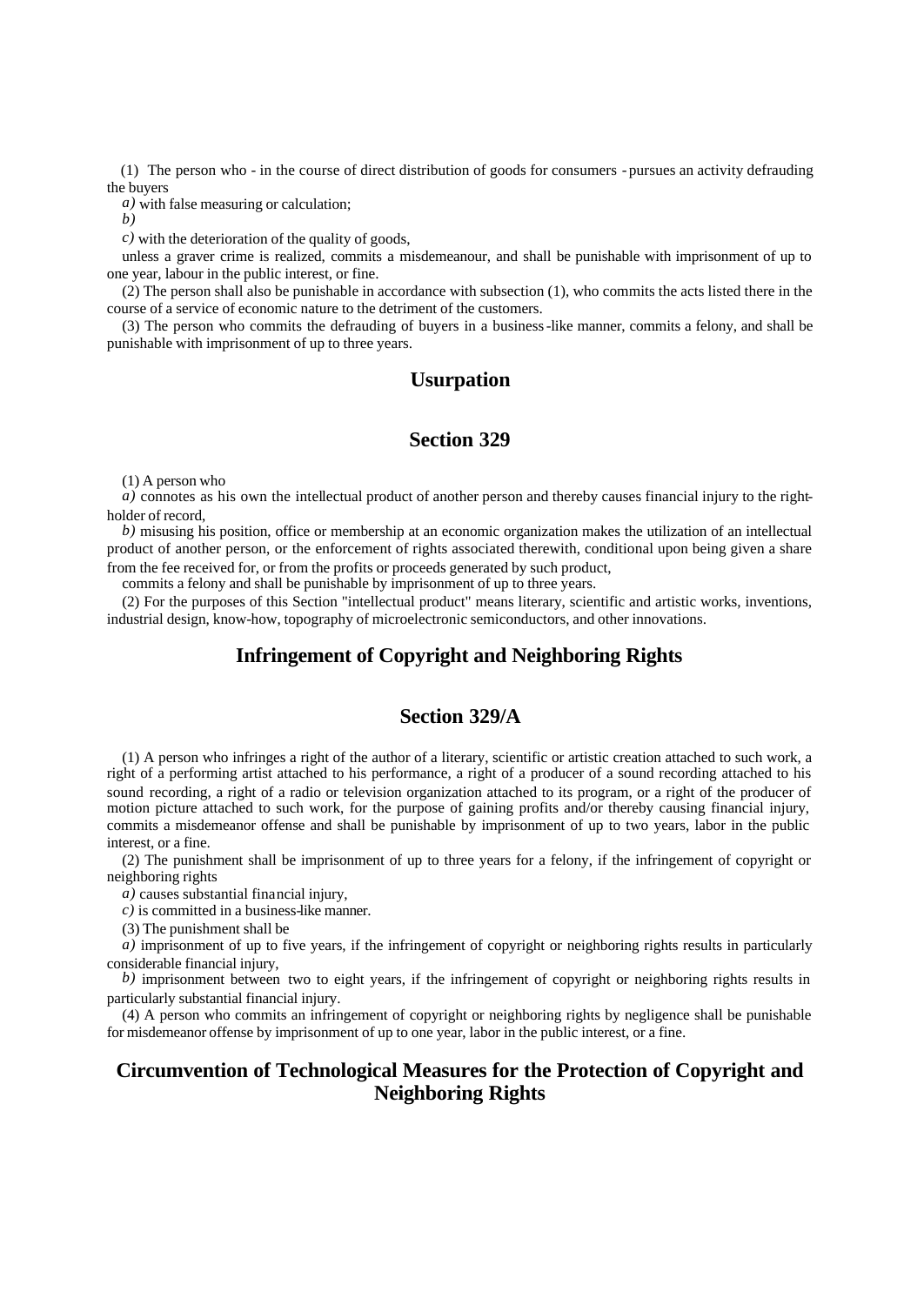(1) The person who - in the course of direct distribution of goods for consumers - pursues an activity defrauding the buyers

*a)* with false measuring or calculation;

*b)*

*c)* with the deterioration of the quality of goods,

unless a graver crime is realized, commits a misdemeanour, and shall be punishable with imprisonment of up to one year, labour in the public interest, or fine.

(2) The person shall also be punishable in accordance with subsection (1), who commits the acts listed there in the course of a service of economic nature to the detriment of the customers.

(3) The person who commits the defrauding of buyers in a business-like manner, commits a felony, and shall be punishable with imprisonment of up to three years.

## Usurpation

## Section 329

(1) A person who

*a)* connotes as his own the intellectual product of another person and thereby causes financial injury to the right-holder of record,

*b)* misusing his position, office or membership at an economic organization makes the utilization of an intellectual product of another person, or the enforcement of rights associated therewith, conditional upon being given a share from the fee received for, or from the profits or proceeds generated by such product,

commits a felony and shall be punishable by imprisonment of up to three years.

(2) For the purposes of this Section "intellectual product" means literary, scientific and artistic works, inventions, industrial design, know-how, topography of microelectronic semiconductors, and other innovations.

## Infringement of Copyright and Neighboring Rights

## Section 329/A

(1) A person who infringes a right of the author of a literary, scientific or artistic creation attached to such work, a right of a performing artist attached to his performance, a right of a producer of a sound recording attached to his sound recording, a right of a radio or television organization attached to its program, or a right of the producer of motion picture attached to such work, for the purpose of gaining profits and/or thereby causing financial injury, commits a misdemeanor offense and shall be punishable by imprisonment of up to two years, labor in the public interest, or a fine.

(2) The punishment shall be imprisonment of up to three years for a felony, if the infringement of copyright or neighboring rights

*a)* causes substantial financial injury,

*c)* is committed in a business-like manner.

(3) The punishment shall be

*a)* imprisonment of up to five years, if the infringement of copyright or neighboring rights results in particularly considerable financial injury,

*b)* imprisonment between two to eight years, if the infringement of copyright or neighboring rights results in particularly substantial financial injury.

(4) A person who commits an infringement of copyright or neighboring rights by negligence shall be punishable for misdemeanor offense by imprisonment of up to one year, labor in the public interest, or a fine.

## Circumvention of Technological Measures for the Protection of Copyright and Neighboring Rights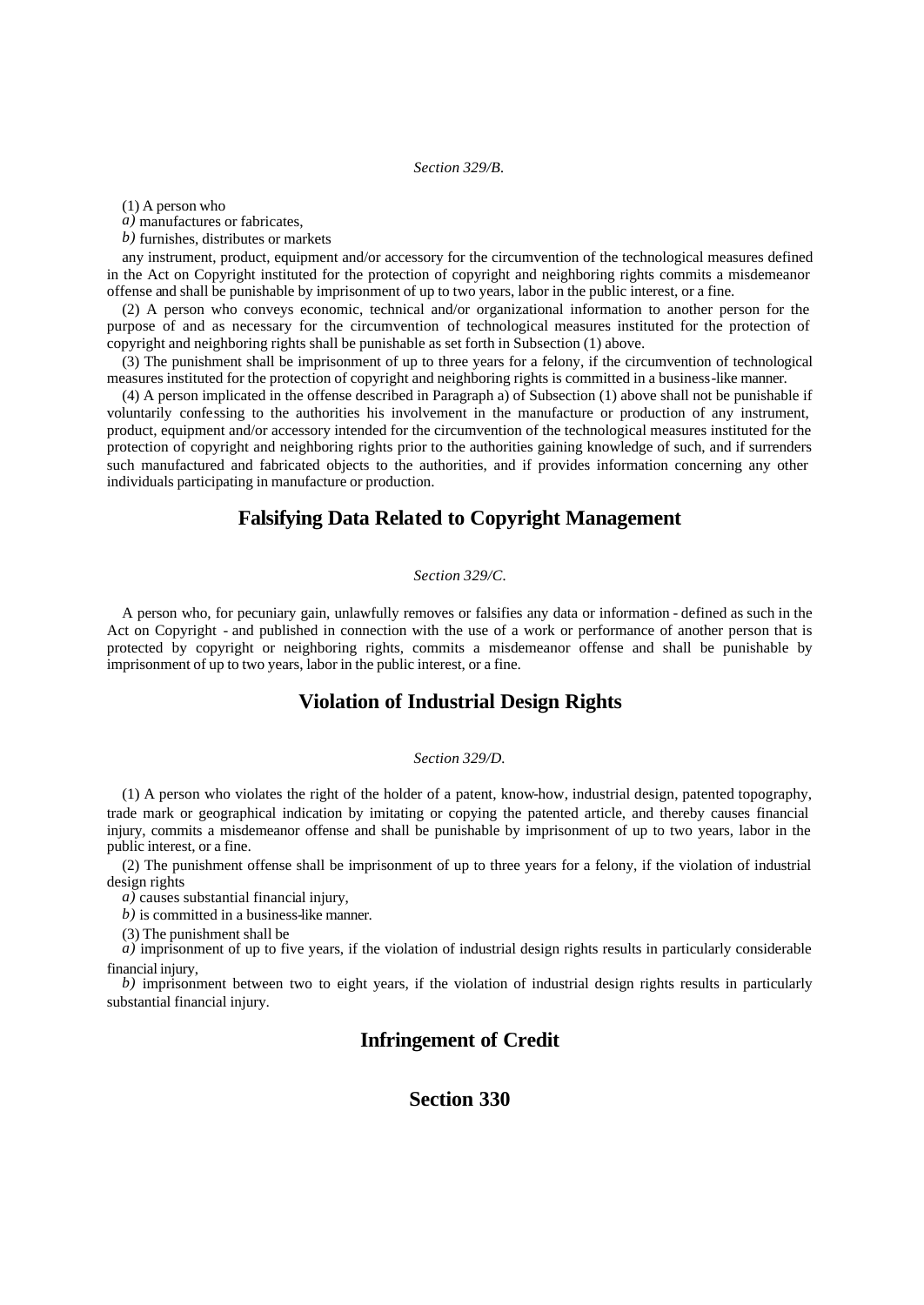*Section 329/B.*

(1) A person who

*a)* manufactures or fabricates,

*b)* furnishes, distributes or markets

any instrument, product, equipment and/or accessory for the circumvention of the technological measures defined in the Act on Copyright instituted for the protection of copyright and neighboring rights commits a misdemeanor offense and shall be punishable by imprisonment of up to two years, labor in the public interest, or a fine.

(2) A person who conveys economic, technical and/or organizational information to another person for the purpose of and as necessary for the circumvention of technological measures instituted for the protection of copyright and neighboring rights shall be punishable as set forth in Subsection (1) above.

(3) The punishment shall be imprisonment of up to three years for a felony, if the circumvention of technological measures instituted for the protection of copyright and neighboring rights is committed in a business-like manner.

(4) A person implicated in the offense described in Paragraph a) of Subsection (1) above shall not be punishable if voluntarily confessing to the authorities his involvement in the manufacture or production of any instrument, product, equipment and/or accessory intended for the circumvention of the technological measures instituted for the protection of copyright and neighboring rights prior to the authorities gaining knowledge of such, and if surrenders such manufactured and fabricated objects to the authorities, and if provides information concerning any other individuals participating in manufacture or production.

## Falsifying Data Related to Copyright Management

*Section 329/C.*

A person who, for pecuniary gain, unlawfully removes or falsifies any data or information - defined as such in the Act on Copyright - and published in connection with the use of a work or performance of another person that is protected by copyright or neighboring rights, commits a misdemeanor offense and shall be punishable by imprisonment of up to two years, labor in the public interest, or a fine.

## Violation of Industrial Design Rights

*Section 329/D.*

(1) A person who violates the right of the holder of a patent, know-how, industrial design, patented topography, trade mark or geographical indication by imitating or copying the patented article, and thereby causes financial injury, commits a misdemeanor offense and shall be punishable by imprisonment of up to two years, labor in the public interest, or a fine.

(2) The punishment offense shall be imprisonment of up to three years for a felony, if the violation of industrial design rights

*a)* causes substantial financial injury,

*b)* is committed in a business-like manner.

(3) The punishment shall be

*a)* imprisonment of up to five years, if the violation of industrial design rights results in particularly considerable financial injury,

*b)* imprisonment between two to eight years, if the violation of industrial design rights results in particularly substantial financial injury.

## Infringement of Credit

## Section 330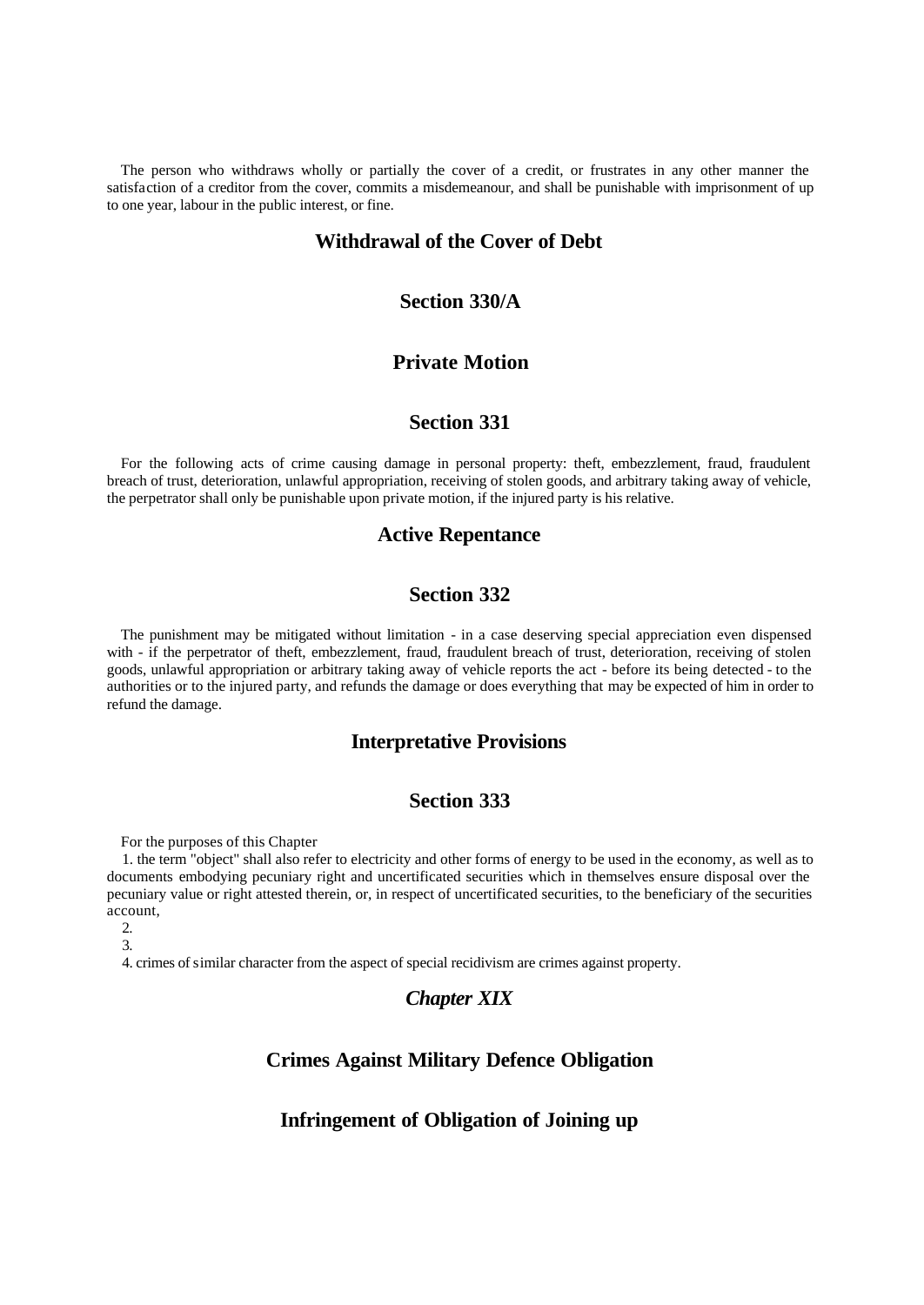The person who withdraws wholly or partially the cover of a credit, or frustrates in any other manner the satisfaction of a creditor from the cover, commits a misdemeanour, and shall be punishable with imprisonment of up to one year, labour in the public interest, or fine.

### Withdrawal of the Cover of Debt

### Section 330/A

### Private Motion

### Section 331

For the following acts of crime causing damage in personal property: theft, embezzlement, fraud, fraudulent breach of trust, deterioration, unlawful appropriation, receiving of stolen goods, and arbitrary taking away of vehicle, the perpetrator shall only be punishable upon private motion, if the injured party is his relative.

### Active Repentance

### Section 332

The punishment may be mitigated without limitation - in a case deserving special appreciation even dispensed with - if the perpetrator of theft, embezzlement, fraud, fraudulent breach of trust, deterioration, receiving of stolen goods, unlawful appropriation or arbitrary taking away of vehicle reports the act - before its being detected - to the authorities or to the injured party, and refunds the damage or does everything that may be expected of him in order to refund the damage.

### Interpretative Provisions

### Section 333

For the purposes of this Chapter

1. the term "object" shall also refer to electricity and other forms of energy to be used in the economy, as well as to documents embodying pecuniary right and uncertificated securities which in themselves ensure disposal over the pecuniary value or right attested therein, or, in respect of uncertificated securities, to the beneficiary of the securities account,
2. 
3. 
4. crimes of similar character from the aspect of special recidivism are crimes against property.

## *Chapter XIX*

## Crimes Against Military Defence Obligation

### Infringement of Obligation of Joining up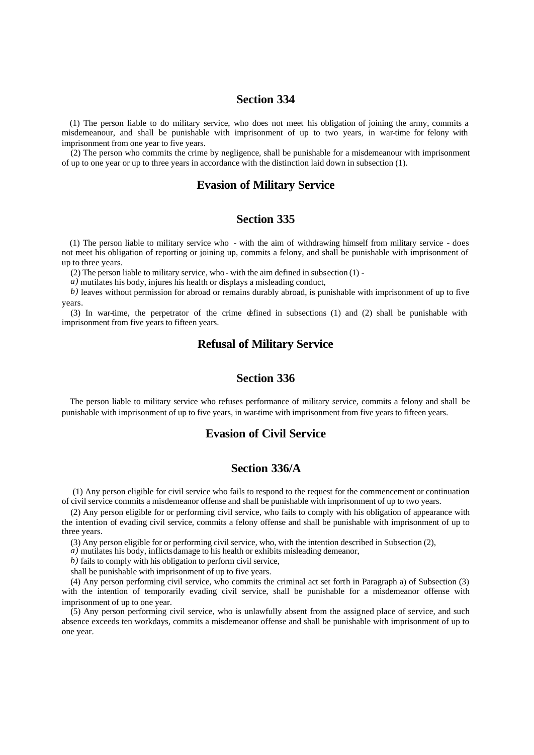## Section 334

(1) The person liable to do military service, who does not meet his obligation of joining the army, commits a misdemeanour, and shall be punishable with imprisonment of up to two years, in war-time for felony with imprisonment from one year to five years.

(2) The person who commits the crime by negligence, shall be punishable for a misdemeanour with imprisonment of up to one year or up to three years in accordance with the distinction laid down in subsection (1).

## Evasion of Military Service

## Section 335

(1) The person liable to military service who - with the aim of withdrawing himself from military service - does not meet his obligation of reporting or joining up, commits a felony, and shall be punishable with imprisonment of up to three years.

(2) The person liable to military service, who - with the aim defined in subsection (1) -

*a)* mutilates his body, injures his health or displays a misleading conduct,

*b)* leaves without permission for abroad or remains durably abroad, is punishable with imprisonment of up to five years.

(3) In war-time, the perpetrator of the crime defined in subsections (1) and (2) shall be punishable with imprisonment from five years to fifteen years.

## Refusal of Military Service

## Section 336

The person liable to military service who refuses performance of military service, commits a felony and shall be punishable with imprisonment of up to five years, in war-time with imprisonment from five years to fifteen years.

## Evasion of Civil Service

## Section 336/A

(1) Any person eligible for civil service who fails to respond to the request for the commencement or continuation of civil service commits a misdemeanor offense and shall be punishable with imprisonment of up to two years.

(2) Any person eligible for or performing civil service, who fails to comply with his obligation of appearance with the intention of evading civil service, commits a felony offense and shall be punishable with imprisonment of up to three years.

(3) Any person eligible for or performing civil service, who, with the intention described in Subsection (2),

*a)* mutilates his body, inflicts damage to his health or exhibits misleading demeanor,

*b)* fails to comply with his obligation to perform civil service,

shall be punishable with imprisonment of up to five years.

(4) Any person performing civil service, who commits the criminal act set forth in Paragraph a) of Subsection (3) with the intention of temporarily evading civil service, shall be punishable for a misdemeanor offense with imprisonment of up to one year.

(5) Any person performing civil service, who is unlawfully absent from the assigned place of service, and such absence exceeds ten workdays, commits a misdemeanor offense and shall be punishable with imprisonment of up to one year.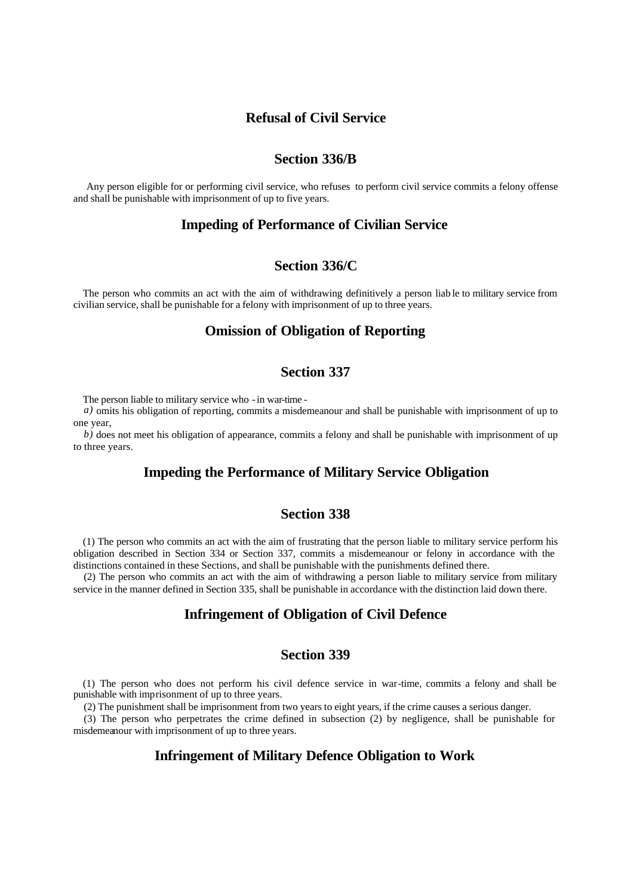## Refusal of Civil Service

## Section 336/B

Any person eligible for or performing civil service, who refuses to perform civil service commits a felony offense and shall be punishable with imprisonment of up to five years.

## Impeding of Performance of Civilian Service

## Section 336/C

The person who commits an act with the aim of withdrawing definitively a person liable to military service from civilian service, shall be punishable for a felony with imprisonment of up to three years.

## Omission of Obligation of Reporting

## Section 337

The person liable to military service who - in war-time -

*a)* omits his obligation of reporting, commits a misdemeanour and shall be punishable with imprisonment of up to one year,

*b)* does not meet his obligation of appearance, commits a felony and shall be punishable with imprisonment of up to three years.

## Impeding the Performance of Military Service Obligation

## Section 338

(1) The person who commits an act with the aim of frustrating that the person liable to military service perform his obligation described in Section 334 or Section 337, commits a misdemeanour or felony in accordance with the distinctions contained in these Sections, and shall be punishable with the punishments defined there.

(2) The person who commits an act with the aim of withdrawing a person liable to military service from military service in the manner defined in Section 335, shall be punishable in accordance with the distinction laid down there.

## Infringement of Obligation of Civil Defence

## Section 339

(1) The person who does not perform his civil defence service in war-time, commits a felony and shall be punishable with imprisonment of up to three years.

(2) The punishment shall be imprisonment from two years to eight years, if the crime causes a serious danger.

(3) The person who perpetrates the crime defined in subsection (2) by negligence, shall be punishable for misdemeanour with imprisonment of up to three years.

## Infringement of Military Defence Obligation to Work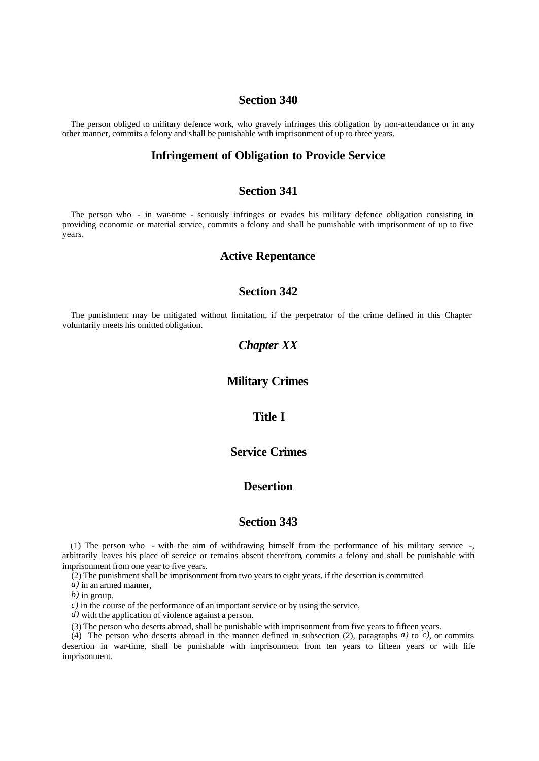## Section 340

The person obliged to military defence work, who gravely infringes this obligation by non-attendance or in any other manner, commits a felony and shall be punishable with imprisonment of up to three years.

## Infringement of Obligation to Provide Service

## Section 341

The person who - in war-time - seriously infringes or evades his military defence obligation consisting in providing economic or material service, commits a felony and shall be punishable with imprisonment of up to five years.

## Active Repentance

## Section 342

The punishment may be mitigated without limitation, if the perpetrator of the crime defined in this Chapter voluntarily meets his omitted obligation.

## *Chapter XX*

## Military Crimes

## Title I

## Service Crimes

## Desertion

## Section 343

(1) The person who - with the aim of withdrawing himself from the performance of his military service -, arbitrarily leaves his place of service or remains absent therefrom, commits a felony and shall be punishable with imprisonment from one year to five years.

(2) The punishment shall be imprisonment from two years to eight years, if the desertion is committed

*a)* in an armed manner,

*b)* in group,

*c)* in the course of the performance of an important service or by using the service,

*d)* with the application of violence against a person.

(3) The person who deserts abroad, shall be punishable with imprisonment from five years to fifteen years.

(4) The person who deserts abroad in the manner defined in subsection (2), paragraphs *a)* to *c)*, or commits desertion in war-time, shall be punishable with imprisonment from ten years to fifteen years or with life imprisonment.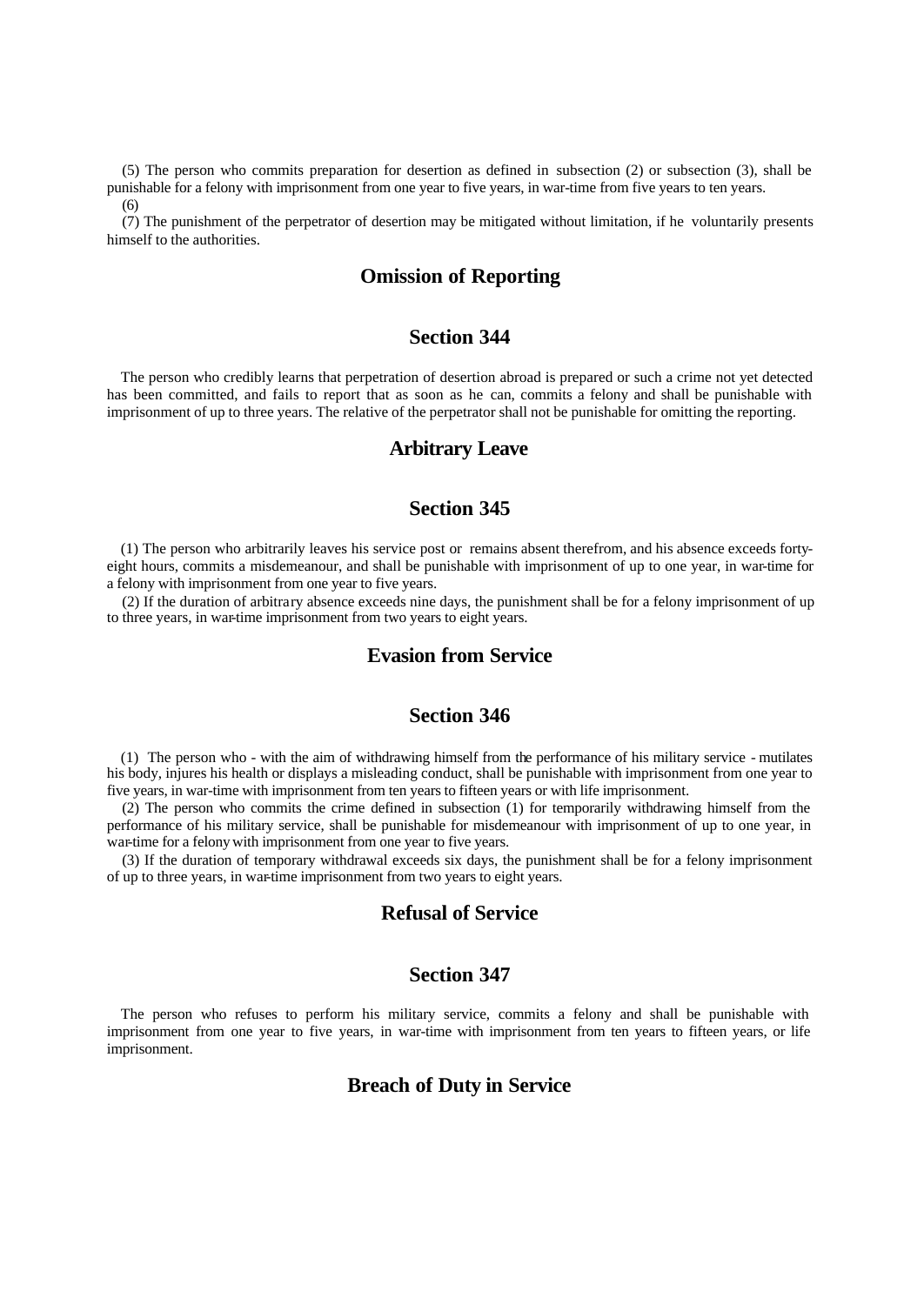(5) The person who commits preparation for desertion as defined in subsection (2) or subsection (3), shall be punishable for a felony with imprisonment from one year to five years, in war-time from five years to ten years.

(6)

(7) The punishment of the perpetrator of desertion may be mitigated without limitation, if he voluntarily presents himself to the authorities.

## Omission of Reporting

## Section 344

The person who credibly learns that perpetration of desertion abroad is prepared or such a crime not yet detected has been committed, and fails to report that as soon as he can, commits a felony and shall be punishable with imprisonment of up to three years. The relative of the perpetrator shall not be punishable for omitting the reporting.

## Arbitrary Leave

## Section 345

(1) The person who arbitrarily leaves his service post or remains absent therefrom, and his absence exceeds forty-eight hours, commits a misdemeanour, and shall be punishable with imprisonment of up to one year, in war-time for a felony with imprisonment from one year to five years.

(2) If the duration of arbitrary absence exceeds nine days, the punishment shall be for a felony imprisonment of up to three years, in war-time imprisonment from two years to eight years.

## Evasion from Service

## Section 346

(1) The person who - with the aim of withdrawing himself from the performance of his military service - mutilates his body, injures his health or displays a misleading conduct, shall be punishable with imprisonment from one year to five years, in war-time with imprisonment from ten years to fifteen years or with life imprisonment.

(2) The person who commits the crime defined in subsection (1) for temporarily withdrawing himself from the performance of his military service, shall be punishable for misdemeanour with imprisonment of up to one year, in war-time for a felony with imprisonment from one year to five years.

(3) If the duration of temporary withdrawal exceeds six days, the punishment shall be for a felony imprisonment of up to three years, in war-time imprisonment from two years to eight years.

## Refusal of Service

## Section 347

The person who refuses to perform his military service, commits a felony and shall be punishable with imprisonment from one year to five years, in war-time with imprisonment from ten years to fifteen years, or life imprisonment.

## Breach of Duty in Service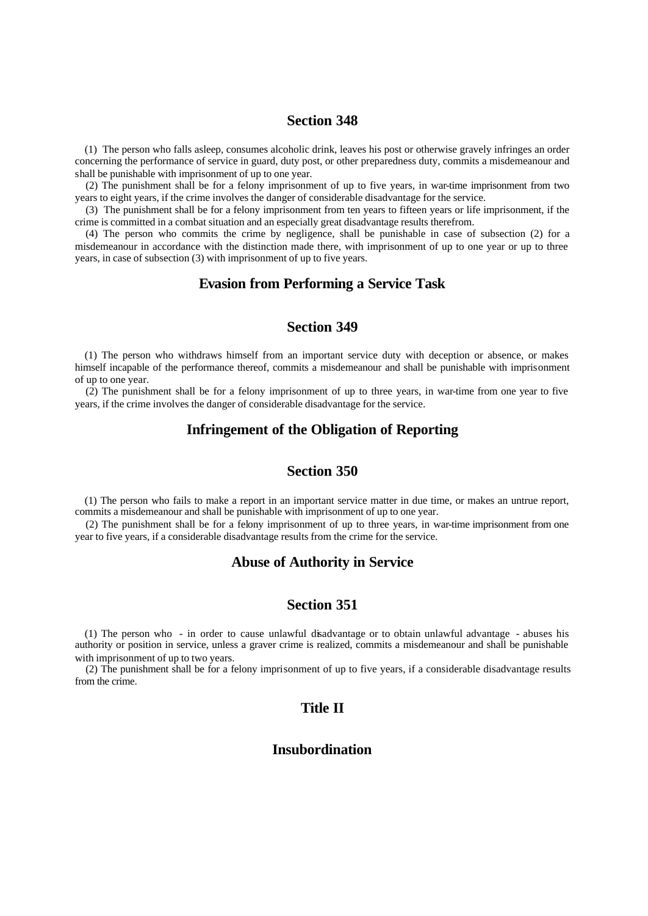## Section 348

(1) The person who falls asleep, consumes alcoholic drink, leaves his post or otherwise gravely infringes an order concerning the performance of service in guard, duty post, or other preparedness duty, commits a misdemeanour and shall be punishable with imprisonment of up to one year.

(2) The punishment shall be for a felony imprisonment of up to five years, in war-time imprisonment from two years to eight years, if the crime involves the danger of considerable disadvantage for the service.

(3) The punishment shall be for a felony imprisonment from ten years to fifteen years or life imprisonment, if the crime is committed in a combat situation and an especially great disadvantage results therefrom.

(4) The person who commits the crime by negligence, shall be punishable in case of subsection (2) for a misdemeanour in accordance with the distinction made there, with imprisonment of up to one year or up to three years, in case of subsection (3) with imprisonment of up to five years.

## Evasion from Performing a Service Task

## Section 349

(1) The person who withdraws himself from an important service duty with deception or absence, or makes himself incapable of the performance thereof, commits a misdemeanour and shall be punishable with imprisonment of up to one year.

(2) The punishment shall be for a felony imprisonment of up to three years, in war-time from one year to five years, if the crime involves the danger of considerable disadvantage for the service.

## Infringement of the Obligation of Reporting

## Section 350

(1) The person who fails to make a report in an important service matter in due time, or makes an untrue report, commits a misdemeanour and shall be punishable with imprisonment of up to one year.

(2) The punishment shall be for a felony imprisonment of up to three years, in war-time imprisonment from one year to five years, if a considerable disadvantage results from the crime for the service.

## Abuse of Authority in Service

## Section 351

(1) The person who - in order to cause unlawful disadvantage or to obtain unlawful advantage - abuses his authority or position in service, unless a graver crime is realized, commits a misdemeanour and shall be punishable with imprisonment of up to two years.

(2) The punishment shall be for a felony imprisonment of up to five years, if a considerable disadvantage results from the crime.

## Title II

## Insubordination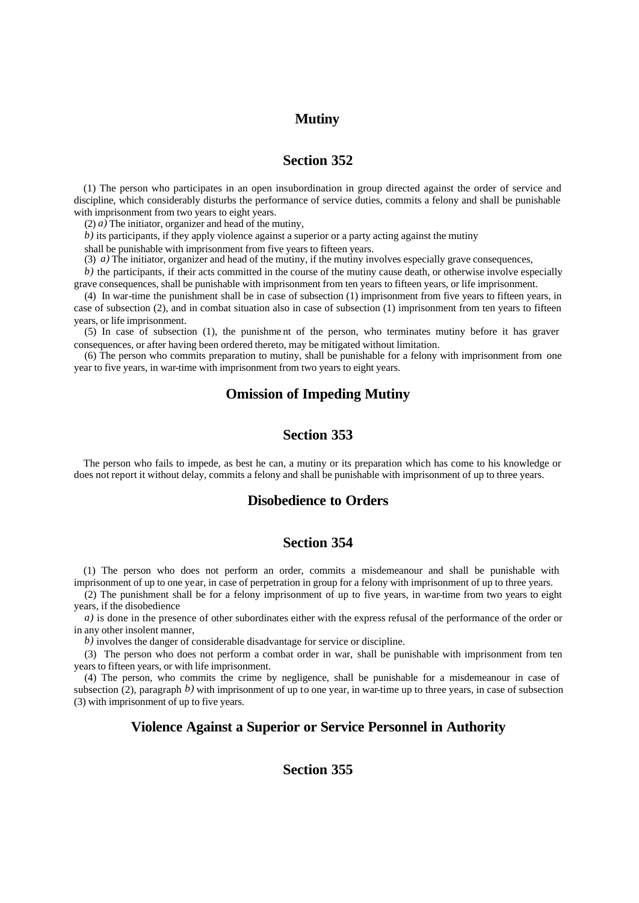## Mutiny

### Section 352

(1) The person who participates in an open insubordination in group directed against the order of service and discipline, which considerably disturbs the performance of service duties, commits a felony and shall be punishable with imprisonment from two years to eight years.

(2) *a)* The initiator, organizer and head of the mutiny,

*b)* its participants, if they apply violence against a superior or a party acting against the mutiny

shall be punishable with imprisonment from five years to fifteen years.

(3) *a)* The initiator, organizer and head of the mutiny, if the mutiny involves especially grave consequences,

*b)* the participants, if their acts committed in the course of the mutiny cause death, or otherwise involve especially grave consequences, shall be punishable with imprisonment from ten years to fifteen years, or life imprisonment.

(4) In war-time the punishment shall be in case of subsection (1) imprisonment from five years to fifteen years, in case of subsection (2), and in combat situation also in case of subsection (1) imprisonment from ten years to fifteen years, or life imprisonment.

(5) In case of subsection (1), the punishment of the person, who terminates mutiny before it has graver consequences, or after having been ordered thereto, may be mitigated without limitation.

(6) The person who commits preparation to mutiny, shall be punishable for a felony with imprisonment from one year to five years, in war-time with imprisonment from two years to eight years.

## Omission of Impeding Mutiny

### Section 353

The person who fails to impede, as best he can, a mutiny or its preparation which has come to his knowledge or does not report it without delay, commits a felony and shall be punishable with imprisonment of up to three years.

## Disobedience to Orders

### Section 354

(1) The person who does not perform an order, commits a misdemeanour and shall be punishable with imprisonment of up to one year, in case of perpetration in group for a felony with imprisonment of up to three years.

(2) The punishment shall be for a felony imprisonment of up to five years, in war-time from two years to eight years, if the disobedience

*a)* is done in the presence of other subordinates either with the express refusal of the performance of the order or in any other insolent manner,

*b)* involves the danger of considerable disadvantage for service or discipline.

(3) The person who does not perform a combat order in war, shall be punishable with imprisonment from ten years to fifteen years, or with life imprisonment.

(4) The person, who commits the crime by negligence, shall be punishable for a misdemeanour in case of subsection (2), paragraph *b)* with imprisonment of up to one year, in war-time up to three years, in case of subsection (3) with imprisonment of up to five years.

## Violence Against a Superior or Service Personnel in Authority

### Section 355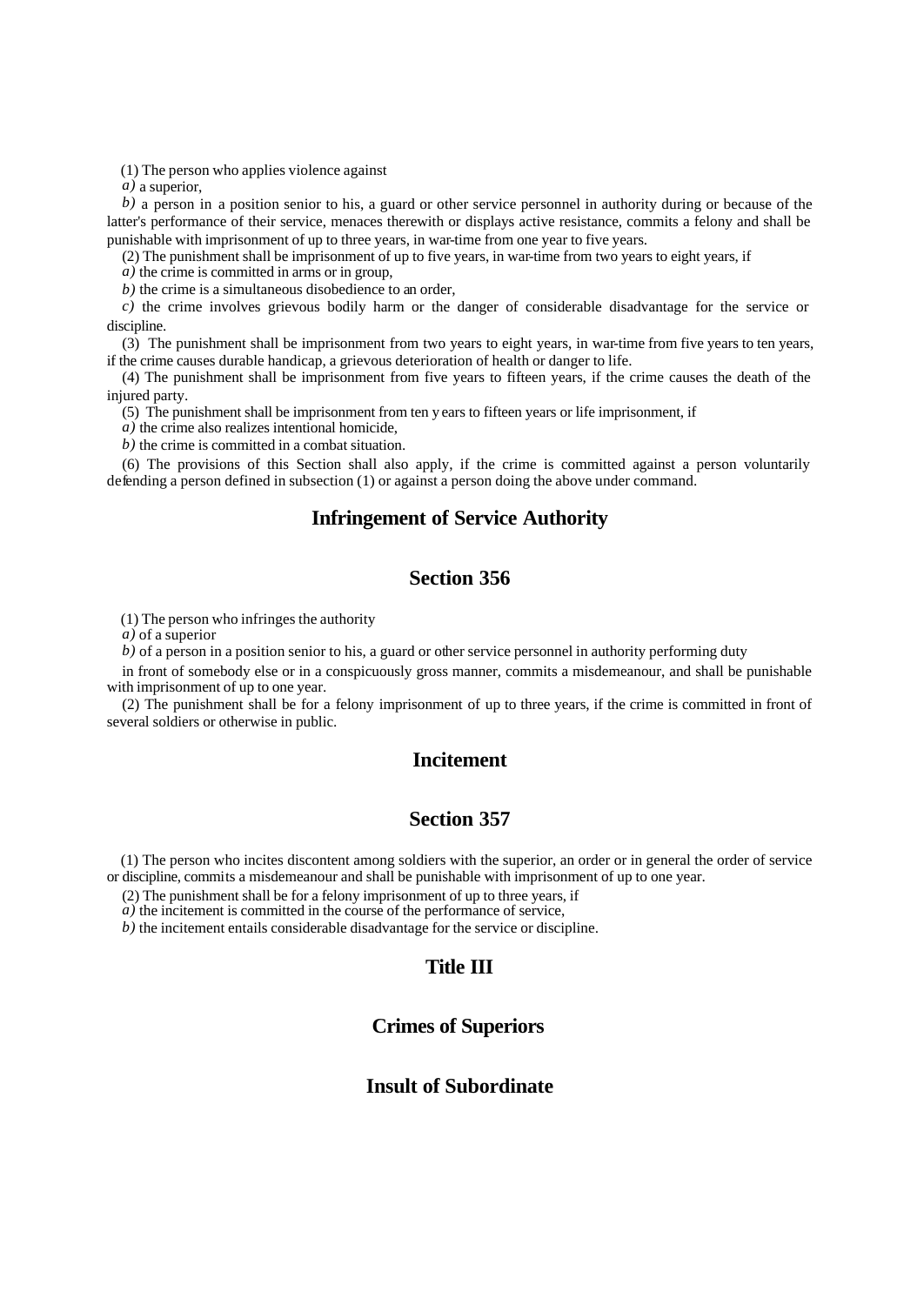(1) The person who applies violence against

*a)* a superior,

*b)* a person in a position senior to his, a guard or other service personnel in authority during or because of the latter's performance of their service, menaces therewith or displays active resistance, commits a felony and shall be punishable with imprisonment of up to three years, in war-time from one year to five years.

(2) The punishment shall be imprisonment of up to five years, in war-time from two years to eight years, if

*a)* the crime is committed in arms or in group,

*b)* the crime is a simultaneous disobedience to an order,

*c)* the crime involves grievous bodily harm or the danger of considerable disadvantage for the service or discipline.

(3) The punishment shall be imprisonment from two years to eight years, in war-time from five years to ten years, if the crime causes durable handicap, a grievous deterioration of health or danger to life.

(4) The punishment shall be imprisonment from five years to fifteen years, if the crime causes the death of the injured party.

(5) The punishment shall be imprisonment from ten years to fifteen years or life imprisonment, if

*a)* the crime also realizes intentional homicide,

*b)* the crime is committed in a combat situation.

(6) The provisions of this Section shall also apply, if the crime is committed against a person voluntarily defending a person defined in subsection (1) or against a person doing the above under command.

## Infringement of Service Authority

## Section 356

(1) The person who infringes the authority

*a)* of a superior

*b)* of a person in a position senior to his, a guard or other service personnel in authority performing duty

in front of somebody else or in a conspicuously gross manner, commits a misdemeanour, and shall be punishable with imprisonment of up to one year.

(2) The punishment shall be for a felony imprisonment of up to three years, if the crime is committed in front of several soldiers or otherwise in public.

## Incitement

## Section 357

(1) The person who incites discontent among soldiers with the superior, an order or in general the order of service or discipline, commits a misdemeanour and shall be punishable with imprisonment of up to one year.

(2) The punishment shall be for a felony imprisonment of up to three years, if

*a)* the incitement is committed in the course of the performance of service,

*b)* the incitement entails considerable disadvantage for the service or discipline.

## Title III

## Crimes of Superiors

## Insult of Subordinate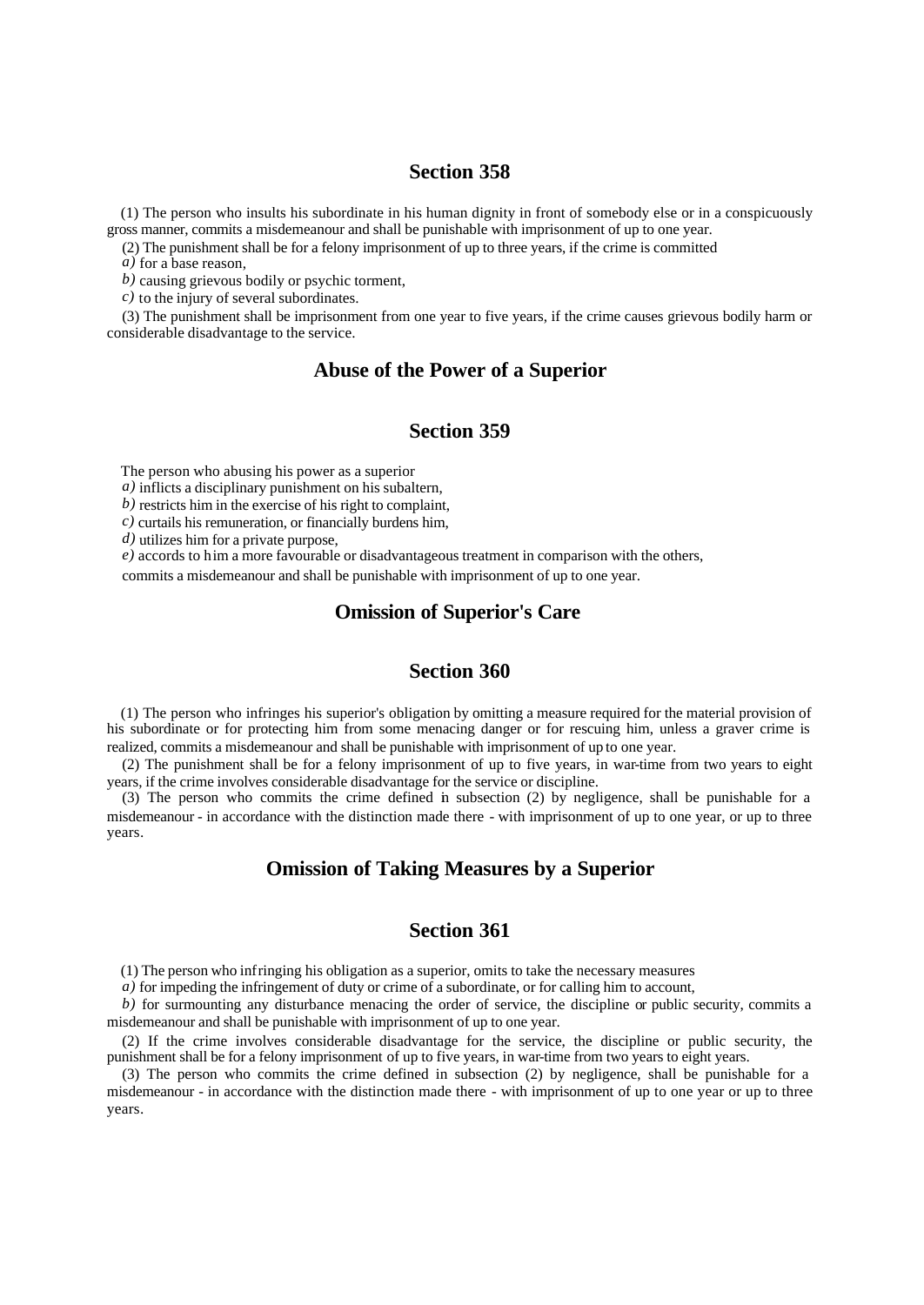## Section 358

(1) The person who insults his subordinate in his human dignity in front of somebody else or in a conspicuously gross manner, commits a misdemeanour and shall be punishable with imprisonment of up to one year.

(2) The punishment shall be for a felony imprisonment of up to three years, if the crime is committed

*a)* for a base reason,

*b)* causing grievous bodily or psychic torment,

*c)* to the injury of several subordinates.

(3) The punishment shall be imprisonment from one year to five years, if the crime causes grievous bodily harm or considerable disadvantage to the service.

## Abuse of the Power of a Superior

## Section 359

The person who abusing his power as a superior

*a)* inflicts a disciplinary punishment on his subaltern,

*b)* restricts him in the exercise of his right to complaint,

*c)* curtails his remuneration, or financially burdens him,

*d)* utilizes him for a private purpose,

*e)* accords to him a more favourable or disadvantageous treatment in comparison with the others,

commits a misdemeanour and shall be punishable with imprisonment of up to one year.

## Omission of Superior's Care

## Section 360

(1) The person who infringes his superior's obligation by omitting a measure required for the material provision of his subordinate or for protecting him from some menacing danger or for rescuing him, unless a graver crime is realized, commits a misdemeanour and shall be punishable with imprisonment of up to one year.

(2) The punishment shall be for a felony imprisonment of up to five years, in war-time from two years to eight years, if the crime involves considerable disadvantage for the service or discipline.

(3) The person who commits the crime defined in subsection (2) by negligence, shall be punishable for a misdemeanour - in accordance with the distinction made there - with imprisonment of up to one year, or up to three years.

## Omission of Taking Measures by a Superior

## Section 361

(1) The person who infringing his obligation as a superior, omits to take the necessary measures

*a)* for impeding the infringement of duty or crime of a subordinate, or for calling him to account,

*b)* for surmounting any disturbance menacing the order of service, the discipline or public security, commits a misdemeanour and shall be punishable with imprisonment of up to one year.

(2) If the crime involves considerable disadvantage for the service, the discipline or public security, the punishment shall be for a felony imprisonment of up to five years, in war-time from two years to eight years.

(3) The person who commits the crime defined in subsection (2) by negligence, shall be punishable for a misdemeanour - in accordance with the distinction made there - with imprisonment of up to one year or up to three years.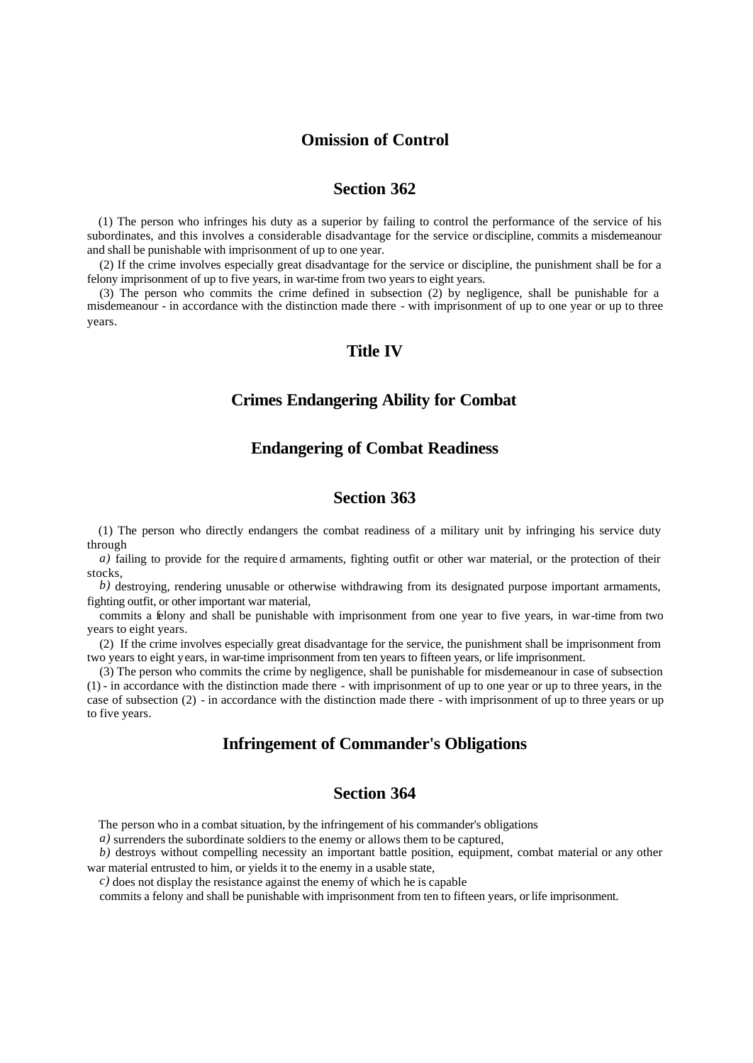### Omission of Control

### Section 362

(1) The person who infringes his duty as a superior by failing to control the performance of the service of his subordinates, and this involves a considerable disadvantage for the service or discipline, commits a misdemeanour and shall be punishable with imprisonment of up to one year.

(2) If the crime involves especially great disadvantage for the service or discipline, the punishment shall be for a felony imprisonment of up to five years, in war-time from two years to eight years.

(3) The person who commits the crime defined in subsection (2) by negligence, shall be punishable for a misdemeanour - in accordance with the distinction made there - with imprisonment of up to one year or up to three years.

## Title IV

## Crimes Endangering Ability for Combat

### Endangering of Combat Readiness

### Section 363

(1) The person who directly endangers the combat readiness of a military unit by infringing his service duty through

*a)* failing to provide for the required armaments, fighting outfit or other war material, or the protection of their stocks,

*b)* destroying, rendering unusable or otherwise withdrawing from its designated purpose important armaments, fighting outfit, or other important war material,

commits a felony and shall be punishable with imprisonment from one year to five years, in war-time from two years to eight years.

(2) If the crime involves especially great disadvantage for the service, the punishment shall be imprisonment from two years to eight years, in war-time imprisonment from ten years to fifteen years, or life imprisonment.

(3) The person who commits the crime by negligence, shall be punishable for misdemeanour in case of subsection (1) - in accordance with the distinction made there - with imprisonment of up to one year or up to three years, in the case of subsection (2) - in accordance with the distinction made there - with imprisonment of up to three years or up to five years.

### Infringement of Commander's Obligations

### Section 364

The person who in a combat situation, by the infringement of his commander's obligations

*a)* surrenders the subordinate soldiers to the enemy or allows them to be captured,

*b)* destroys without compelling necessity an important battle position, equipment, combat material or any other war material entrusted to him, or yields it to the enemy in a usable state,

*c)* does not display the resistance against the enemy of which he is capable

commits a felony and shall be punishable with imprisonment from ten to fifteen years, or life imprisonment.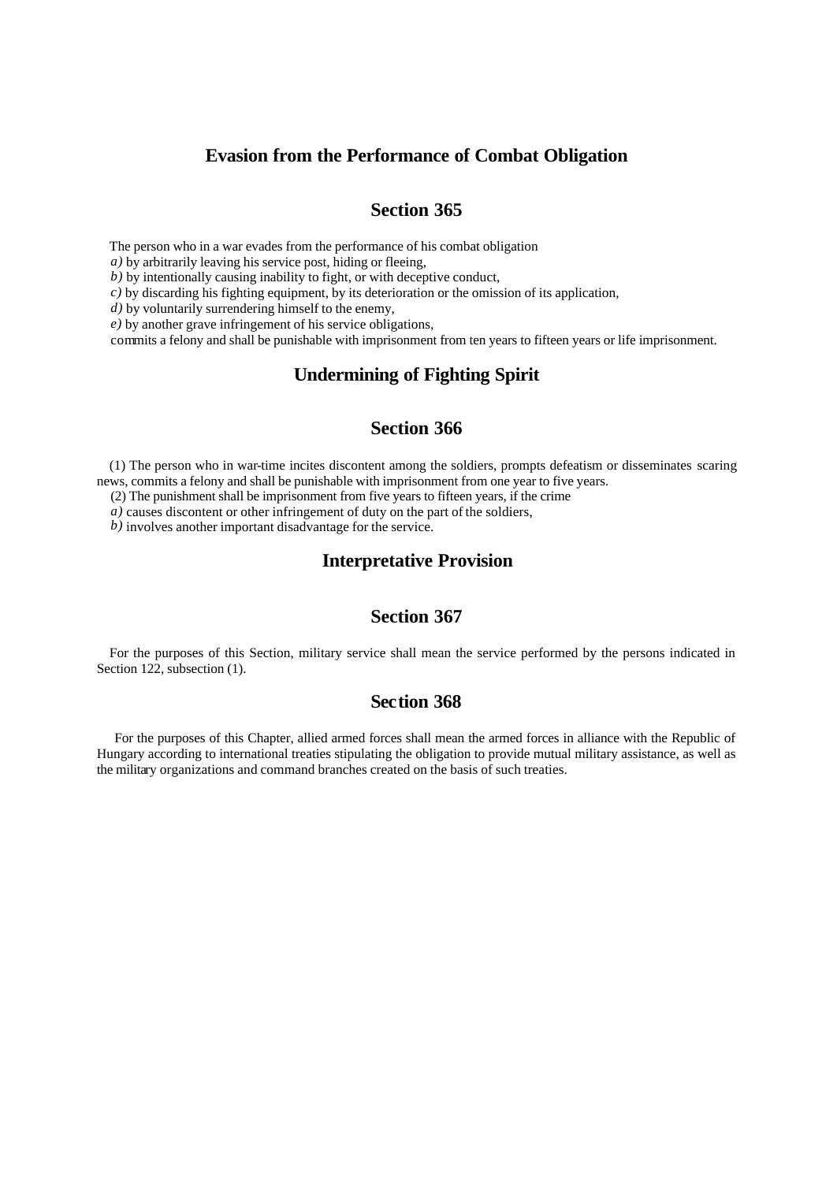## Evasion from the Performance of Combat Obligation

## Section 365

The person who in a war evades from the performance of his combat obligation

*a)* by arbitrarily leaving his service post, hiding or fleeing,

*b)* by intentionally causing inability to fight, or with deceptive conduct,

*c)* by discarding his fighting equipment, by its deterioration or the omission of its application,

*d)* by voluntarily surrendering himself to the enemy,

*e)* by another grave infringement of his service obligations,

commits a felony and shall be punishable with imprisonment from ten years to fifteen years or life imprisonment.

## Undermining of Fighting Spirit

## Section 366

(1) The person who in war-time incites discontent among the soldiers, prompts defeatism or disseminates scaring news, commits a felony and shall be punishable with imprisonment from one year to five years.

(2) The punishment shall be imprisonment from five years to fifteen years, if the crime

*a)* causes discontent or other infringement of duty on the part of the soldiers,

*b)* involves another important disadvantage for the service.

## Interpretative Provision

## Section 367

For the purposes of this Section, military service shall mean the service performed by the persons indicated in Section 122, subsection (1).

## Section 368

For the purposes of this Chapter, allied armed forces shall mean the armed forces in alliance with the Republic of Hungary according to international treaties stipulating the obligation to provide mutual military assistance, as well as the military organizations and command branches created on the basis of such treaties.